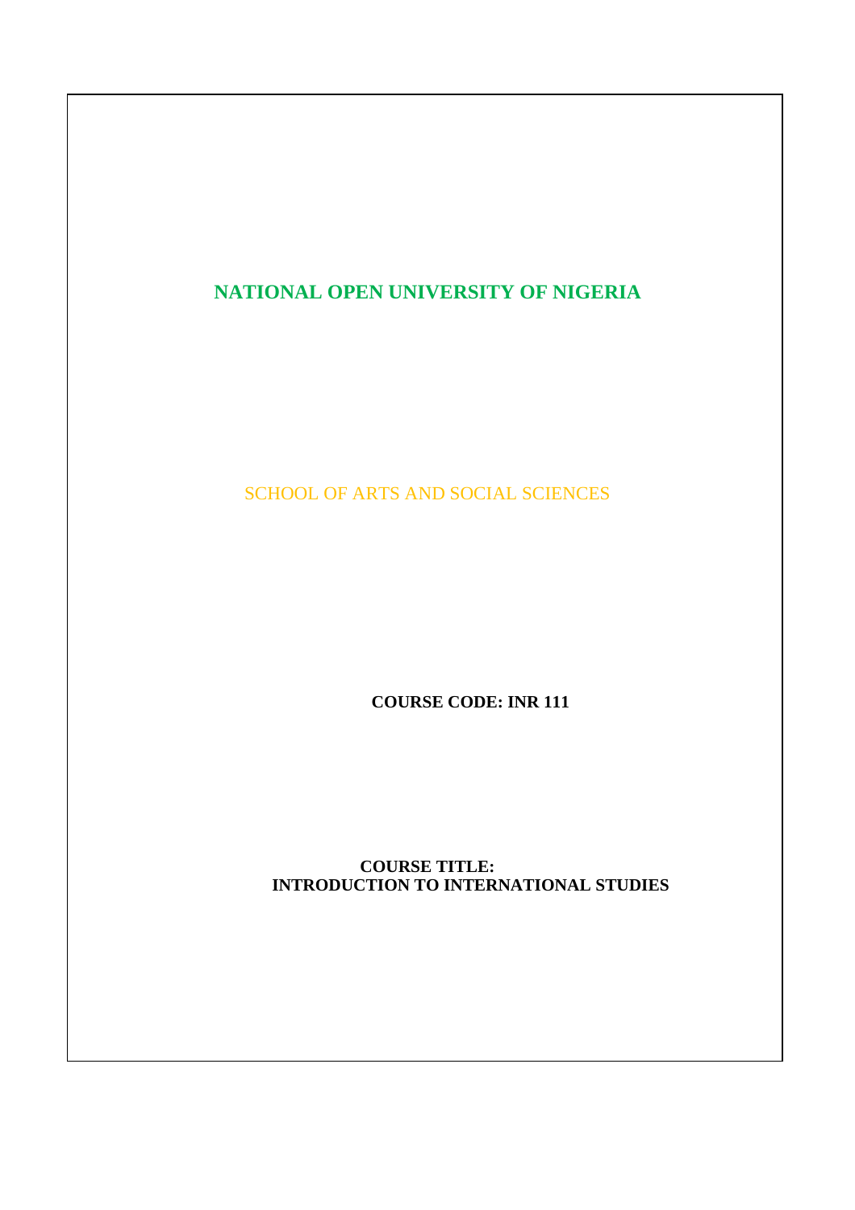# NATIONAL OPEN UNIVERSITY OF NIGERIA

SCHOOL OF ARTS AND SOCIAL SCIENCES

**COURSE CODE: INR 111**

**COURSE TITLE:**
**INTRODUCTION TO INTERNATIONAL STUDIES**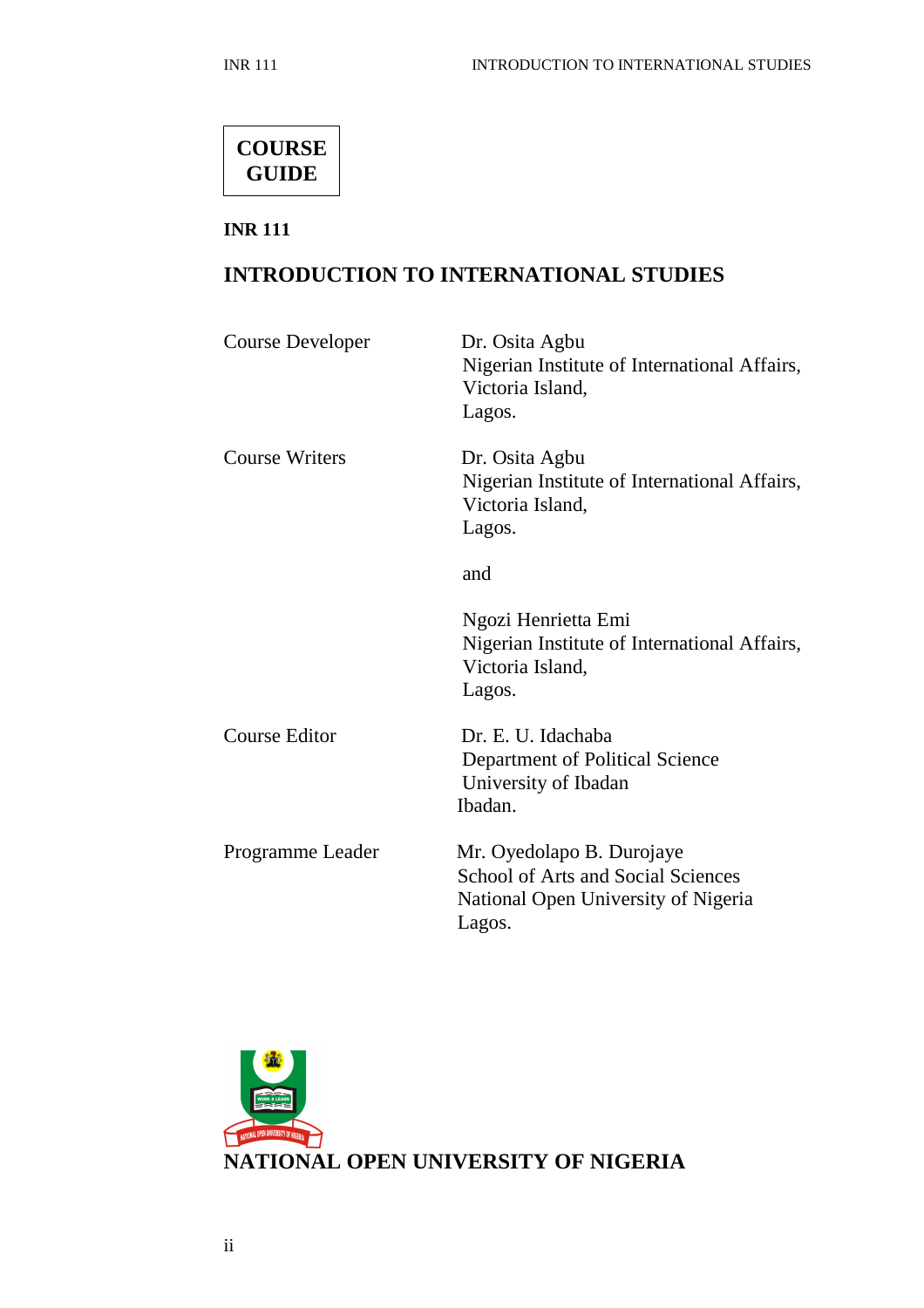**COURSE GUIDE**

**INR 111**

**INTRODUCTION TO INTERNATIONAL STUDIES**

| | |
|---|---|
| Course Developer | Dr. Osita Agbu<br>Nigerian Institute of International Affairs,<br>Victoria Island,<br>Lagos. |
| Course Writers | Dr. Osita Agbu<br>Nigerian Institute of International Affairs,<br>Victoria Island,<br>Lagos.<br><br>and<br><br>Ngozi Henrietta Emi<br>Nigerian Institute of International Affairs,<br>Victoria Island,<br>Lagos. |
| Course Editor | Dr. E. U. Idachaba<br>Department of Political Science<br>University of Ibadan<br>Ibadan. |
| Programme Leader | Mr. Oyedolapo B. Durojaye<br>School of Arts and Social Sciences<br>National Open University of Nigeria<br>Lagos. |

**NATIONAL OPEN UNIVERSITY OF NIGERIA**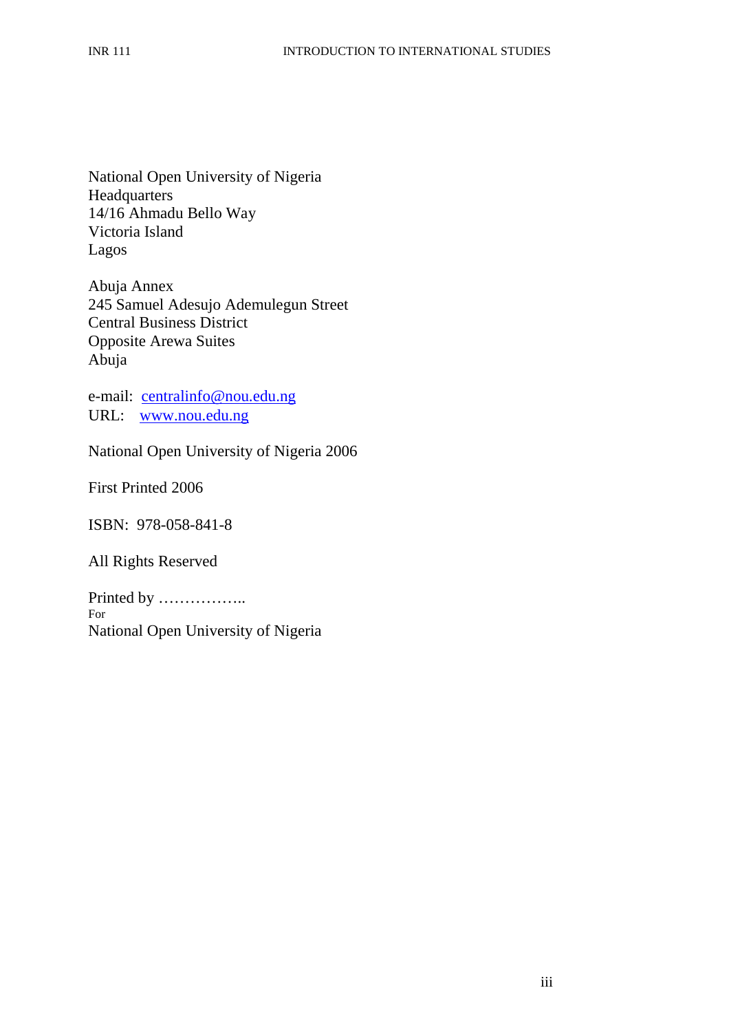National Open University of Nigeria
Headquarters
14/16 Ahmadu Bello Way
Victoria Island
Lagos

Abuja Annex
245 Samuel Adesujo Ademulegun Street
Central Business District
Opposite Arewa Suites
Abuja

e-mail: centralinfo@nou.edu.ng
URL: www.nou.edu.ng

National Open University of Nigeria 2006

First Printed 2006

ISBN: 978-058-841-8

All Rights Reserved

Printed by ……………..
For
National Open University of Nigeria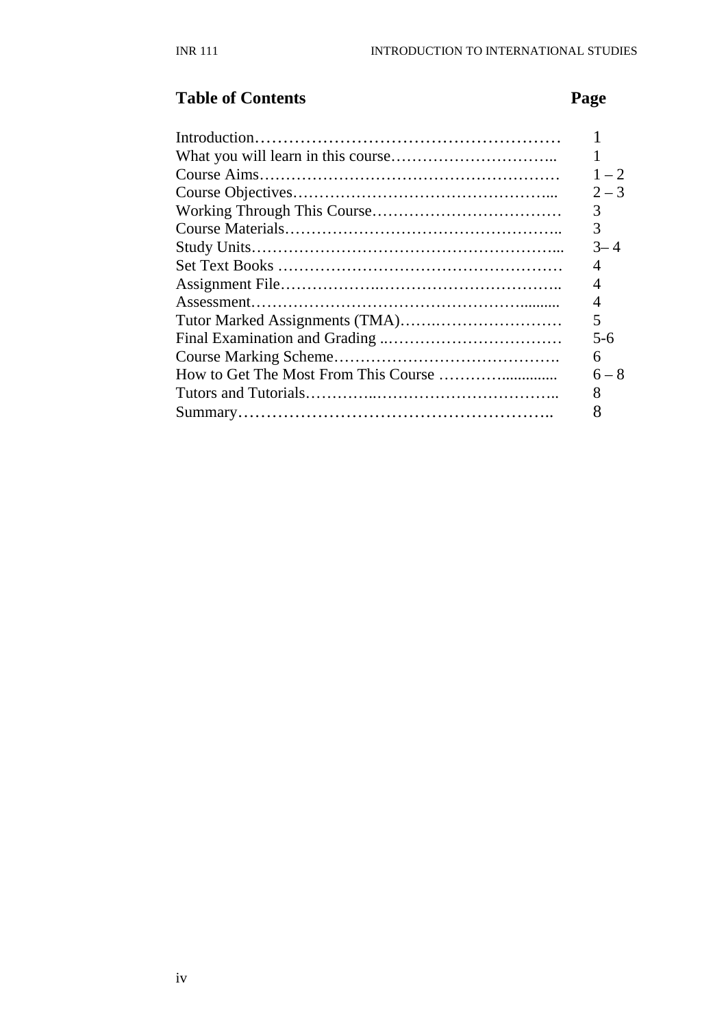## Table of Contents

| | Page |
|---|---|
| Introduction | 1 |
| What you will learn in this course | 1 |
| Course Aims | 1 – 2 |
| Course Objectives | 2 – 3 |
| Working Through This Course | 3 |
| Course Materials | 3 |
| Study Units | 3– 4 |
| Set Text Books | 4 |
| Assignment File | 4 |
| Assessment | 4 |
| Tutor Marked Assignments (TMA) | 5 |
| Final Examination and Grading | 5-6 |
| Course Marking Scheme | 6 |
| How to Get The Most From This Course | 6 – 8 |
| Tutors and Tutorials | 8 |
| Summary | 8 |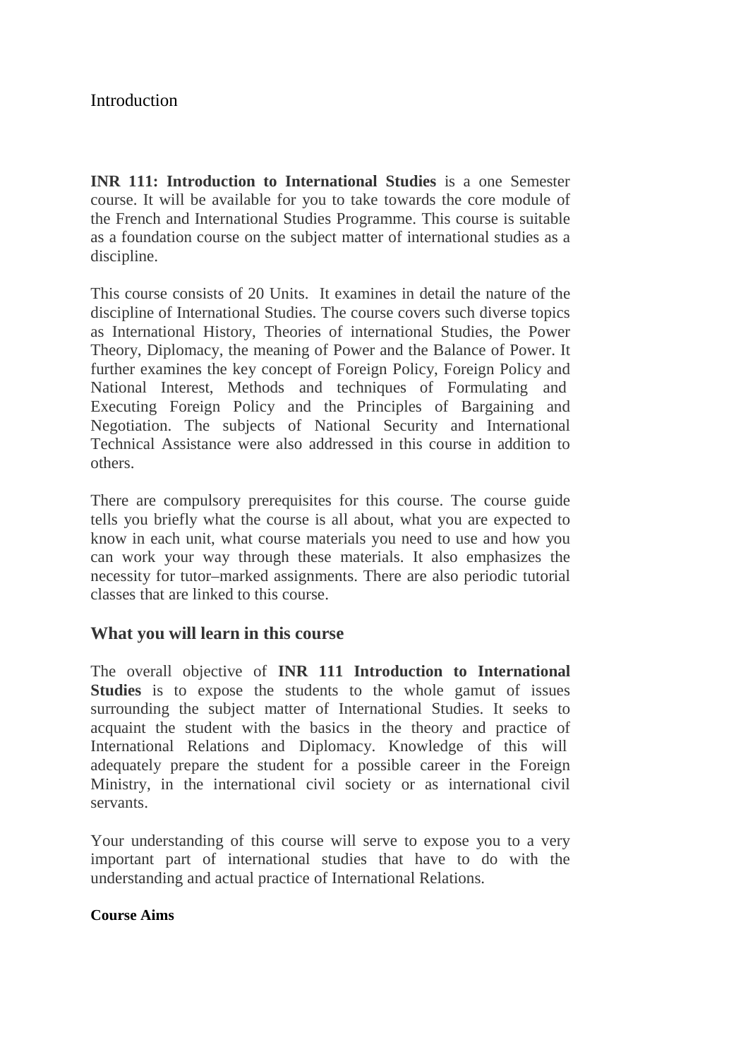Introduction

**INR 111: Introduction to International Studies** is a one Semester course. It will be available for you to take towards the core module of the French and International Studies Programme. This course is suitable as a foundation course on the subject matter of international studies as a discipline.

This course consists of 20 Units. It examines in detail the nature of the discipline of International Studies. The course covers such diverse topics as International History, Theories of international Studies, the Power Theory, Diplomacy, the meaning of Power and the Balance of Power. It further examines the key concept of Foreign Policy, Foreign Policy and National Interest, Methods and techniques of Formulating and Executing Foreign Policy and the Principles of Bargaining and Negotiation. The subjects of National Security and International Technical Assistance were also addressed in this course in addition to others.

There are compulsory prerequisites for this course. The course guide tells you briefly what the course is all about, what you are expected to know in each unit, what course materials you need to use and how you can work your way through these materials. It also emphasizes the necessity for tutor–marked assignments. There are also periodic tutorial classes that are linked to this course.

## What you will learn in this course

The overall objective of **INR 111 Introduction to International Studies** is to expose the students to the whole gamut of issues surrounding the subject matter of International Studies. It seeks to acquaint the student with the basics in the theory and practice of International Relations and Diplomacy. Knowledge of this will adequately prepare the student for a possible career in the Foreign Ministry, in the international civil society or as international civil servants.

Your understanding of this course will serve to expose you to a very important part of international studies that have to do with the understanding and actual practice of International Relations.

**Course Aims**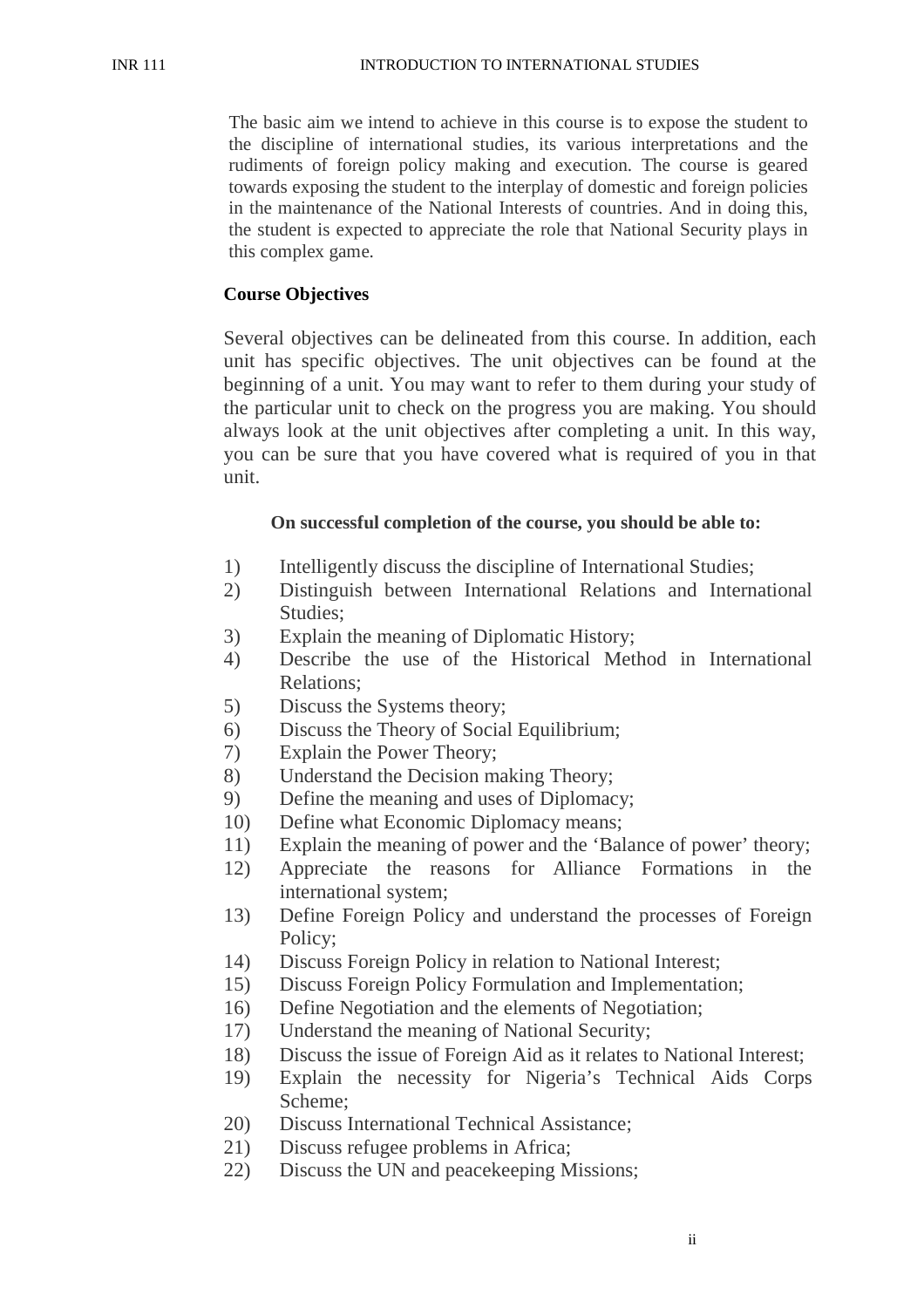The basic aim we intend to achieve in this course is to expose the student to the discipline of international studies, its various interpretations and the rudiments of foreign policy making and execution. The course is geared towards exposing the student to the interplay of domestic and foreign policies in the maintenance of the National Interests of countries. And in doing this, the student is expected to appreciate the role that National Security plays in this complex game.

**Course Objectives**

Several objectives can be delineated from this course. In addition, each unit has specific objectives. The unit objectives can be found at the beginning of a unit. You may want to refer to them during your study of the particular unit to check on the progress you are making. You should always look at the unit objectives after completing a unit. In this way, you can be sure that you have covered what is required of you in that unit.

**On successful completion of the course, you should be able to:**

1) Intelligently discuss the discipline of International Studies;
2) Distinguish between International Relations and International Studies;
3) Explain the meaning of Diplomatic History;
4) Describe the use of the Historical Method in International Relations;
5) Discuss the Systems theory;
6) Discuss the Theory of Social Equilibrium;
7) Explain the Power Theory;
8) Understand the Decision making Theory;
9) Define the meaning and uses of Diplomacy;
10) Define what Economic Diplomacy means;
11) Explain the meaning of power and the 'Balance of power' theory;
12) Appreciate the reasons for Alliance Formations in the international system;
13) Define Foreign Policy and understand the processes of Foreign Policy;
14) Discuss Foreign Policy in relation to National Interest;
15) Discuss Foreign Policy Formulation and Implementation;
16) Define Negotiation and the elements of Negotiation;
17) Understand the meaning of National Security;
18) Discuss the issue of Foreign Aid as it relates to National Interest;
19) Explain the necessity for Nigeria's Technical Aids Corps Scheme;
20) Discuss International Technical Assistance;
21) Discuss refugee problems in Africa;
22) Discuss the UN and peacekeeping Missions;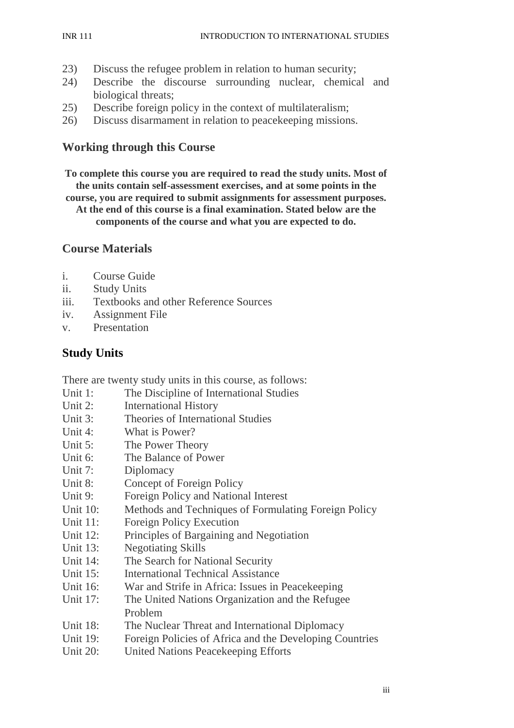23) Discuss the refugee problem in relation to human security;
24) Describe the discourse surrounding nuclear, chemical and biological threats;
25) Describe foreign policy in the context of multilateralism;
26) Discuss disarmament in relation to peacekeeping missions.

## Working through this Course

**To complete this course you are required to read the study units. Most of the units contain self-assessment exercises, and at some points in the course, you are required to submit assignments for assessment purposes. At the end of this course is a final examination. Stated below are the components of the course and what you are expected to do.**

## Course Materials

i. Course Guide
ii. Study Units
iii. Textbooks and other Reference Sources
iv. Assignment File
v. Presentation

## Study Units

There are twenty study units in this course, as follows:

Unit 1: The Discipline of International Studies
Unit 2: International History
Unit 3: Theories of International Studies
Unit 4: What is Power?
Unit 5: The Power Theory
Unit 6: The Balance of Power
Unit 7: Diplomacy
Unit 8: Concept of Foreign Policy
Unit 9: Foreign Policy and National Interest
Unit 10: Methods and Techniques of Formulating Foreign Policy
Unit 11: Foreign Policy Execution
Unit 12: Principles of Bargaining and Negotiation
Unit 13: Negotiating Skills
Unit 14: The Search for National Security
Unit 15: International Technical Assistance
Unit 16: War and Strife in Africa: Issues in Peacekeeping
Unit 17: The United Nations Organization and the Refugee Problem
Unit 18: The Nuclear Threat and International Diplomacy
Unit 19: Foreign Policies of Africa and the Developing Countries
Unit 20: United Nations Peacekeeping Efforts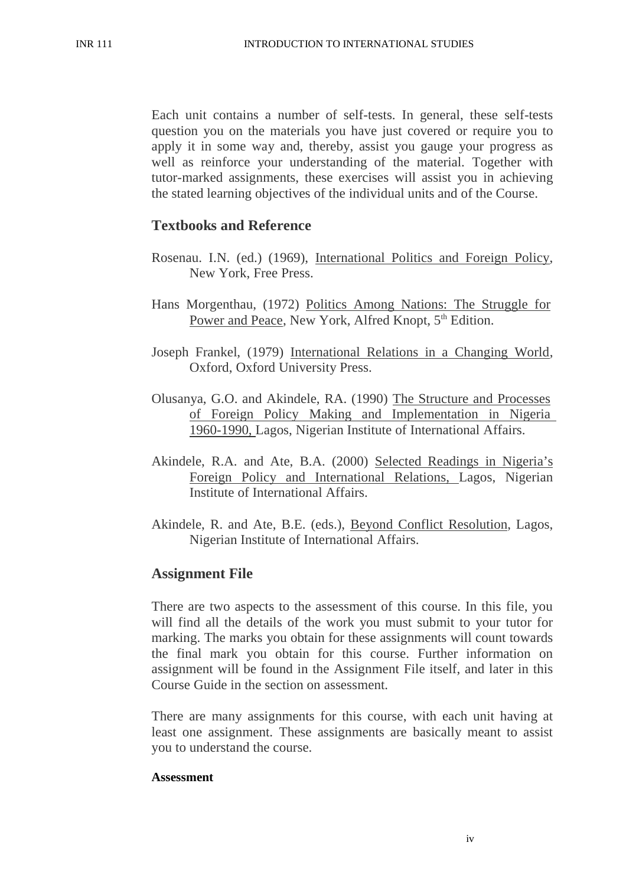Each unit contains a number of self-tests. In general, these self-tests question you on the materials you have just covered or require you to apply it in some way and, thereby, assist you gauge your progress as well as reinforce your understanding of the material. Together with tutor-marked assignments, these exercises will assist you in achieving the stated learning objectives of the individual units and of the Course.

## Textbooks and Reference

Rosenau. I.N. (ed.) (1969), International Politics and Foreign Policy, New York, Free Press.

Hans Morgenthau, (1972) Politics Among Nations: The Struggle for Power and Peace, New York, Alfred Knopt, 5th Edition.

Joseph Frankel, (1979) International Relations in a Changing World, Oxford, Oxford University Press.

Olusanya, G.O. and Akindele, RA. (1990) The Structure and Processes of Foreign Policy Making and Implementation in Nigeria 1960-1990, Lagos, Nigerian Institute of International Affairs.

Akindele, R.A. and Ate, B.A. (2000) Selected Readings in Nigeria's Foreign Policy and International Relations, Lagos, Nigerian Institute of International Affairs.

Akindele, R. and Ate, B.E. (eds.), Beyond Conflict Resolution, Lagos, Nigerian Institute of International Affairs.

## Assignment File

There are two aspects to the assessment of this course. In this file, you will find all the details of the work you must submit to your tutor for marking. The marks you obtain for these assignments will count towards the final mark you obtain for this course. Further information on assignment will be found in the Assignment File itself, and later in this Course Guide in the section on assessment.

There are many assignments for this course, with each unit having at least one assignment. These assignments are basically meant to assist you to understand the course.

**Assessment**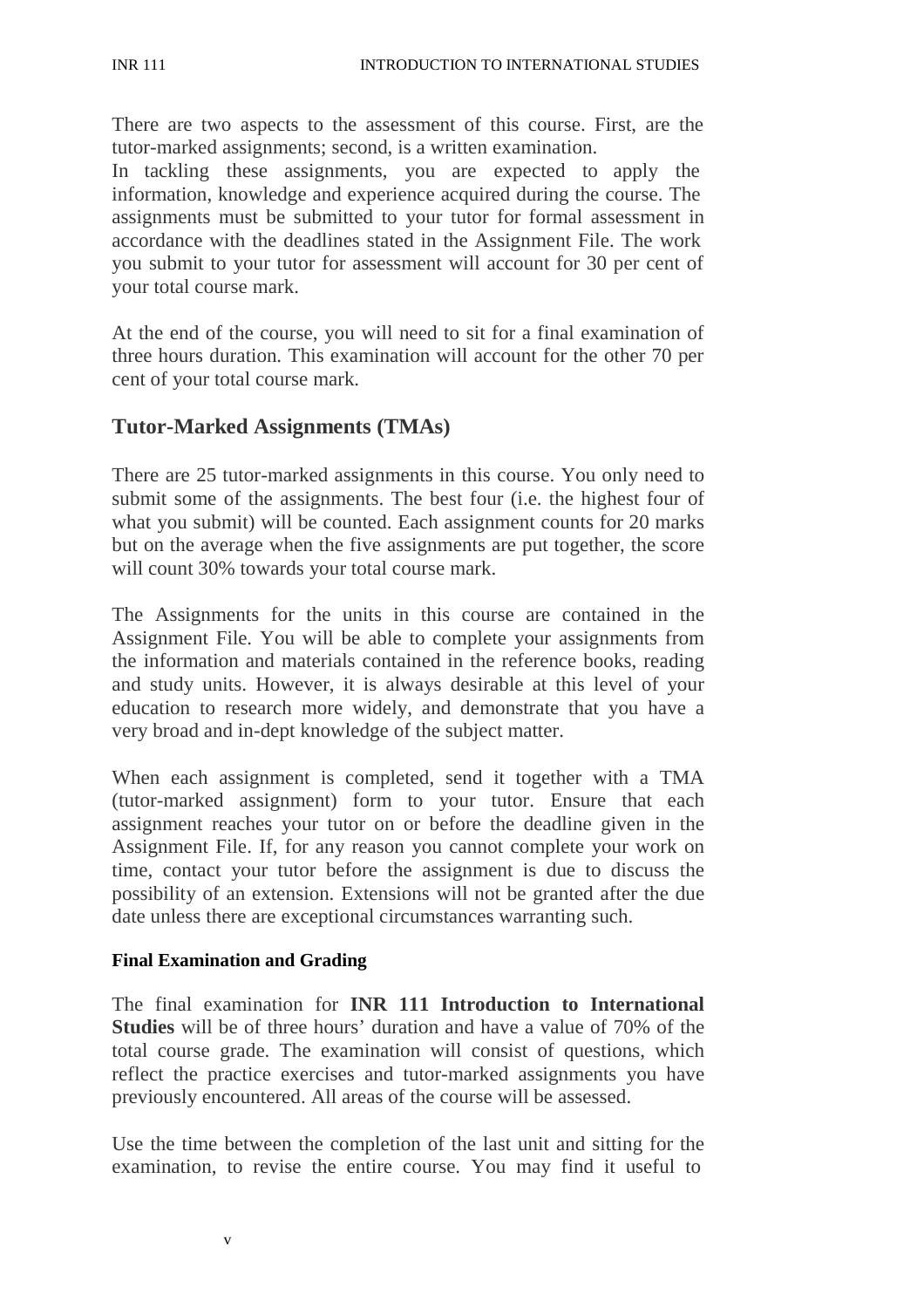There are two aspects to the assessment of this course. First, are the tutor-marked assignments; second, is a written examination.
In tackling these assignments, you are expected to apply the information, knowledge and experience acquired during the course. The assignments must be submitted to your tutor for formal assessment in accordance with the deadlines stated in the Assignment File. The work you submit to your tutor for assessment will account for 30 per cent of your total course mark.

At the end of the course, you will need to sit for a final examination of three hours duration. This examination will account for the other 70 per cent of your total course mark.

## Tutor-Marked Assignments (TMAs)

There are 25 tutor-marked assignments in this course. You only need to submit some of the assignments. The best four (i.e. the highest four of what you submit) will be counted. Each assignment counts for 20 marks but on the average when the five assignments are put together, the score will count 30% towards your total course mark.

The Assignments for the units in this course are contained in the Assignment File. You will be able to complete your assignments from the information and materials contained in the reference books, reading and study units. However, it is always desirable at this level of your education to research more widely, and demonstrate that you have a very broad and in-dept knowledge of the subject matter.

When each assignment is completed, send it together with a TMA (tutor-marked assignment) form to your tutor. Ensure that each assignment reaches your tutor on or before the deadline given in the Assignment File. If, for any reason you cannot complete your work on time, contact your tutor before the assignment is due to discuss the possibility of an extension. Extensions will not be granted after the due date unless there are exceptional circumstances warranting such.

### Final Examination and Grading

The final examination for **INR 111 Introduction to International Studies** will be of three hours' duration and have a value of 70% of the total course grade. The examination will consist of questions, which reflect the practice exercises and tutor-marked assignments you have previously encountered. All areas of the course will be assessed.

Use the time between the completion of the last unit and sitting for the examination, to revise the entire course. You may find it useful to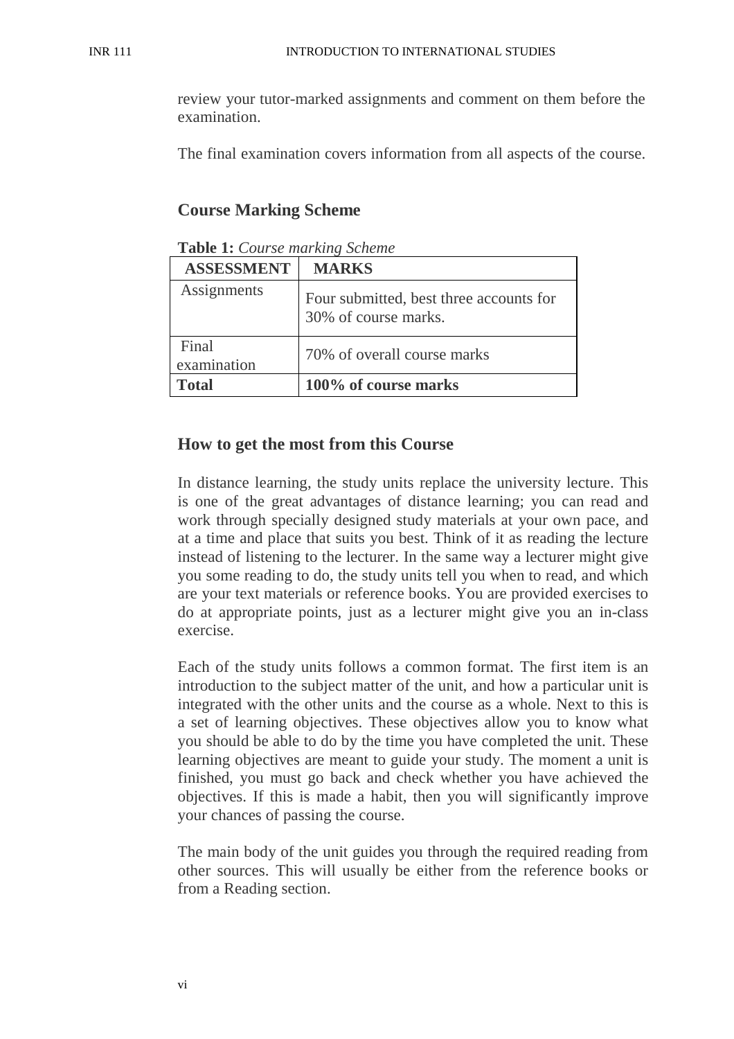review your tutor-marked assignments and comment on them before the examination.

The final examination covers information from all aspects of the course.

## Course Marking Scheme

**Table 1:** *Course marking Scheme*

| ASSESSMENT | MARKS |
|---|---|
| Assignments | Four submitted, best three accounts for 30% of course marks. |
| Final examination | 70% of overall course marks |
| **Total** | **100% of course marks** |

## How to get the most from this Course

In distance learning, the study units replace the university lecture. This is one of the great advantages of distance learning; you can read and work through specially designed study materials at your own pace, and at a time and place that suits you best. Think of it as reading the lecture instead of listening to the lecturer. In the same way a lecturer might give you some reading to do, the study units tell you when to read, and which are your text materials or reference books. You are provided exercises to do at appropriate points, just as a lecturer might give you an in-class exercise.

Each of the study units follows a common format. The first item is an introduction to the subject matter of the unit, and how a particular unit is integrated with the other units and the course as a whole. Next to this is a set of learning objectives. These objectives allow you to know what you should be able to do by the time you have completed the unit. These learning objectives are meant to guide your study. The moment a unit is finished, you must go back and check whether you have achieved the objectives. If this is made a habit, then you will significantly improve your chances of passing the course.

The main body of the unit guides you through the required reading from other sources. This will usually be either from the reference books or from a Reading section.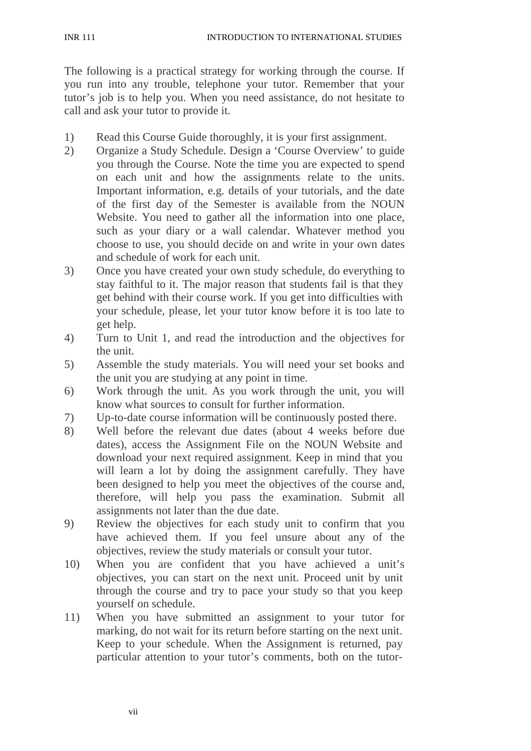The following is a practical strategy for working through the course. If you run into any trouble, telephone your tutor. Remember that your tutor's job is to help you. When you need assistance, do not hesitate to call and ask your tutor to provide it.

1) Read this Course Guide thoroughly, it is your first assignment.
2) Organize a Study Schedule. Design a 'Course Overview' to guide you through the Course. Note the time you are expected to spend on each unit and how the assignments relate to the units. Important information, e.g. details of your tutorials, and the date of the first day of the Semester is available from the NOUN Website. You need to gather all the information into one place, such as your diary or a wall calendar. Whatever method you choose to use, you should decide on and write in your own dates and schedule of work for each unit.
3) Once you have created your own study schedule, do everything to stay faithful to it. The major reason that students fail is that they get behind with their course work. If you get into difficulties with your schedule, please, let your tutor know before it is too late to get help.
4) Turn to Unit 1, and read the introduction and the objectives for the unit.
5) Assemble the study materials. You will need your set books and the unit you are studying at any point in time.
6) Work through the unit. As you work through the unit, you will know what sources to consult for further information.
7) Up-to-date course information will be continuously posted there.
8) Well before the relevant due dates (about 4 weeks before due dates), access the Assignment File on the NOUN Website and download your next required assignment. Keep in mind that you will learn a lot by doing the assignment carefully. They have been designed to help you meet the objectives of the course and, therefore, will help you pass the examination. Submit all assignments not later than the due date.
9) Review the objectives for each study unit to confirm that you have achieved them. If you feel unsure about any of the objectives, review the study materials or consult your tutor.
10) When you are confident that you have achieved a unit's objectives, you can start on the next unit. Proceed unit by unit through the course and try to pace your study so that you keep yourself on schedule.
11) When you have submitted an assignment to your tutor for marking, do not wait for its return before starting on the next unit. Keep to your schedule. When the Assignment is returned, pay particular attention to your tutor's comments, both on the tutor-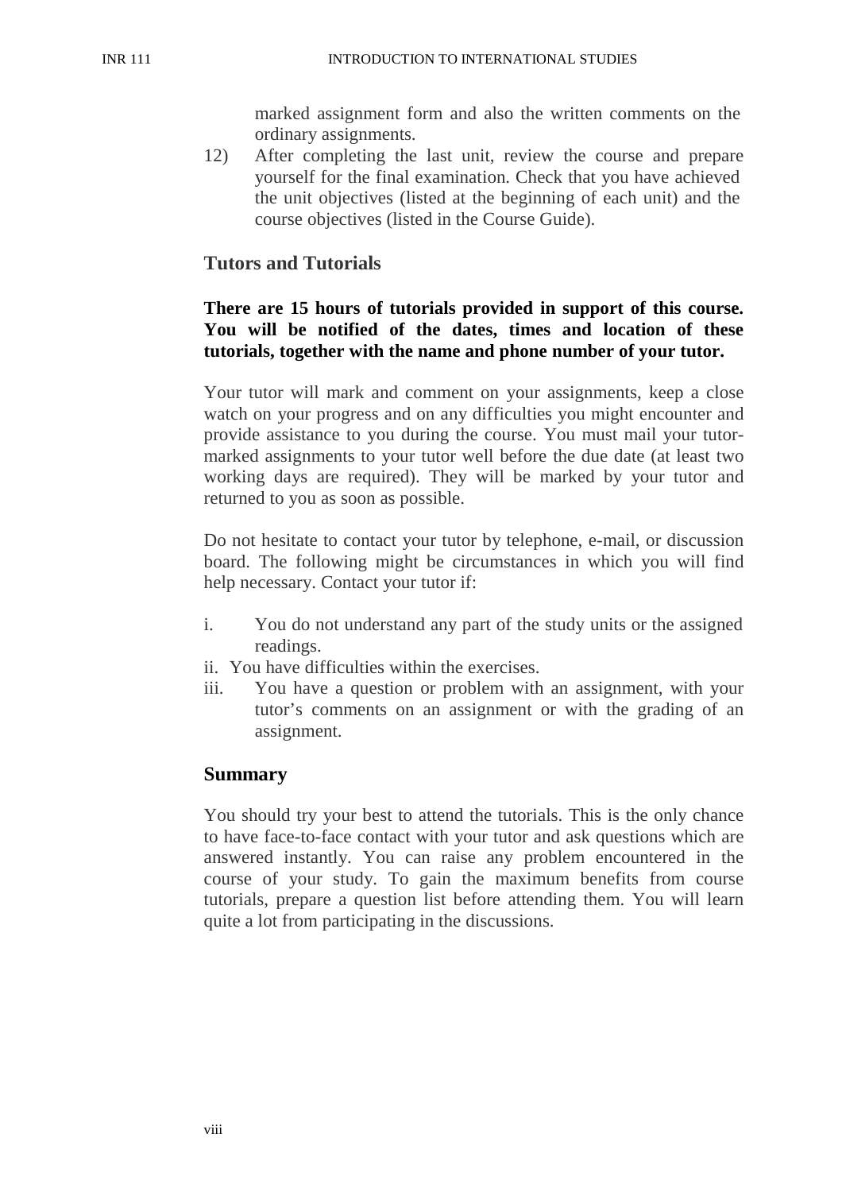marked assignment form and also the written comments on the ordinary assignments.

12) After completing the last unit, review the course and prepare yourself for the final examination. Check that you have achieved the unit objectives (listed at the beginning of each unit) and the course objectives (listed in the Course Guide).

## Tutors and Tutorials

**There are 15 hours of tutorials provided in support of this course. You will be notified of the dates, times and location of these tutorials, together with the name and phone number of your tutor.**

Your tutor will mark and comment on your assignments, keep a close watch on your progress and on any difficulties you might encounter and provide assistance to you during the course. You must mail your tutor-marked assignments to your tutor well before the due date (at least two working days are required). They will be marked by your tutor and returned to you as soon as possible.

Do not hesitate to contact your tutor by telephone, e-mail, or discussion board. The following might be circumstances in which you will find help necessary. Contact your tutor if:

i. You do not understand any part of the study units or the assigned readings.
ii. You have difficulties within the exercises.
iii. You have a question or problem with an assignment, with your tutor's comments on an assignment or with the grading of an assignment.

## Summary

You should try your best to attend the tutorials. This is the only chance to have face-to-face contact with your tutor and ask questions which are answered instantly. You can raise any problem encountered in the course of your study. To gain the maximum benefits from course tutorials, prepare a question list before attending them. You will learn quite a lot from participating in the discussions.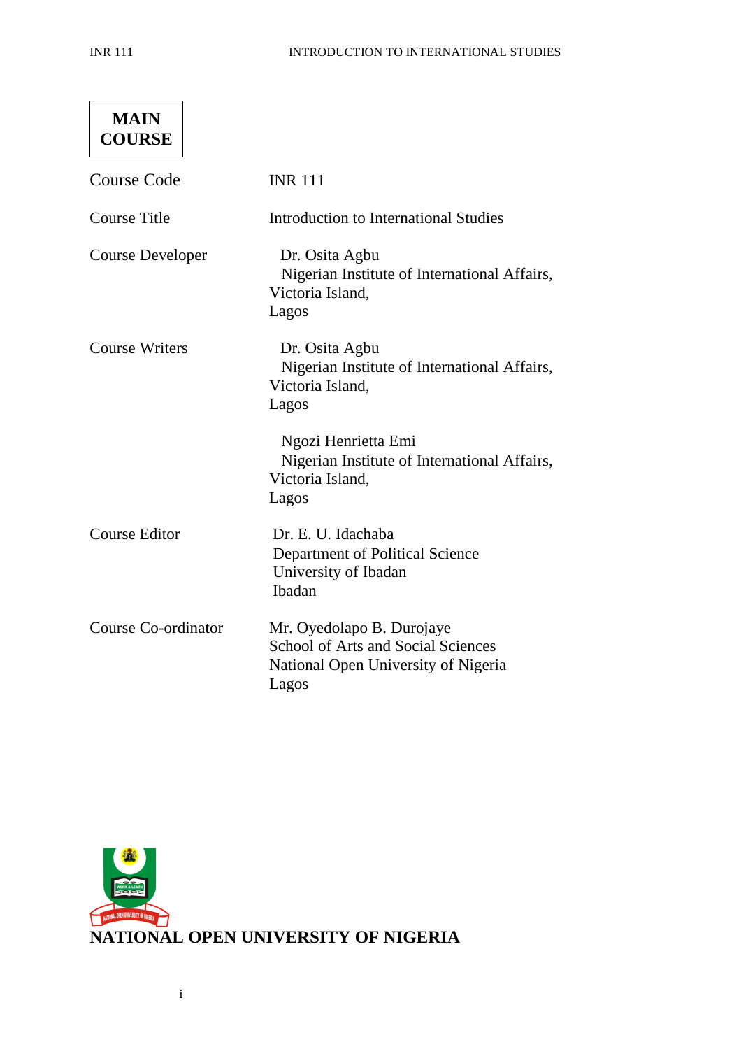**MAIN COURSE**

| | |
|---|---|
| Course Code | INR 111 |
| Course Title | Introduction to International Studies |
| Course Developer | Dr. Osita Agbu<br>Nigerian Institute of International Affairs,<br>Victoria Island,<br>Lagos |
| Course Writers | Dr. Osita Agbu<br>Nigerian Institute of International Affairs,<br>Victoria Island,<br>Lagos<br><br>Ngozi Henrietta Emi<br>Nigerian Institute of International Affairs,<br>Victoria Island,<br>Lagos |
| Course Editor | Dr. E. U. Idachaba<br>Department of Political Science<br>University of Ibadan<br>Ibadan |
| Course Co-ordinator | Mr. Oyedolapo B. Durojaye<br>School of Arts and Social Sciences<br>National Open University of Nigeria<br>Lagos |

**NATIONAL OPEN UNIVERSITY OF NIGERIA**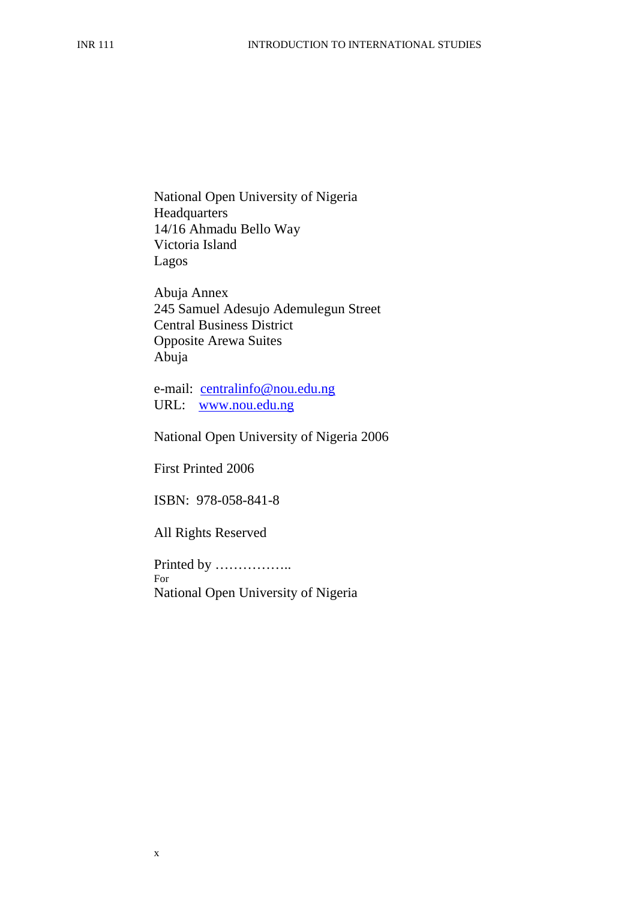National Open University of Nigeria
Headquarters
14/16 Ahmadu Bello Way
Victoria Island
Lagos

Abuja Annex
245 Samuel Adesujo Ademulegun Street
Central Business District
Opposite Arewa Suites
Abuja

e-mail: centralinfo@nou.edu.ng
URL: www.nou.edu.ng

National Open University of Nigeria 2006

First Printed 2006

ISBN: 978-058-841-8

All Rights Reserved

Printed by ……………..
For
National Open University of Nigeria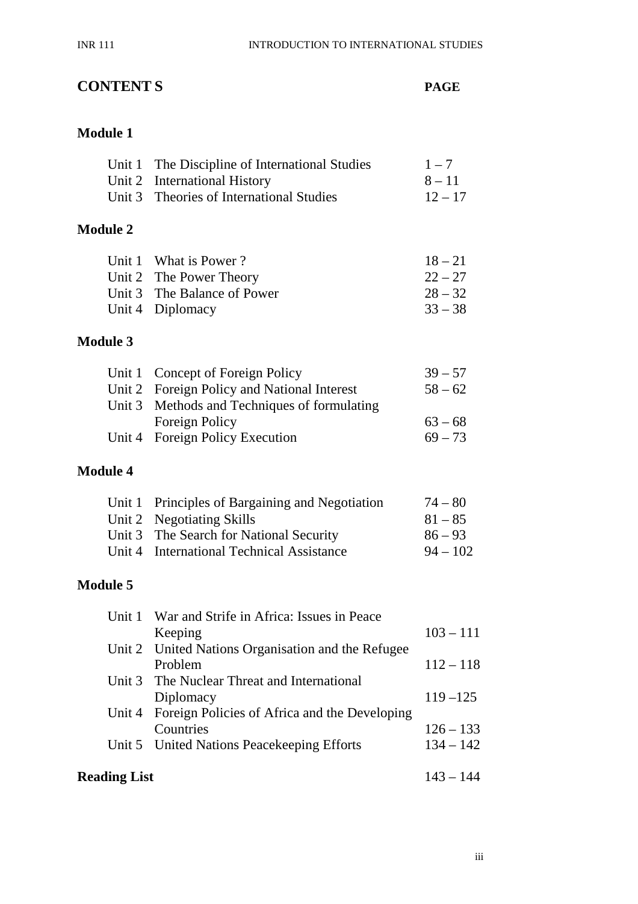# CONTENT S

| | | PAGE |
|---|---|---|
| **Module 1** | | |
| Unit 1 | The Discipline of International Studies | 1 – 7 |
| Unit 2 | International History | 8 – 11 |
| Unit 3 | Theories of International Studies | 12 – 17 |
| **Module 2** | | |
| Unit 1 | What is Power ? | 18 – 21 |
| Unit 2 | The Power Theory | 22 – 27 |
| Unit 3 | The Balance of Power | 28 – 32 |
| Unit 4 | Diplomacy | 33 – 38 |
| **Module 3** | | |
| Unit 1 | Concept of Foreign Policy | 39 – 57 |
| Unit 2 | Foreign Policy and National Interest | 58 – 62 |
| Unit 3 | Methods and Techniques of formulating Foreign Policy | 63 – 68 |
| Unit 4 | Foreign Policy Execution | 69 – 73 |
| **Module 4** | | |
| Unit 1 | Principles of Bargaining and Negotiation | 74 – 80 |
| Unit 2 | Negotiating Skills | 81 – 85 |
| Unit 3 | The Search for National Security | 86 – 93 |
| Unit 4 | International Technical Assistance | 94 – 102 |
| **Module 5** | | |
| Unit 1 | War and Strife in Africa: Issues in Peace Keeping | 103 – 111 |
| Unit 2 | United Nations Organisation and the Refugee Problem | 112 – 118 |
| Unit 3 | The Nuclear Threat and International Diplomacy | 119 –125 |
| Unit 4 | Foreign Policies of Africa and the Developing Countries | 126 – 133 |
| Unit 5 | United Nations Peacekeeping Efforts | 134 – 142 |
| **Reading List** | | 143 – 144 |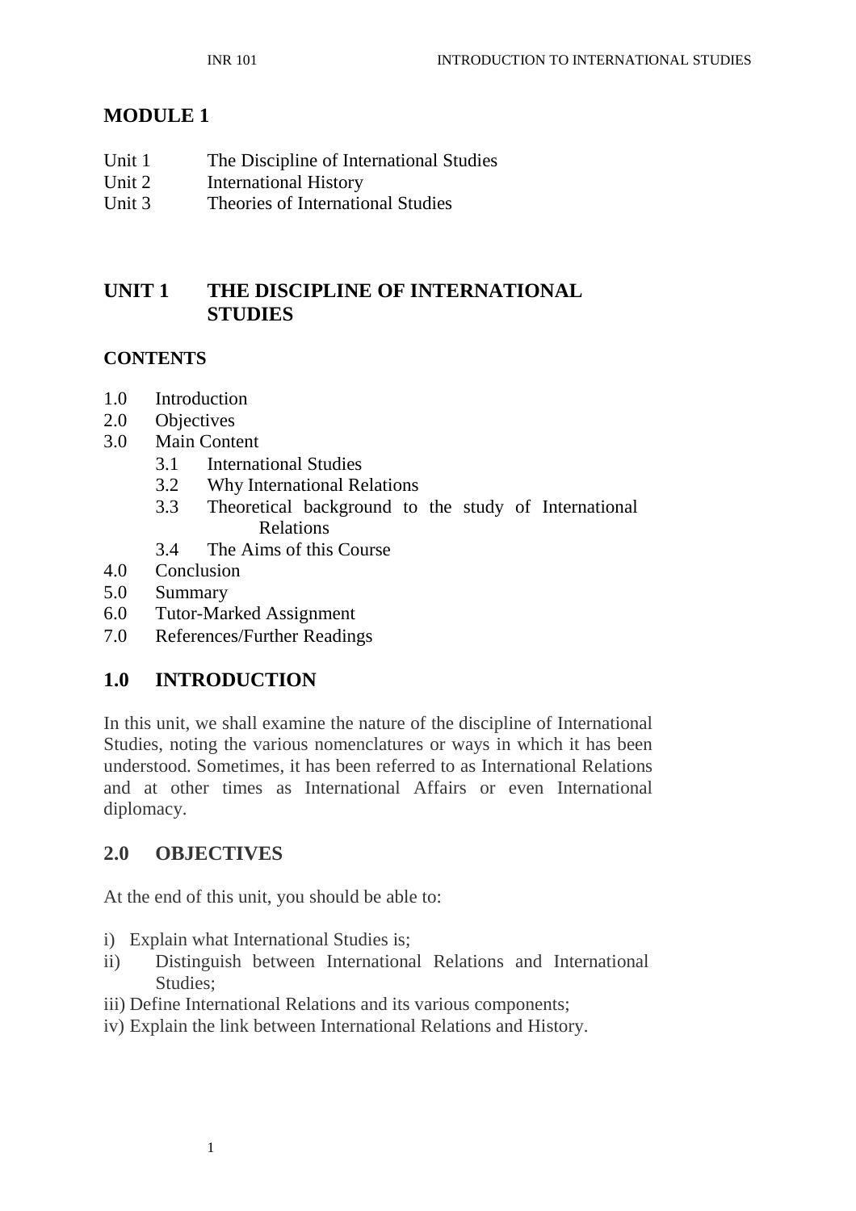# MODULE 1

Unit 1 The Discipline of International Studies
Unit 2 International History
Unit 3 Theories of International Studies

## UNIT 1 THE DISCIPLINE OF INTERNATIONAL STUDIES

### CONTENTS

1.0 Introduction
2.0 Objectives
3.0 Main Content
  3.1 International Studies
  3.2 Why International Relations
  3.3 Theoretical background to the study of International Relations
  3.4 The Aims of this Course
4.0 Conclusion
5.0 Summary
6.0 Tutor-Marked Assignment
7.0 References/Further Readings

## 1.0 INTRODUCTION

In this unit, we shall examine the nature of the discipline of International Studies, noting the various nomenclatures or ways in which it has been understood. Sometimes, it has been referred to as International Relations and at other times as International Affairs or even International diplomacy.

## 2.0 OBJECTIVES

At the end of this unit, you should be able to:

i) Explain what International Studies is;
ii) Distinguish between International Relations and International Studies;
iii) Define International Relations and its various components;
iv) Explain the link between International Relations and History.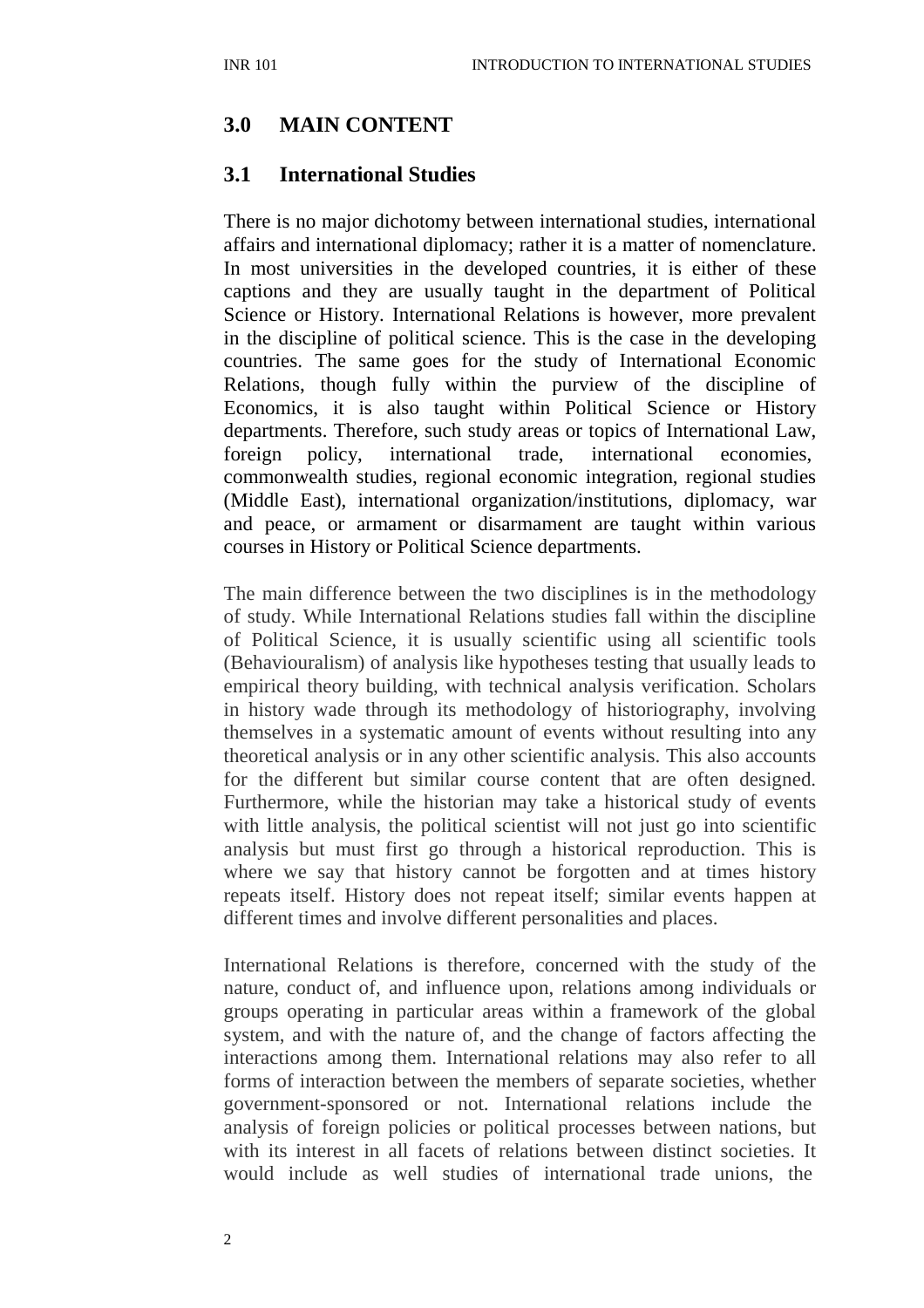## 3.0 MAIN CONTENT

### 3.1 International Studies

There is no major dichotomy between international studies, international affairs and international diplomacy; rather it is a matter of nomenclature. In most universities in the developed countries, it is either of these captions and they are usually taught in the department of Political Science or History. International Relations is however, more prevalent in the discipline of political science. This is the case in the developing countries. The same goes for the study of International Economic Relations, though fully within the purview of the discipline of Economics, it is also taught within Political Science or History departments. Therefore, such study areas or topics of International Law, foreign policy, international trade, international economies, commonwealth studies, regional economic integration, regional studies (Middle East), international organization/institutions, diplomacy, war and peace, or armament or disarmament are taught within various courses in History or Political Science departments.

The main difference between the two disciplines is in the methodology of study. While International Relations studies fall within the discipline of Political Science, it is usually scientific using all scientific tools (Behaviouralism) of analysis like hypotheses testing that usually leads to empirical theory building, with technical analysis verification. Scholars in history wade through its methodology of historiography, involving themselves in a systematic amount of events without resulting into any theoretical analysis or in any other scientific analysis. This also accounts for the different but similar course content that are often designed. Furthermore, while the historian may take a historical study of events with little analysis, the political scientist will not just go into scientific analysis but must first go through a historical reproduction. This is where we say that history cannot be forgotten and at times history repeats itself. History does not repeat itself; similar events happen at different times and involve different personalities and places.

International Relations is therefore, concerned with the study of the nature, conduct of, and influence upon, relations among individuals or groups operating in particular areas within a framework of the global system, and with the nature of, and the change of factors affecting the interactions among them. International relations may also refer to all forms of interaction between the members of separate societies, whether government-sponsored or not. International relations include the analysis of foreign policies or political processes between nations, but with its interest in all facets of relations between distinct societies. It would include as well studies of international trade unions, the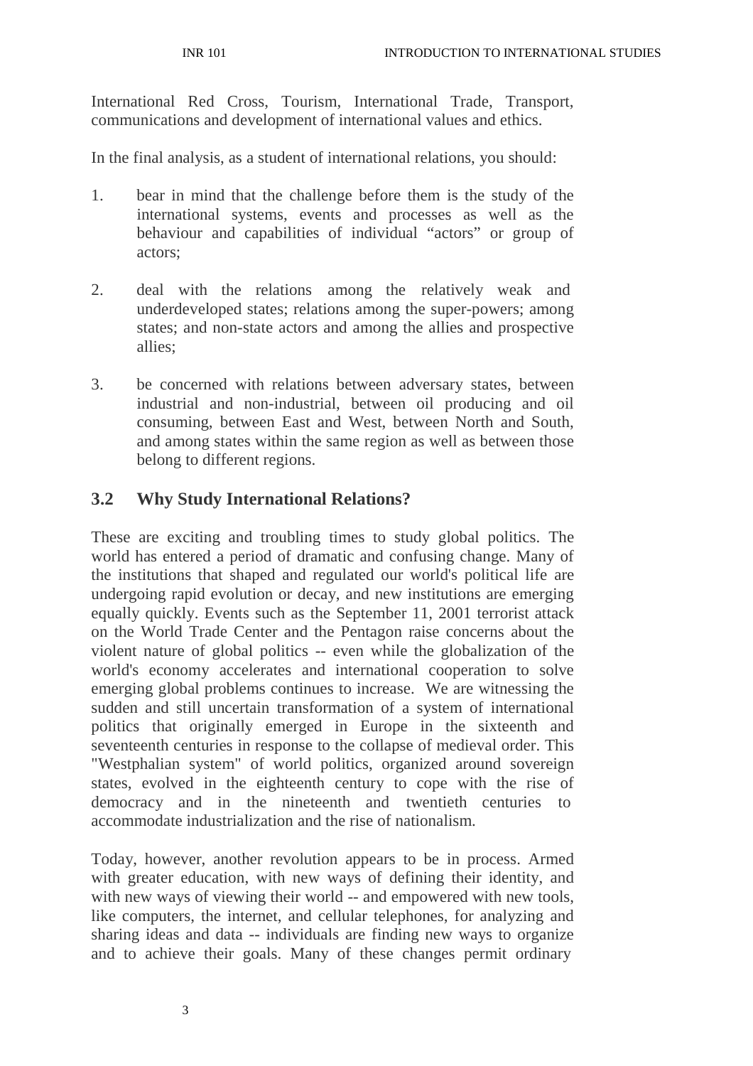International Red Cross, Tourism, International Trade, Transport, communications and development of international values and ethics.

In the final analysis, as a student of international relations, you should:

1. bear in mind that the challenge before them is the study of the international systems, events and processes as well as the behaviour and capabilities of individual "actors" or group of actors;

2. deal with the relations among the relatively weak and underdeveloped states; relations among the super-powers; among states; and non-state actors and among the allies and prospective allies;

3. be concerned with relations between adversary states, between industrial and non-industrial, between oil producing and oil consuming, between East and West, between North and South, and among states within the same region as well as between those belong to different regions.

## 3.2 Why Study International Relations?

These are exciting and troubling times to study global politics. The world has entered a period of dramatic and confusing change. Many of the institutions that shaped and regulated our world's political life are undergoing rapid evolution or decay, and new institutions are emerging equally quickly. Events such as the September 11, 2001 terrorist attack on the World Trade Center and the Pentagon raise concerns about the violent nature of global politics -- even while the globalization of the world's economy accelerates and international cooperation to solve emerging global problems continues to increase. We are witnessing the sudden and still uncertain transformation of a system of international politics that originally emerged in Europe in the sixteenth and seventeenth centuries in response to the collapse of medieval order. This "Westphalian system" of world politics, organized around sovereign states, evolved in the eighteenth century to cope with the rise of democracy and in the nineteenth and twentieth centuries to accommodate industrialization and the rise of nationalism.

Today, however, another revolution appears to be in process. Armed with greater education, with new ways of defining their identity, and with new ways of viewing their world -- and empowered with new tools, like computers, the internet, and cellular telephones, for analyzing and sharing ideas and data -- individuals are finding new ways to organize and to achieve their goals. Many of these changes permit ordinary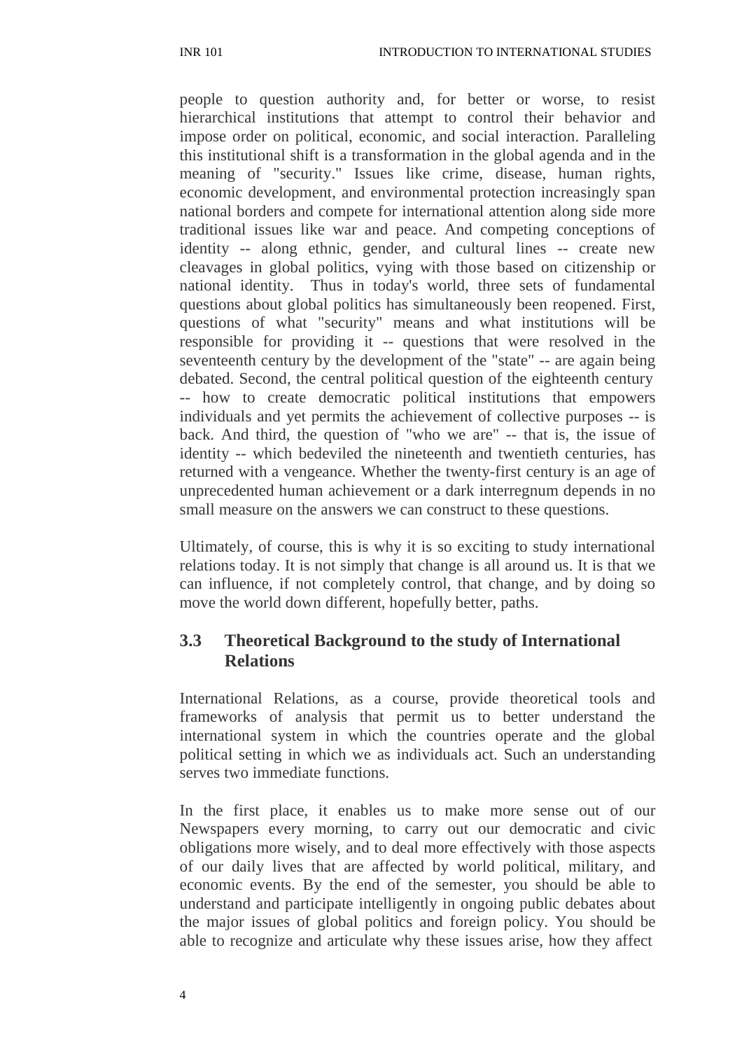people to question authority and, for better or worse, to resist hierarchical institutions that attempt to control their behavior and impose order on political, economic, and social interaction. Paralleling this institutional shift is a transformation in the global agenda and in the meaning of "security." Issues like crime, disease, human rights, economic development, and environmental protection increasingly span national borders and compete for international attention along side more traditional issues like war and peace. And competing conceptions of identity -- along ethnic, gender, and cultural lines -- create new cleavages in global politics, vying with those based on citizenship or national identity. Thus in today's world, three sets of fundamental questions about global politics has simultaneously been reopened. First, questions of what "security" means and what institutions will be responsible for providing it -- questions that were resolved in the seventeenth century by the development of the "state" -- are again being debated. Second, the central political question of the eighteenth century -- how to create democratic political institutions that empowers individuals and yet permits the achievement of collective purposes -- is back. And third, the question of "who we are" -- that is, the issue of identity -- which bedeviled the nineteenth and twentieth centuries, has returned with a vengeance. Whether the twenty-first century is an age of unprecedented human achievement or a dark interregnum depends in no small measure on the answers we can construct to these questions.

Ultimately, of course, this is why it is so exciting to study international relations today. It is not simply that change is all around us. It is that we can influence, if not completely control, that change, and by doing so move the world down different, hopefully better, paths.

## 3.3 Theoretical Background to the study of International Relations

International Relations, as a course, provide theoretical tools and frameworks of analysis that permit us to better understand the international system in which the countries operate and the global political setting in which we as individuals act. Such an understanding serves two immediate functions.

In the first place, it enables us to make more sense out of our Newspapers every morning, to carry out our democratic and civic obligations more wisely, and to deal more effectively with those aspects of our daily lives that are affected by world political, military, and economic events. By the end of the semester, you should be able to understand and participate intelligently in ongoing public debates about the major issues of global politics and foreign policy. You should be able to recognize and articulate why these issues arise, how they affect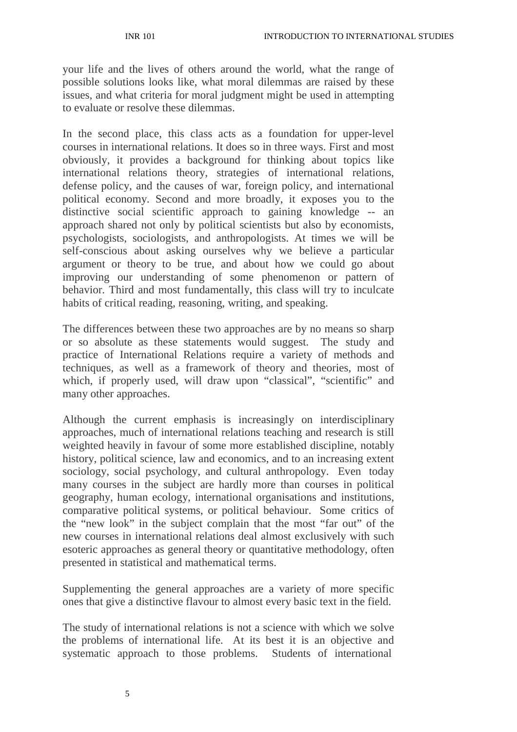your life and the lives of others around the world, what the range of possible solutions looks like, what moral dilemmas are raised by these issues, and what criteria for moral judgment might be used in attempting to evaluate or resolve these dilemmas.

In the second place, this class acts as a foundation for upper-level courses in international relations. It does so in three ways. First and most obviously, it provides a background for thinking about topics like international relations theory, strategies of international relations, defense policy, and the causes of war, foreign policy, and international political economy. Second and more broadly, it exposes you to the distinctive social scientific approach to gaining knowledge -- an approach shared not only by political scientists but also by economists, psychologists, sociologists, and anthropologists. At times we will be self-conscious about asking ourselves why we believe a particular argument or theory to be true, and about how we could go about improving our understanding of some phenomenon or pattern of behavior. Third and most fundamentally, this class will try to inculcate habits of critical reading, reasoning, writing, and speaking.

The differences between these two approaches are by no means so sharp or so absolute as these statements would suggest. The study and practice of International Relations require a variety of methods and techniques, as well as a framework of theory and theories, most of which, if properly used, will draw upon "classical", "scientific" and many other approaches.

Although the current emphasis is increasingly on interdisciplinary approaches, much of international relations teaching and research is still weighted heavily in favour of some more established discipline, notably history, political science, law and economics, and to an increasing extent sociology, social psychology, and cultural anthropology. Even today many courses in the subject are hardly more than courses in political geography, human ecology, international organisations and institutions, comparative political systems, or political behaviour. Some critics of the "new look" in the subject complain that the most "far out" of the new courses in international relations deal almost exclusively with such esoteric approaches as general theory or quantitative methodology, often presented in statistical and mathematical terms.

Supplementing the general approaches are a variety of more specific ones that give a distinctive flavour to almost every basic text in the field.

The study of international relations is not a science with which we solve the problems of international life. At its best it is an objective and systematic approach to those problems. Students of international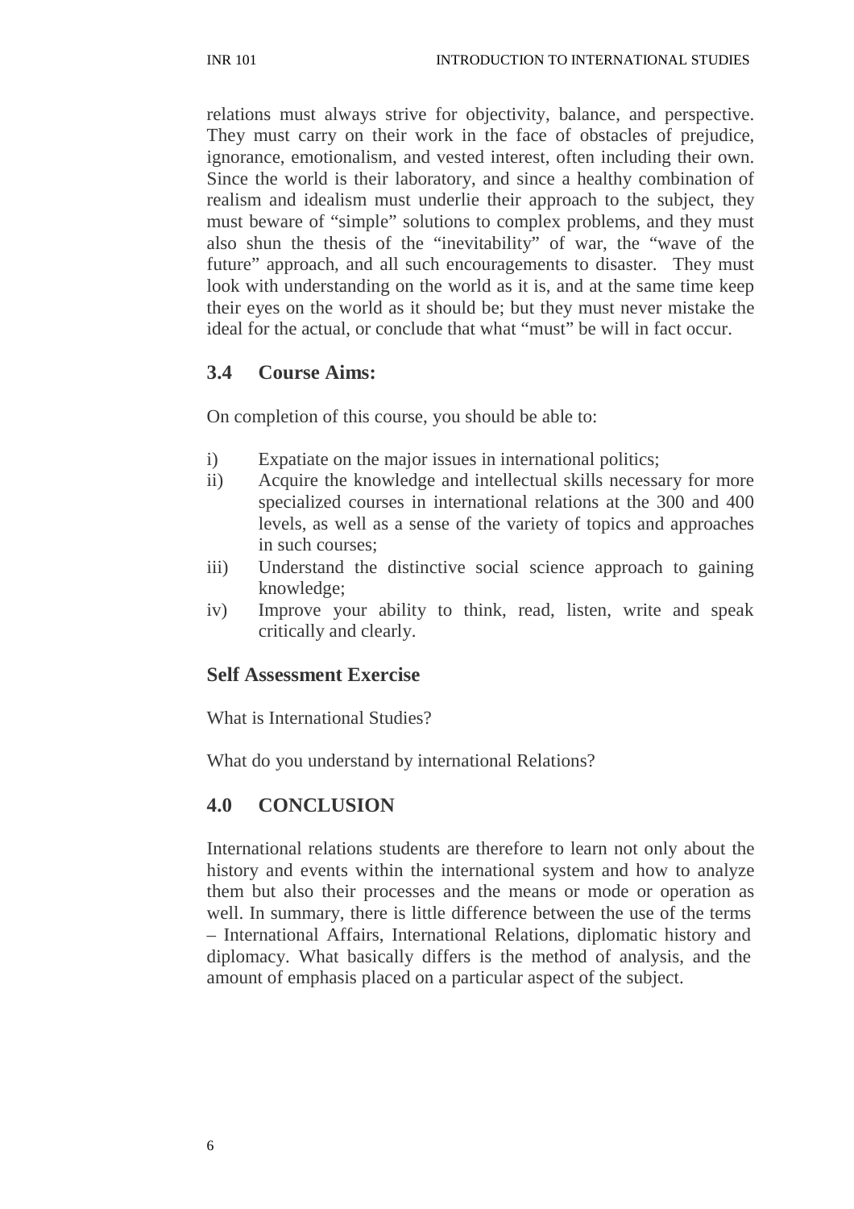relations must always strive for objectivity, balance, and perspective. They must carry on their work in the face of obstacles of prejudice, ignorance, emotionalism, and vested interest, often including their own. Since the world is their laboratory, and since a healthy combination of realism and idealism must underlie their approach to the subject, they must beware of "simple" solutions to complex problems, and they must also shun the thesis of the "inevitability" of war, the "wave of the future" approach, and all such encouragements to disaster. They must look with understanding on the world as it is, and at the same time keep their eyes on the world as it should be; but they must never mistake the ideal for the actual, or conclude that what "must" be will in fact occur.

### 3.4 Course Aims:

On completion of this course, you should be able to:

i) Expatiate on the major issues in international politics;
ii) Acquire the knowledge and intellectual skills necessary for more specialized courses in international relations at the 300 and 400 levels, as well as a sense of the variety of topics and approaches in such courses;
iii) Understand the distinctive social science approach to gaining knowledge;
iv) Improve your ability to think, read, listen, write and speak critically and clearly.

**Self Assessment Exercise**

What is International Studies?

What do you understand by international Relations?

## 4.0 CONCLUSION

International relations students are therefore to learn not only about the history and events within the international system and how to analyze them but also their processes and the means or mode or operation as well. In summary, there is little difference between the use of the terms – International Affairs, International Relations, diplomatic history and diplomacy. What basically differs is the method of analysis, and the amount of emphasis placed on a particular aspect of the subject.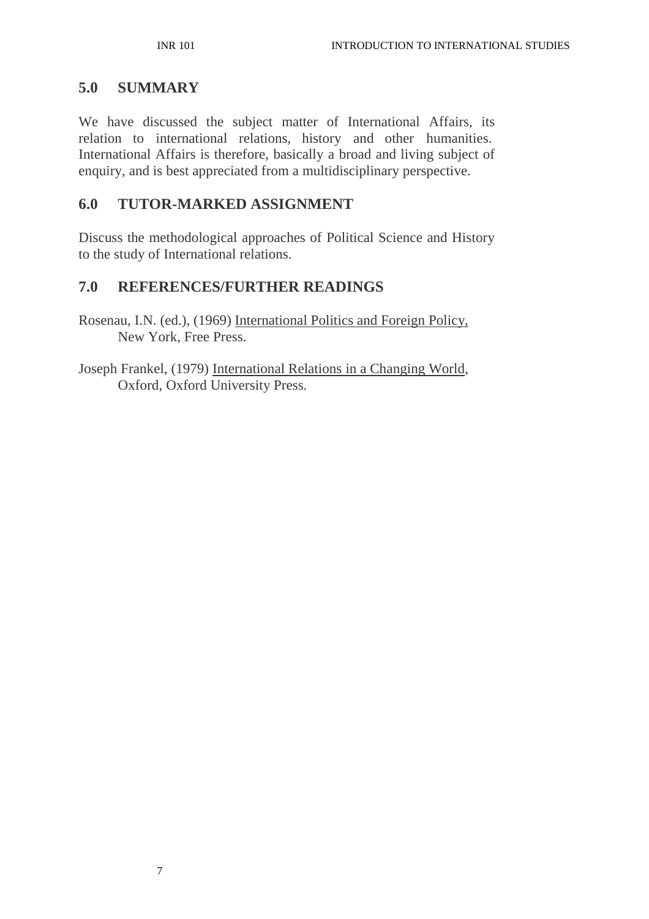## 5.0 SUMMARY

We have discussed the subject matter of International Affairs, its relation to international relations, history and other humanities. International Affairs is therefore, basically a broad and living subject of enquiry, and is best appreciated from a multidisciplinary perspective.

## 6.0 TUTOR-MARKED ASSIGNMENT

Discuss the methodological approaches of Political Science and History to the study of International relations.

## 7.0 REFERENCES/FURTHER READINGS

Rosenau, I.N. (ed.), (1969) International Politics and Foreign Policy, New York, Free Press.

Joseph Frankel, (1979) International Relations in a Changing World, Oxford, Oxford University Press.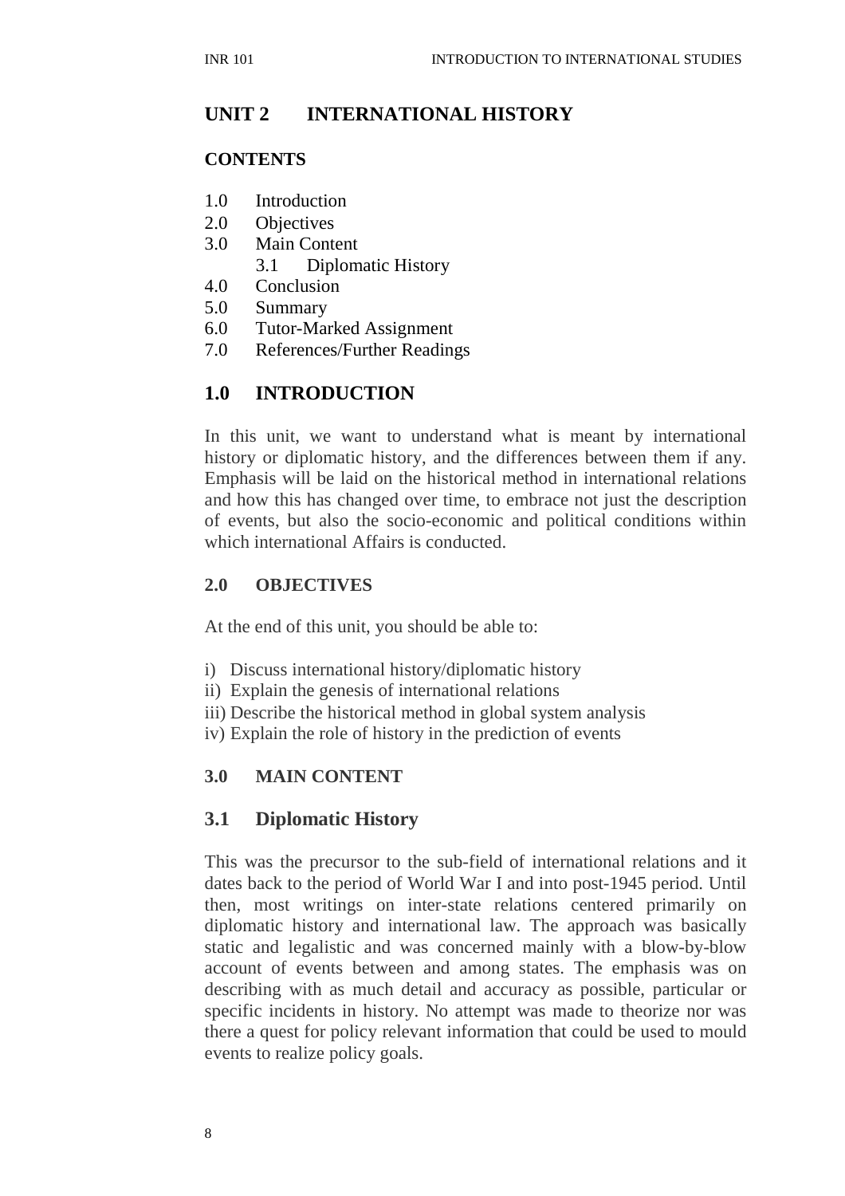## UNIT 2 INTERNATIONAL HISTORY

### CONTENTS

1.0 Introduction
2.0 Objectives
3.0 Main Content
    3.1 Diplomatic History
4.0 Conclusion
5.0 Summary
6.0 Tutor-Marked Assignment
7.0 References/Further Readings

## 1.0 INTRODUCTION

In this unit, we want to understand what is meant by international history or diplomatic history, and the differences between them if any. Emphasis will be laid on the historical method in international relations and how this has changed over time, to embrace not just the description of events, but also the socio-economic and political conditions within which international Affairs is conducted.

### 2.0 OBJECTIVES

At the end of this unit, you should be able to:

i) Discuss international history/diplomatic history
ii) Explain the genesis of international relations
iii) Describe the historical method in global system analysis
iv) Explain the role of history in the prediction of events

### 3.0 MAIN CONTENT

## 3.1 Diplomatic History

This was the precursor to the sub-field of international relations and it dates back to the period of World War I and into post-1945 period. Until then, most writings on inter-state relations centered primarily on diplomatic history and international law. The approach was basically static and legalistic and was concerned mainly with a blow-by-blow account of events between and among states. The emphasis was on describing with as much detail and accuracy as possible, particular or specific incidents in history. No attempt was made to theorize nor was there a quest for policy relevant information that could be used to mould events to realize policy goals.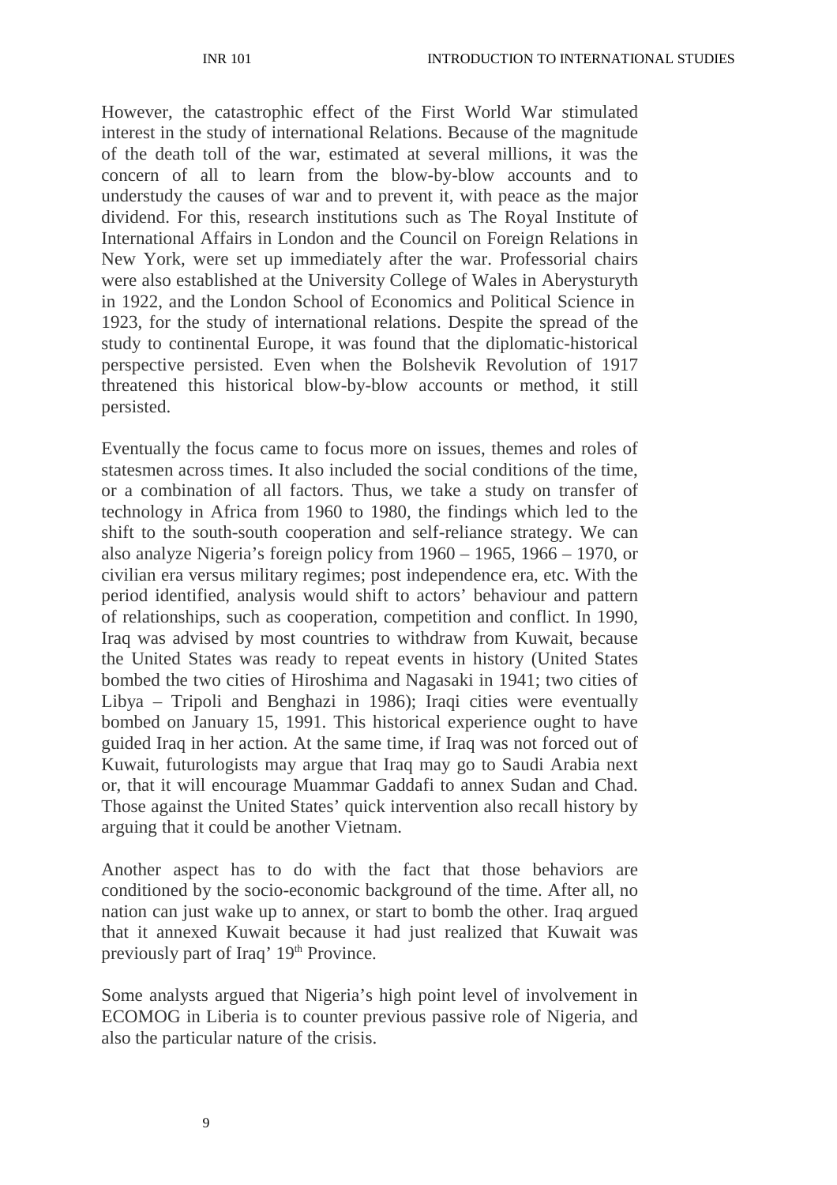However, the catastrophic effect of the First World War stimulated interest in the study of international Relations. Because of the magnitude of the death toll of the war, estimated at several millions, it was the concern of all to learn from the blow-by-blow accounts and to understudy the causes of war and to prevent it, with peace as the major dividend. For this, research institutions such as The Royal Institute of International Affairs in London and the Council on Foreign Relations in New York, were set up immediately after the war. Professorial chairs were also established at the University College of Wales in Aberysturyth in 1922, and the London School of Economics and Political Science in 1923, for the study of international relations. Despite the spread of the study to continental Europe, it was found that the diplomatic-historical perspective persisted. Even when the Bolshevik Revolution of 1917 threatened this historical blow-by-blow accounts or method, it still persisted.

Eventually the focus came to focus more on issues, themes and roles of statesmen across times. It also included the social conditions of the time, or a combination of all factors. Thus, we take a study on transfer of technology in Africa from 1960 to 1980, the findings which led to the shift to the south-south cooperation and self-reliance strategy. We can also analyze Nigeria's foreign policy from 1960 – 1965, 1966 – 1970, or civilian era versus military regimes; post independence era, etc. With the period identified, analysis would shift to actors' behaviour and pattern of relationships, such as cooperation, competition and conflict. In 1990, Iraq was advised by most countries to withdraw from Kuwait, because the United States was ready to repeat events in history (United States bombed the two cities of Hiroshima and Nagasaki in 1941; two cities of Libya – Tripoli and Benghazi in 1986); Iraqi cities were eventually bombed on January 15, 1991. This historical experience ought to have guided Iraq in her action. At the same time, if Iraq was not forced out of Kuwait, futurologists may argue that Iraq may go to Saudi Arabia next or, that it will encourage Muammar Gaddafi to annex Sudan and Chad. Those against the United States' quick intervention also recall history by arguing that it could be another Vietnam.

Another aspect has to do with the fact that those behaviors are conditioned by the socio-economic background of the time. After all, no nation can just wake up to annex, or start to bomb the other. Iraq argued that it annexed Kuwait because it had just realized that Kuwait was previously part of Iraq' 19th Province.

Some analysts argued that Nigeria's high point level of involvement in ECOMOG in Liberia is to counter previous passive role of Nigeria, and also the particular nature of the crisis.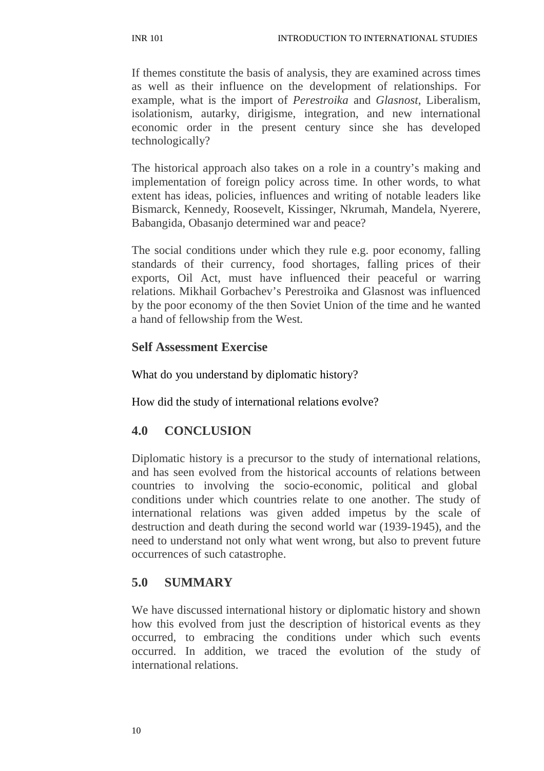If themes constitute the basis of analysis, they are examined across times as well as their influence on the development of relationships. For example, what is the import of *Perestroika* and *Glasnost*, Liberalism, isolationism, autarky, dirigisme, integration, and new international economic order in the present century since she has developed technologically?

The historical approach also takes on a role in a country's making and implementation of foreign policy across time. In other words, to what extent has ideas, policies, influences and writing of notable leaders like Bismarck, Kennedy, Roosevelt, Kissinger, Nkrumah, Mandela, Nyerere, Babangida, Obasanjo determined war and peace?

The social conditions under which they rule e.g. poor economy, falling standards of their currency, food shortages, falling prices of their exports, Oil Act, must have influenced their peaceful or warring relations. Mikhail Gorbachev's Perestroika and Glasnost was influenced by the poor economy of the then Soviet Union of the time and he wanted a hand of fellowship from the West.

### Self Assessment Exercise

What do you understand by diplomatic history?

How did the study of international relations evolve?

## 4.0 CONCLUSION

Diplomatic history is a precursor to the study of international relations, and has seen evolved from the historical accounts of relations between countries to involving the socio-economic, political and global conditions under which countries relate to one another. The study of international relations was given added impetus by the scale of destruction and death during the second world war (1939-1945), and the need to understand not only what went wrong, but also to prevent future occurrences of such catastrophe.

## 5.0 SUMMARY

We have discussed international history or diplomatic history and shown how this evolved from just the description of historical events as they occurred, to embracing the conditions under which such events occurred. In addition, we traced the evolution of the study of international relations.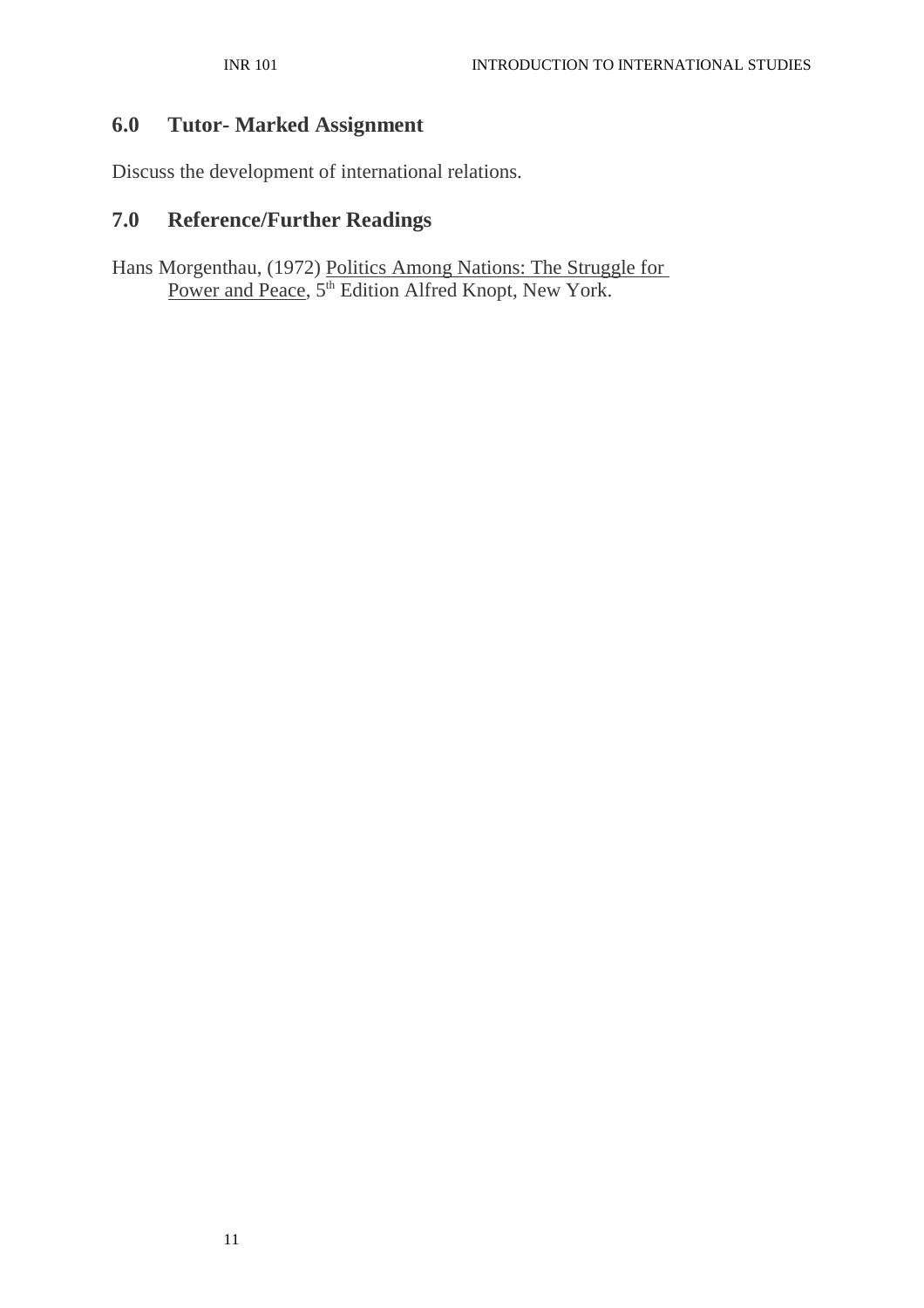## 6.0 Tutor- Marked Assignment

Discuss the development of international relations.

## 7.0 Reference/Further Readings

Hans Morgenthau, (1972) Politics Among Nations: The Struggle for Power and Peace, 5th Edition Alfred Knopt, New York.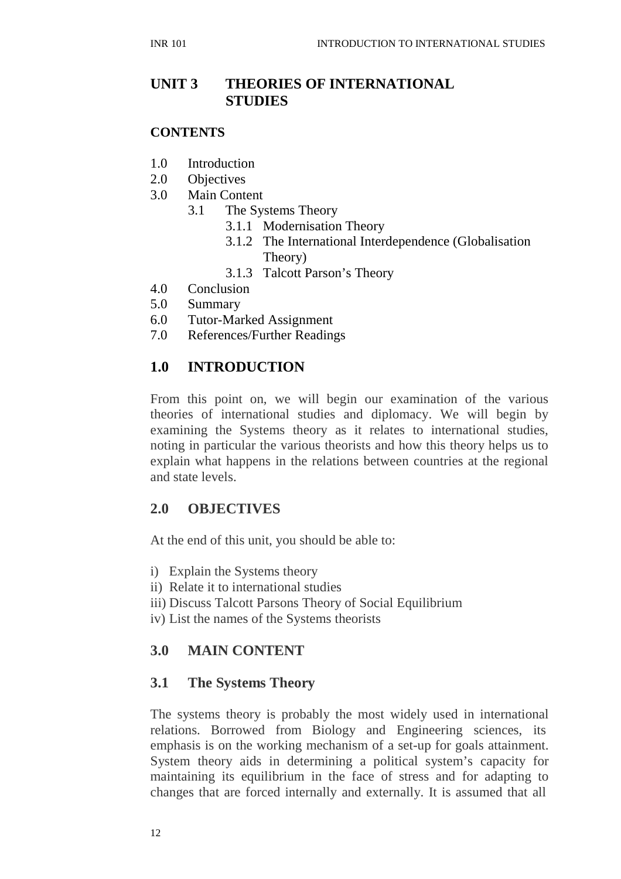# UNIT 3 THEORIES OF INTERNATIONAL STUDIES

**CONTENTS**

1.0 Introduction
2.0 Objectives
3.0 Main Content
  3.1 The Systems Theory
    3.1.1 Modernisation Theory
    3.1.2 The International Interdependence (Globalisation Theory)
    3.1.3 Talcott Parson's Theory
4.0 Conclusion
5.0 Summary
6.0 Tutor-Marked Assignment
7.0 References/Further Readings

## 1.0 INTRODUCTION

From this point on, we will begin our examination of the various theories of international studies and diplomacy. We will begin by examining the Systems theory as it relates to international studies, noting in particular the various theorists and how this theory helps us to explain what happens in the relations between countries at the regional and state levels.

## 2.0 OBJECTIVES

At the end of this unit, you should be able to:

i) Explain the Systems theory
ii) Relate it to international studies
iii) Discuss Talcott Parsons Theory of Social Equilibrium
iv) List the names of the Systems theorists

## 3.0 MAIN CONTENT

### 3.1 The Systems Theory

The systems theory is probably the most widely used in international relations. Borrowed from Biology and Engineering sciences, its emphasis is on the working mechanism of a set-up for goals attainment. System theory aids in determining a political system's capacity for maintaining its equilibrium in the face of stress and for adapting to changes that are forced internally and externally. It is assumed that all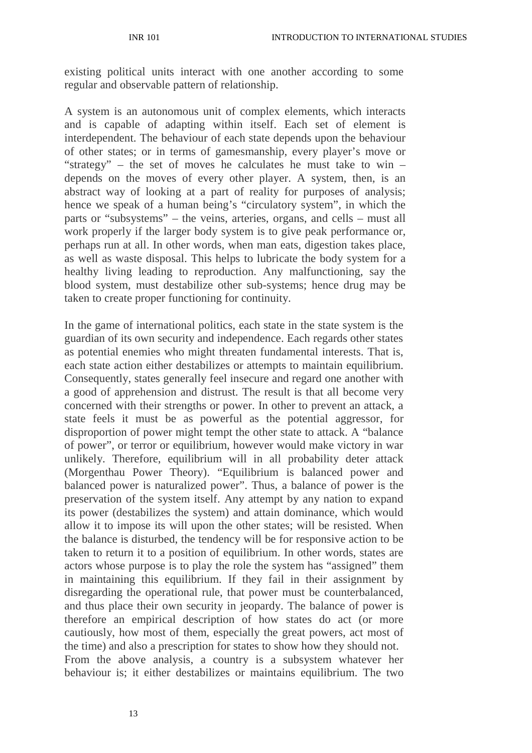existing political units interact with one another according to some regular and observable pattern of relationship.

A system is an autonomous unit of complex elements, which interacts and is capable of adapting within itself. Each set of element is interdependent. The behaviour of each state depends upon the behaviour of other states; or in terms of gamesmanship, every player's move or "strategy" – the set of moves he calculates he must take to win – depends on the moves of every other player. A system, then, is an abstract way of looking at a part of reality for purposes of analysis; hence we speak of a human being's "circulatory system", in which the parts or "subsystems" – the veins, arteries, organs, and cells – must all work properly if the larger body system is to give peak performance or, perhaps run at all. In other words, when man eats, digestion takes place, as well as waste disposal. This helps to lubricate the body system for a healthy living leading to reproduction. Any malfunctioning, say the blood system, must destabilize other sub-systems; hence drug may be taken to create proper functioning for continuity.

In the game of international politics, each state in the state system is the guardian of its own security and independence. Each regards other states as potential enemies who might threaten fundamental interests. That is, each state action either destabilizes or attempts to maintain equilibrium. Consequently, states generally feel insecure and regard one another with a good of apprehension and distrust. The result is that all become very concerned with their strengths or power. In other to prevent an attack, a state feels it must be as powerful as the potential aggressor, for disproportion of power might tempt the other state to attack. A "balance of power", or terror or equilibrium, however would make victory in war unlikely. Therefore, equilibrium will in all probability deter attack (Morgenthau Power Theory). "Equilibrium is balanced power and balanced power is naturalized power". Thus, a balance of power is the preservation of the system itself. Any attempt by any nation to expand its power (destabilizes the system) and attain dominance, which would allow it to impose its will upon the other states; will be resisted. When the balance is disturbed, the tendency will be for responsive action to be taken to return it to a position of equilibrium. In other words, states are actors whose purpose is to play the role the system has "assigned" them in maintaining this equilibrium. If they fail in their assignment by disregarding the operational rule, that power must be counterbalanced, and thus place their own security in jeopardy. The balance of power is therefore an empirical description of how states do act (or more cautiously, how most of them, especially the great powers, act most of the time) and also a prescription for states to show how they should not.
From the above analysis, a country is a subsystem whatever her behaviour is; it either destabilizes or maintains equilibrium. The two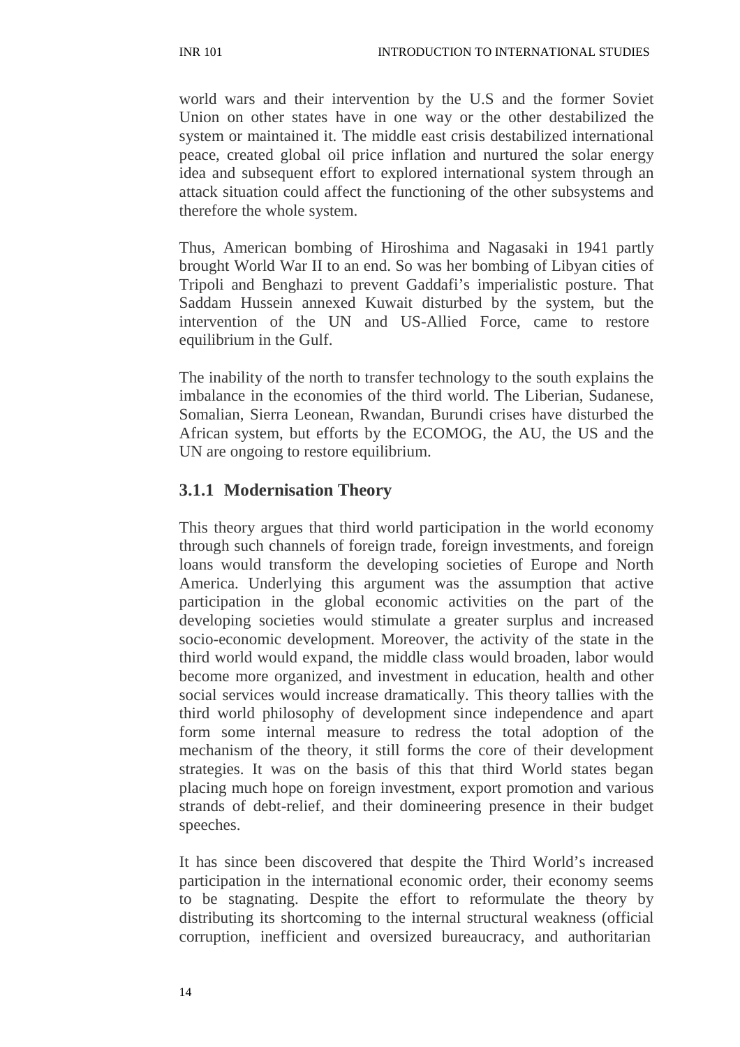world wars and their intervention by the U.S and the former Soviet Union on other states have in one way or the other destabilized the system or maintained it. The middle east crisis destabilized international peace, created global oil price inflation and nurtured the solar energy idea and subsequent effort to explored international system through an attack situation could affect the functioning of the other subsystems and therefore the whole system.

Thus, American bombing of Hiroshima and Nagasaki in 1941 partly brought World War II to an end. So was her bombing of Libyan cities of Tripoli and Benghazi to prevent Gaddafi's imperialistic posture. That Saddam Hussein annexed Kuwait disturbed by the system, but the intervention of the UN and US-Allied Force, came to restore equilibrium in the Gulf.

The inability of the north to transfer technology to the south explains the imbalance in the economies of the third world. The Liberian, Sudanese, Somalian, Sierra Leonean, Rwandan, Burundi crises have disturbed the African system, but efforts by the ECOMOG, the AU, the US and the UN are ongoing to restore equilibrium.

### 3.1.1 Modernisation Theory

This theory argues that third world participation in the world economy through such channels of foreign trade, foreign investments, and foreign loans would transform the developing societies of Europe and North America. Underlying this argument was the assumption that active participation in the global economic activities on the part of the developing societies would stimulate a greater surplus and increased socio-economic development. Moreover, the activity of the state in the third world would expand, the middle class would broaden, labor would become more organized, and investment in education, health and other social services would increase dramatically. This theory tallies with the third world philosophy of development since independence and apart form some internal measure to redress the total adoption of the mechanism of the theory, it still forms the core of their development strategies. It was on the basis of this that third World states began placing much hope on foreign investment, export promotion and various strands of debt-relief, and their domineering presence in their budget speeches.

It has since been discovered that despite the Third World's increased participation in the international economic order, their economy seems to be stagnating. Despite the effort to reformulate the theory by distributing its shortcoming to the internal structural weakness (official corruption, inefficient and oversized bureaucracy, and authoritarian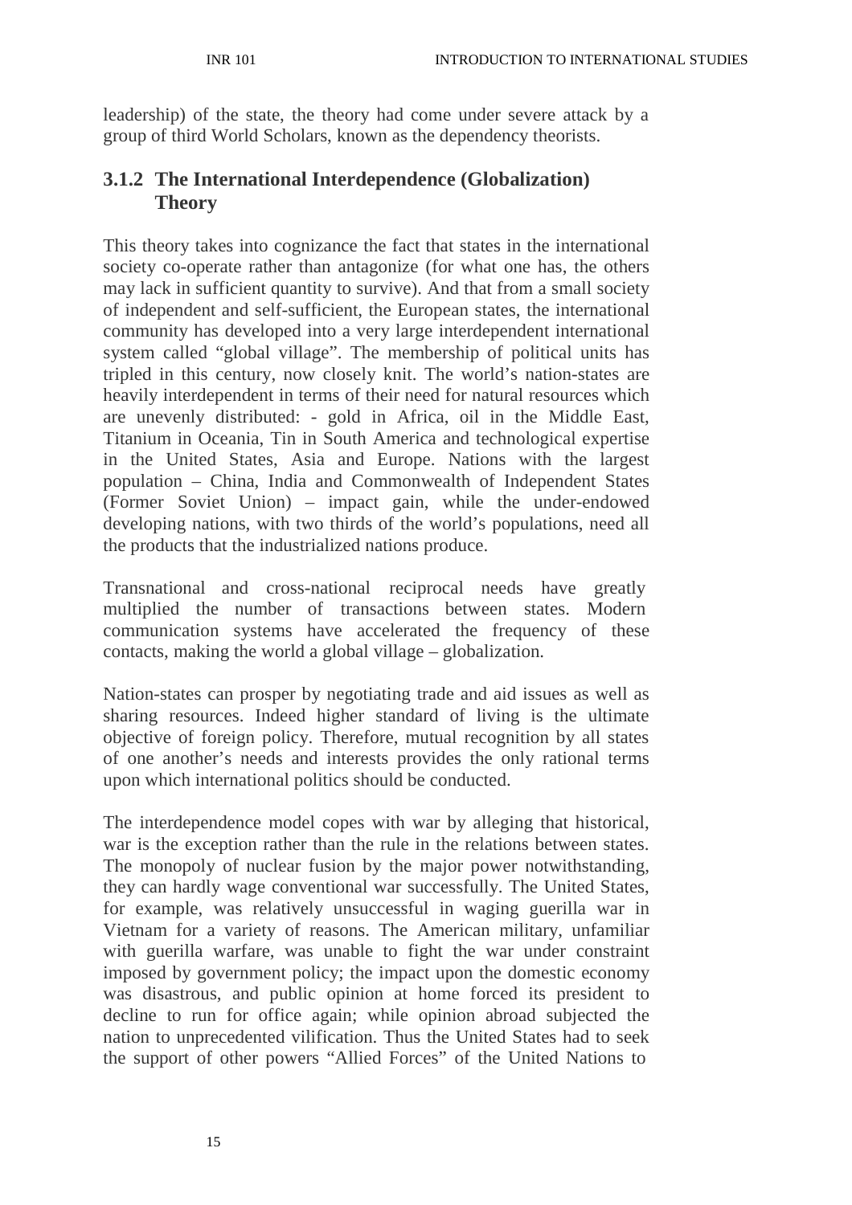leadership) of the state, the theory had come under severe attack by a group of third World Scholars, known as the dependency theorists.

### 3.1.2 The International Interdependence (Globalization) Theory

This theory takes into cognizance the fact that states in the international society co-operate rather than antagonize (for what one has, the others may lack in sufficient quantity to survive). And that from a small society of independent and self-sufficient, the European states, the international community has developed into a very large interdependent international system called "global village". The membership of political units has tripled in this century, now closely knit. The world's nation-states are heavily interdependent in terms of their need for natural resources which are unevenly distributed: - gold in Africa, oil in the Middle East, Titanium in Oceania, Tin in South America and technological expertise in the United States, Asia and Europe. Nations with the largest population – China, India and Commonwealth of Independent States (Former Soviet Union) – impact gain, while the under-endowed developing nations, with two thirds of the world's populations, need all the products that the industrialized nations produce.

Transnational and cross-national reciprocal needs have greatly multiplied the number of transactions between states. Modern communication systems have accelerated the frequency of these contacts, making the world a global village – globalization.

Nation-states can prosper by negotiating trade and aid issues as well as sharing resources. Indeed higher standard of living is the ultimate objective of foreign policy. Therefore, mutual recognition by all states of one another's needs and interests provides the only rational terms upon which international politics should be conducted.

The interdependence model copes with war by alleging that historical, war is the exception rather than the rule in the relations between states. The monopoly of nuclear fusion by the major power notwithstanding, they can hardly wage conventional war successfully. The United States, for example, was relatively unsuccessful in waging guerilla war in Vietnam for a variety of reasons. The American military, unfamiliar with guerilla warfare, was unable to fight the war under constraint imposed by government policy; the impact upon the domestic economy was disastrous, and public opinion at home forced its president to decline to run for office again; while opinion abroad subjected the nation to unprecedented vilification. Thus the United States had to seek the support of other powers "Allied Forces" of the United Nations to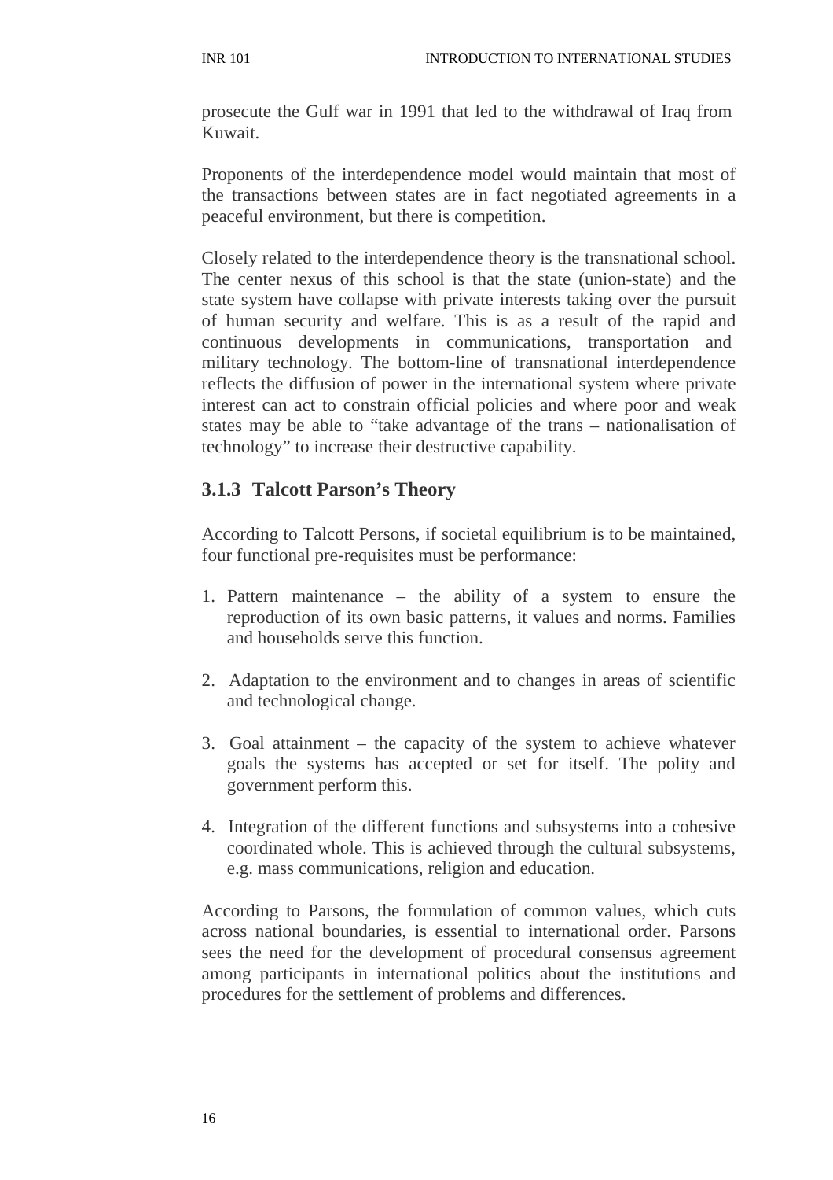prosecute the Gulf war in 1991 that led to the withdrawal of Iraq from Kuwait.

Proponents of the interdependence model would maintain that most of the transactions between states are in fact negotiated agreements in a peaceful environment, but there is competition.

Closely related to the interdependence theory is the transnational school. The center nexus of this school is that the state (union-state) and the state system have collapse with private interests taking over the pursuit of human security and welfare. This is as a result of the rapid and continuous developments in communications, transportation and military technology. The bottom-line of transnational interdependence reflects the diffusion of power in the international system where private interest can act to constrain official policies and where poor and weak states may be able to "take advantage of the trans – nationalisation of technology" to increase their destructive capability.

### 3.1.3 Talcott Parson's Theory

According to Talcott Persons, if societal equilibrium is to be maintained, four functional pre-requisites must be performance:

1. Pattern maintenance – the ability of a system to ensure the reproduction of its own basic patterns, it values and norms. Families and households serve this function.
2. Adaptation to the environment and to changes in areas of scientific and technological change.
3. Goal attainment – the capacity of the system to achieve whatever goals the systems has accepted or set for itself. The polity and government perform this.
4. Integration of the different functions and subsystems into a cohesive coordinated whole. This is achieved through the cultural subsystems, e.g. mass communications, religion and education.

According to Parsons, the formulation of common values, which cuts across national boundaries, is essential to international order. Parsons sees the need for the development of procedural consensus agreement among participants in international politics about the institutions and procedures for the settlement of problems and differences.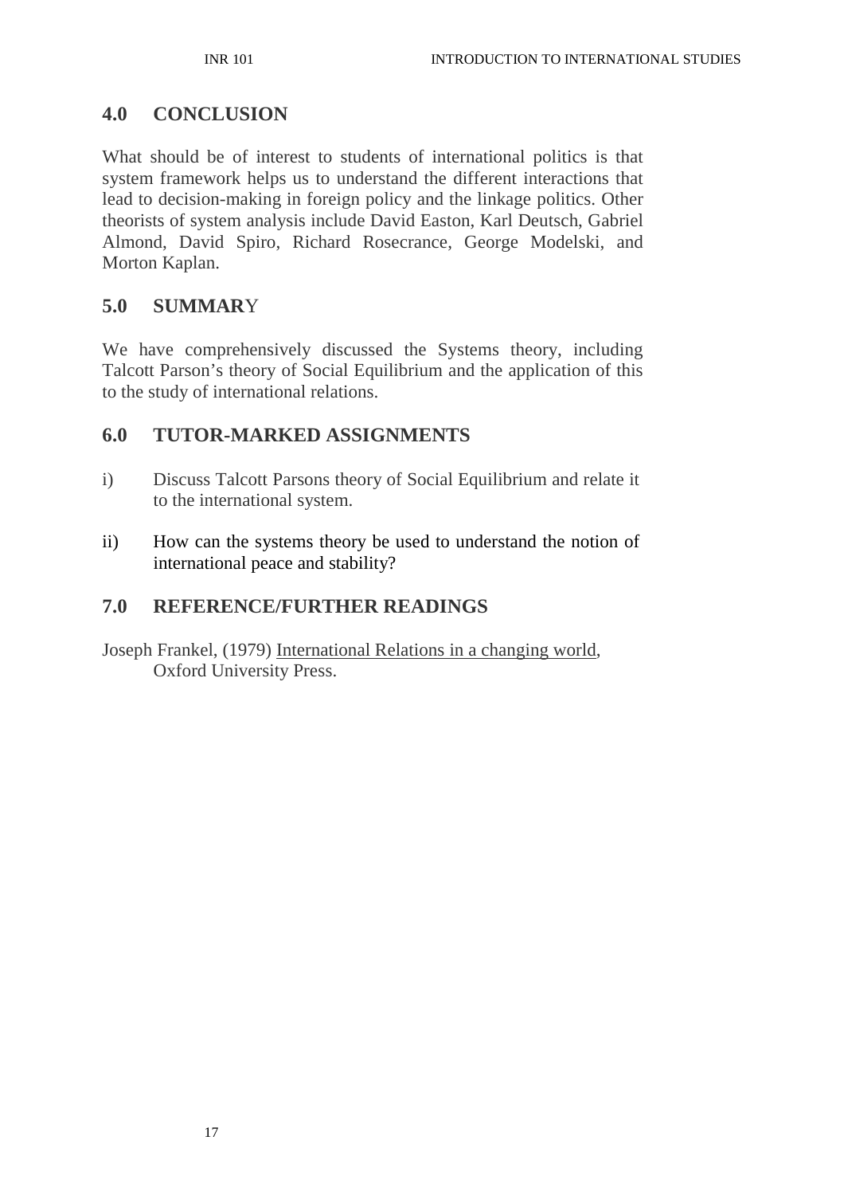## 4.0 CONCLUSION

What should be of interest to students of international politics is that system framework helps us to understand the different interactions that lead to decision-making in foreign policy and the linkage politics. Other theorists of system analysis include David Easton, Karl Deutsch, Gabriel Almond, David Spiro, Richard Rosecrance, George Modelski, and Morton Kaplan.

## 5.0 SUMMARY

We have comprehensively discussed the Systems theory, including Talcott Parson's theory of Social Equilibrium and the application of this to the study of international relations.

## 6.0 TUTOR-MARKED ASSIGNMENTS

i) Discuss Talcott Parsons theory of Social Equilibrium and relate it to the international system.

ii) How can the systems theory be used to understand the notion of international peace and stability?

## 7.0 REFERENCE/FURTHER READINGS

Joseph Frankel, (1979) International Relations in a changing world, Oxford University Press.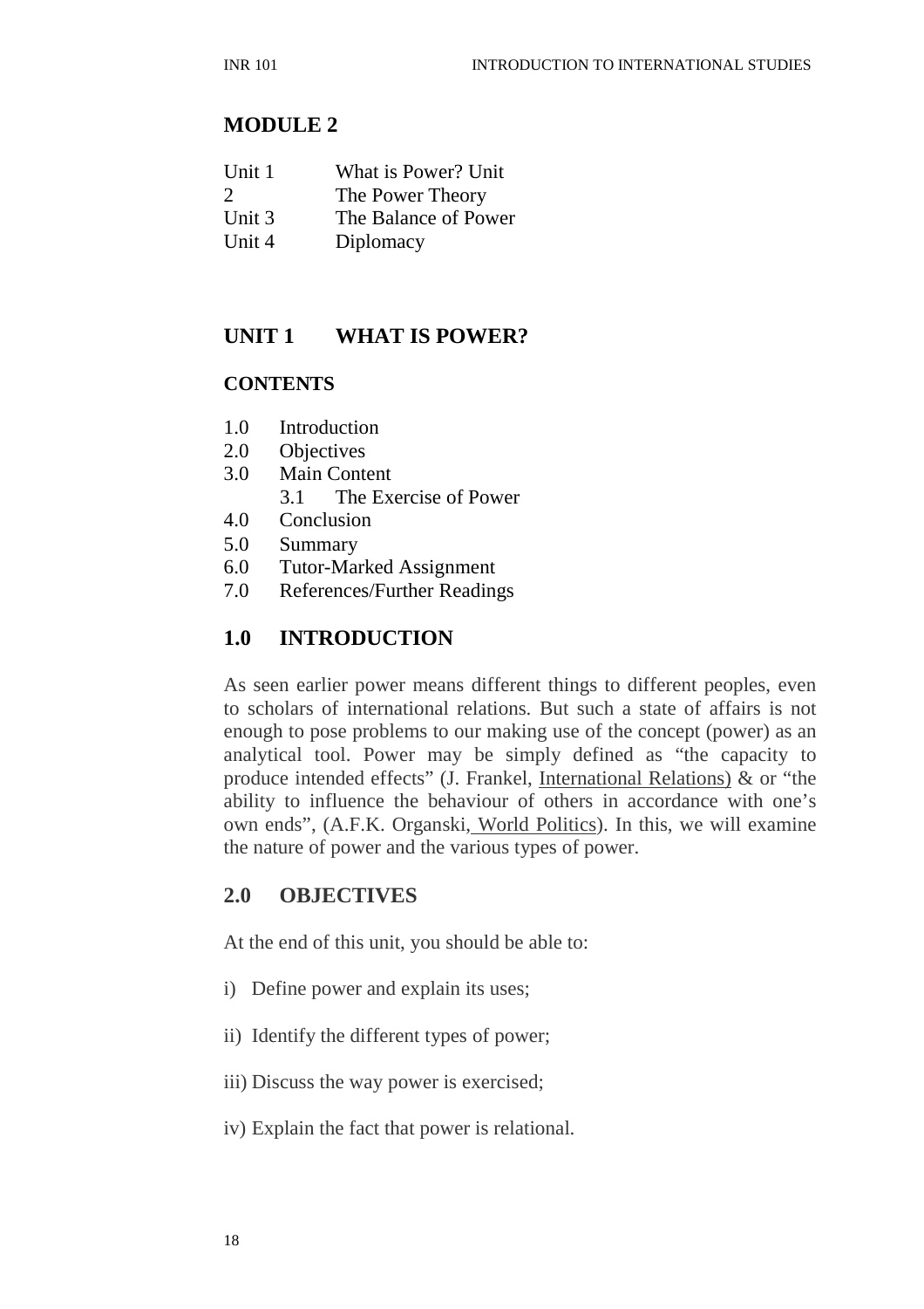## MODULE 2

Unit 1 What is Power? Unit
2 The Power Theory
Unit 3 The Balance of Power
Unit 4 Diplomacy

## UNIT 1 WHAT IS POWER?

### CONTENTS

1.0 Introduction
2.0 Objectives
3.0 Main Content
 3.1 The Exercise of Power
4.0 Conclusion
5.0 Summary
6.0 Tutor-Marked Assignment
7.0 References/Further Readings

### 1.0 INTRODUCTION

As seen earlier power means different things to different peoples, even to scholars of international relations. But such a state of affairs is not enough to pose problems to our making use of the concept (power) as an analytical tool. Power may be simply defined as "the capacity to produce intended effects" (J. Frankel, International Relations) & or "the ability to influence the behaviour of others in accordance with one's own ends", (A.F.K. Organski, World Politics). In this, we will examine the nature of power and the various types of power.

### 2.0 OBJECTIVES

At the end of this unit, you should be able to:

i) Define power and explain its uses;

ii) Identify the different types of power;

iii) Discuss the way power is exercised;

iv) Explain the fact that power is relational.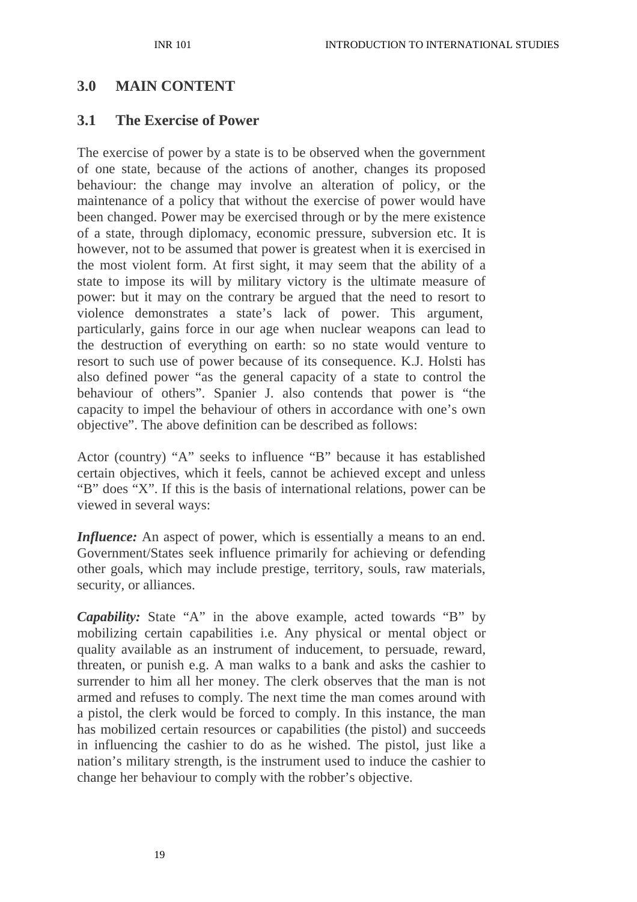## 3.0 MAIN CONTENT

### 3.1 The Exercise of Power

The exercise of power by a state is to be observed when the government of one state, because of the actions of another, changes its proposed behaviour: the change may involve an alteration of policy, or the maintenance of a policy that without the exercise of power would have been changed. Power may be exercised through or by the mere existence of a state, through diplomacy, economic pressure, subversion etc. It is however, not to be assumed that power is greatest when it is exercised in the most violent form. At first sight, it may seem that the ability of a state to impose its will by military victory is the ultimate measure of power: but it may on the contrary be argued that the need to resort to violence demonstrates a state's lack of power. This argument, particularly, gains force in our age when nuclear weapons can lead to the destruction of everything on earth: so no state would venture to resort to such use of power because of its consequence. K.J. Holsti has also defined power "as the general capacity of a state to control the behaviour of others". Spanier J. also contends that power is "the capacity to impel the behaviour of others in accordance with one's own objective". The above definition can be described as follows:

Actor (country) "A" seeks to influence "B" because it has established certain objectives, which it feels, cannot be achieved except and unless "B" does "X". If this is the basis of international relations, power can be viewed in several ways:

***Influence:*** An aspect of power, which is essentially a means to an end. Government/States seek influence primarily for achieving or defending other goals, which may include prestige, territory, souls, raw materials, security, or alliances.

***Capability:*** State "A" in the above example, acted towards "B" by mobilizing certain capabilities i.e. Any physical or mental object or quality available as an instrument of inducement, to persuade, reward, threaten, or punish e.g. A man walks to a bank and asks the cashier to surrender to him all her money. The clerk observes that the man is not armed and refuses to comply. The next time the man comes around with a pistol, the clerk would be forced to comply. In this instance, the man has mobilized certain resources or capabilities (the pistol) and succeeds in influencing the cashier to do as he wished. The pistol, just like a nation's military strength, is the instrument used to induce the cashier to change her behaviour to comply with the robber's objective.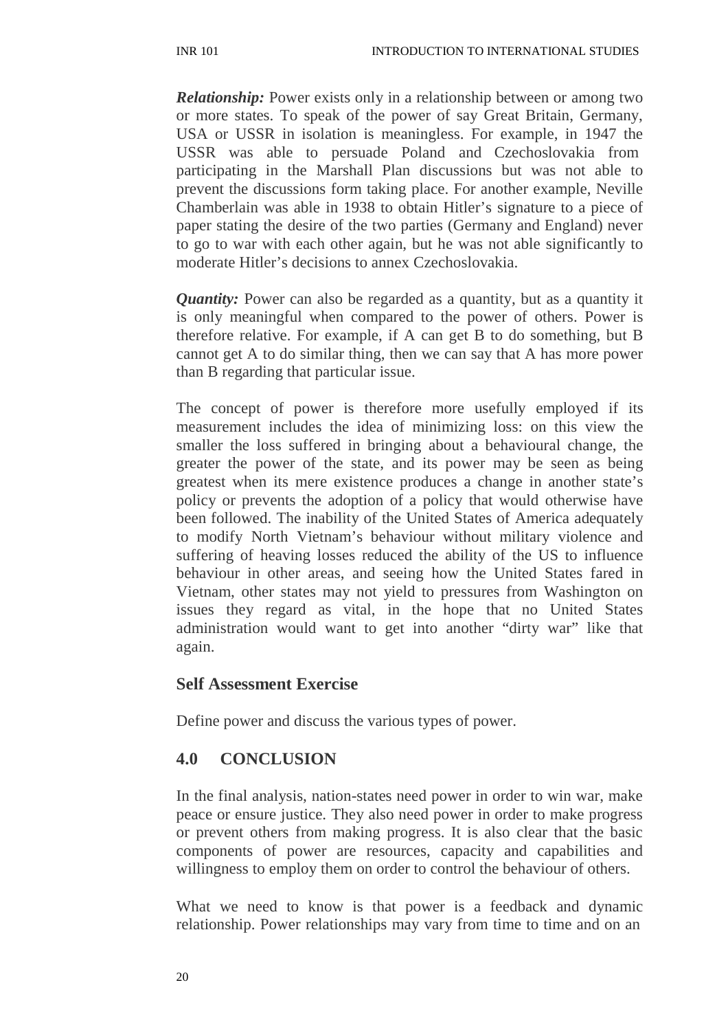***Relationship:*** Power exists only in a relationship between or among two or more states. To speak of the power of say Great Britain, Germany, USA or USSR in isolation is meaningless. For example, in 1947 the USSR was able to persuade Poland and Czechoslovakia from participating in the Marshall Plan discussions but was not able to prevent the discussions form taking place. For another example, Neville Chamberlain was able in 1938 to obtain Hitler's signature to a piece of paper stating the desire of the two parties (Germany and England) never to go to war with each other again, but he was not able significantly to moderate Hitler's decisions to annex Czechoslovakia.

***Quantity:*** Power can also be regarded as a quantity, but as a quantity it is only meaningful when compared to the power of others. Power is therefore relative. For example, if A can get B to do something, but B cannot get A to do similar thing, then we can say that A has more power than B regarding that particular issue.

The concept of power is therefore more usefully employed if its measurement includes the idea of minimizing loss: on this view the smaller the loss suffered in bringing about a behavioural change, the greater the power of the state, and its power may be seen as being greatest when its mere existence produces a change in another state's policy or prevents the adoption of a policy that would otherwise have been followed. The inability of the United States of America adequately to modify North Vietnam's behaviour without military violence and suffering of heaving losses reduced the ability of the US to influence behaviour in other areas, and seeing how the United States fared in Vietnam, other states may not yield to pressures from Washington on issues they regard as vital, in the hope that no United States administration would want to get into another "dirty war" like that again.

### Self Assessment Exercise

Define power and discuss the various types of power.

## 4.0 CONCLUSION

In the final analysis, nation-states need power in order to win war, make peace or ensure justice. They also need power in order to make progress or prevent others from making progress. It is also clear that the basic components of power are resources, capacity and capabilities and willingness to employ them on order to control the behaviour of others.

What we need to know is that power is a feedback and dynamic relationship. Power relationships may vary from time to time and on an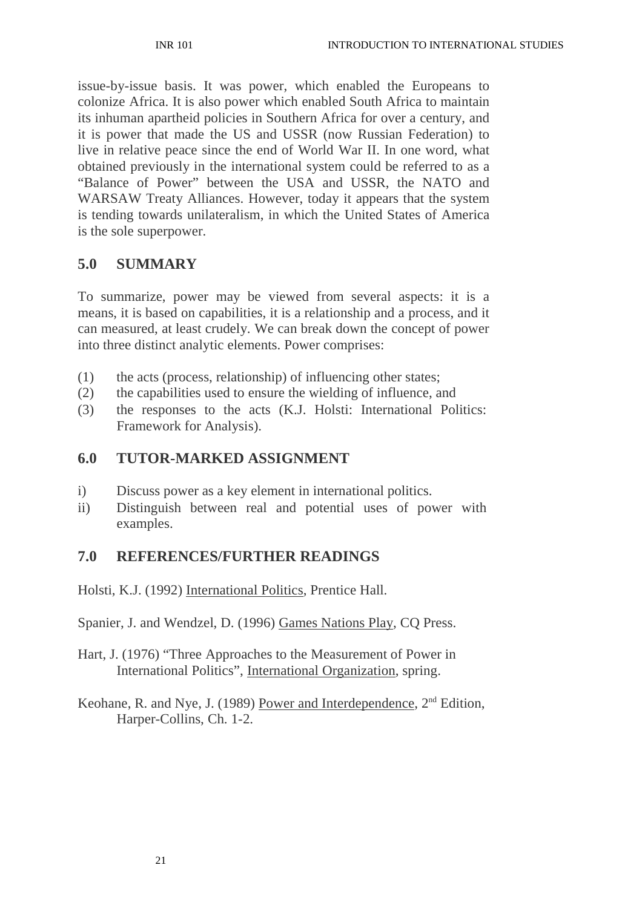issue-by-issue basis. It was power, which enabled the Europeans to colonize Africa. It is also power which enabled South Africa to maintain its inhuman apartheid policies in Southern Africa for over a century, and it is power that made the US and USSR (now Russian Federation) to live in relative peace since the end of World War II. In one word, what obtained previously in the international system could be referred to as a "Balance of Power" between the USA and USSR, the NATO and WARSAW Treaty Alliances. However, today it appears that the system is tending towards unilateralism, in which the United States of America is the sole superpower.

## 5.0 SUMMARY

To summarize, power may be viewed from several aspects: it is a means, it is based on capabilities, it is a relationship and a process, and it can measured, at least crudely. We can break down the concept of power into three distinct analytic elements. Power comprises:

(1) the acts (process, relationship) of influencing other states;
(2) the capabilities used to ensure the wielding of influence, and
(3) the responses to the acts (K.J. Holsti: International Politics: Framework for Analysis).

## 6.0 TUTOR-MARKED ASSIGNMENT

i) Discuss power as a key element in international politics.
ii) Distinguish between real and potential uses of power with examples.

## 7.0 REFERENCES/FURTHER READINGS

Holsti, K.J. (1992) International Politics, Prentice Hall.

Spanier, J. and Wendzel, D. (1996) Games Nations Play, CQ Press.

Hart, J. (1976) "Three Approaches to the Measurement of Power in International Politics", International Organization, spring.

Keohane, R. and Nye, J. (1989) Power and Interdependence, 2nd Edition, Harper-Collins, Ch. 1-2.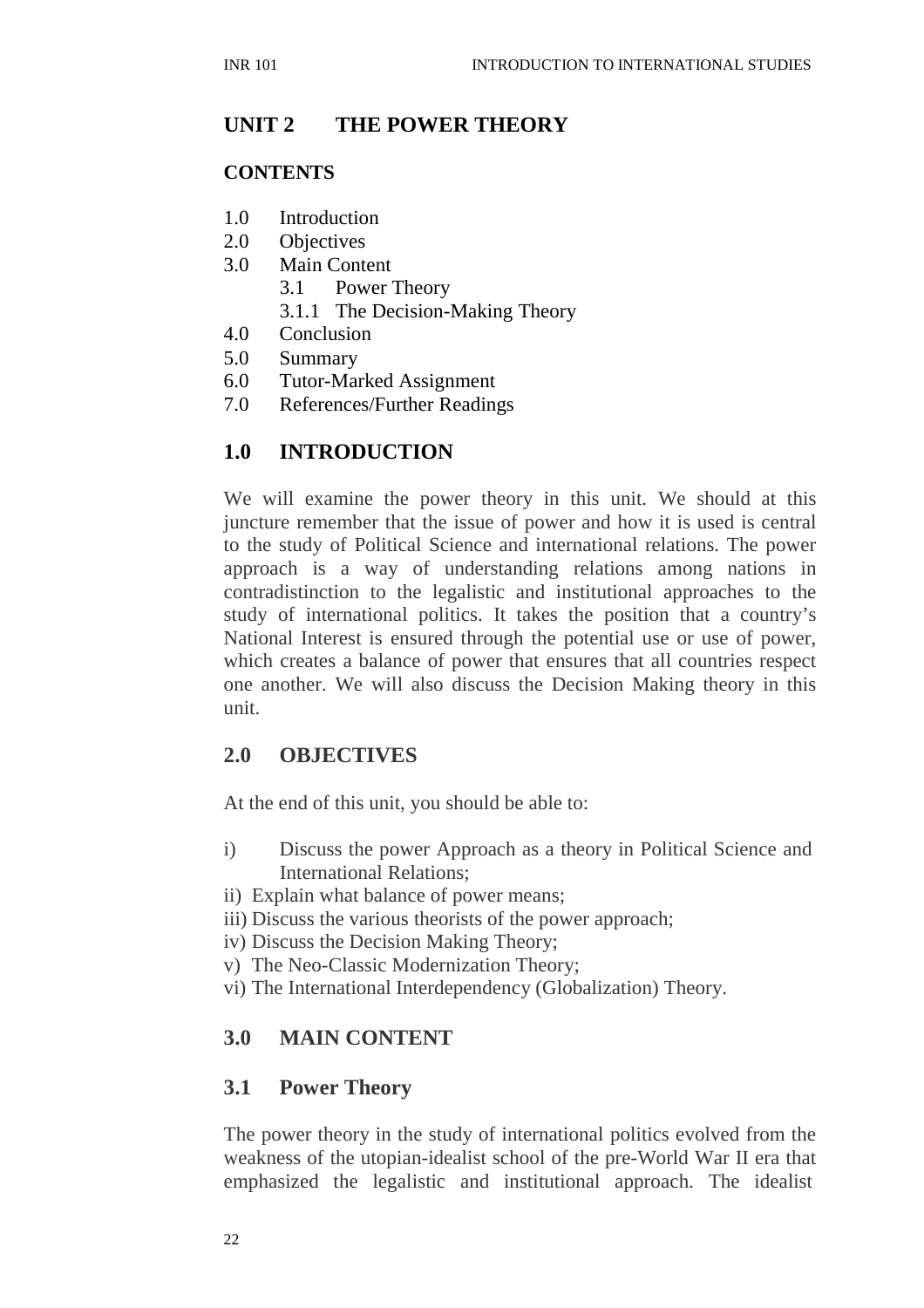## UNIT 2 THE POWER THEORY

**CONTENTS**

1.0 Introduction
2.0 Objectives
3.0 Main Content
    3.1 Power Theory
    3.1.1 The Decision-Making Theory
4.0 Conclusion
5.0 Summary
6.0 Tutor-Marked Assignment
7.0 References/Further Readings

## 1.0 INTRODUCTION

We will examine the power theory in this unit. We should at this juncture remember that the issue of power and how it is used is central to the study of Political Science and international relations. The power approach is a way of understanding relations among nations in contradistinction to the legalistic and institutional approaches to the study of international politics. It takes the position that a country's National Interest is ensured through the potential use or use of power, which creates a balance of power that ensures that all countries respect one another. We will also discuss the Decision Making theory in this unit.

## 2.0 OBJECTIVES

At the end of this unit, you should be able to:

i) Discuss the power Approach as a theory in Political Science and International Relations;
ii) Explain what balance of power means;
iii) Discuss the various theorists of the power approach;
iv) Discuss the Decision Making Theory;
v) The Neo-Classic Modernization Theory;
vi) The International Interdependency (Globalization) Theory.

## 3.0 MAIN CONTENT

### 3.1 Power Theory

The power theory in the study of international politics evolved from the weakness of the utopian-idealist school of the pre-World War II era that emphasized the legalistic and institutional approach. The idealist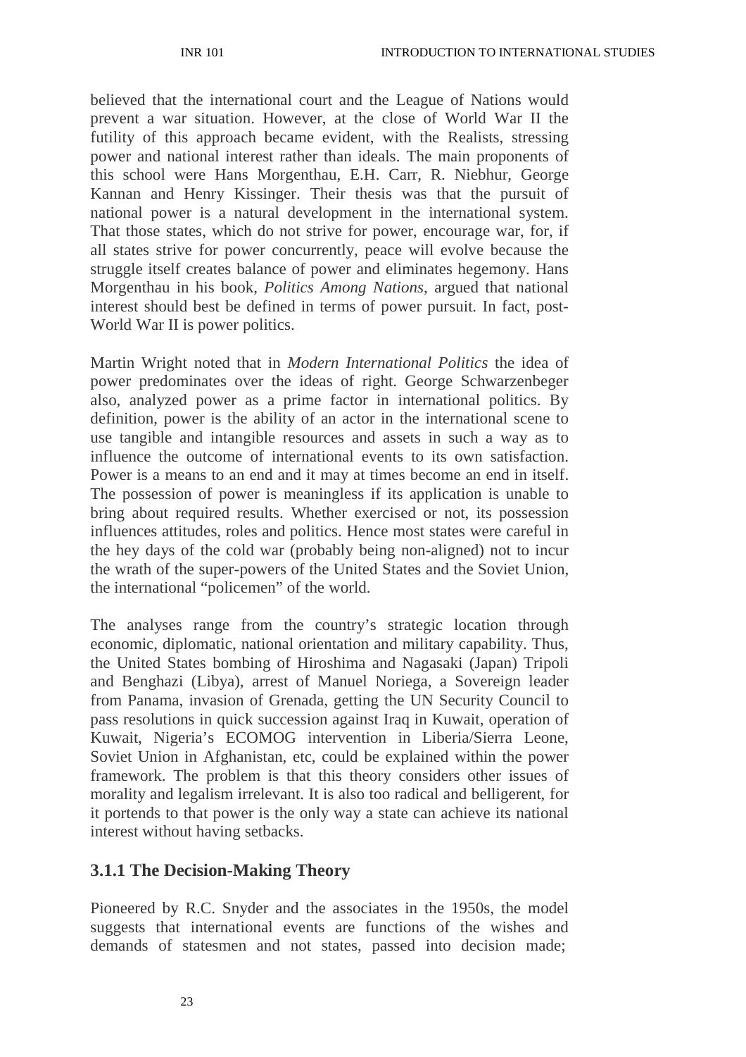believed that the international court and the League of Nations would prevent a war situation. However, at the close of World War II the futility of this approach became evident, with the Realists, stressing power and national interest rather than ideals. The main proponents of this school were Hans Morgenthau, E.H. Carr, R. Niebhur, George Kannan and Henry Kissinger. Their thesis was that the pursuit of national power is a natural development in the international system. That those states, which do not strive for power, encourage war, for, if all states strive for power concurrently, peace will evolve because the struggle itself creates balance of power and eliminates hegemony. Hans Morgenthau in his book, *Politics Among Nations*, argued that national interest should best be defined in terms of power pursuit. In fact, post-World War II is power politics.

Martin Wright noted that in *Modern International Politics* the idea of power predominates over the ideas of right. George Schwarzenbeger also, analyzed power as a prime factor in international politics. By definition, power is the ability of an actor in the international scene to use tangible and intangible resources and assets in such a way as to influence the outcome of international events to its own satisfaction. Power is a means to an end and it may at times become an end in itself. The possession of power is meaningless if its application is unable to bring about required results. Whether exercised or not, its possession influences attitudes, roles and politics. Hence most states were careful in the hey days of the cold war (probably being non-aligned) not to incur the wrath of the super-powers of the United States and the Soviet Union, the international "policemen" of the world.

The analyses range from the country's strategic location through economic, diplomatic, national orientation and military capability. Thus, the United States bombing of Hiroshima and Nagasaki (Japan) Tripoli and Benghazi (Libya), arrest of Manuel Noriega, a Sovereign leader from Panama, invasion of Grenada, getting the UN Security Council to pass resolutions in quick succession against Iraq in Kuwait, operation of Kuwait, Nigeria's ECOMOG intervention in Liberia/Sierra Leone, Soviet Union in Afghanistan, etc, could be explained within the power framework. The problem is that this theory considers other issues of morality and legalism irrelevant. It is also too radical and belligerent, for it portends to that power is the only way a state can achieve its national interest without having setbacks.

### 3.1.1 The Decision-Making Theory

Pioneered by R.C. Snyder and the associates in the 1950s, the model suggests that international events are functions of the wishes and demands of statesmen and not states, passed into decision made;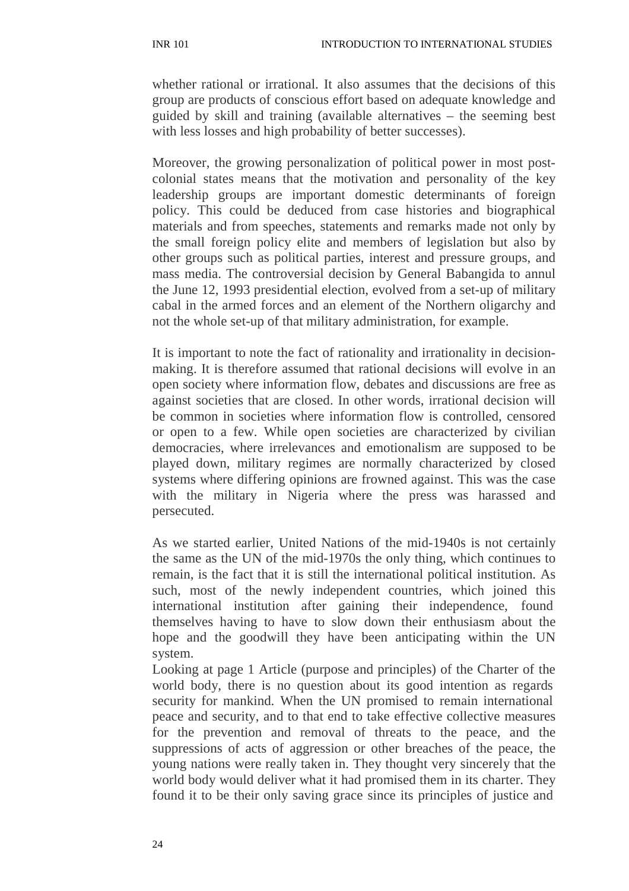whether rational or irrational. It also assumes that the decisions of this group are products of conscious effort based on adequate knowledge and guided by skill and training (available alternatives – the seeming best with less losses and high probability of better successes).

Moreover, the growing personalization of political power in most post-colonial states means that the motivation and personality of the key leadership groups are important domestic determinants of foreign policy. This could be deduced from case histories and biographical materials and from speeches, statements and remarks made not only by the small foreign policy elite and members of legislation but also by other groups such as political parties, interest and pressure groups, and mass media. The controversial decision by General Babangida to annul the June 12, 1993 presidential election, evolved from a set-up of military cabal in the armed forces and an element of the Northern oligarchy and not the whole set-up of that military administration, for example.

It is important to note the fact of rationality and irrationality in decision-making. It is therefore assumed that rational decisions will evolve in an open society where information flow, debates and discussions are free as against societies that are closed. In other words, irrational decision will be common in societies where information flow is controlled, censored or open to a few. While open societies are characterized by civilian democracies, where irrelevances and emotionalism are supposed to be played down, military regimes are normally characterized by closed systems where differing opinions are frowned against. This was the case with the military in Nigeria where the press was harassed and persecuted.

As we started earlier, United Nations of the mid-1940s is not certainly the same as the UN of the mid-1970s the only thing, which continues to remain, is the fact that it is still the international political institution. As such, most of the newly independent countries, which joined this international institution after gaining their independence, found themselves having to have to slow down their enthusiasm about the hope and the goodwill they have been anticipating within the UN system.

Looking at page 1 Article (purpose and principles) of the Charter of the world body, there is no question about its good intention as regards security for mankind. When the UN promised to remain international peace and security, and to that end to take effective collective measures for the prevention and removal of threats to the peace, and the suppressions of acts of aggression or other breaches of the peace, the young nations were really taken in. They thought very sincerely that the world body would deliver what it had promised them in its charter. They found it to be their only saving grace since its principles of justice and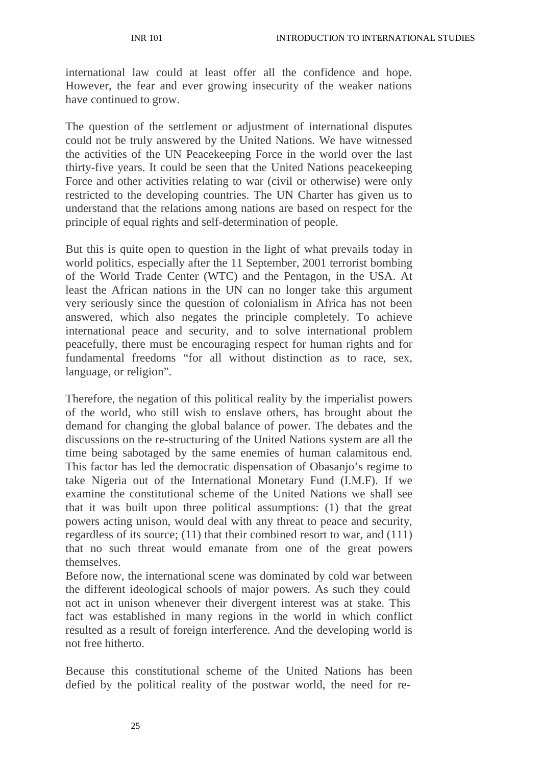international law could at least offer all the confidence and hope. However, the fear and ever growing insecurity of the weaker nations have continued to grow.

The question of the settlement or adjustment of international disputes could not be truly answered by the United Nations. We have witnessed the activities of the UN Peacekeeping Force in the world over the last thirty-five years. It could be seen that the United Nations peacekeeping Force and other activities relating to war (civil or otherwise) were only restricted to the developing countries. The UN Charter has given us to understand that the relations among nations are based on respect for the principle of equal rights and self-determination of people.

But this is quite open to question in the light of what prevails today in world politics, especially after the 11 September, 2001 terrorist bombing of the World Trade Center (WTC) and the Pentagon, in the USA. At least the African nations in the UN can no longer take this argument very seriously since the question of colonialism in Africa has not been answered, which also negates the principle completely. To achieve international peace and security, and to solve international problem peacefully, there must be encouraging respect for human rights and for fundamental freedoms "for all without distinction as to race, sex, language, or religion".

Therefore, the negation of this political reality by the imperialist powers of the world, who still wish to enslave others, has brought about the demand for changing the global balance of power. The debates and the discussions on the re-structuring of the United Nations system are all the time being sabotaged by the same enemies of human calamitous end. This factor has led the democratic dispensation of Obasanjo's regime to take Nigeria out of the International Monetary Fund (I.M.F). If we examine the constitutional scheme of the United Nations we shall see that it was built upon three political assumptions: (1) that the great powers acting unison, would deal with any threat to peace and security, regardless of its source; (11) that their combined resort to war, and (111) that no such threat would emanate from one of the great powers themselves.

Before now, the international scene was dominated by cold war between the different ideological schools of major powers. As such they could not act in unison whenever their divergent interest was at stake. This fact was established in many regions in the world in which conflict resulted as a result of foreign interference. And the developing world is not free hitherto.

Because this constitutional scheme of the United Nations has been defied by the political reality of the postwar world, the need for re-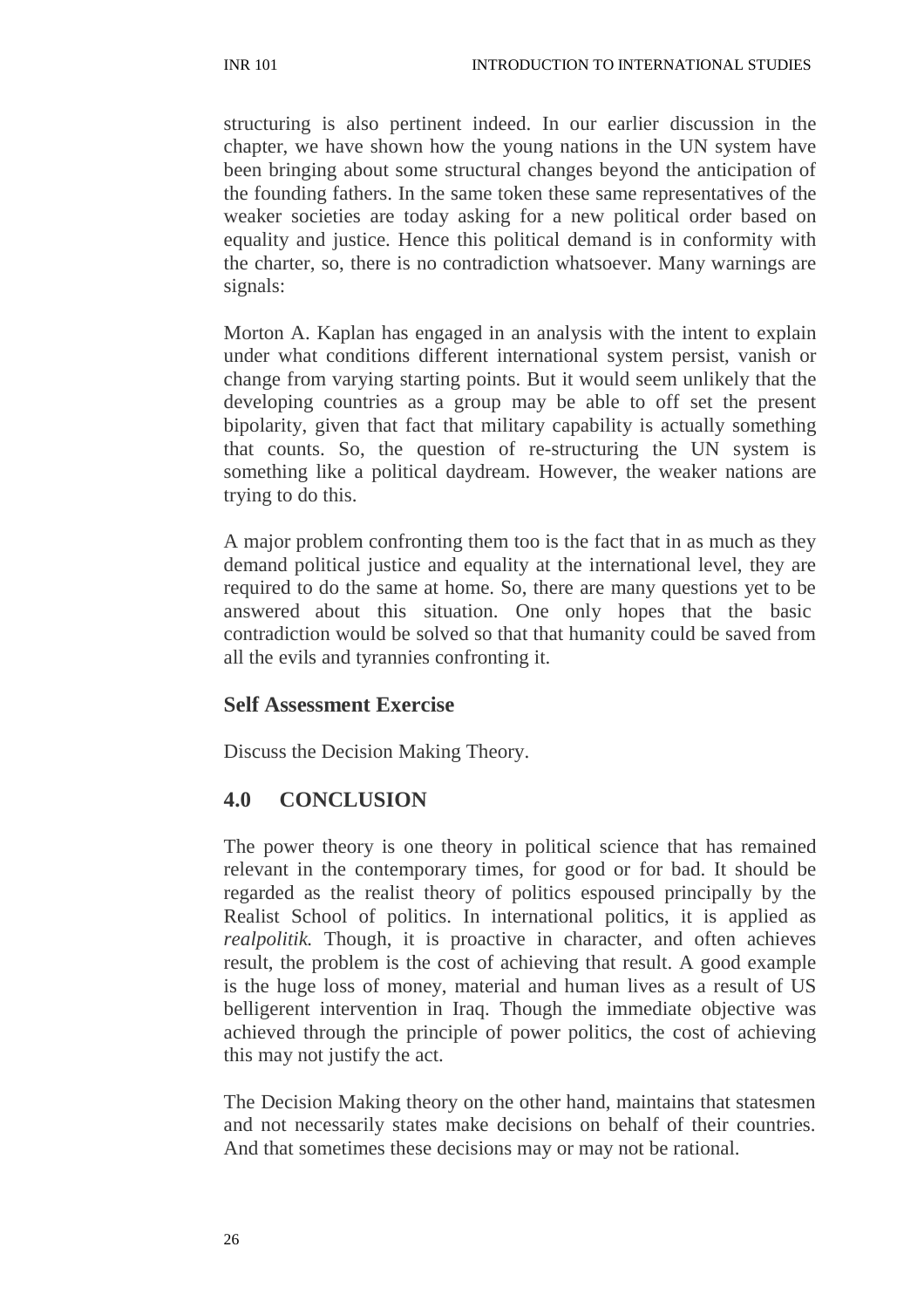structuring is also pertinent indeed. In our earlier discussion in the chapter, we have shown how the young nations in the UN system have been bringing about some structural changes beyond the anticipation of the founding fathers. In the same token these same representatives of the weaker societies are today asking for a new political order based on equality and justice. Hence this political demand is in conformity with the charter, so, there is no contradiction whatsoever. Many warnings are signals:

Morton A. Kaplan has engaged in an analysis with the intent to explain under what conditions different international system persist, vanish or change from varying starting points. But it would seem unlikely that the developing countries as a group may be able to off set the present bipolarity, given that fact that military capability is actually something that counts. So, the question of re-structuring the UN system is something like a political daydream. However, the weaker nations are trying to do this.

A major problem confronting them too is the fact that in as much as they demand political justice and equality at the international level, they are required to do the same at home. So, there are many questions yet to be answered about this situation. One only hopes that the basic contradiction would be solved so that that humanity could be saved from all the evils and tyrannies confronting it.

### Self Assessment Exercise

Discuss the Decision Making Theory.

## 4.0 CONCLUSION

The power theory is one theory in political science that has remained relevant in the contemporary times, for good or for bad. It should be regarded as the realist theory of politics espoused principally by the Realist School of politics. In international politics, it is applied as *realpolitik.* Though, it is proactive in character, and often achieves result, the problem is the cost of achieving that result. A good example is the huge loss of money, material and human lives as a result of US belligerent intervention in Iraq. Though the immediate objective was achieved through the principle of power politics, the cost of achieving this may not justify the act.

The Decision Making theory on the other hand, maintains that statesmen and not necessarily states make decisions on behalf of their countries. And that sometimes these decisions may or may not be rational.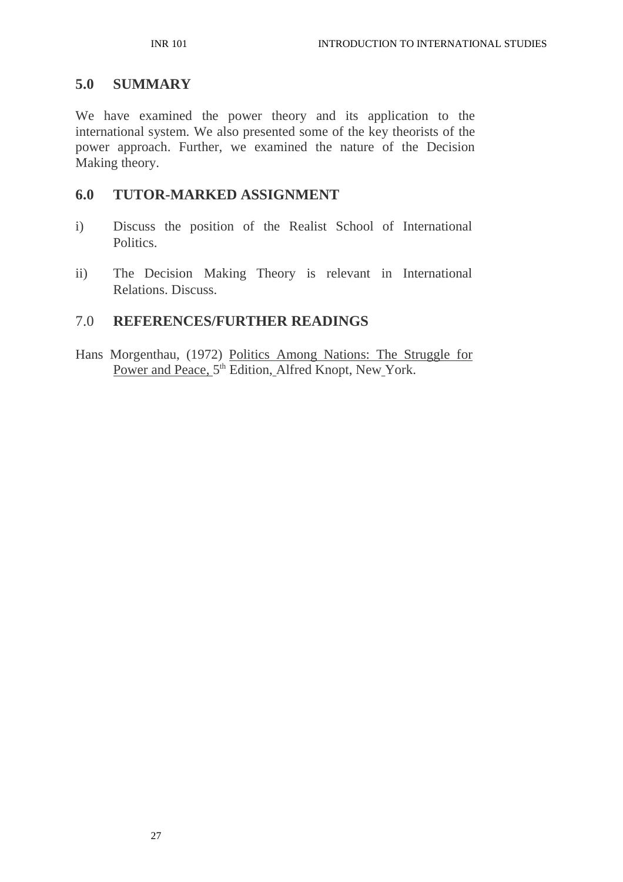## 5.0 SUMMARY

We have examined the power theory and its application to the international system. We also presented some of the key theorists of the power approach. Further, we examined the nature of the Decision Making theory.

## 6.0 TUTOR-MARKED ASSIGNMENT

i) Discuss the position of the Realist School of International Politics.

ii) The Decision Making Theory is relevant in International Relations. Discuss.

## 7.0 REFERENCES/FURTHER READINGS

Hans Morgenthau, (1972) Politics Among Nations: The Struggle for Power and Peace, 5th Edition, Alfred Knopt, New York.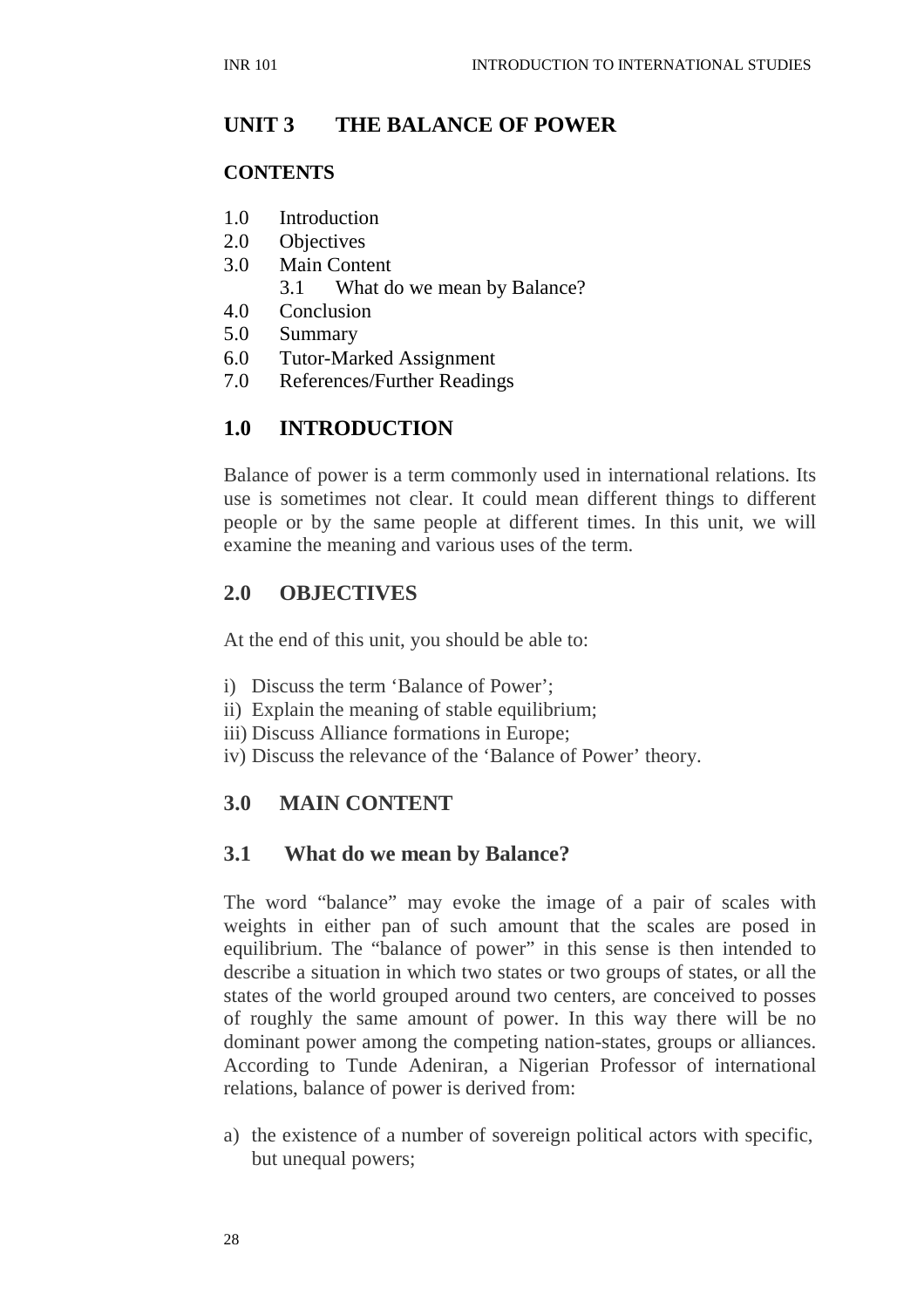## UNIT 3 THE BALANCE OF POWER

**CONTENTS**

1.0 Introduction
2.0 Objectives
3.0 Main Content
 3.1 What do we mean by Balance?
4.0 Conclusion
5.0 Summary
6.0 Tutor-Marked Assignment
7.0 References/Further Readings

## 1.0 INTRODUCTION

Balance of power is a term commonly used in international relations. Its use is sometimes not clear. It could mean different things to different people or by the same people at different times. In this unit, we will examine the meaning and various uses of the term.

## 2.0 OBJECTIVES

At the end of this unit, you should be able to:

i) Discuss the term 'Balance of Power';
ii) Explain the meaning of stable equilibrium;
iii) Discuss Alliance formations in Europe;
iv) Discuss the relevance of the 'Balance of Power' theory.

## 3.0 MAIN CONTENT

### 3.1 What do we mean by Balance?

The word "balance" may evoke the image of a pair of scales with weights in either pan of such amount that the scales are posed in equilibrium. The "balance of power" in this sense is then intended to describe a situation in which two states or two groups of states, or all the states of the world grouped around two centers, are conceived to posses of roughly the same amount of power. In this way there will be no dominant power among the competing nation-states, groups or alliances. According to Tunde Adeniran, a Nigerian Professor of international relations, balance of power is derived from:

a) the existence of a number of sovereign political actors with specific, but unequal powers;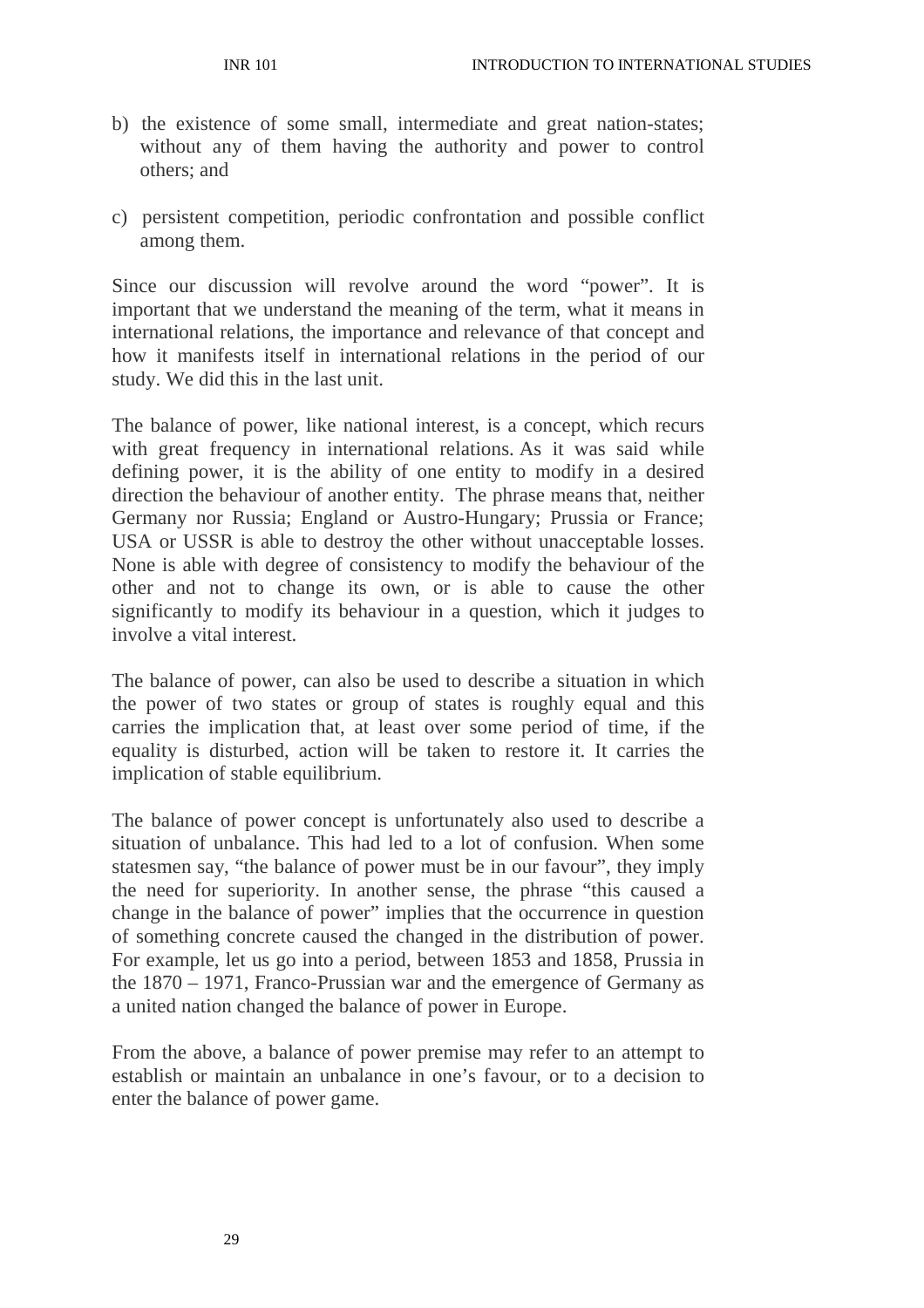b) the existence of some small, intermediate and great nation-states; without any of them having the authority and power to control others; and

c) persistent competition, periodic confrontation and possible conflict among them.

Since our discussion will revolve around the word "power". It is important that we understand the meaning of the term, what it means in international relations, the importance and relevance of that concept and how it manifests itself in international relations in the period of our study. We did this in the last unit.

The balance of power, like national interest, is a concept, which recurs with great frequency in international relations. As it was said while defining power, it is the ability of one entity to modify in a desired direction the behaviour of another entity. The phrase means that, neither Germany nor Russia; England or Austro-Hungary; Prussia or France; USA or USSR is able to destroy the other without unacceptable losses. None is able with degree of consistency to modify the behaviour of the other and not to change its own, or is able to cause the other significantly to modify its behaviour in a question, which it judges to involve a vital interest.

The balance of power, can also be used to describe a situation in which the power of two states or group of states is roughly equal and this carries the implication that, at least over some period of time, if the equality is disturbed, action will be taken to restore it. It carries the implication of stable equilibrium.

The balance of power concept is unfortunately also used to describe a situation of unbalance. This had led to a lot of confusion. When some statesmen say, "the balance of power must be in our favour", they imply the need for superiority. In another sense, the phrase "this caused a change in the balance of power" implies that the occurrence in question of something concrete caused the changed in the distribution of power. For example, let us go into a period, between 1853 and 1858, Prussia in the 1870 – 1971, Franco-Prussian war and the emergence of Germany as a united nation changed the balance of power in Europe.

From the above, a balance of power premise may refer to an attempt to establish or maintain an unbalance in one's favour, or to a decision to enter the balance of power game.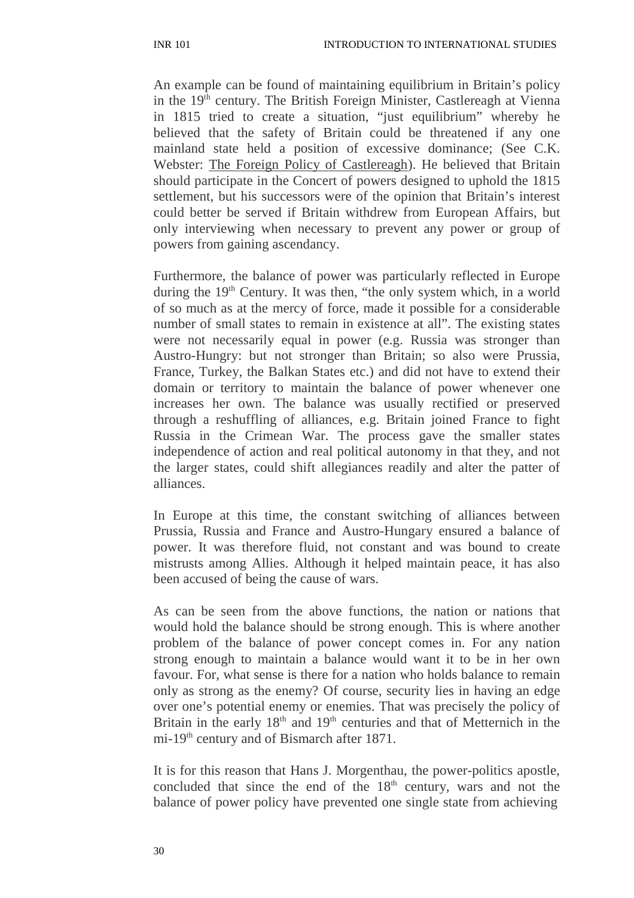An example can be found of maintaining equilibrium in Britain's policy in the 19th century. The British Foreign Minister, Castlereagh at Vienna in 1815 tried to create a situation, "just equilibrium" whereby he believed that the safety of Britain could be threatened if any one mainland state held a position of excessive dominance; (See C.K. Webster: The Foreign Policy of Castlereagh). He believed that Britain should participate in the Concert of powers designed to uphold the 1815 settlement, but his successors were of the opinion that Britain's interest could better be served if Britain withdrew from European Affairs, but only interviewing when necessary to prevent any power or group of powers from gaining ascendancy.

Furthermore, the balance of power was particularly reflected in Europe during the 19th Century. It was then, "the only system which, in a world of so much as at the mercy of force, made it possible for a considerable number of small states to remain in existence at all". The existing states were not necessarily equal in power (e.g. Russia was stronger than Austro-Hungry: but not stronger than Britain; so also were Prussia, France, Turkey, the Balkan States etc.) and did not have to extend their domain or territory to maintain the balance of power whenever one increases her own. The balance was usually rectified or preserved through a reshuffling of alliances, e.g. Britain joined France to fight Russia in the Crimean War. The process gave the smaller states independence of action and real political autonomy in that they, and not the larger states, could shift allegiances readily and alter the patter of alliances.

In Europe at this time, the constant switching of alliances between Prussia, Russia and France and Austro-Hungary ensured a balance of power. It was therefore fluid, not constant and was bound to create mistrusts among Allies. Although it helped maintain peace, it has also been accused of being the cause of wars.

As can be seen from the above functions, the nation or nations that would hold the balance should be strong enough. This is where another problem of the balance of power concept comes in. For any nation strong enough to maintain a balance would want it to be in her own favour. For, what sense is there for a nation who holds balance to remain only as strong as the enemy? Of course, security lies in having an edge over one's potential enemy or enemies. That was precisely the policy of Britain in the early 18th and 19th centuries and that of Metternich in the mi-19th century and of Bismarch after 1871.

It is for this reason that Hans J. Morgenthau, the power-politics apostle, concluded that since the end of the 18th century, wars and not the balance of power policy have prevented one single state from achieving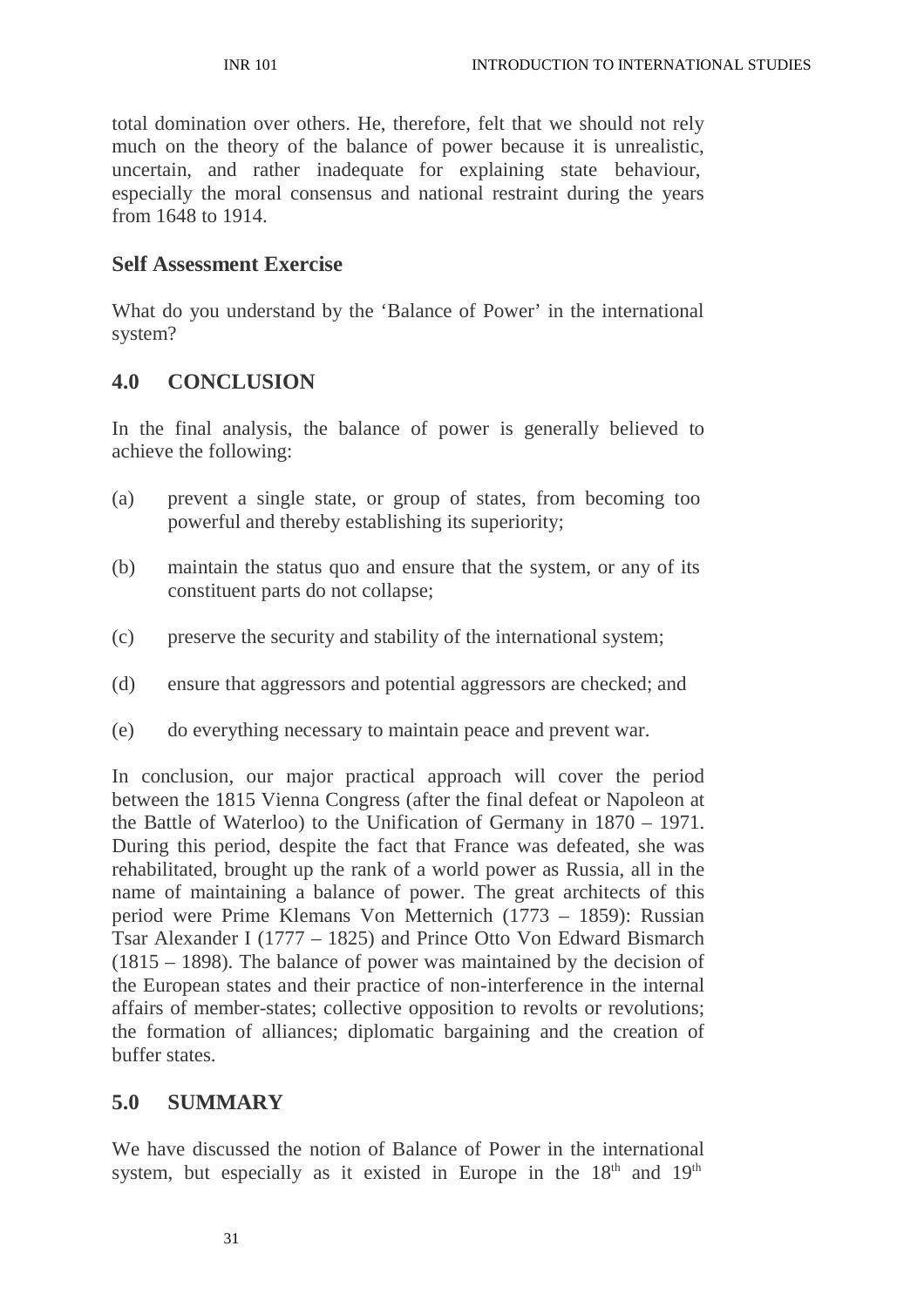total domination over others. He, therefore, felt that we should not rely much on the theory of the balance of power because it is unrealistic, uncertain, and rather inadequate for explaining state behaviour, especially the moral consensus and national restraint during the years from 1648 to 1914.

**Self Assessment Exercise**

What do you understand by the 'Balance of Power' in the international system?

## 4.0 CONCLUSION

In the final analysis, the balance of power is generally believed to achieve the following:

(a) prevent a single state, or group of states, from becoming too powerful and thereby establishing its superiority;

(b) maintain the status quo and ensure that the system, or any of its constituent parts do not collapse;

(c) preserve the security and stability of the international system;

(d) ensure that aggressors and potential aggressors are checked; and

(e) do everything necessary to maintain peace and prevent war.

In conclusion, our major practical approach will cover the period between the 1815 Vienna Congress (after the final defeat or Napoleon at the Battle of Waterloo) to the Unification of Germany in 1870 – 1971. During this period, despite the fact that France was defeated, she was rehabilitated, brought up the rank of a world power as Russia, all in the name of maintaining a balance of power. The great architects of this period were Prime Klemans Von Metternich (1773 – 1859): Russian Tsar Alexander I (1777 – 1825) and Prince Otto Von Edward Bismarch (1815 – 1898). The balance of power was maintained by the decision of the European states and their practice of non-interference in the internal affairs of member-states; collective opposition to revolts or revolutions; the formation of alliances; diplomatic bargaining and the creation of buffer states.

## 5.0 SUMMARY

We have discussed the notion of Balance of Power in the international system, but especially as it existed in Europe in the 18th and 19th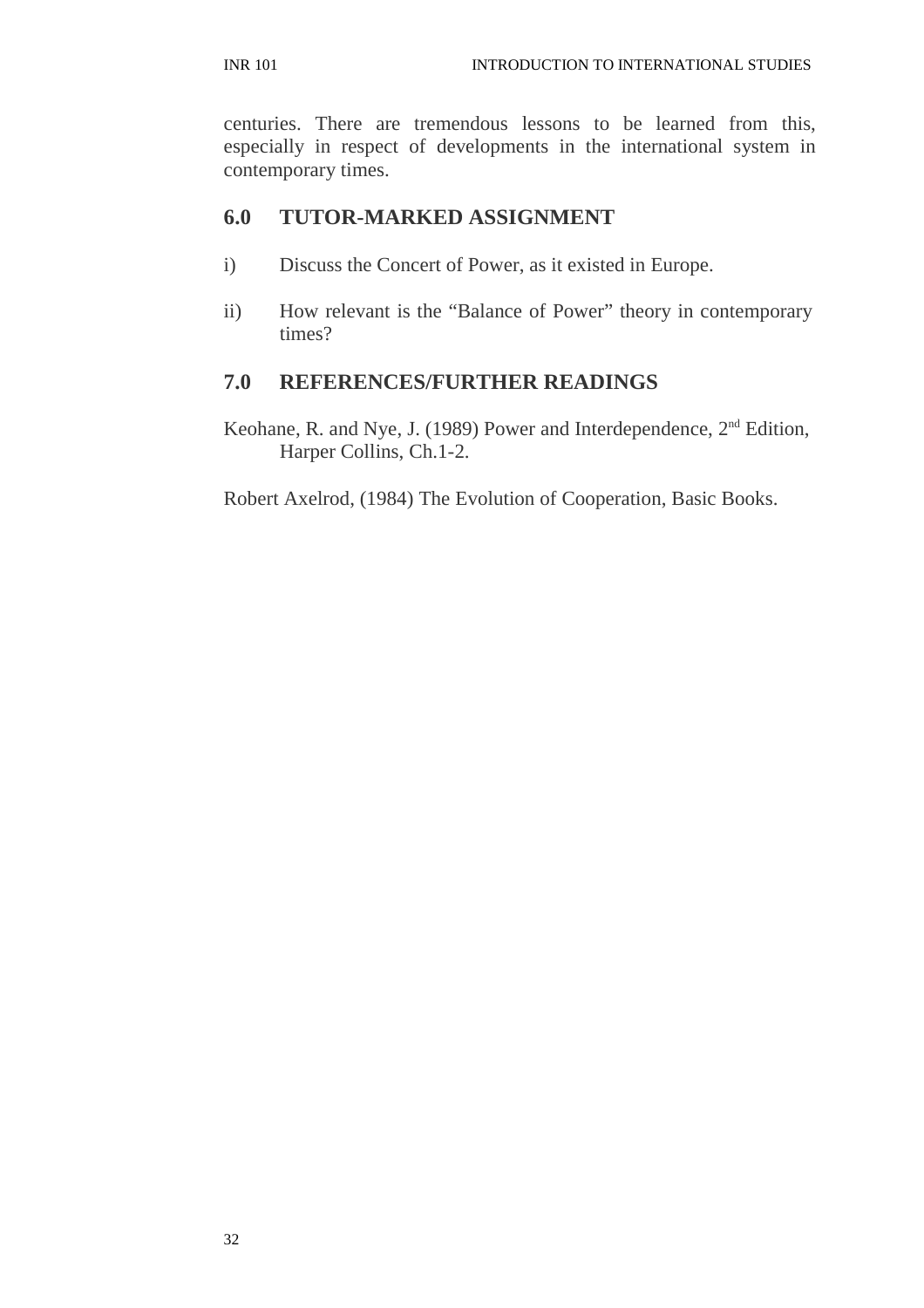centuries. There are tremendous lessons to be learned from this, especially in respect of developments in the international system in contemporary times.

## 6.0 TUTOR-MARKED ASSIGNMENT

i) Discuss the Concert of Power, as it existed in Europe.

ii) How relevant is the "Balance of Power" theory in contemporary times?

## 7.0 REFERENCES/FURTHER READINGS

Keohane, R. and Nye, J. (1989) Power and Interdependence, 2nd Edition, Harper Collins, Ch.1-2.

Robert Axelrod, (1984) The Evolution of Cooperation, Basic Books.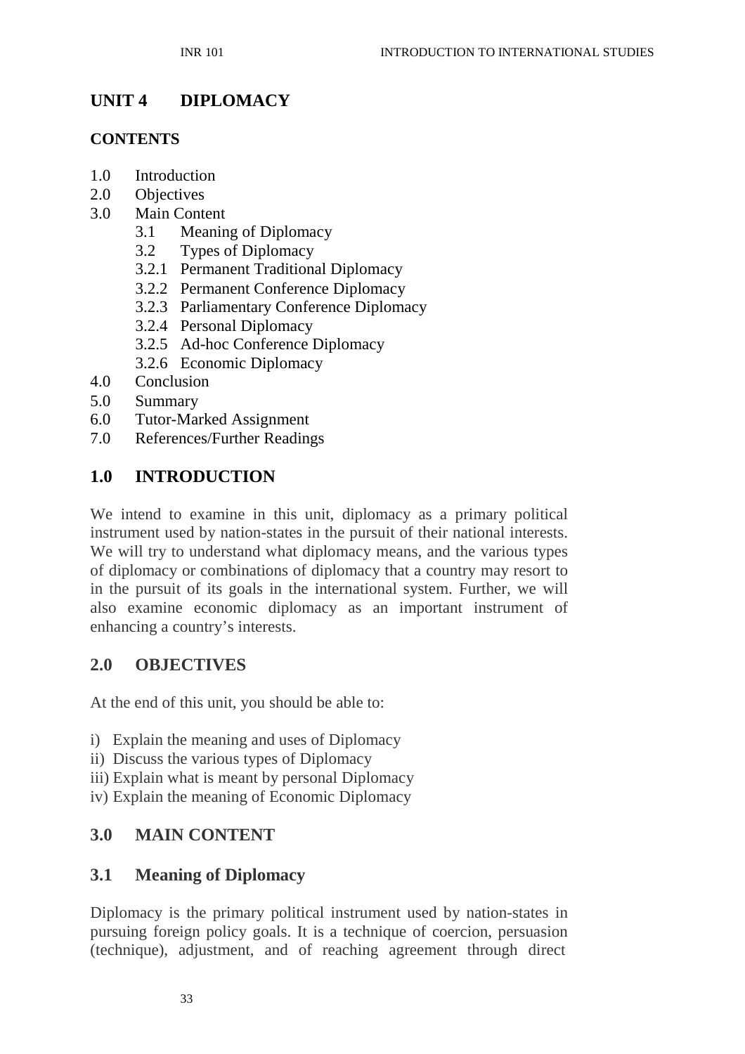# UNIT 4 DIPLOMACY

**CONTENTS**

1.0 Introduction
2.0 Objectives
3.0 Main Content
   3.1 Meaning of Diplomacy
   3.2 Types of Diplomacy
   3.2.1 Permanent Traditional Diplomacy
   3.2.2 Permanent Conference Diplomacy
   3.2.3 Parliamentary Conference Diplomacy
   3.2.4 Personal Diplomacy
   3.2.5 Ad-hoc Conference Diplomacy
   3.2.6 Economic Diplomacy
4.0 Conclusion
5.0 Summary
6.0 Tutor-Marked Assignment
7.0 References/Further Readings

## 1.0 INTRODUCTION

We intend to examine in this unit, diplomacy as a primary political instrument used by nation-states in the pursuit of their national interests. We will try to understand what diplomacy means, and the various types of diplomacy or combinations of diplomacy that a country may resort to in the pursuit of its goals in the international system. Further, we will also examine economic diplomacy as an important instrument of enhancing a country's interests.

## 2.0 OBJECTIVES

At the end of this unit, you should be able to:

i) Explain the meaning and uses of Diplomacy
ii) Discuss the various types of Diplomacy
iii) Explain what is meant by personal Diplomacy
iv) Explain the meaning of Economic Diplomacy

## 3.0 MAIN CONTENT

### 3.1 Meaning of Diplomacy

Diplomacy is the primary political instrument used by nation-states in pursuing foreign policy goals. It is a technique of coercion, persuasion (technique), adjustment, and of reaching agreement through direct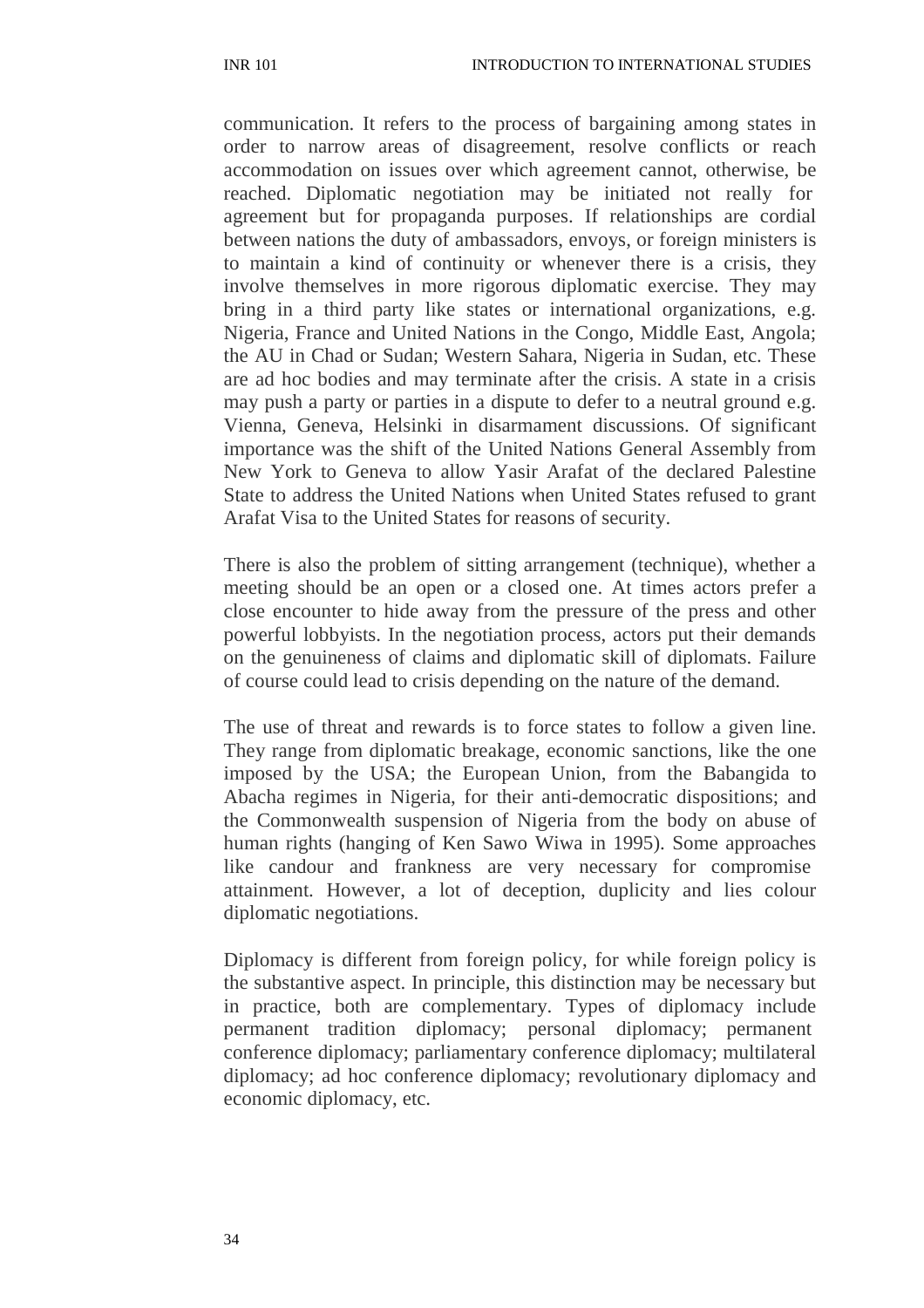communication. It refers to the process of bargaining among states in order to narrow areas of disagreement, resolve conflicts or reach accommodation on issues over which agreement cannot, otherwise, be reached. Diplomatic negotiation may be initiated not really for agreement but for propaganda purposes. If relationships are cordial between nations the duty of ambassadors, envoys, or foreign ministers is to maintain a kind of continuity or whenever there is a crisis, they involve themselves in more rigorous diplomatic exercise. They may bring in a third party like states or international organizations, e.g. Nigeria, France and United Nations in the Congo, Middle East, Angola; the AU in Chad or Sudan; Western Sahara, Nigeria in Sudan, etc. These are ad hoc bodies and may terminate after the crisis. A state in a crisis may push a party or parties in a dispute to defer to a neutral ground e.g. Vienna, Geneva, Helsinki in disarmament discussions. Of significant importance was the shift of the United Nations General Assembly from New York to Geneva to allow Yasir Arafat of the declared Palestine State to address the United Nations when United States refused to grant Arafat Visa to the United States for reasons of security.

There is also the problem of sitting arrangement (technique), whether a meeting should be an open or a closed one. At times actors prefer a close encounter to hide away from the pressure of the press and other powerful lobbyists. In the negotiation process, actors put their demands on the genuineness of claims and diplomatic skill of diplomats. Failure of course could lead to crisis depending on the nature of the demand.

The use of threat and rewards is to force states to follow a given line. They range from diplomatic breakage, economic sanctions, like the one imposed by the USA; the European Union, from the Babangida to Abacha regimes in Nigeria, for their anti-democratic dispositions; and the Commonwealth suspension of Nigeria from the body on abuse of human rights (hanging of Ken Sawo Wiwa in 1995). Some approaches like candour and frankness are very necessary for compromise attainment. However, a lot of deception, duplicity and lies colour diplomatic negotiations.

Diplomacy is different from foreign policy, for while foreign policy is the substantive aspect. In principle, this distinction may be necessary but in practice, both are complementary. Types of diplomacy include permanent tradition diplomacy; personal diplomacy; permanent conference diplomacy; parliamentary conference diplomacy; multilateral diplomacy; ad hoc conference diplomacy; revolutionary diplomacy and economic diplomacy, etc.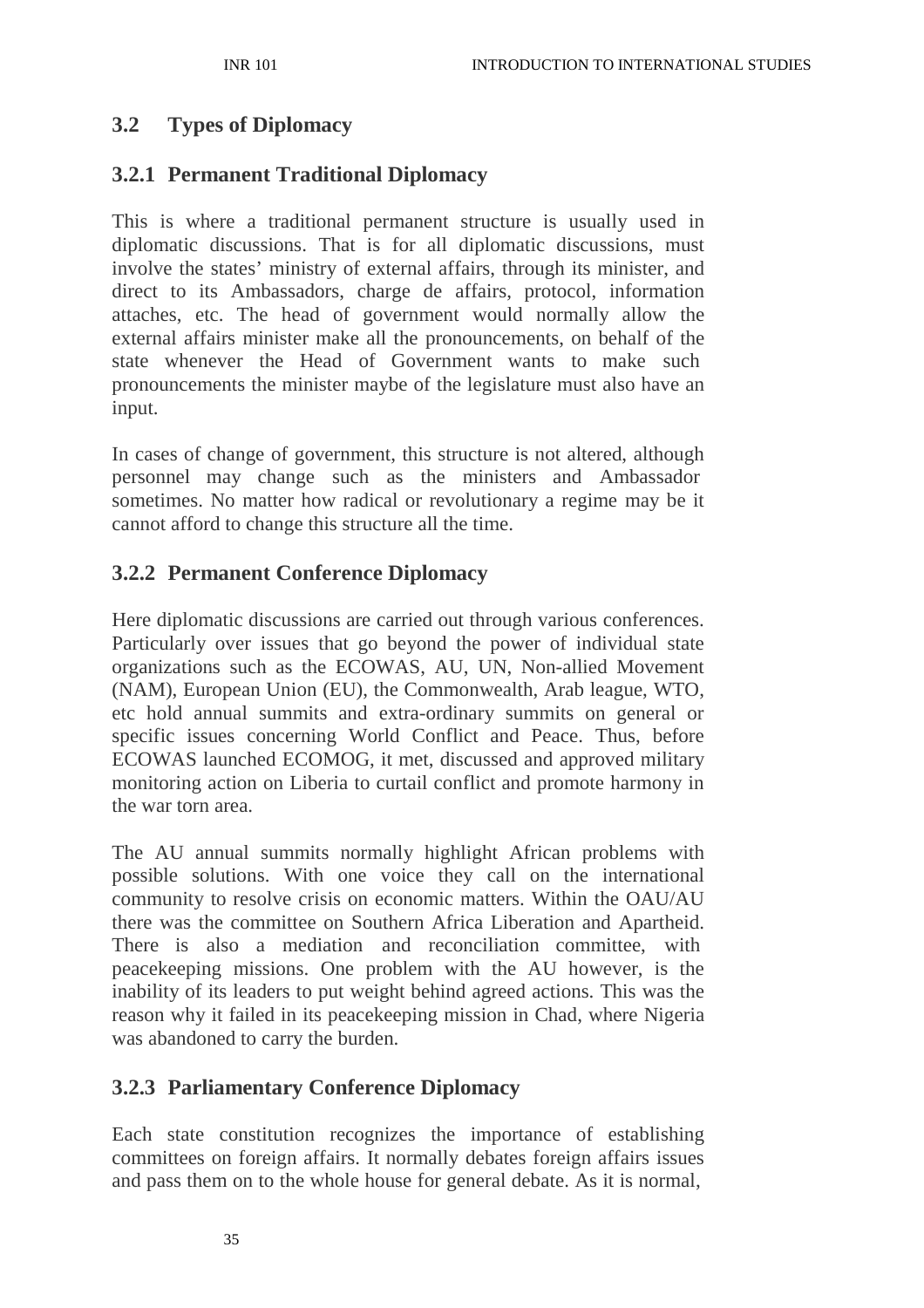## 3.2 Types of Diplomacy

### 3.2.1 Permanent Traditional Diplomacy

This is where a traditional permanent structure is usually used in diplomatic discussions. That is for all diplomatic discussions, must involve the states' ministry of external affairs, through its minister, and direct to its Ambassadors, charge de affairs, protocol, information attaches, etc. The head of government would normally allow the external affairs minister make all the pronouncements, on behalf of the state whenever the Head of Government wants to make such pronouncements the minister maybe of the legislature must also have an input.

In cases of change of government, this structure is not altered, although personnel may change such as the ministers and Ambassador sometimes. No matter how radical or revolutionary a regime may be it cannot afford to change this structure all the time.

### 3.2.2 Permanent Conference Diplomacy

Here diplomatic discussions are carried out through various conferences. Particularly over issues that go beyond the power of individual state organizations such as the ECOWAS, AU, UN, Non-allied Movement (NAM), European Union (EU), the Commonwealth, Arab league, WTO, etc hold annual summits and extra-ordinary summits on general or specific issues concerning World Conflict and Peace. Thus, before ECOWAS launched ECOMOG, it met, discussed and approved military monitoring action on Liberia to curtail conflict and promote harmony in the war torn area.

The AU annual summits normally highlight African problems with possible solutions. With one voice they call on the international community to resolve crisis on economic matters. Within the OAU/AU there was the committee on Southern Africa Liberation and Apartheid. There is also a mediation and reconciliation committee, with peacekeeping missions. One problem with the AU however, is the inability of its leaders to put weight behind agreed actions. This was the reason why it failed in its peacekeeping mission in Chad, where Nigeria was abandoned to carry the burden.

### 3.2.3 Parliamentary Conference Diplomacy

Each state constitution recognizes the importance of establishing committees on foreign affairs. It normally debates foreign affairs issues and pass them on to the whole house for general debate. As it is normal,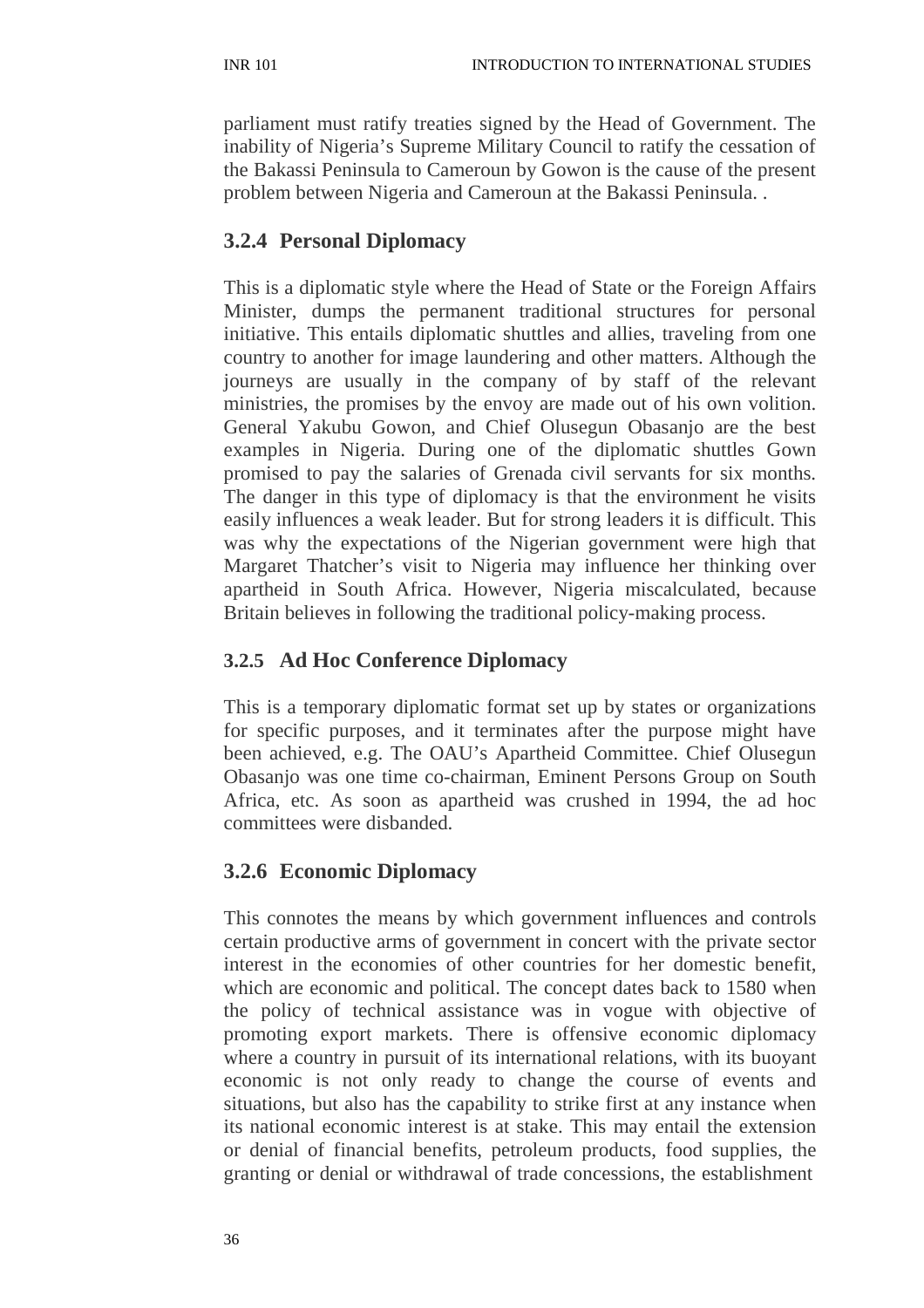parliament must ratify treaties signed by the Head of Government. The inability of Nigeria's Supreme Military Council to ratify the cessation of the Bakassi Peninsula to Cameroun by Gowon is the cause of the present problem between Nigeria and Cameroun at the Bakassi Peninsula. .

### 3.2.4 Personal Diplomacy

This is a diplomatic style where the Head of State or the Foreign Affairs Minister, dumps the permanent traditional structures for personal initiative. This entails diplomatic shuttles and allies, traveling from one country to another for image laundering and other matters. Although the journeys are usually in the company of by staff of the relevant ministries, the promises by the envoy are made out of his own volition. General Yakubu Gowon, and Chief Olusegun Obasanjo are the best examples in Nigeria. During one of the diplomatic shuttles Gown promised to pay the salaries of Grenada civil servants for six months. The danger in this type of diplomacy is that the environment he visits easily influences a weak leader. But for strong leaders it is difficult. This was why the expectations of the Nigerian government were high that Margaret Thatcher's visit to Nigeria may influence her thinking over apartheid in South Africa. However, Nigeria miscalculated, because Britain believes in following the traditional policy-making process.

### 3.2.5 Ad Hoc Conference Diplomacy

This is a temporary diplomatic format set up by states or organizations for specific purposes, and it terminates after the purpose might have been achieved, e.g. The OAU's Apartheid Committee. Chief Olusegun Obasanjo was one time co-chairman, Eminent Persons Group on South Africa, etc. As soon as apartheid was crushed in 1994, the ad hoc committees were disbanded.

### 3.2.6 Economic Diplomacy

This connotes the means by which government influences and controls certain productive arms of government in concert with the private sector interest in the economies of other countries for her domestic benefit, which are economic and political. The concept dates back to 1580 when the policy of technical assistance was in vogue with objective of promoting export markets. There is offensive economic diplomacy where a country in pursuit of its international relations, with its buoyant economic is not only ready to change the course of events and situations, but also has the capability to strike first at any instance when its national economic interest is at stake. This may entail the extension or denial of financial benefits, petroleum products, food supplies, the granting or denial or withdrawal of trade concessions, the establishment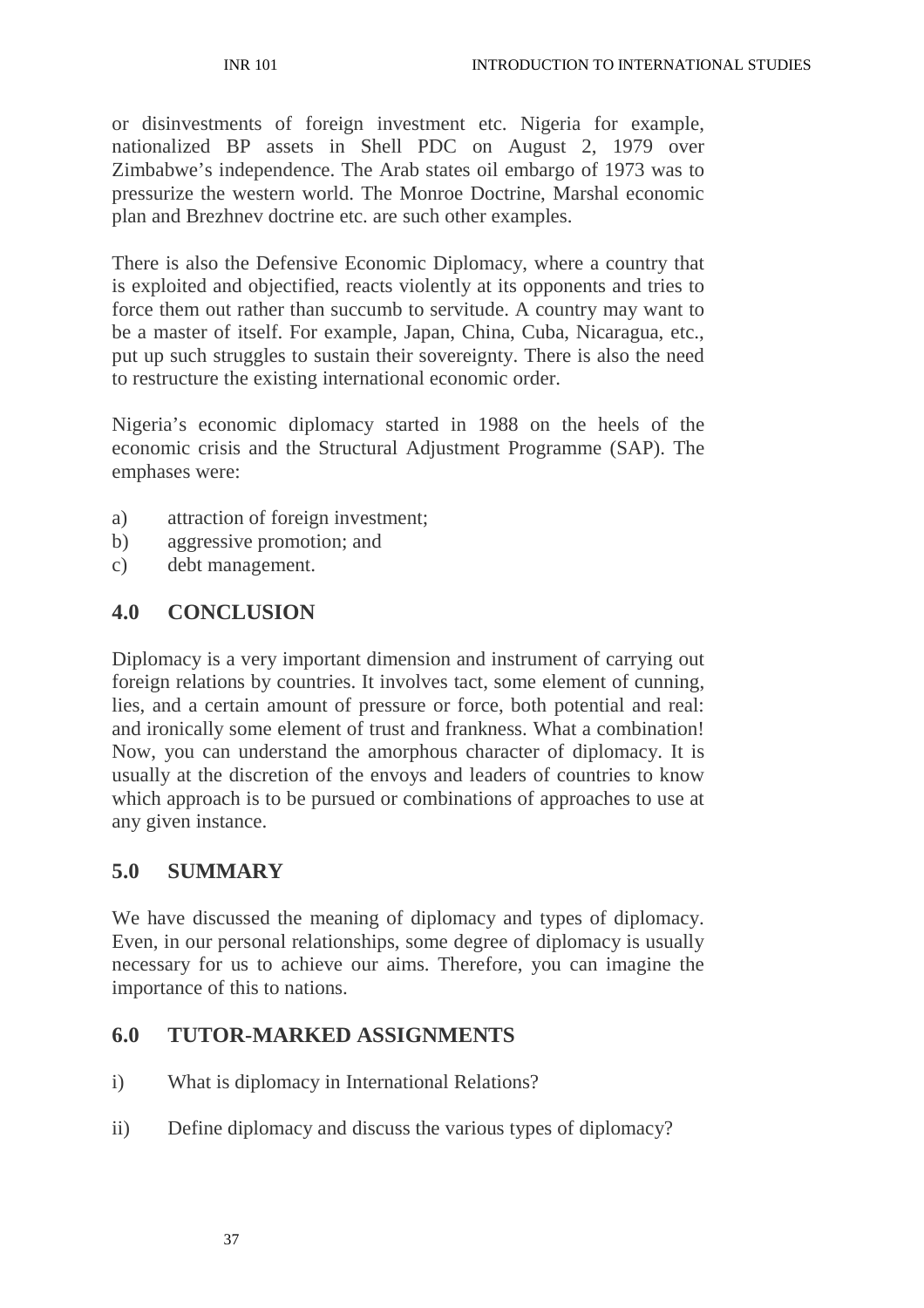or disinvestments of foreign investment etc. Nigeria for example, nationalized BP assets in Shell PDC on August 2, 1979 over Zimbabwe's independence. The Arab states oil embargo of 1973 was to pressurize the western world. The Monroe Doctrine, Marshal economic plan and Brezhnev doctrine etc. are such other examples.

There is also the Defensive Economic Diplomacy, where a country that is exploited and objectified, reacts violently at its opponents and tries to force them out rather than succumb to servitude. A country may want to be a master of itself. For example, Japan, China, Cuba, Nicaragua, etc., put up such struggles to sustain their sovereignty. There is also the need to restructure the existing international economic order.

Nigeria's economic diplomacy started in 1988 on the heels of the economic crisis and the Structural Adjustment Programme (SAP). The emphases were:

a) attraction of foreign investment;
b) aggressive promotion; and
c) debt management.

## 4.0 CONCLUSION

Diplomacy is a very important dimension and instrument of carrying out foreign relations by countries. It involves tact, some element of cunning, lies, and a certain amount of pressure or force, both potential and real: and ironically some element of trust and frankness. What a combination! Now, you can understand the amorphous character of diplomacy. It is usually at the discretion of the envoys and leaders of countries to know which approach is to be pursued or combinations of approaches to use at any given instance.

## 5.0 SUMMARY

We have discussed the meaning of diplomacy and types of diplomacy. Even, in our personal relationships, some degree of diplomacy is usually necessary for us to achieve our aims. Therefore, you can imagine the importance of this to nations.

## 6.0 TUTOR-MARKED ASSIGNMENTS

i) What is diplomacy in International Relations?

ii) Define diplomacy and discuss the various types of diplomacy?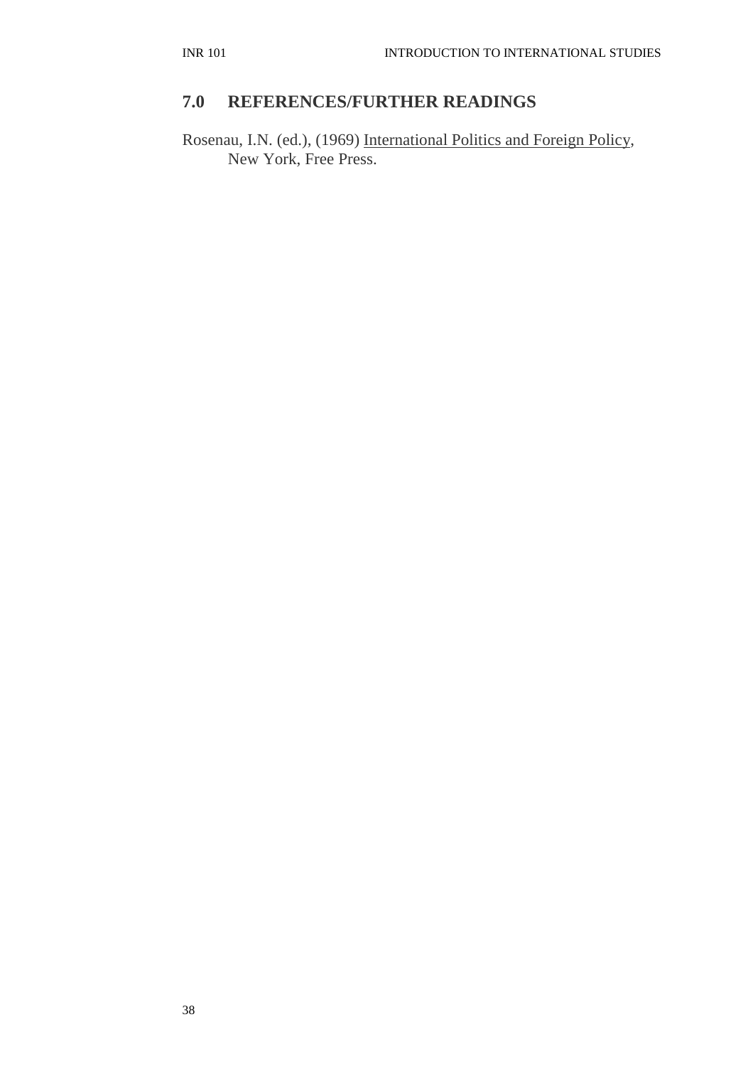## 7.0 REFERENCES/FURTHER READINGS

Rosenau, I.N. (ed.), (1969) International Politics and Foreign Policy, New York, Free Press.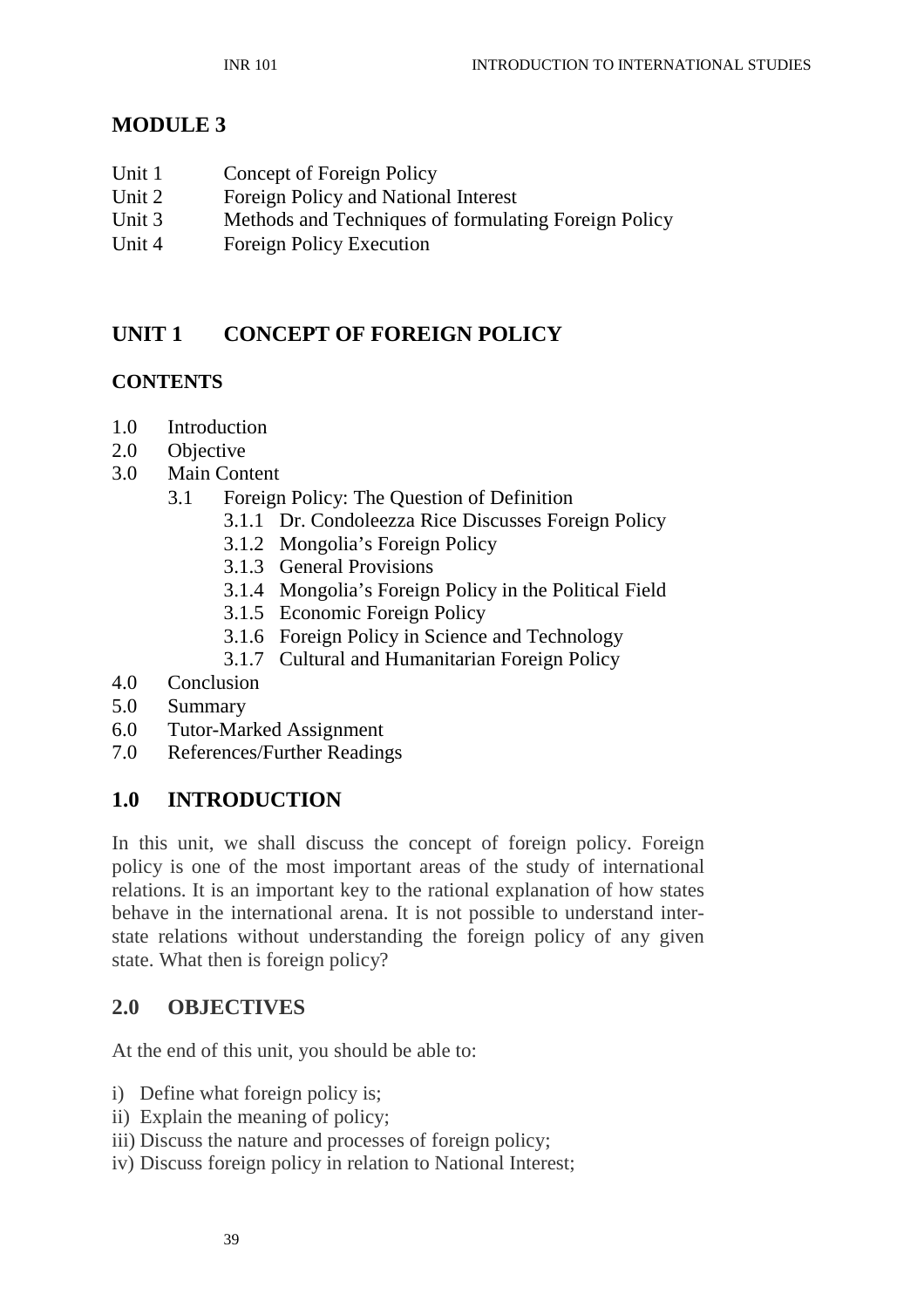# MODULE 3

Unit 1 Concept of Foreign Policy
Unit 2 Foreign Policy and National Interest
Unit 3 Methods and Techniques of formulating Foreign Policy
Unit 4 Foreign Policy Execution

## UNIT 1 CONCEPT OF FOREIGN POLICY

### CONTENTS

1.0 Introduction
2.0 Objective
3.0 Main Content
 3.1 Foreign Policy: The Question of Definition
  3.1.1 Dr. Condoleezza Rice Discusses Foreign Policy
  3.1.2 Mongolia's Foreign Policy
  3.1.3 General Provisions
  3.1.4 Mongolia's Foreign Policy in the Political Field
  3.1.5 Economic Foreign Policy
  3.1.6 Foreign Policy in Science and Technology
  3.1.7 Cultural and Humanitarian Foreign Policy
4.0 Conclusion
5.0 Summary
6.0 Tutor-Marked Assignment
7.0 References/Further Readings

## 1.0 INTRODUCTION

In this unit, we shall discuss the concept of foreign policy. Foreign policy is one of the most important areas of the study of international relations. It is an important key to the rational explanation of how states behave in the international arena. It is not possible to understand inter-state relations without understanding the foreign policy of any given state. What then is foreign policy?

## 2.0 OBJECTIVES

At the end of this unit, you should be able to:

i) Define what foreign policy is;
ii) Explain the meaning of policy;
iii) Discuss the nature and processes of foreign policy;
iv) Discuss foreign policy in relation to National Interest;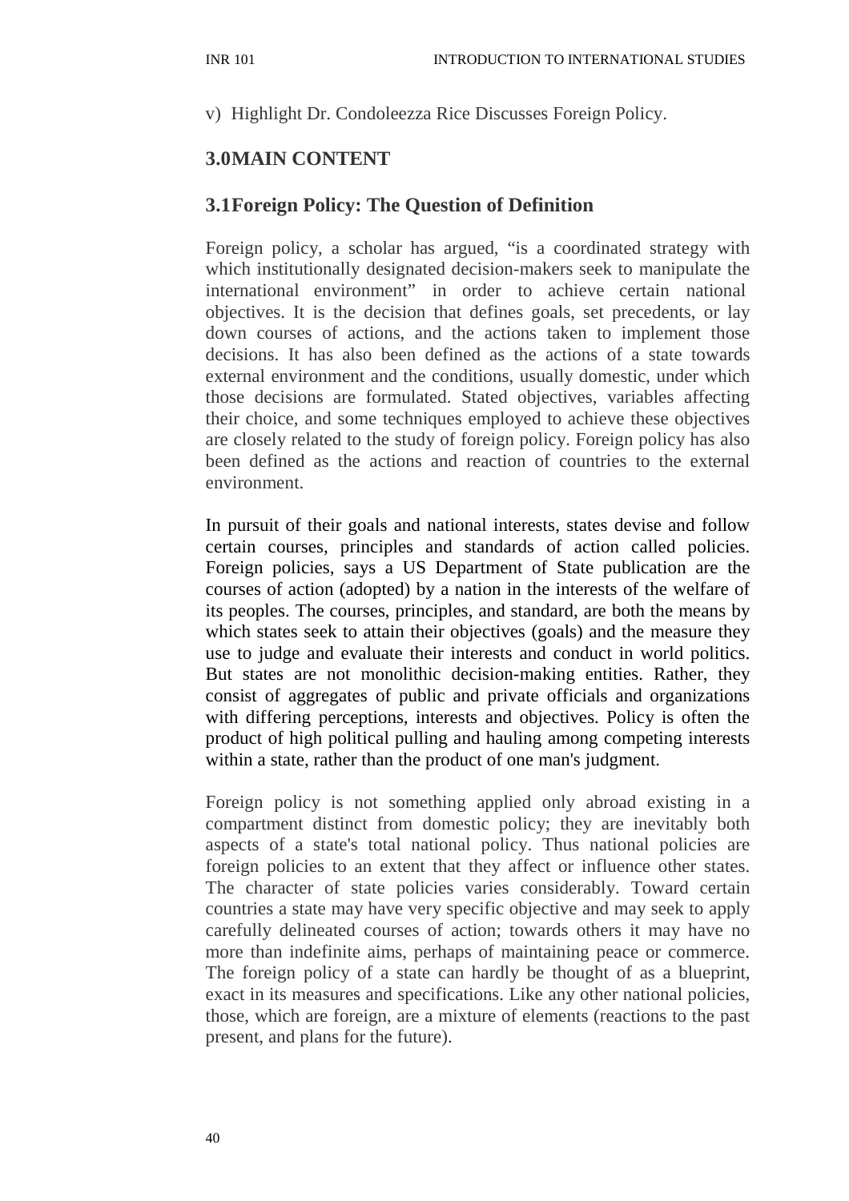v) Highlight Dr. Condoleezza Rice Discusses Foreign Policy.

## 3.0MAIN CONTENT

### 3.1Foreign Policy: The Question of Definition

Foreign policy, a scholar has argued, "is a coordinated strategy with which institutionally designated decision-makers seek to manipulate the international environment" in order to achieve certain national objectives. It is the decision that defines goals, set precedents, or lay down courses of actions, and the actions taken to implement those decisions. It has also been defined as the actions of a state towards external environment and the conditions, usually domestic, under which those decisions are formulated. Stated objectives, variables affecting their choice, and some techniques employed to achieve these objectives are closely related to the study of foreign policy. Foreign policy has also been defined as the actions and reaction of countries to the external environment.

In pursuit of their goals and national interests, states devise and follow certain courses, principles and standards of action called policies. Foreign policies, says a US Department of State publication are the courses of action (adopted) by a nation in the interests of the welfare of its peoples. The courses, principles, and standard, are both the means by which states seek to attain their objectives (goals) and the measure they use to judge and evaluate their interests and conduct in world politics. But states are not monolithic decision-making entities. Rather, they consist of aggregates of public and private officials and organizations with differing perceptions, interests and objectives. Policy is often the product of high political pulling and hauling among competing interests within a state, rather than the product of one man's judgment.

Foreign policy is not something applied only abroad existing in a compartment distinct from domestic policy; they are inevitably both aspects of a state's total national policy. Thus national policies are foreign policies to an extent that they affect or influence other states. The character of state policies varies considerably. Toward certain countries a state may have very specific objective and may seek to apply carefully delineated courses of action; towards others it may have no more than indefinite aims, perhaps of maintaining peace or commerce. The foreign policy of a state can hardly be thought of as a blueprint, exact in its measures and specifications. Like any other national policies, those, which are foreign, are a mixture of elements (reactions to the past present, and plans for the future).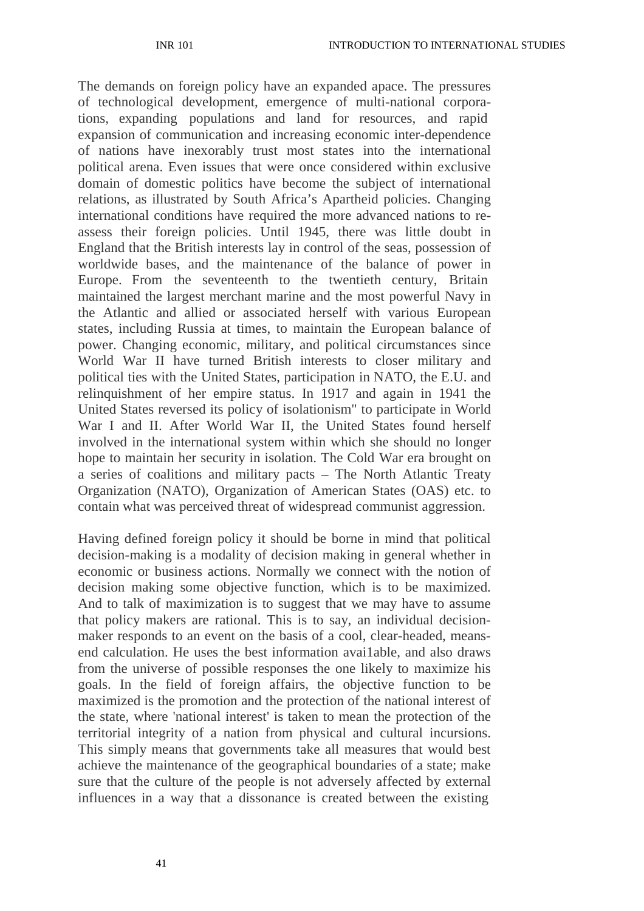The demands on foreign policy have an expanded apace. The pressures of technological development, emergence of multi-national corporations, expanding populations and land for resources, and rapid expansion of communication and increasing economic inter-dependence of nations have inexorably trust most states into the international political arena. Even issues that were once considered within exclusive domain of domestic politics have become the subject of international relations, as illustrated by South Africa's Apartheid policies. Changing international conditions have required the more advanced nations to re-assess their foreign policies. Until 1945, there was little doubt in England that the British interests lay in control of the seas, possession of worldwide bases, and the maintenance of the balance of power in Europe. From the seventeenth to the twentieth century, Britain maintained the largest merchant marine and the most powerful Navy in the Atlantic and allied or associated herself with various European states, including Russia at times, to maintain the European balance of power. Changing economic, military, and political circumstances since World War II have turned British interests to closer military and political ties with the United States, participation in NATO, the E.U. and relinquishment of her empire status. In 1917 and again in 1941 the United States reversed its policy of isolationism" to participate in World War I and II. After World War II, the United States found herself involved in the international system within which she should no longer hope to maintain her security in isolation. The Cold War era brought on a series of coalitions and military pacts – The North Atlantic Treaty Organization (NATO), Organization of American States (OAS) etc. to contain what was perceived threat of widespread communist aggression.

Having defined foreign policy it should be borne in mind that political decision-making is a modality of decision making in general whether in economic or business actions. Normally we connect with the notion of decision making some objective function, which is to be maximized. And to talk of maximization is to suggest that we may have to assume that policy makers are rational. This is to say, an individual decision-maker responds to an event on the basis of a cool, clear-headed, means-end calculation. He uses the best information avai1able, and also draws from the universe of possible responses the one likely to maximize his goals. In the field of foreign affairs, the objective function to be maximized is the promotion and the protection of the national interest of the state, where 'national interest' is taken to mean the protection of the territorial integrity of a nation from physical and cultural incursions. This simply means that governments take all measures that would best achieve the maintenance of the geographical boundaries of a state; make sure that the culture of the people is not adversely affected by external influences in a way that a dissonance is created between the existing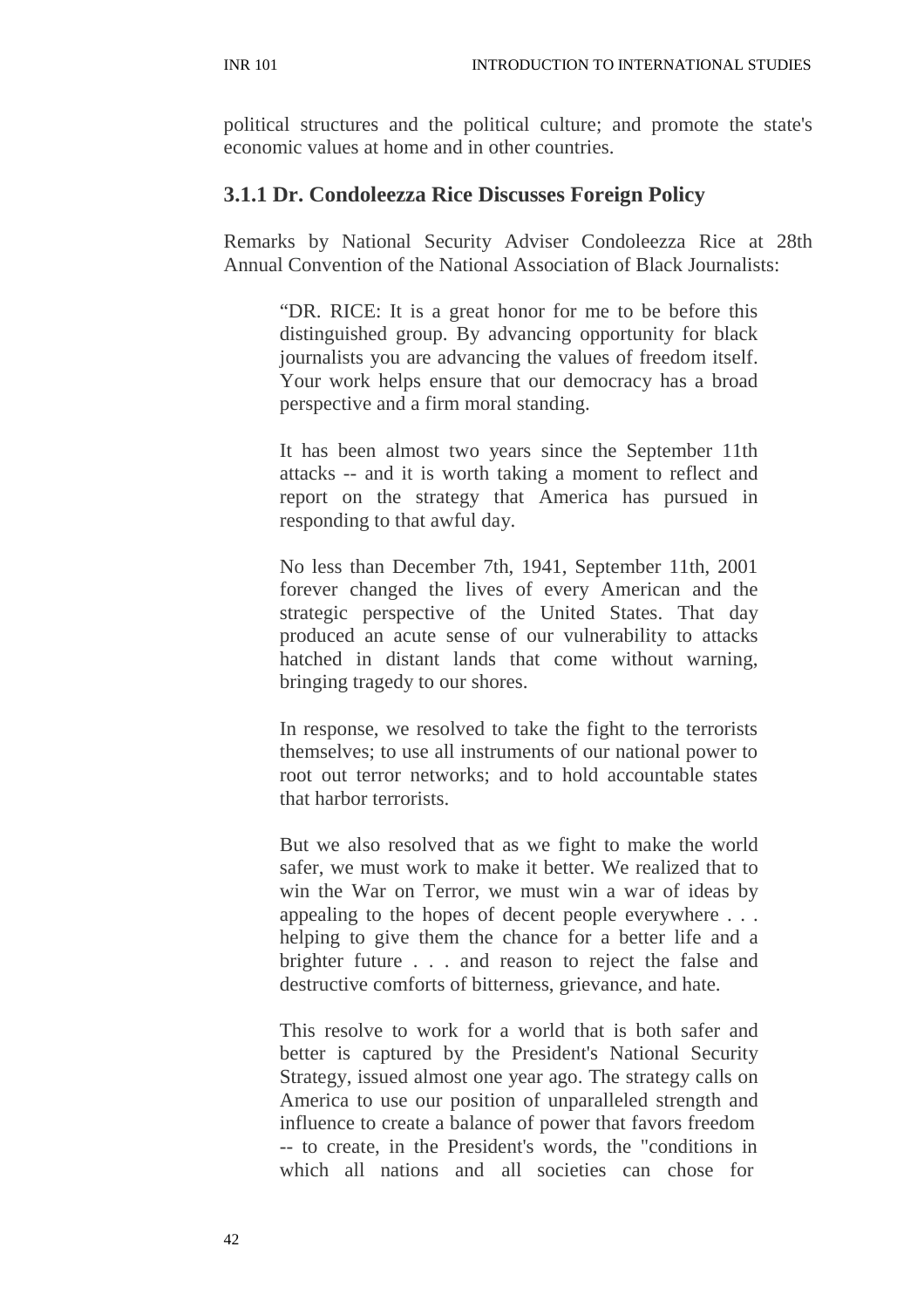political structures and the political culture; and promote the state's economic values at home and in other countries.

### 3.1.1 Dr. Condoleezza Rice Discusses Foreign Policy

Remarks by National Security Adviser Condoleezza Rice at 28th Annual Convention of the National Association of Black Journalists:

> "DR. RICE: It is a great honor for me to be before this distinguished group. By advancing opportunity for black journalists you are advancing the values of freedom itself. Your work helps ensure that our democracy has a broad perspective and a firm moral standing.
>
> It has been almost two years since the September 11th attacks -- and it is worth taking a moment to reflect and report on the strategy that America has pursued in responding to that awful day.
>
> No less than December 7th, 1941, September 11th, 2001 forever changed the lives of every American and the strategic perspective of the United States. That day produced an acute sense of our vulnerability to attacks hatched in distant lands that come without warning, bringing tragedy to our shores.
>
> In response, we resolved to take the fight to the terrorists themselves; to use all instruments of our national power to root out terror networks; and to hold accountable states that harbor terrorists.
>
> But we also resolved that as we fight to make the world safer, we must work to make it better. We realized that to win the War on Terror, we must win a war of ideas by appealing to the hopes of decent people everywhere . . . helping to give them the chance for a better life and a brighter future . . . and reason to reject the false and destructive comforts of bitterness, grievance, and hate.
>
> This resolve to work for a world that is both safer and better is captured by the President's National Security Strategy, issued almost one year ago. The strategy calls on America to use our position of unparalleled strength and influence to create a balance of power that favors freedom -- to create, in the President's words, the "conditions in which all nations and all societies can chose for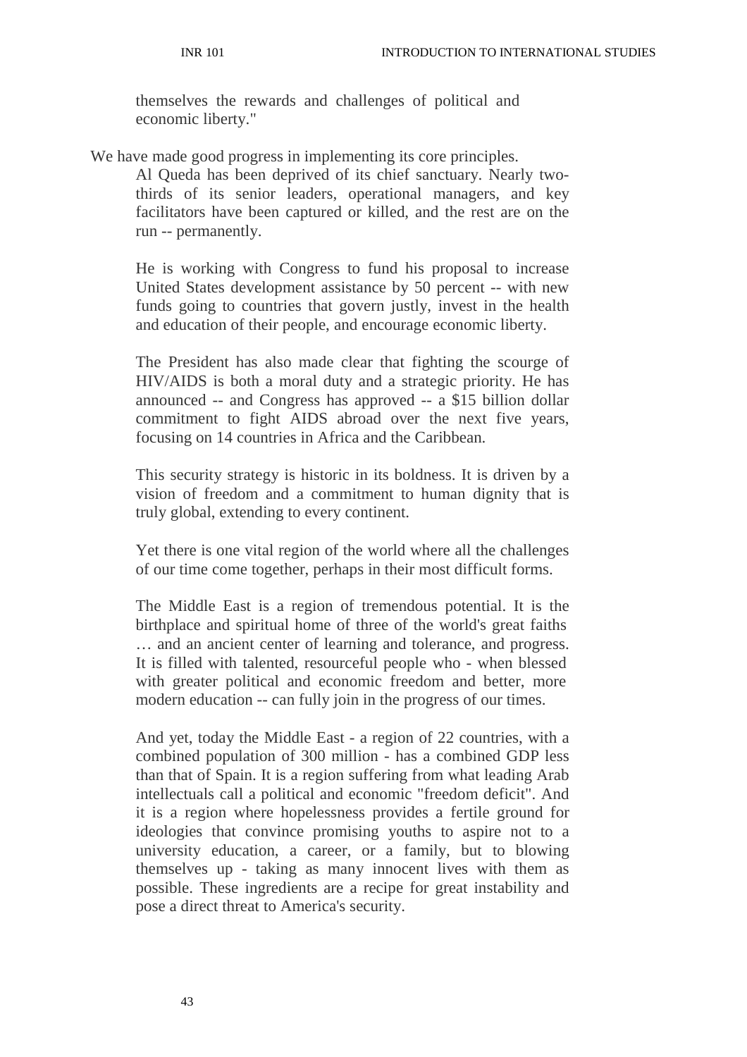themselves the rewards and challenges of political and economic liberty."

We have made good progress in implementing its core principles.

> Al Queda has been deprived of its chief sanctuary. Nearly two-thirds of its senior leaders, operational managers, and key facilitators have been captured or killed, and the rest are on the run -- permanently.
>
> He is working with Congress to fund his proposal to increase United States development assistance by 50 percent -- with new funds going to countries that govern justly, invest in the health and education of their people, and encourage economic liberty.
>
> The President has also made clear that fighting the scourge of HIV/AIDS is both a moral duty and a strategic priority. He has announced -- and Congress has approved -- a $15 billion dollar commitment to fight AIDS abroad over the next five years, focusing on 14 countries in Africa and the Caribbean.
>
> This security strategy is historic in its boldness. It is driven by a vision of freedom and a commitment to human dignity that is truly global, extending to every continent.
>
> Yet there is one vital region of the world where all the challenges of our time come together, perhaps in their most difficult forms.
>
> The Middle East is a region of tremendous potential. It is the birthplace and spiritual home of three of the world's great faiths … and an ancient center of learning and tolerance, and progress. It is filled with talented, resourceful people who - when blessed with greater political and economic freedom and better, more modern education -- can fully join in the progress of our times.
>
> And yet, today the Middle East - a region of 22 countries, with a combined population of 300 million - has a combined GDP less than that of Spain. It is a region suffering from what leading Arab intellectuals call a political and economic "freedom deficit". And it is a region where hopelessness provides a fertile ground for ideologies that convince promising youths to aspire not to a university education, a career, or a family, but to blowing themselves up - taking as many innocent lives with them as possible. These ingredients are a recipe for great instability and pose a direct threat to America's security.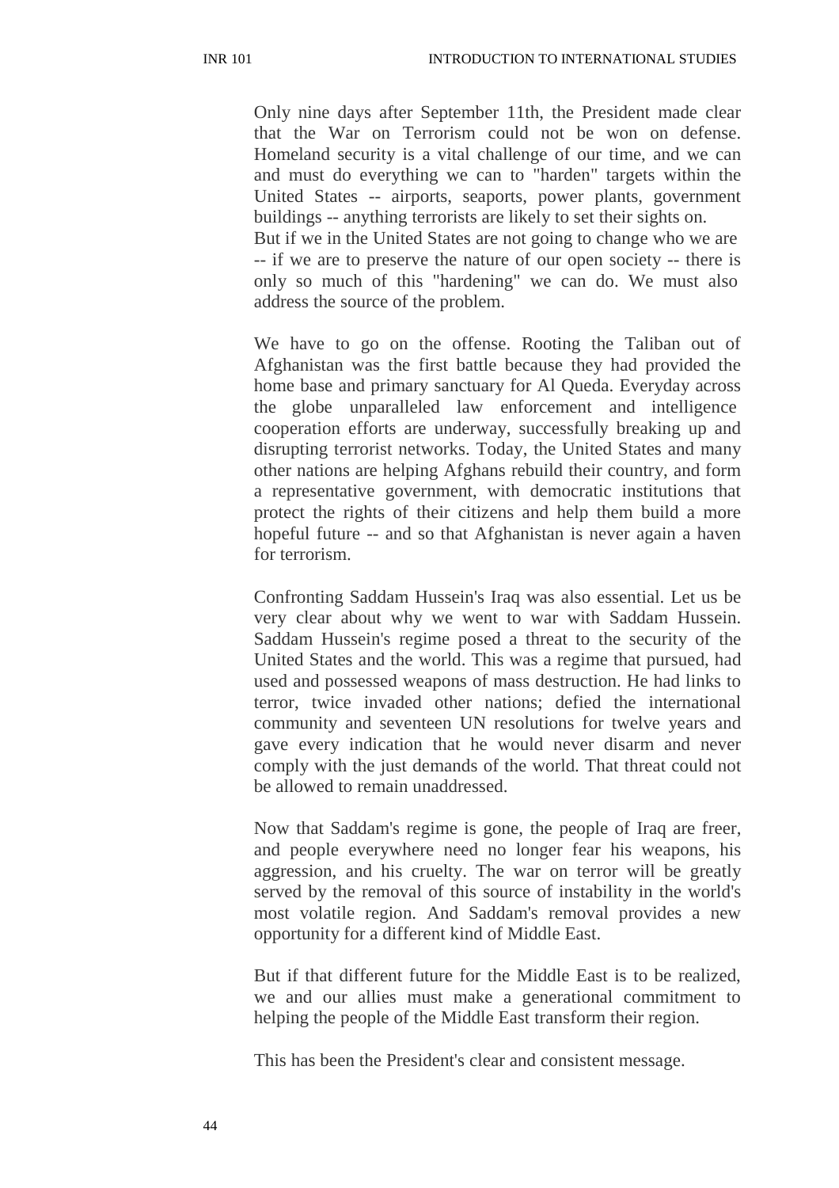Only nine days after September 11th, the President made clear that the War on Terrorism could not be won on defense. Homeland security is a vital challenge of our time, and we can and must do everything we can to "harden" targets within the United States -- airports, seaports, power plants, government buildings -- anything terrorists are likely to set their sights on. But if we in the United States are not going to change who we are -- if we are to preserve the nature of our open society -- there is only so much of this "hardening" we can do. We must also address the source of the problem.

We have to go on the offense. Rooting the Taliban out of Afghanistan was the first battle because they had provided the home base and primary sanctuary for Al Queda. Everyday across the globe unparalleled law enforcement and intelligence cooperation efforts are underway, successfully breaking up and disrupting terrorist networks. Today, the United States and many other nations are helping Afghans rebuild their country, and form a representative government, with democratic institutions that protect the rights of their citizens and help them build a more hopeful future -- and so that Afghanistan is never again a haven for terrorism.

Confronting Saddam Hussein's Iraq was also essential. Let us be very clear about why we went to war with Saddam Hussein. Saddam Hussein's regime posed a threat to the security of the United States and the world. This was a regime that pursued, had used and possessed weapons of mass destruction. He had links to terror, twice invaded other nations; defied the international community and seventeen UN resolutions for twelve years and gave every indication that he would never disarm and never comply with the just demands of the world. That threat could not be allowed to remain unaddressed.

Now that Saddam's regime is gone, the people of Iraq are freer, and people everywhere need no longer fear his weapons, his aggression, and his cruelty. The war on terror will be greatly served by the removal of this source of instability in the world's most volatile region. And Saddam's removal provides a new opportunity for a different kind of Middle East.

But if that different future for the Middle East is to be realized, we and our allies must make a generational commitment to helping the people of the Middle East transform their region.

This has been the President's clear and consistent message.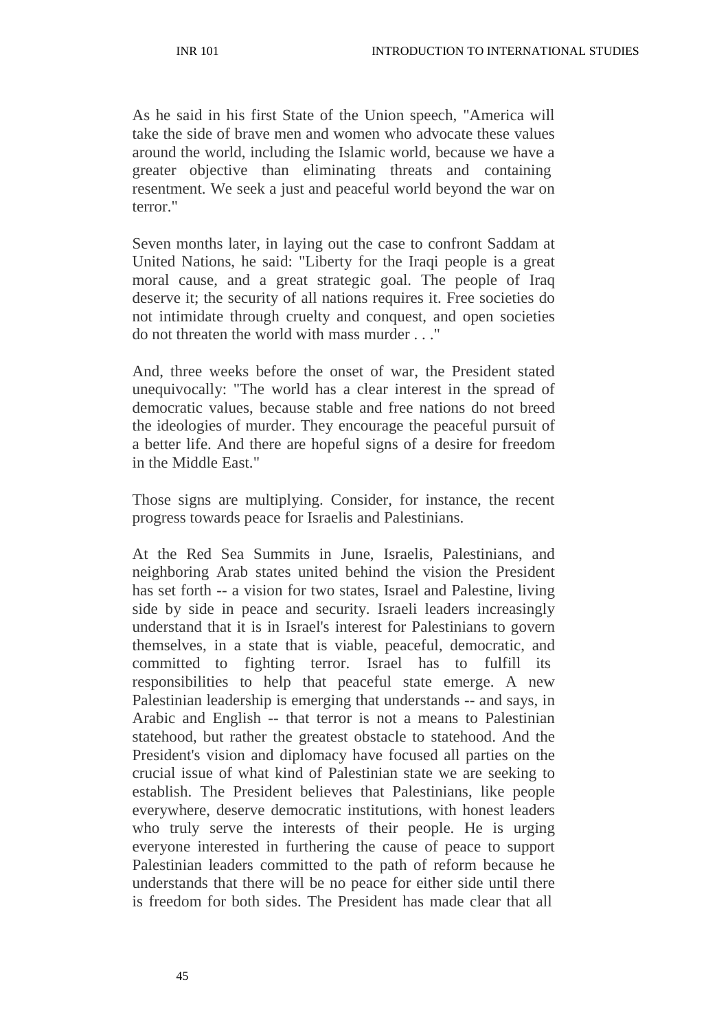As he said in his first State of the Union speech, "America will take the side of brave men and women who advocate these values around the world, including the Islamic world, because we have a greater objective than eliminating threats and containing resentment. We seek a just and peaceful world beyond the war on terror."

Seven months later, in laying out the case to confront Saddam at United Nations, he said: "Liberty for the Iraqi people is a great moral cause, and a great strategic goal. The people of Iraq deserve it; the security of all nations requires it. Free societies do not intimidate through cruelty and conquest, and open societies do not threaten the world with mass murder . . ."

And, three weeks before the onset of war, the President stated unequivocally: "The world has a clear interest in the spread of democratic values, because stable and free nations do not breed the ideologies of murder. They encourage the peaceful pursuit of a better life. And there are hopeful signs of a desire for freedom in the Middle East."

Those signs are multiplying. Consider, for instance, the recent progress towards peace for Israelis and Palestinians.

At the Red Sea Summits in June, Israelis, Palestinians, and neighboring Arab states united behind the vision the President has set forth -- a vision for two states, Israel and Palestine, living side by side in peace and security. Israeli leaders increasingly understand that it is in Israel's interest for Palestinians to govern themselves, in a state that is viable, peaceful, democratic, and committed to fighting terror. Israel has to fulfill its responsibilities to help that peaceful state emerge. A new Palestinian leadership is emerging that understands -- and says, in Arabic and English -- that terror is not a means to Palestinian statehood, but rather the greatest obstacle to statehood. And the President's vision and diplomacy have focused all parties on the crucial issue of what kind of Palestinian state we are seeking to establish. The President believes that Palestinians, like people everywhere, deserve democratic institutions, with honest leaders who truly serve the interests of their people. He is urging everyone interested in furthering the cause of peace to support Palestinian leaders committed to the path of reform because he understands that there will be no peace for either side until there is freedom for both sides. The President has made clear that all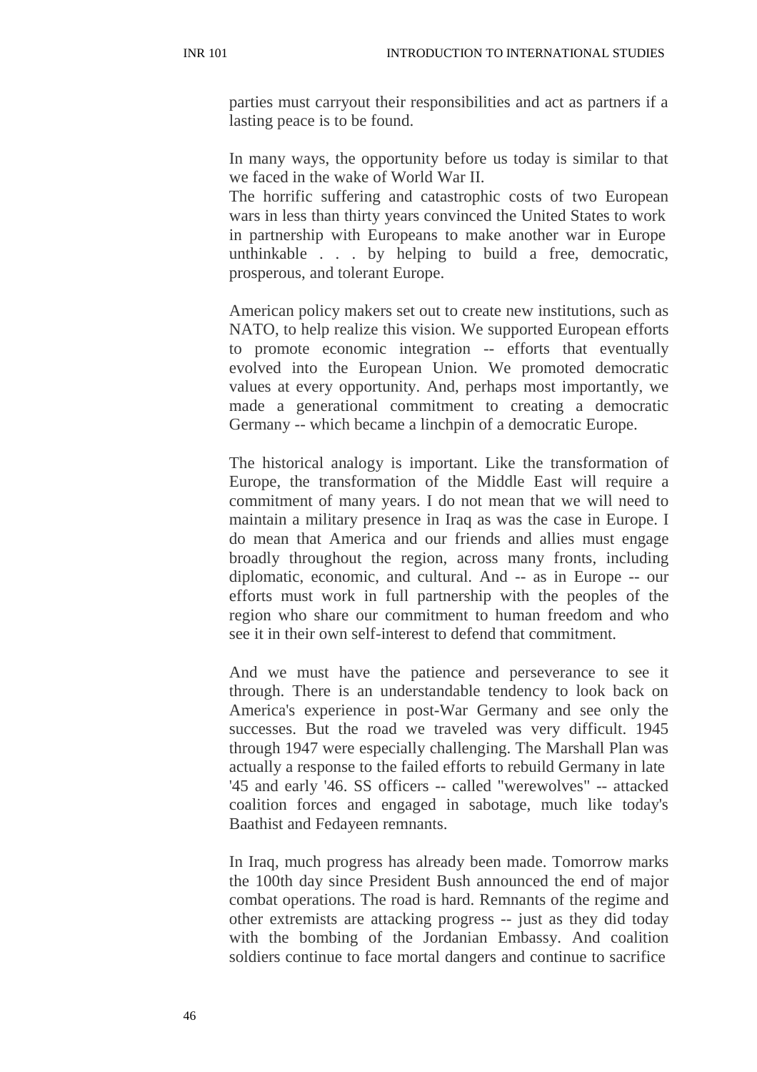parties must carryout their responsibilities and act as partners if a lasting peace is to be found.

In many ways, the opportunity before us today is similar to that we faced in the wake of World War II.
The horrific suffering and catastrophic costs of two European wars in less than thirty years convinced the United States to work in partnership with Europeans to make another war in Europe unthinkable . . . by helping to build a free, democratic, prosperous, and tolerant Europe.

American policy makers set out to create new institutions, such as NATO, to help realize this vision. We supported European efforts to promote economic integration -- efforts that eventually evolved into the European Union. We promoted democratic values at every opportunity. And, perhaps most importantly, we made a generational commitment to creating a democratic Germany -- which became a linchpin of a democratic Europe.

The historical analogy is important. Like the transformation of Europe, the transformation of the Middle East will require a commitment of many years. I do not mean that we will need to maintain a military presence in Iraq as was the case in Europe. I do mean that America and our friends and allies must engage broadly throughout the region, across many fronts, including diplomatic, economic, and cultural. And -- as in Europe -- our efforts must work in full partnership with the peoples of the region who share our commitment to human freedom and who see it in their own self-interest to defend that commitment.

And we must have the patience and perseverance to see it through. There is an understandable tendency to look back on America's experience in post-War Germany and see only the successes. But the road we traveled was very difficult. 1945 through 1947 were especially challenging. The Marshall Plan was actually a response to the failed efforts to rebuild Germany in late '45 and early '46. SS officers -- called "werewolves" -- attacked coalition forces and engaged in sabotage, much like today's Baathist and Fedayeen remnants.

In Iraq, much progress has already been made. Tomorrow marks the 100th day since President Bush announced the end of major combat operations. The road is hard. Remnants of the regime and other extremists are attacking progress -- just as they did today with the bombing of the Jordanian Embassy. And coalition soldiers continue to face mortal dangers and continue to sacrifice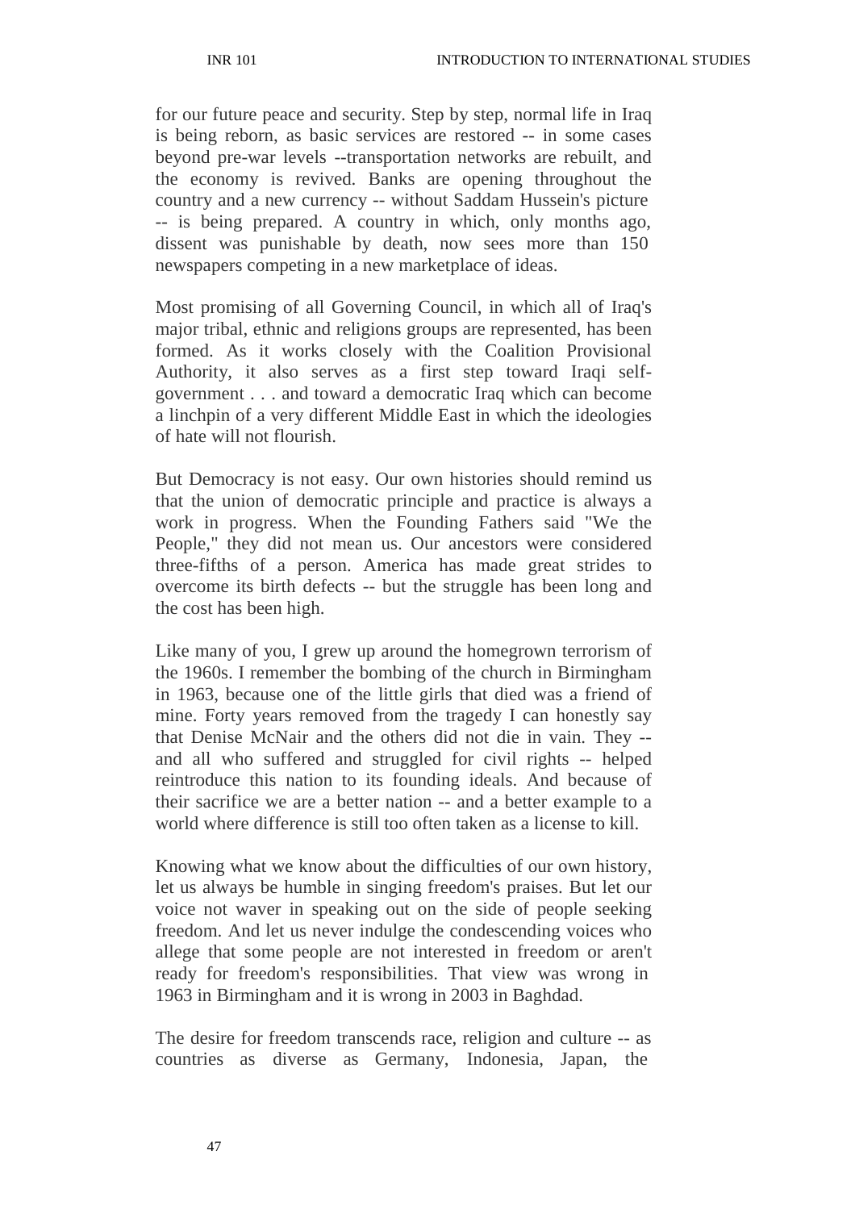for our future peace and security. Step by step, normal life in Iraq is being reborn, as basic services are restored -- in some cases beyond pre-war levels --transportation networks are rebuilt, and the economy is revived. Banks are opening throughout the country and a new currency -- without Saddam Hussein's picture -- is being prepared. A country in which, only months ago, dissent was punishable by death, now sees more than 150 newspapers competing in a new marketplace of ideas.

Most promising of all Governing Council, in which all of Iraq's major tribal, ethnic and religions groups are represented, has been formed. As it works closely with the Coalition Provisional Authority, it also serves as a first step toward Iraqi self-government . . . and toward a democratic Iraq which can become a linchpin of a very different Middle East in which the ideologies of hate will not flourish.

But Democracy is not easy. Our own histories should remind us that the union of democratic principle and practice is always a work in progress. When the Founding Fathers said "We the People," they did not mean us. Our ancestors were considered three-fifths of a person. America has made great strides to overcome its birth defects -- but the struggle has been long and the cost has been high.

Like many of you, I grew up around the homegrown terrorism of the 1960s. I remember the bombing of the church in Birmingham in 1963, because one of the little girls that died was a friend of mine. Forty years removed from the tragedy I can honestly say that Denise McNair and the others did not die in vain. They -- and all who suffered and struggled for civil rights -- helped reintroduce this nation to its founding ideals. And because of their sacrifice we are a better nation -- and a better example to a world where difference is still too often taken as a license to kill.

Knowing what we know about the difficulties of our own history, let us always be humble in singing freedom's praises. But let our voice not waver in speaking out on the side of people seeking freedom. And let us never indulge the condescending voices who allege that some people are not interested in freedom or aren't ready for freedom's responsibilities. That view was wrong in 1963 in Birmingham and it is wrong in 2003 in Baghdad.

The desire for freedom transcends race, religion and culture -- as countries as diverse as Germany, Indonesia, Japan, the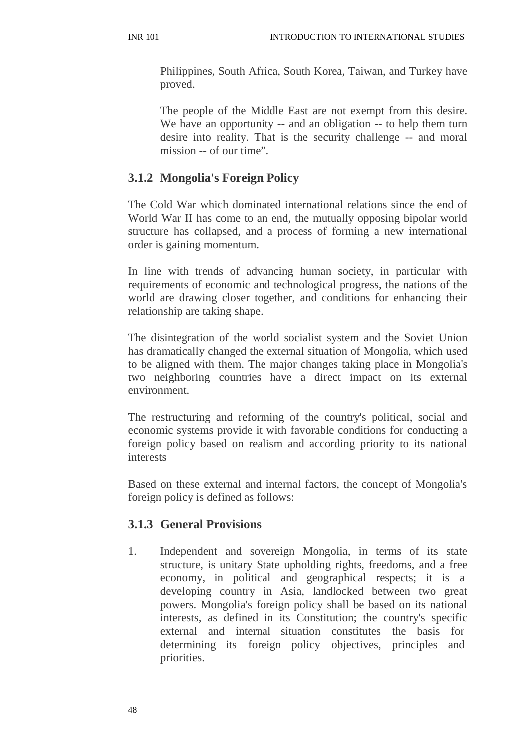Philippines, South Africa, South Korea, Taiwan, and Turkey have proved.

The people of the Middle East are not exempt from this desire. We have an opportunity -- and an obligation -- to help them turn desire into reality. That is the security challenge -- and moral mission -- of our time".

### 3.1.2 Mongolia's Foreign Policy

The Cold War which dominated international relations since the end of World War II has come to an end, the mutually opposing bipolar world structure has collapsed, and a process of forming a new international order is gaining momentum.

In line with trends of advancing human society, in particular with requirements of economic and technological progress, the nations of the world are drawing closer together, and conditions for enhancing their relationship are taking shape.

The disintegration of the world socialist system and the Soviet Union has dramatically changed the external situation of Mongolia, which used to be aligned with them. The major changes taking place in Mongolia's two neighboring countries have a direct impact on its external environment.

The restructuring and reforming of the country's political, social and economic systems provide it with favorable conditions for conducting a foreign policy based on realism and according priority to its national interests

Based on these external and internal factors, the concept of Mongolia's foreign policy is defined as follows:

### 3.1.3 General Provisions

1. Independent and sovereign Mongolia, in terms of its state structure, is unitary State upholding rights, freedoms, and a free economy, in political and geographical respects; it is a developing country in Asia, landlocked between two great powers. Mongolia's foreign policy shall be based on its national interests, as defined in its Constitution; the country's specific external and internal situation constitutes the basis for determining its foreign policy objectives, principles and priorities.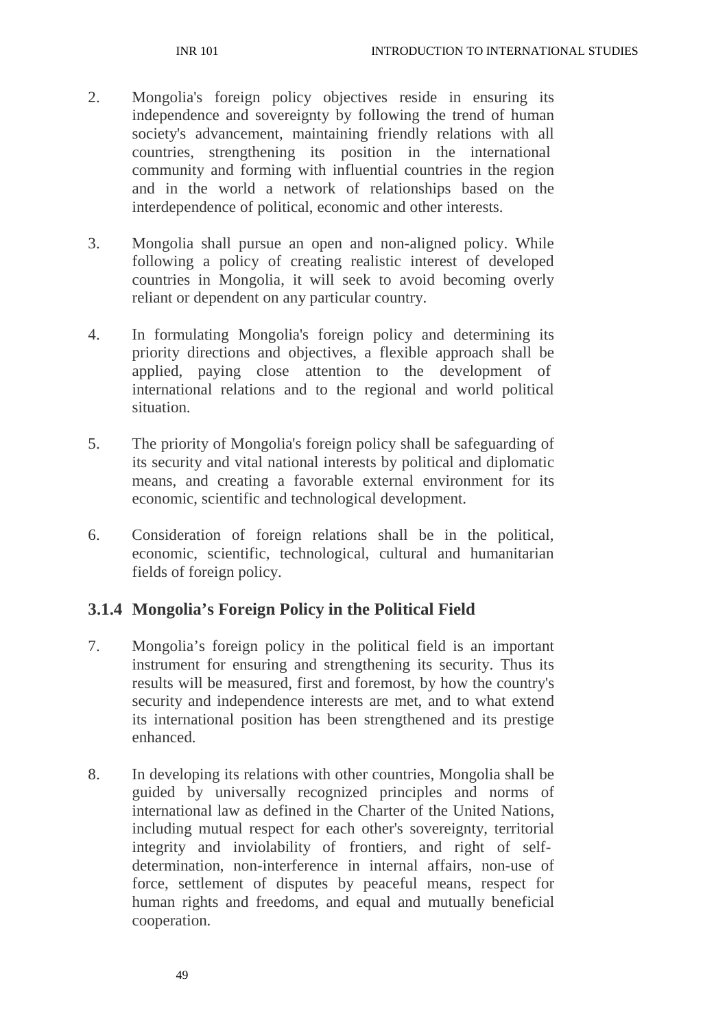2. Mongolia's foreign policy objectives reside in ensuring its independence and sovereignty by following the trend of human society's advancement, maintaining friendly relations with all countries, strengthening its position in the international community and forming with influential countries in the region and in the world a network of relationships based on the interdependence of political, economic and other interests.

3. Mongolia shall pursue an open and non-aligned policy. While following a policy of creating realistic interest of developed countries in Mongolia, it will seek to avoid becoming overly reliant or dependent on any particular country.

4. In formulating Mongolia's foreign policy and determining its priority directions and objectives, a flexible approach shall be applied, paying close attention to the development of international relations and to the regional and world political situation.

5. The priority of Mongolia's foreign policy shall be safeguarding of its security and vital national interests by political and diplomatic means, and creating a favorable external environment for its economic, scientific and technological development.

6. Consideration of foreign relations shall be in the political, economic, scientific, technological, cultural and humanitarian fields of foreign policy.

### 3.1.4 Mongolia's Foreign Policy in the Political Field

7. Mongolia's foreign policy in the political field is an important instrument for ensuring and strengthening its security. Thus its results will be measured, first and foremost, by how the country's security and independence interests are met, and to what extend its international position has been strengthened and its prestige enhanced.

8. In developing its relations with other countries, Mongolia shall be guided by universally recognized principles and norms of international law as defined in the Charter of the United Nations, including mutual respect for each other's sovereignty, territorial integrity and inviolability of frontiers, and right of self-determination, non-interference in internal affairs, non-use of force, settlement of disputes by peaceful means, respect for human rights and freedoms, and equal and mutually beneficial cooperation.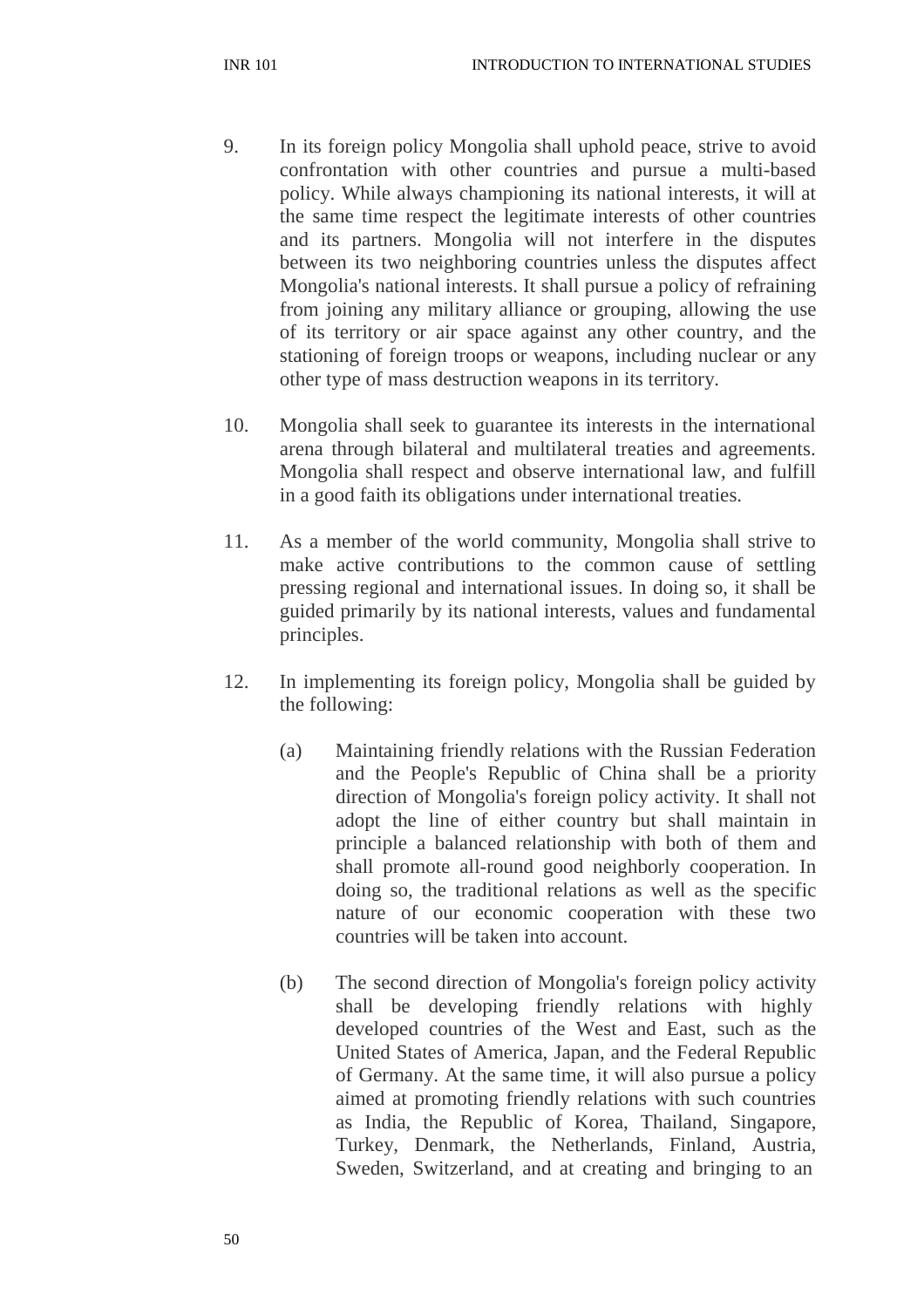9. In its foreign policy Mongolia shall uphold peace, strive to avoid confrontation with other countries and pursue a multi-based policy. While always championing its national interests, it will at the same time respect the legitimate interests of other countries and its partners. Mongolia will not interfere in the disputes between its two neighboring countries unless the disputes affect Mongolia's national interests. It shall pursue a policy of refraining from joining any military alliance or grouping, allowing the use of its territory or air space against any other country, and the stationing of foreign troops or weapons, including nuclear or any other type of mass destruction weapons in its territory.

10. Mongolia shall seek to guarantee its interests in the international arena through bilateral and multilateral treaties and agreements. Mongolia shall respect and observe international law, and fulfill in a good faith its obligations under international treaties.

11. As a member of the world community, Mongolia shall strive to make active contributions to the common cause of settling pressing regional and international issues. In doing so, it shall be guided primarily by its national interests, values and fundamental principles.

12. In implementing its foreign policy, Mongolia shall be guided by the following:

    (a) Maintaining friendly relations with the Russian Federation and the People's Republic of China shall be a priority direction of Mongolia's foreign policy activity. It shall not adopt the line of either country but shall maintain in principle a balanced relationship with both of them and shall promote all-round good neighborly cooperation. In doing so, the traditional relations as well as the specific nature of our economic cooperation with these two countries will be taken into account.

    (b) The second direction of Mongolia's foreign policy activity shall be developing friendly relations with highly developed countries of the West and East, such as the United States of America, Japan, and the Federal Republic of Germany. At the same time, it will also pursue a policy aimed at promoting friendly relations with such countries as India, the Republic of Korea, Thailand, Singapore, Turkey, Denmark, the Netherlands, Finland, Austria, Sweden, Switzerland, and at creating and bringing to an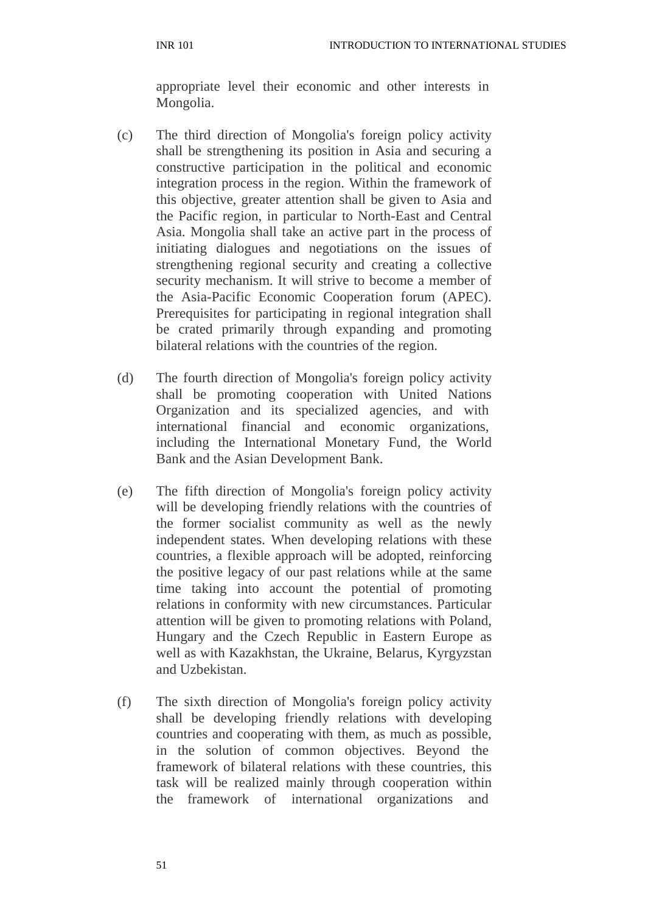appropriate level their economic and other interests in Mongolia.

(c) The third direction of Mongolia's foreign policy activity shall be strengthening its position in Asia and securing a constructive participation in the political and economic integration process in the region. Within the framework of this objective, greater attention shall be given to Asia and the Pacific region, in particular to North-East and Central Asia. Mongolia shall take an active part in the process of initiating dialogues and negotiations on the issues of strengthening regional security and creating a collective security mechanism. It will strive to become a member of the Asia-Pacific Economic Cooperation forum (APEC). Prerequisites for participating in regional integration shall be crated primarily through expanding and promoting bilateral relations with the countries of the region.

(d) The fourth direction of Mongolia's foreign policy activity shall be promoting cooperation with United Nations Organization and its specialized agencies, and with international financial and economic organizations, including the International Monetary Fund, the World Bank and the Asian Development Bank.

(e) The fifth direction of Mongolia's foreign policy activity will be developing friendly relations with the countries of the former socialist community as well as the newly independent states. When developing relations with these countries, a flexible approach will be adopted, reinforcing the positive legacy of our past relations while at the same time taking into account the potential of promoting relations in conformity with new circumstances. Particular attention will be given to promoting relations with Poland, Hungary and the Czech Republic in Eastern Europe as well as with Kazakhstan, the Ukraine, Belarus, Kyrgyzstan and Uzbekistan.

(f) The sixth direction of Mongolia's foreign policy activity shall be developing friendly relations with developing countries and cooperating with them, as much as possible, in the solution of common objectives. Beyond the framework of bilateral relations with these countries, this task will be realized mainly through cooperation within the framework of international organizations and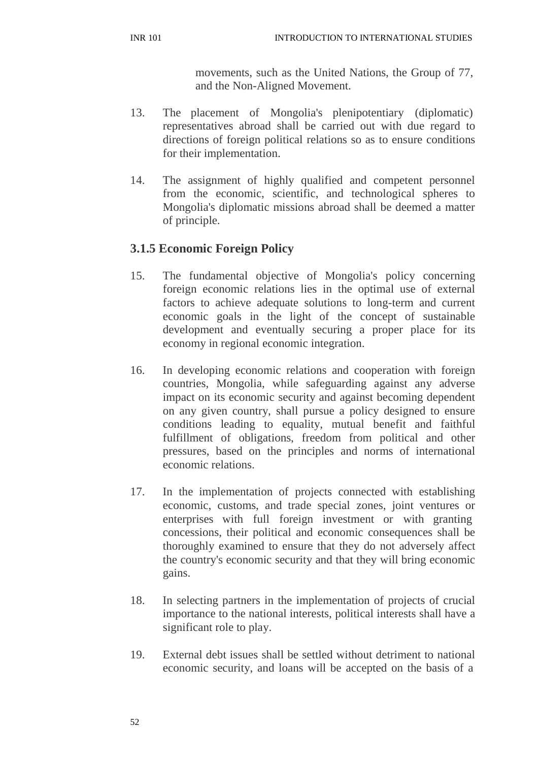movements, such as the United Nations, the Group of 77, and the Non-Aligned Movement.

13. The placement of Mongolia's plenipotentiary (diplomatic) representatives abroad shall be carried out with due regard to directions of foreign political relations so as to ensure conditions for their implementation.

14. The assignment of highly qualified and competent personnel from the economic, scientific, and technological spheres to Mongolia's diplomatic missions abroad shall be deemed a matter of principle.

### 3.1.5 Economic Foreign Policy

15. The fundamental objective of Mongolia's policy concerning foreign economic relations lies in the optimal use of external factors to achieve adequate solutions to long-term and current economic goals in the light of the concept of sustainable development and eventually securing a proper place for its economy in regional economic integration.

16. In developing economic relations and cooperation with foreign countries, Mongolia, while safeguarding against any adverse impact on its economic security and against becoming dependent on any given country, shall pursue a policy designed to ensure conditions leading to equality, mutual benefit and faithful fulfillment of obligations, freedom from political and other pressures, based on the principles and norms of international economic relations.

17. In the implementation of projects connected with establishing economic, customs, and trade special zones, joint ventures or enterprises with full foreign investment or with granting concessions, their political and economic consequences shall be thoroughly examined to ensure that they do not adversely affect the country's economic security and that they will bring economic gains.

18. In selecting partners in the implementation of projects of crucial importance to the national interests, political interests shall have a significant role to play.

19. External debt issues shall be settled without detriment to national economic security, and loans will be accepted on the basis of a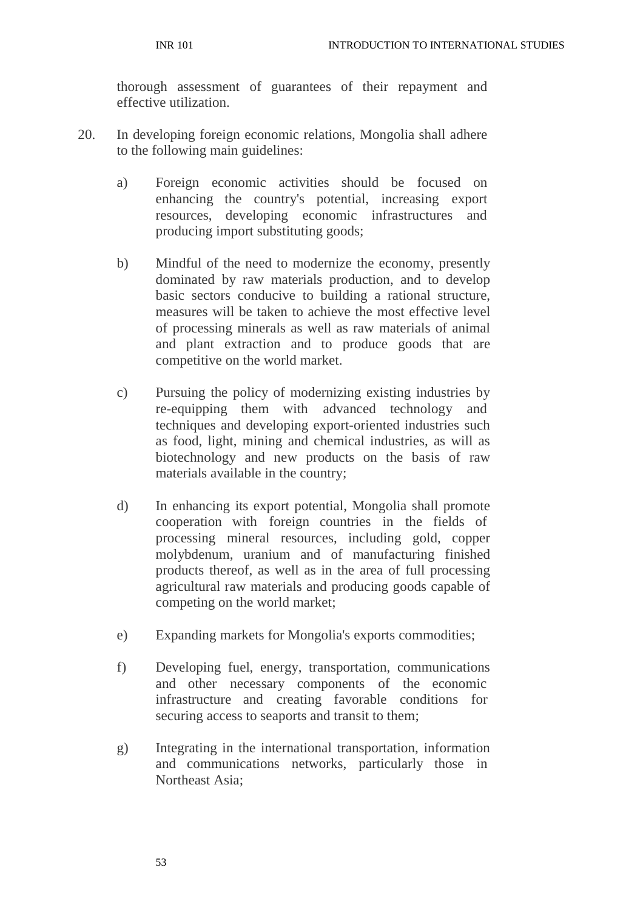thorough assessment of guarantees of their repayment and effective utilization.

20. In developing foreign economic relations, Mongolia shall adhere to the following main guidelines:

    a) Foreign economic activities should be focused on enhancing the country's potential, increasing export resources, developing economic infrastructures and producing import substituting goods;

    b) Mindful of the need to modernize the economy, presently dominated by raw materials production, and to develop basic sectors conducive to building a rational structure, measures will be taken to achieve the most effective level of processing minerals as well as raw materials of animal and plant extraction and to produce goods that are competitive on the world market.

    c) Pursuing the policy of modernizing existing industries by re-equipping them with advanced technology and techniques and developing export-oriented industries such as food, light, mining and chemical industries, as will as biotechnology and new products on the basis of raw materials available in the country;

    d) In enhancing its export potential, Mongolia shall promote cooperation with foreign countries in the fields of processing mineral resources, including gold, copper molybdenum, uranium and of manufacturing finished products thereof, as well as in the area of full processing agricultural raw materials and producing goods capable of competing on the world market;

    e) Expanding markets for Mongolia's exports commodities;

    f) Developing fuel, energy, transportation, communications and other necessary components of the economic infrastructure and creating favorable conditions for securing access to seaports and transit to them;

    g) Integrating in the international transportation, information and communications networks, particularly those in Northeast Asia;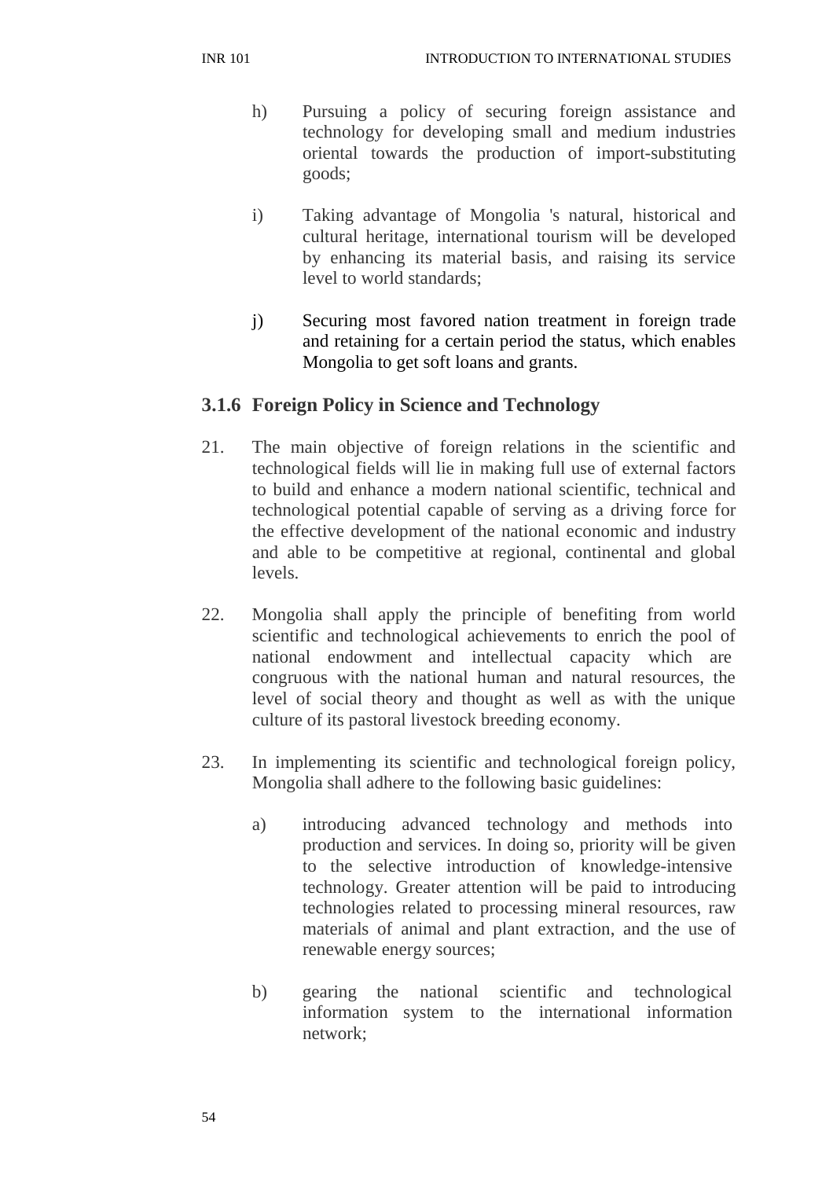h) Pursuing a policy of securing foreign assistance and technology for developing small and medium industries oriental towards the production of import-substituting goods;

i) Taking advantage of Mongolia 's natural, historical and cultural heritage, international tourism will be developed by enhancing its material basis, and raising its service level to world standards;

j) Securing most favored nation treatment in foreign trade and retaining for a certain period the status, which enables Mongolia to get soft loans and grants.

### 3.1.6 Foreign Policy in Science and Technology

21. The main objective of foreign relations in the scientific and technological fields will lie in making full use of external factors to build and enhance a modern national scientific, technical and technological potential capable of serving as a driving force for the effective development of the national economic and industry and able to be competitive at regional, continental and global levels.

22. Mongolia shall apply the principle of benefiting from world scientific and technological achievements to enrich the pool of national endowment and intellectual capacity which are congruous with the national human and natural resources, the level of social theory and thought as well as with the unique culture of its pastoral livestock breeding economy.

23. In implementing its scientific and technological foreign policy, Mongolia shall adhere to the following basic guidelines:

    a) introducing advanced technology and methods into production and services. In doing so, priority will be given to the selective introduction of knowledge-intensive technology. Greater attention will be paid to introducing technologies related to processing mineral resources, raw materials of animal and plant extraction, and the use of renewable energy sources;

    b) gearing the national scientific and technological information system to the international information network;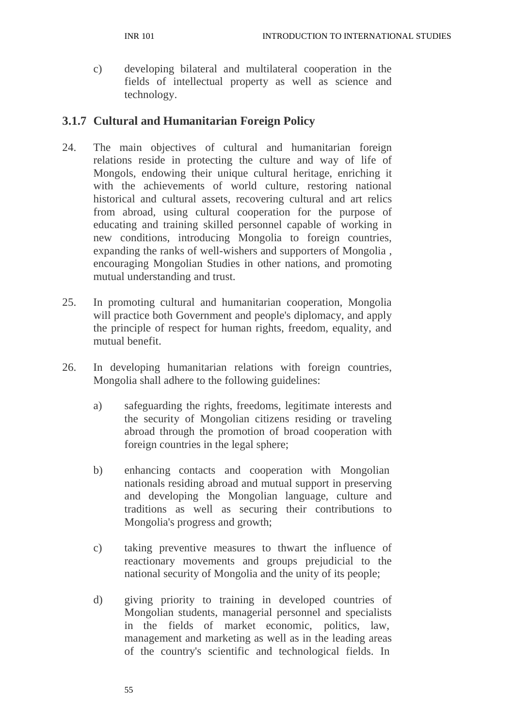c) developing bilateral and multilateral cooperation in the fields of intellectual property as well as science and technology.

### 3.1.7 Cultural and Humanitarian Foreign Policy

24. The main objectives of cultural and humanitarian foreign relations reside in protecting the culture and way of life of Mongols, endowing their unique cultural heritage, enriching it with the achievements of world culture, restoring national historical and cultural assets, recovering cultural and art relics from abroad, using cultural cooperation for the purpose of educating and training skilled personnel capable of working in new conditions, introducing Mongolia to foreign countries, expanding the ranks of well-wishers and supporters of Mongolia , encouraging Mongolian Studies in other nations, and promoting mutual understanding and trust.

25. In promoting cultural and humanitarian cooperation, Mongolia will practice both Government and people's diplomacy, and apply the principle of respect for human rights, freedom, equality, and mutual benefit.

26. In developing humanitarian relations with foreign countries, Mongolia shall adhere to the following guidelines:

    a) safeguarding the rights, freedoms, legitimate interests and the security of Mongolian citizens residing or traveling abroad through the promotion of broad cooperation with foreign countries in the legal sphere;

    b) enhancing contacts and cooperation with Mongolian nationals residing abroad and mutual support in preserving and developing the Mongolian language, culture and traditions as well as securing their contributions to Mongolia's progress and growth;

    c) taking preventive measures to thwart the influence of reactionary movements and groups prejudicial to the national security of Mongolia and the unity of its people;

    d) giving priority to training in developed countries of Mongolian students, managerial personnel and specialists in the fields of market economic, politics, law, management and marketing as well as in the leading areas of the country's scientific and technological fields. In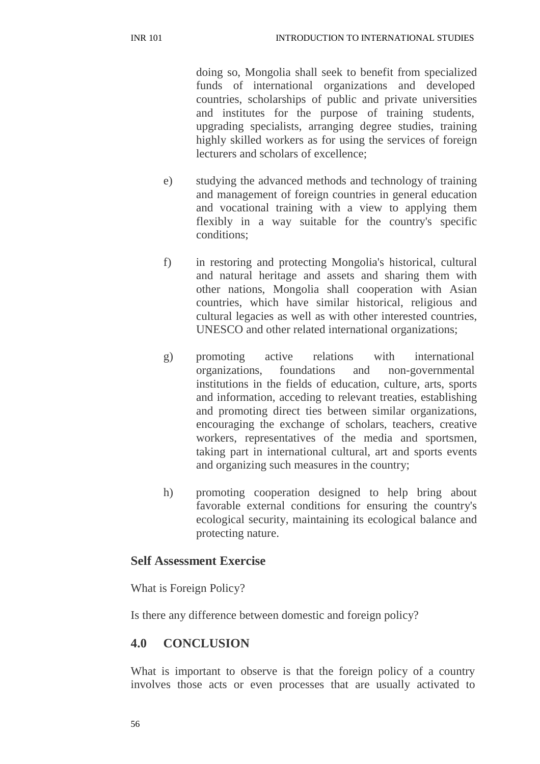doing so, Mongolia shall seek to benefit from specialized funds of international organizations and developed countries, scholarships of public and private universities and institutes for the purpose of training students, upgrading specialists, arranging degree studies, training highly skilled workers as for using the services of foreign lecturers and scholars of excellence;

e) studying the advanced methods and technology of training and management of foreign countries in general education and vocational training with a view to applying them flexibly in a way suitable for the country's specific conditions;

f) in restoring and protecting Mongolia's historical, cultural and natural heritage and assets and sharing them with other nations, Mongolia shall cooperation with Asian countries, which have similar historical, religious and cultural legacies as well as with other interested countries, UNESCO and other related international organizations;

g) promoting active relations with international organizations, foundations and non-governmental institutions in the fields of education, culture, arts, sports and information, acceding to relevant treaties, establishing and promoting direct ties between similar organizations, encouraging the exchange of scholars, teachers, creative workers, representatives of the media and sportsmen, taking part in international cultural, art and sports events and organizing such measures in the country;

h) promoting cooperation designed to help bring about favorable external conditions for ensuring the country's ecological security, maintaining its ecological balance and protecting nature.

**Self Assessment Exercise**

What is Foreign Policy?

Is there any difference between domestic and foreign policy?

## 4.0 CONCLUSION

What is important to observe is that the foreign policy of a country involves those acts or even processes that are usually activated to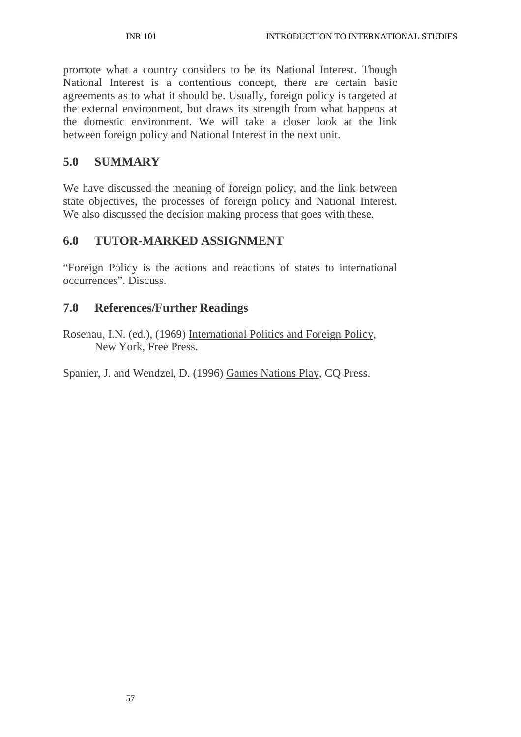promote what a country considers to be its National Interest. Though National Interest is a contentious concept, there are certain basic agreements as to what it should be. Usually, foreign policy is targeted at the external environment, but draws its strength from what happens at the domestic environment. We will take a closer look at the link between foreign policy and National Interest in the next unit.

## 5.0 SUMMARY

We have discussed the meaning of foreign policy, and the link between state objectives, the processes of foreign policy and National Interest. We also discussed the decision making process that goes with these.

## 6.0 TUTOR-MARKED ASSIGNMENT

"Foreign Policy is the actions and reactions of states to international occurrences". Discuss.

## 7.0 References/Further Readings

Rosenau, I.N. (ed.), (1969) International Politics and Foreign Policy, New York, Free Press.

Spanier, J. and Wendzel, D. (1996) Games Nations Play, CQ Press.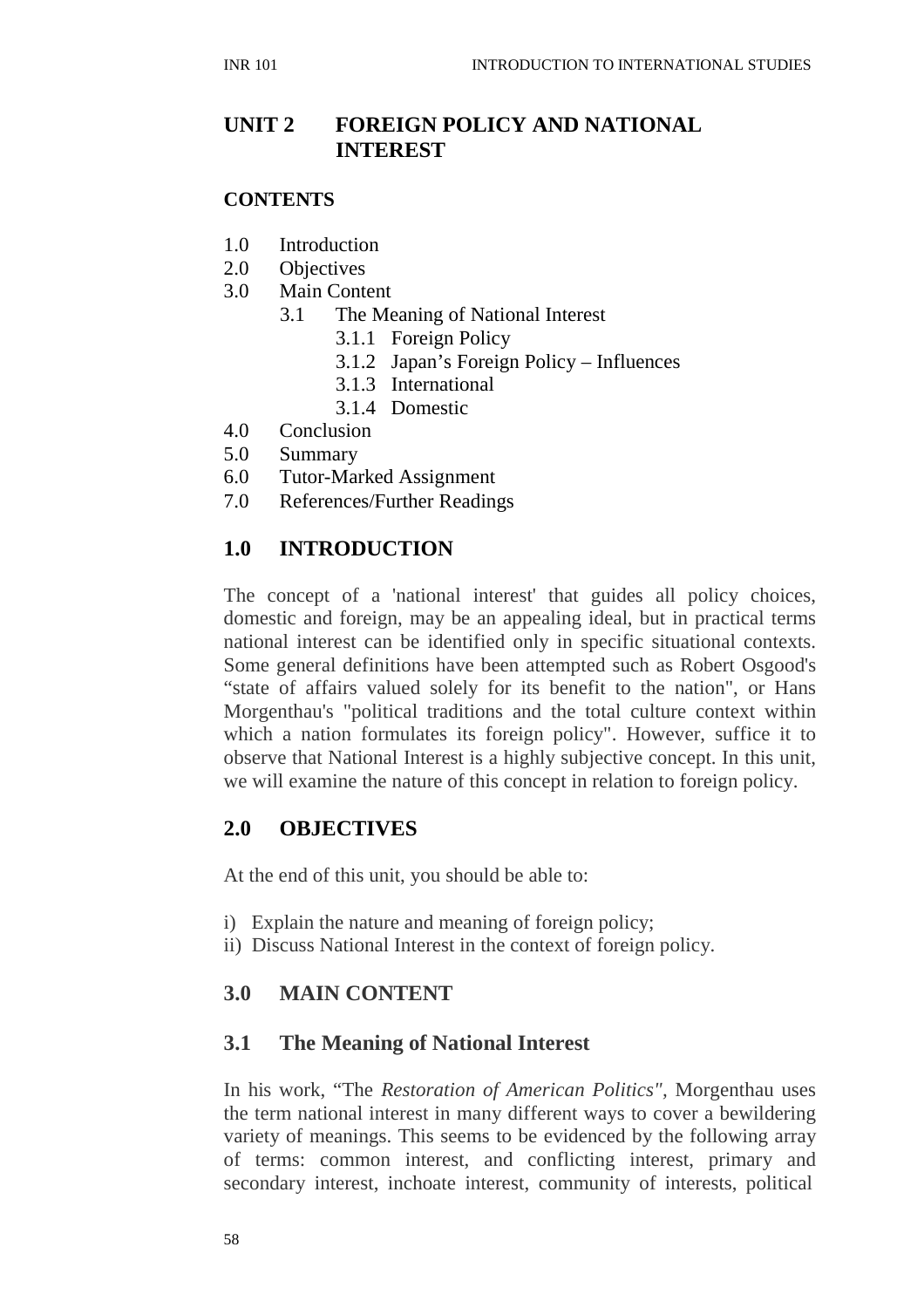# UNIT 2 FOREIGN POLICY AND NATIONAL INTEREST

**CONTENTS**

1.0 Introduction
2.0 Objectives
3.0 Main Content
 3.1 The Meaning of National Interest
  3.1.1 Foreign Policy
  3.1.2 Japan's Foreign Policy – Influences
  3.1.3 International
  3.1.4 Domestic
4.0 Conclusion
5.0 Summary
6.0 Tutor-Marked Assignment
7.0 References/Further Readings

## 1.0 INTRODUCTION

The concept of a 'national interest' that guides all policy choices, domestic and foreign, may be an appealing ideal, but in practical terms national interest can be identified only in specific situational contexts. Some general definitions have been attempted such as Robert Osgood's "state of affairs valued solely for its benefit to the nation", or Hans Morgenthau's "political traditions and the total culture context within which a nation formulates its foreign policy". However, suffice it to observe that National Interest is a highly subjective concept. In this unit, we will examine the nature of this concept in relation to foreign policy.

## 2.0 OBJECTIVES

At the end of this unit, you should be able to:

i) Explain the nature and meaning of foreign policy;
ii) Discuss National Interest in the context of foreign policy.

## 3.0 MAIN CONTENT

### 3.1 The Meaning of National Interest

In his work, "The *Restoration of American Politics"*, Morgenthau uses the term national interest in many different ways to cover a bewildering variety of meanings. This seems to be evidenced by the following array of terms: common interest, and conflicting interest, primary and secondary interest, inchoate interest, community of interests, political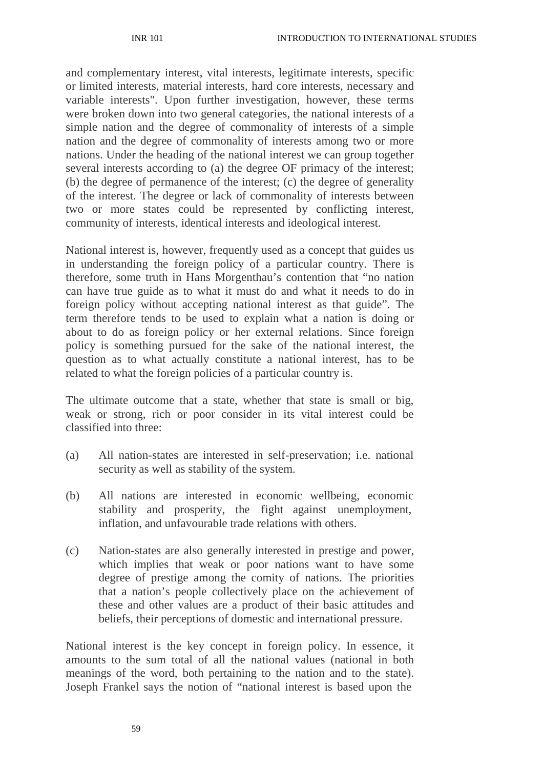and complementary interest, vital interests, legitimate interests, specific or limited interests, material interests, hard core interests, necessary and variable interests". Upon further investigation, however, these terms were broken down into two general categories, the national interests of a simple nation and the degree of commonality of interests of a simple nation and the degree of commonality of interests among two or more nations. Under the heading of the national interest we can group together several interests according to (a) the degree OF primacy of the interest; (b) the degree of permanence of the interest; (c) the degree of generality of the interest. The degree or lack of commonality of interests between two or more states could be represented by conflicting interest, community of interests, identical interests and ideological interest.

National interest is, however, frequently used as a concept that guides us in understanding the foreign policy of a particular country. There is therefore, some truth in Hans Morgenthau's contention that "no nation can have true guide as to what it must do and what it needs to do in foreign policy without accepting national interest as that guide". The term therefore tends to be used to explain what a nation is doing or about to do as foreign policy or her external relations. Since foreign policy is something pursued for the sake of the national interest, the question as to what actually constitute a national interest, has to be related to what the foreign policies of a particular country is.

The ultimate outcome that a state, whether that state is small or big, weak or strong, rich or poor consider in its vital interest could be classified into three:

(a) All nation-states are interested in self-preservation; i.e. national security as well as stability of the system.

(b) All nations are interested in economic wellbeing, economic stability and prosperity, the fight against unemployment, inflation, and unfavourable trade relations with others.

(c) Nation-states are also generally interested in prestige and power, which implies that weak or poor nations want to have some degree of prestige among the comity of nations. The priorities that a nation's people collectively place on the achievement of these and other values are a product of their basic attitudes and beliefs, their perceptions of domestic and international pressure.

National interest is the key concept in foreign policy. In essence, it amounts to the sum total of all the national values (national in both meanings of the word, both pertaining to the nation and to the state). Joseph Frankel says the notion of "national interest is based upon the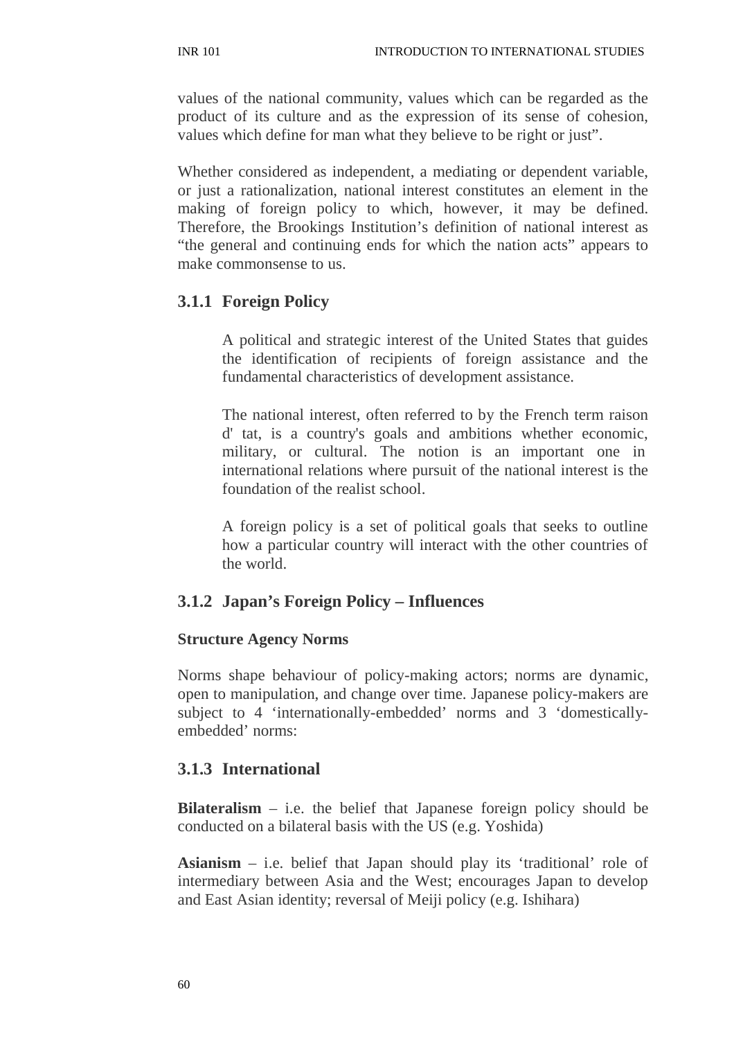values of the national community, values which can be regarded as the product of its culture and as the expression of its sense of cohesion, values which define for man what they believe to be right or just".

Whether considered as independent, a mediating or dependent variable, or just a rationalization, national interest constitutes an element in the making of foreign policy to which, however, it may be defined. Therefore, the Brookings Institution's definition of national interest as "the general and continuing ends for which the nation acts" appears to make commonsense to us.

### 3.1.1 Foreign Policy

A political and strategic interest of the United States that guides the identification of recipients of foreign assistance and the fundamental characteristics of development assistance.

The national interest, often referred to by the French term raison d' tat, is a country's goals and ambitions whether economic, military, or cultural. The notion is an important one in international relations where pursuit of the national interest is the foundation of the realist school.

A foreign policy is a set of political goals that seeks to outline how a particular country will interact with the other countries of the world.

### 3.1.2 Japan's Foreign Policy – Influences

**Structure Agency Norms**

Norms shape behaviour of policy-making actors; norms are dynamic, open to manipulation, and change over time. Japanese policy-makers are subject to 4 'internationally-embedded' norms and 3 'domestically-embedded' norms:

### 3.1.3 International

**Bilateralism** – i.e. the belief that Japanese foreign policy should be conducted on a bilateral basis with the US (e.g. Yoshida)

**Asianism** – i.e. belief that Japan should play its 'traditional' role of intermediary between Asia and the West; encourages Japan to develop and East Asian identity; reversal of Meiji policy (e.g. Ishihara)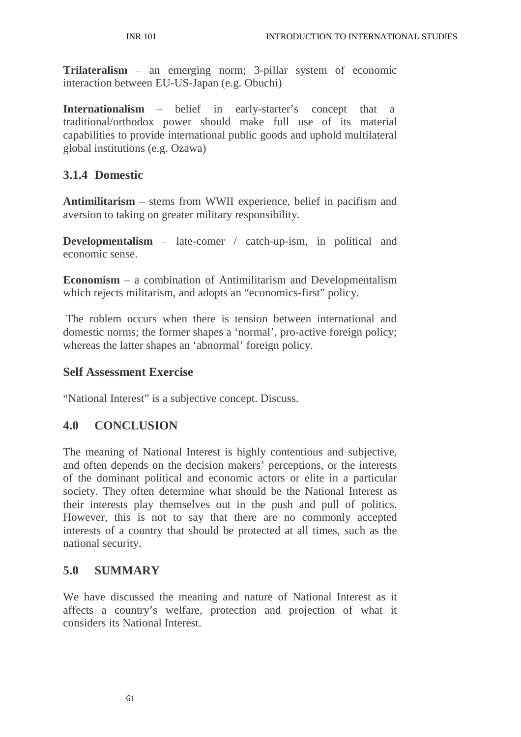**Trilateralism** – an emerging norm; 3-pillar system of economic interaction between EU-US-Japan (e.g. Obuchi)

**Internationalism** – belief in early-starter's concept that a traditional/orthodox power should make full use of its material capabilities to provide international public goods and uphold multilateral global institutions (e.g. Ozawa)

### 3.1.4 Domestic

**Antimilitarism** – stems from WWII experience, belief in pacifism and aversion to taking on greater military responsibility.

**Developmentalism** – late-comer / catch-up-ism, in political and economic sense.

**Economism** – a combination of Antimilitarism and Developmentalism which rejects militarism, and adopts an "economics-first" policy.

The roblem occurs when there is tension between international and domestic norms; the former shapes a 'normal', pro-active foreign policy; whereas the latter shapes an 'abnormal' foreign policy.

### Self Assessment Exercise

"National Interest" is a subjective concept. Discuss.

## 4.0 CONCLUSION

The meaning of National Interest is highly contentious and subjective, and often depends on the decision makers' perceptions, or the interests of the dominant political and economic actors or elite in a particular society. They often determine what should be the National Interest as their interests play themselves out in the push and pull of politics. However, this is not to say that there are no commonly accepted interests of a country that should be protected at all times, such as the national security.

## 5.0 SUMMARY

We have discussed the meaning and nature of National Interest as it affects a country's welfare, protection and projection of what it considers its National Interest.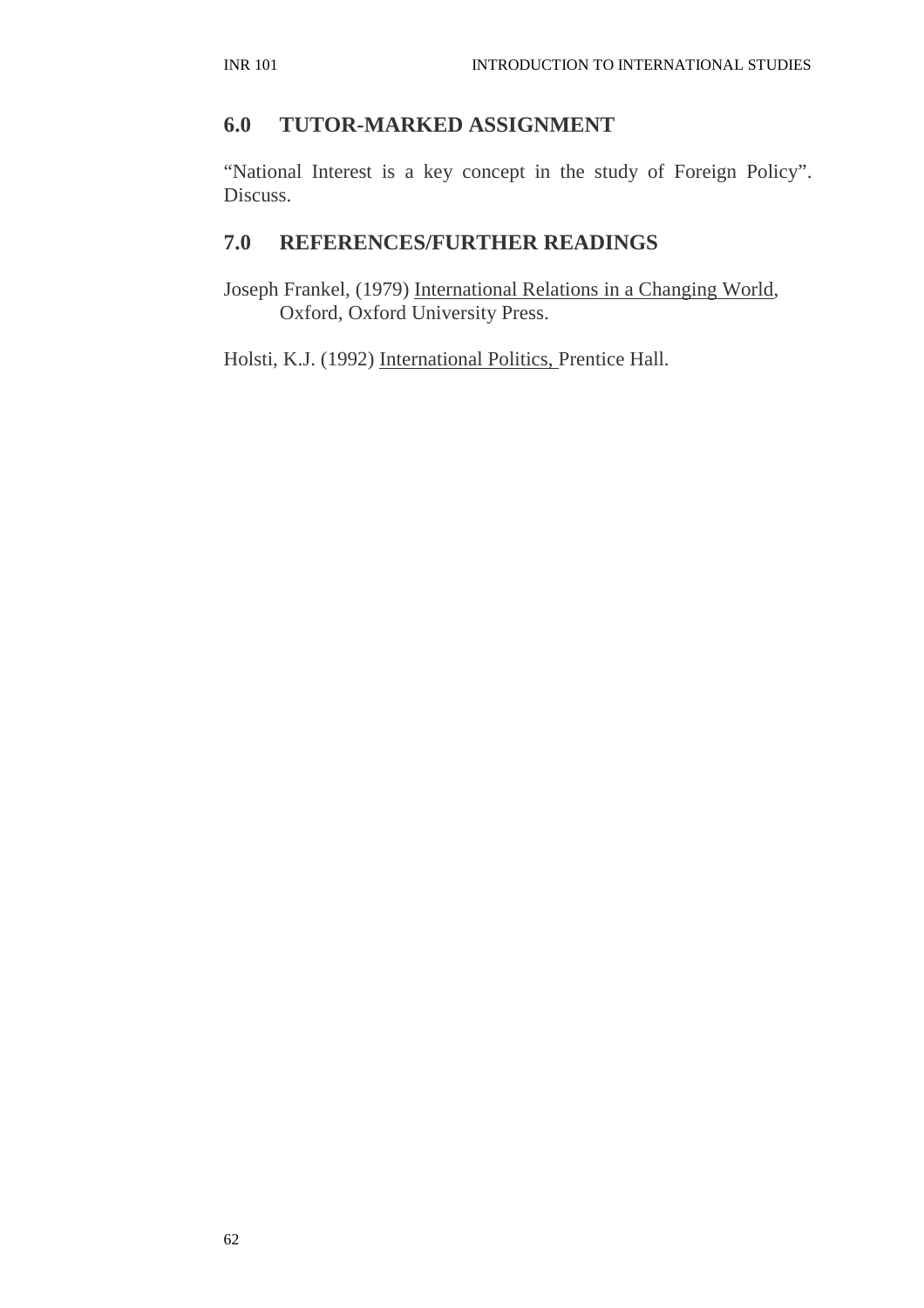## 6.0 TUTOR-MARKED ASSIGNMENT

"National Interest is a key concept in the study of Foreign Policy". Discuss.

## 7.0 REFERENCES/FURTHER READINGS

Joseph Frankel, (1979) International Relations in a Changing World, Oxford, Oxford University Press.

Holsti, K.J. (1992) International Politics, Prentice Hall.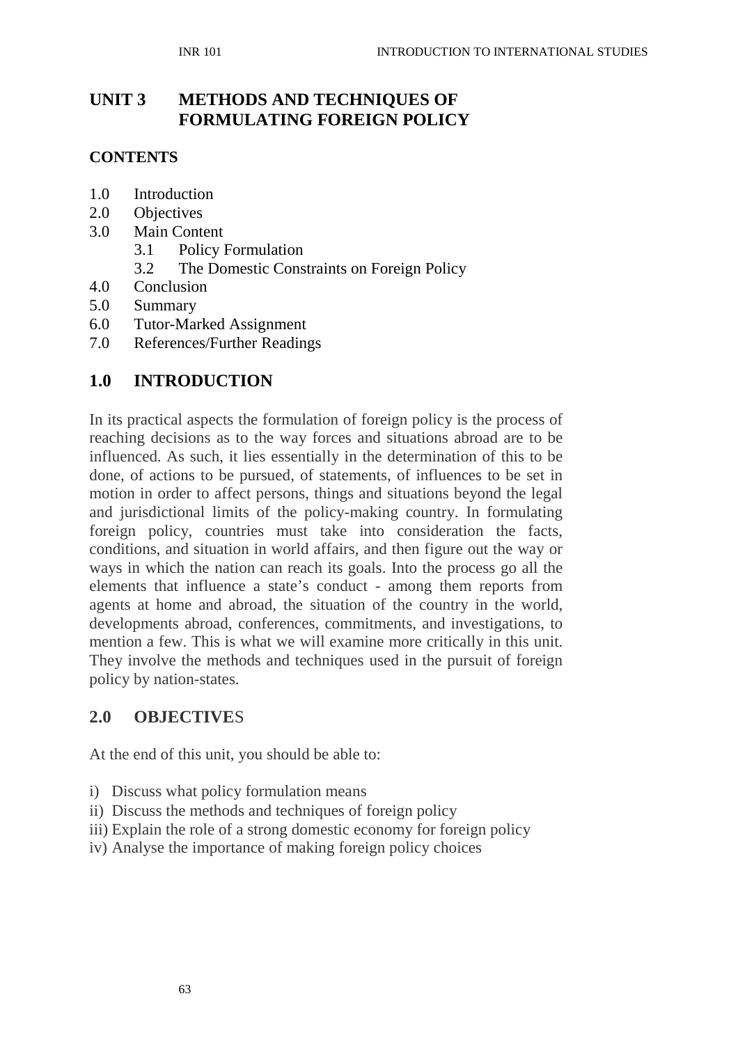# UNIT 3 METHODS AND TECHNIQUES OF FORMULATING FOREIGN POLICY

**CONTENTS**

1.0 Introduction
2.0 Objectives
3.0 Main Content
    3.1 Policy Formulation
    3.2 The Domestic Constraints on Foreign Policy
4.0 Conclusion
5.0 Summary
6.0 Tutor-Marked Assignment
7.0 References/Further Readings

## 1.0 INTRODUCTION

In its practical aspects the formulation of foreign policy is the process of reaching decisions as to the way forces and situations abroad are to be influenced. As such, it lies essentially in the determination of this to be done, of actions to be pursued, of statements, of influences to be set in motion in order to affect persons, things and situations beyond the legal and jurisdictional limits of the policy-making country. In formulating foreign policy, countries must take into consideration the facts, conditions, and situation in world affairs, and then figure out the way or ways in which the nation can reach its goals. Into the process go all the elements that influence a state's conduct - among them reports from agents at home and abroad, the situation of the country in the world, developments abroad, conferences, commitments, and investigations, to mention a few. This is what we will examine more critically in this unit. They involve the methods and techniques used in the pursuit of foreign policy by nation-states.

## 2.0 OBJECTIVES

At the end of this unit, you should be able to:

i) Discuss what policy formulation means
ii) Discuss the methods and techniques of foreign policy
iii) Explain the role of a strong domestic economy for foreign policy
iv) Analyse the importance of making foreign policy choices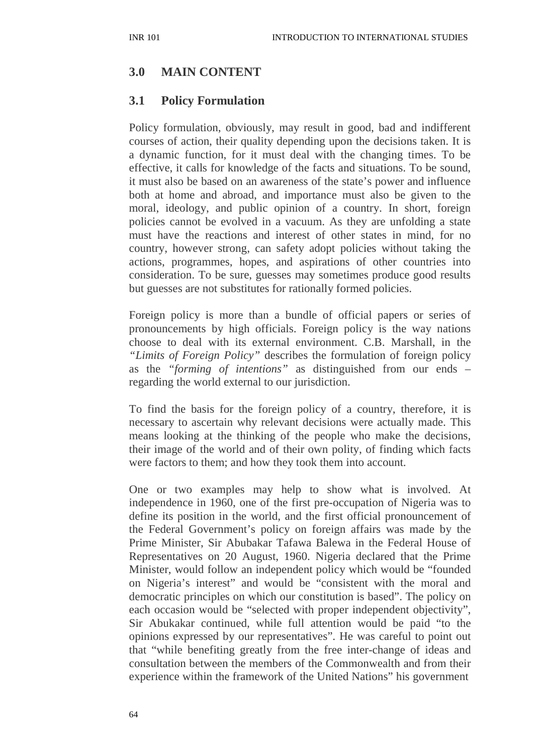## 3.0 MAIN CONTENT

### 3.1 Policy Formulation

Policy formulation, obviously, may result in good, bad and indifferent courses of action, their quality depending upon the decisions taken. It is a dynamic function, for it must deal with the changing times. To be effective, it calls for knowledge of the facts and situations. To be sound, it must also be based on an awareness of the state's power and influence both at home and abroad, and importance must also be given to the moral, ideology, and public opinion of a country. In short, foreign policies cannot be evolved in a vacuum. As they are unfolding a state must have the reactions and interest of other states in mind, for no country, however strong, can safety adopt policies without taking the actions, programmes, hopes, and aspirations of other countries into consideration. To be sure, guesses may sometimes produce good results but guesses are not substitutes for rationally formed policies.

Foreign policy is more than a bundle of official papers or series of pronouncements by high officials. Foreign policy is the way nations choose to deal with its external environment. C.B. Marshall, in the *"Limits of Foreign Policy"* describes the formulation of foreign policy as the *"forming of intentions"* as distinguished from our ends – regarding the world external to our jurisdiction.

To find the basis for the foreign policy of a country, therefore, it is necessary to ascertain why relevant decisions were actually made. This means looking at the thinking of the people who make the decisions, their image of the world and of their own polity, of finding which facts were factors to them; and how they took them into account.

One or two examples may help to show what is involved. At independence in 1960, one of the first pre-occupation of Nigeria was to define its position in the world, and the first official pronouncement of the Federal Government's policy on foreign affairs was made by the Prime Minister, Sir Abubakar Tafawa Balewa in the Federal House of Representatives on 20 August, 1960. Nigeria declared that the Prime Minister, would follow an independent policy which would be "founded on Nigeria's interest" and would be "consistent with the moral and democratic principles on which our constitution is based". The policy on each occasion would be "selected with proper independent objectivity", Sir Abukakar continued, while full attention would be paid "to the opinions expressed by our representatives". He was careful to point out that "while benefiting greatly from the free inter-change of ideas and consultation between the members of the Commonwealth and from their experience within the framework of the United Nations" his government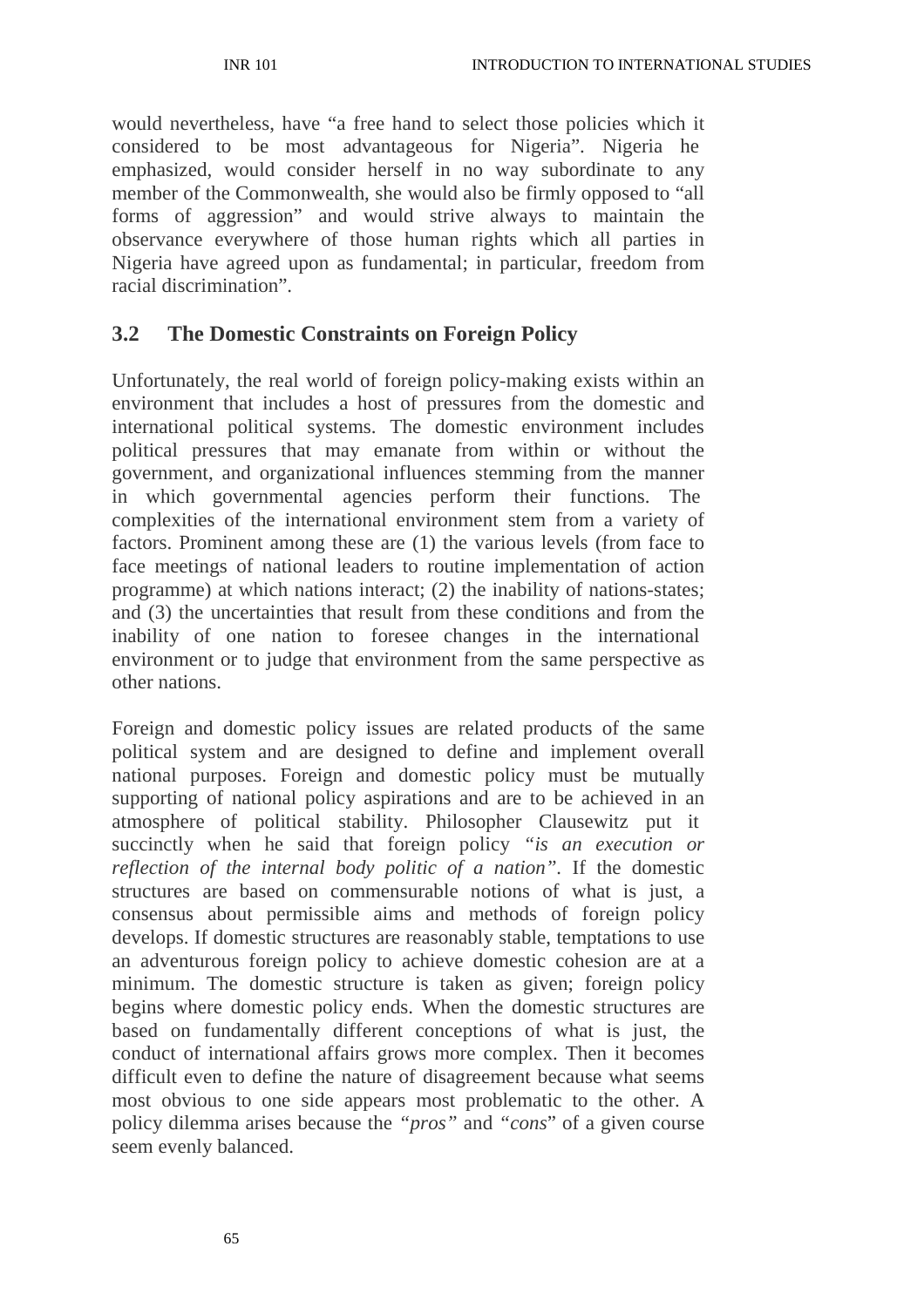would nevertheless, have "a free hand to select those policies which it considered to be most advantageous for Nigeria". Nigeria he emphasized, would consider herself in no way subordinate to any member of the Commonwealth, she would also be firmly opposed to "all forms of aggression" and would strive always to maintain the observance everywhere of those human rights which all parties in Nigeria have agreed upon as fundamental; in particular, freedom from racial discrimination".

## 3.2 The Domestic Constraints on Foreign Policy

Unfortunately, the real world of foreign policy-making exists within an environment that includes a host of pressures from the domestic and international political systems. The domestic environment includes political pressures that may emanate from within or without the government, and organizational influences stemming from the manner in which governmental agencies perform their functions. The complexities of the international environment stem from a variety of factors. Prominent among these are (1) the various levels (from face to face meetings of national leaders to routine implementation of action programme) at which nations interact; (2) the inability of nations-states; and (3) the uncertainties that result from these conditions and from the inability of one nation to foresee changes in the international environment or to judge that environment from the same perspective as other nations.

Foreign and domestic policy issues are related products of the same political system and are designed to define and implement overall national purposes. Foreign and domestic policy must be mutually supporting of national policy aspirations and are to be achieved in an atmosphere of political stability. Philosopher Clausewitz put it succinctly when he said that foreign policy "*is an execution or reflection of the internal body politic of a nation*". If the domestic structures are based on commensurable notions of what is just, a consensus about permissible aims and methods of foreign policy develops. If domestic structures are reasonably stable, temptations to use an adventurous foreign policy to achieve domestic cohesion are at a minimum. The domestic structure is taken as given; foreign policy begins where domestic policy ends. When the domestic structures are based on fundamentally different conceptions of what is just, the conduct of international affairs grows more complex. Then it becomes difficult even to define the nature of disagreement because what seems most obvious to one side appears most problematic to the other. A policy dilemma arises because the "*pros*" and "*cons*" of a given course seem evenly balanced.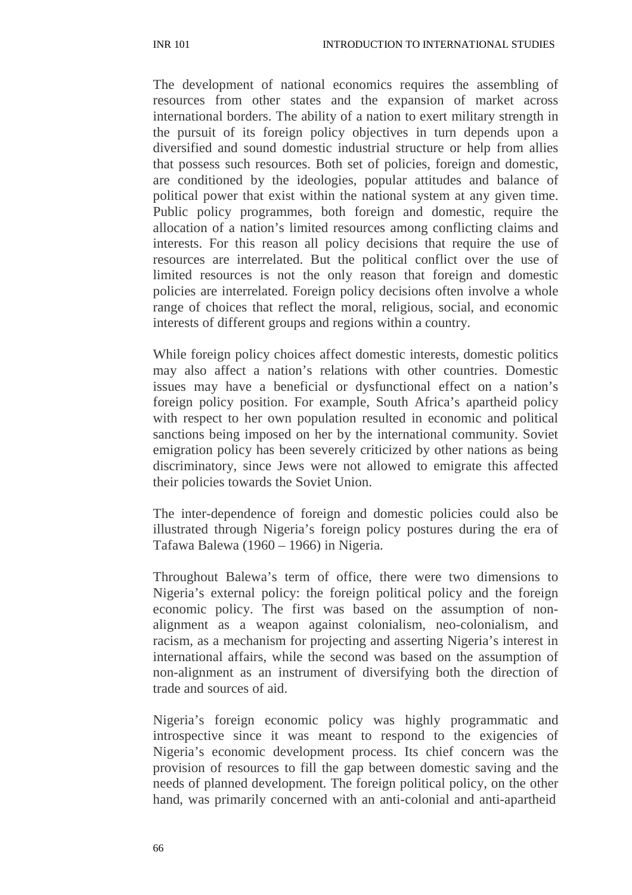The development of national economics requires the assembling of resources from other states and the expansion of market across international borders. The ability of a nation to exert military strength in the pursuit of its foreign policy objectives in turn depends upon a diversified and sound domestic industrial structure or help from allies that possess such resources. Both set of policies, foreign and domestic, are conditioned by the ideologies, popular attitudes and balance of political power that exist within the national system at any given time. Public policy programmes, both foreign and domestic, require the allocation of a nation's limited resources among conflicting claims and interests. For this reason all policy decisions that require the use of resources are interrelated. But the political conflict over the use of limited resources is not the only reason that foreign and domestic policies are interrelated. Foreign policy decisions often involve a whole range of choices that reflect the moral, religious, social, and economic interests of different groups and regions within a country.

While foreign policy choices affect domestic interests, domestic politics may also affect a nation's relations with other countries. Domestic issues may have a beneficial or dysfunctional effect on a nation's foreign policy position. For example, South Africa's apartheid policy with respect to her own population resulted in economic and political sanctions being imposed on her by the international community. Soviet emigration policy has been severely criticized by other nations as being discriminatory, since Jews were not allowed to emigrate this affected their policies towards the Soviet Union.

The inter-dependence of foreign and domestic policies could also be illustrated through Nigeria's foreign policy postures during the era of Tafawa Balewa (1960 – 1966) in Nigeria.

Throughout Balewa's term of office, there were two dimensions to Nigeria's external policy: the foreign political policy and the foreign economic policy. The first was based on the assumption of non-alignment as a weapon against colonialism, neo-colonialism, and racism, as a mechanism for projecting and asserting Nigeria's interest in international affairs, while the second was based on the assumption of non-alignment as an instrument of diversifying both the direction of trade and sources of aid.

Nigeria's foreign economic policy was highly programmatic and introspective since it was meant to respond to the exigencies of Nigeria's economic development process. Its chief concern was the provision of resources to fill the gap between domestic saving and the needs of planned development. The foreign political policy, on the other hand, was primarily concerned with an anti-colonial and anti-apartheid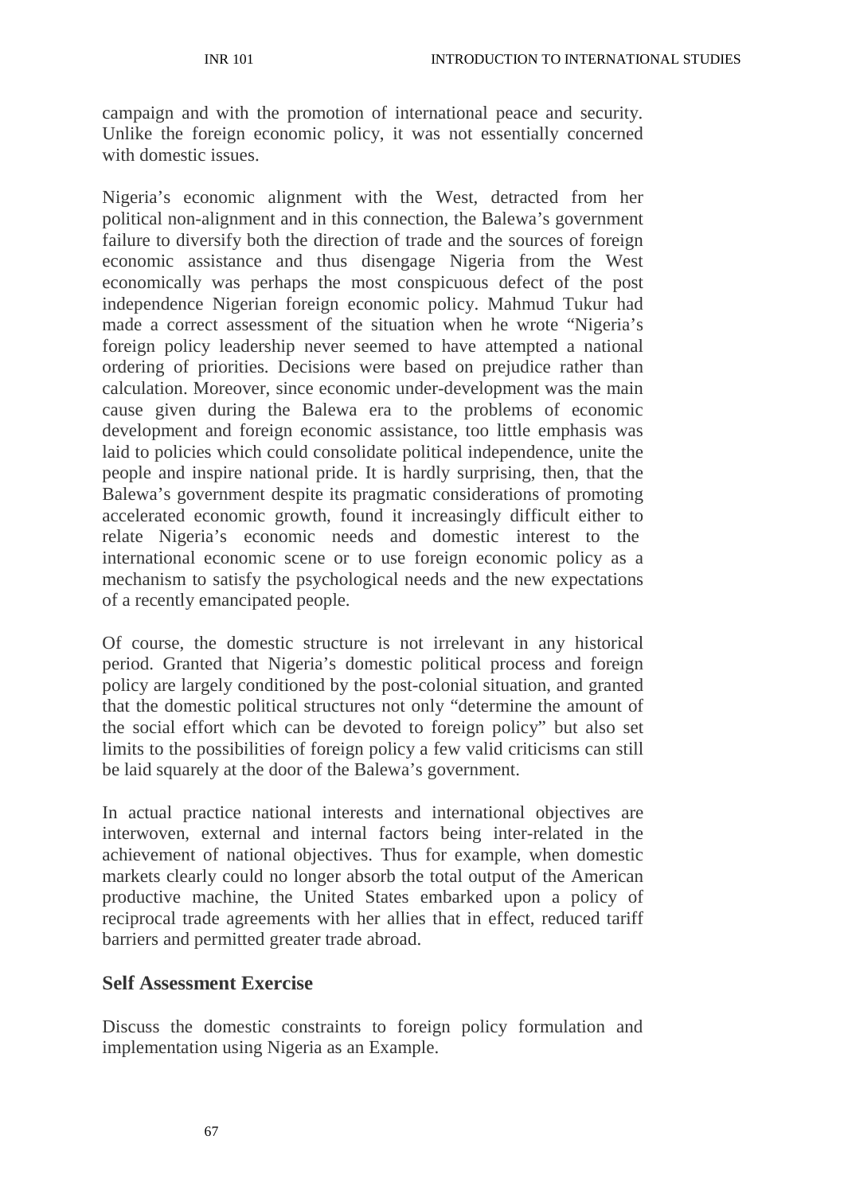campaign and with the promotion of international peace and security. Unlike the foreign economic policy, it was not essentially concerned with domestic issues.

Nigeria's economic alignment with the West, detracted from her political non-alignment and in this connection, the Balewa's government failure to diversify both the direction of trade and the sources of foreign economic assistance and thus disengage Nigeria from the West economically was perhaps the most conspicuous defect of the post independence Nigerian foreign economic policy. Mahmud Tukur had made a correct assessment of the situation when he wrote "Nigeria's foreign policy leadership never seemed to have attempted a national ordering of priorities. Decisions were based on prejudice rather than calculation. Moreover, since economic under-development was the main cause given during the Balewa era to the problems of economic development and foreign economic assistance, too little emphasis was laid to policies which could consolidate political independence, unite the people and inspire national pride. It is hardly surprising, then, that the Balewa's government despite its pragmatic considerations of promoting accelerated economic growth, found it increasingly difficult either to relate Nigeria's economic needs and domestic interest to the international economic scene or to use foreign economic policy as a mechanism to satisfy the psychological needs and the new expectations of a recently emancipated people.

Of course, the domestic structure is not irrelevant in any historical period. Granted that Nigeria's domestic political process and foreign policy are largely conditioned by the post-colonial situation, and granted that the domestic political structures not only "determine the amount of the social effort which can be devoted to foreign policy" but also set limits to the possibilities of foreign policy a few valid criticisms can still be laid squarely at the door of the Balewa's government.

In actual practice national interests and international objectives are interwoven, external and internal factors being inter-related in the achievement of national objectives. Thus for example, when domestic markets clearly could no longer absorb the total output of the American productive machine, the United States embarked upon a policy of reciprocal trade agreements with her allies that in effect, reduced tariff barriers and permitted greater trade abroad.

## Self Assessment Exercise

Discuss the domestic constraints to foreign policy formulation and implementation using Nigeria as an Example.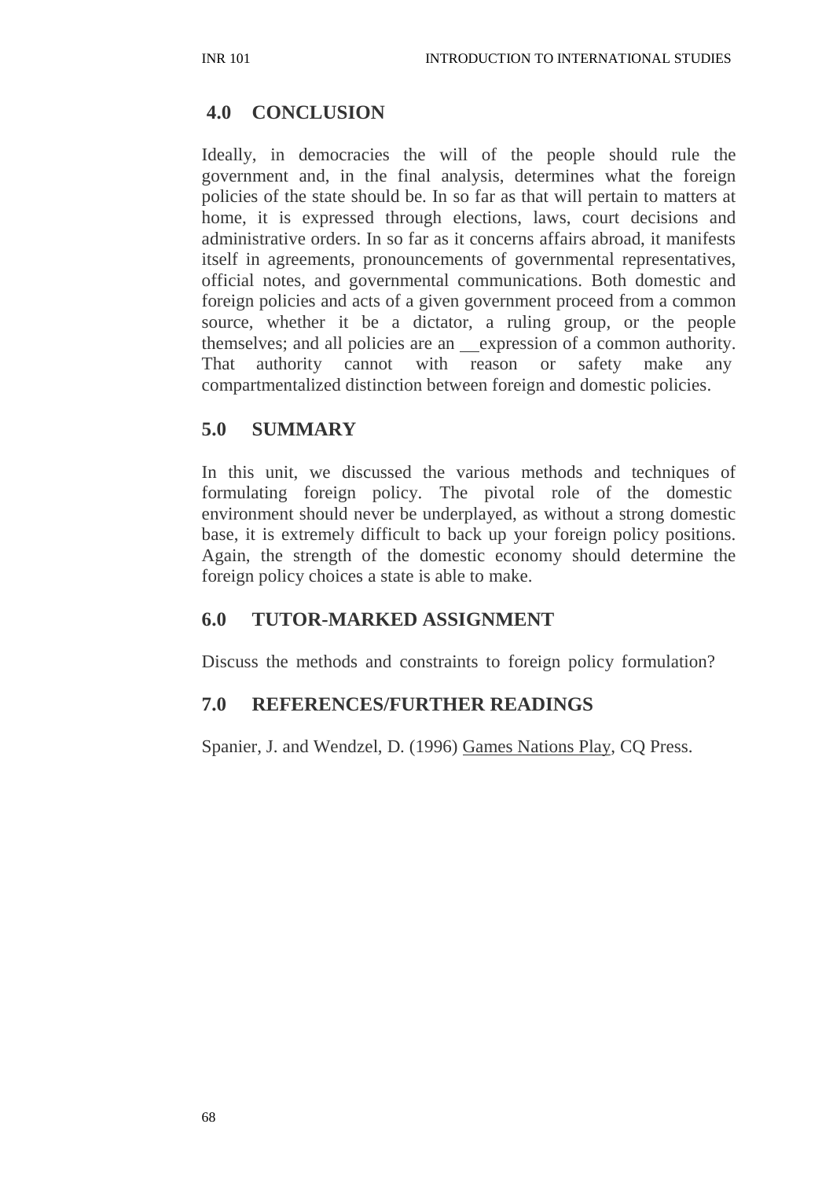## 4.0 CONCLUSION

Ideally, in democracies the will of the people should rule the government and, in the final analysis, determines what the foreign policies of the state should be. In so far as that will pertain to matters at home, it is expressed through elections, laws, court decisions and administrative orders. In so far as it concerns affairs abroad, it manifests itself in agreements, pronouncements of governmental representatives, official notes, and governmental communications. Both domestic and foreign policies and acts of a given government proceed from a common source, whether it be a dictator, a ruling group, or the people themselves; and all policies are an expression of a common authority. That authority cannot with reason or safety make any compartmentalized distinction between foreign and domestic policies.

## 5.0 SUMMARY

In this unit, we discussed the various methods and techniques of formulating foreign policy. The pivotal role of the domestic environment should never be underplayed, as without a strong domestic base, it is extremely difficult to back up your foreign policy positions. Again, the strength of the domestic economy should determine the foreign policy choices a state is able to make.

## 6.0 TUTOR-MARKED ASSIGNMENT

Discuss the methods and constraints to foreign policy formulation?

## 7.0 REFERENCES/FURTHER READINGS

Spanier, J. and Wendzel, D. (1996) Games Nations Play, CQ Press.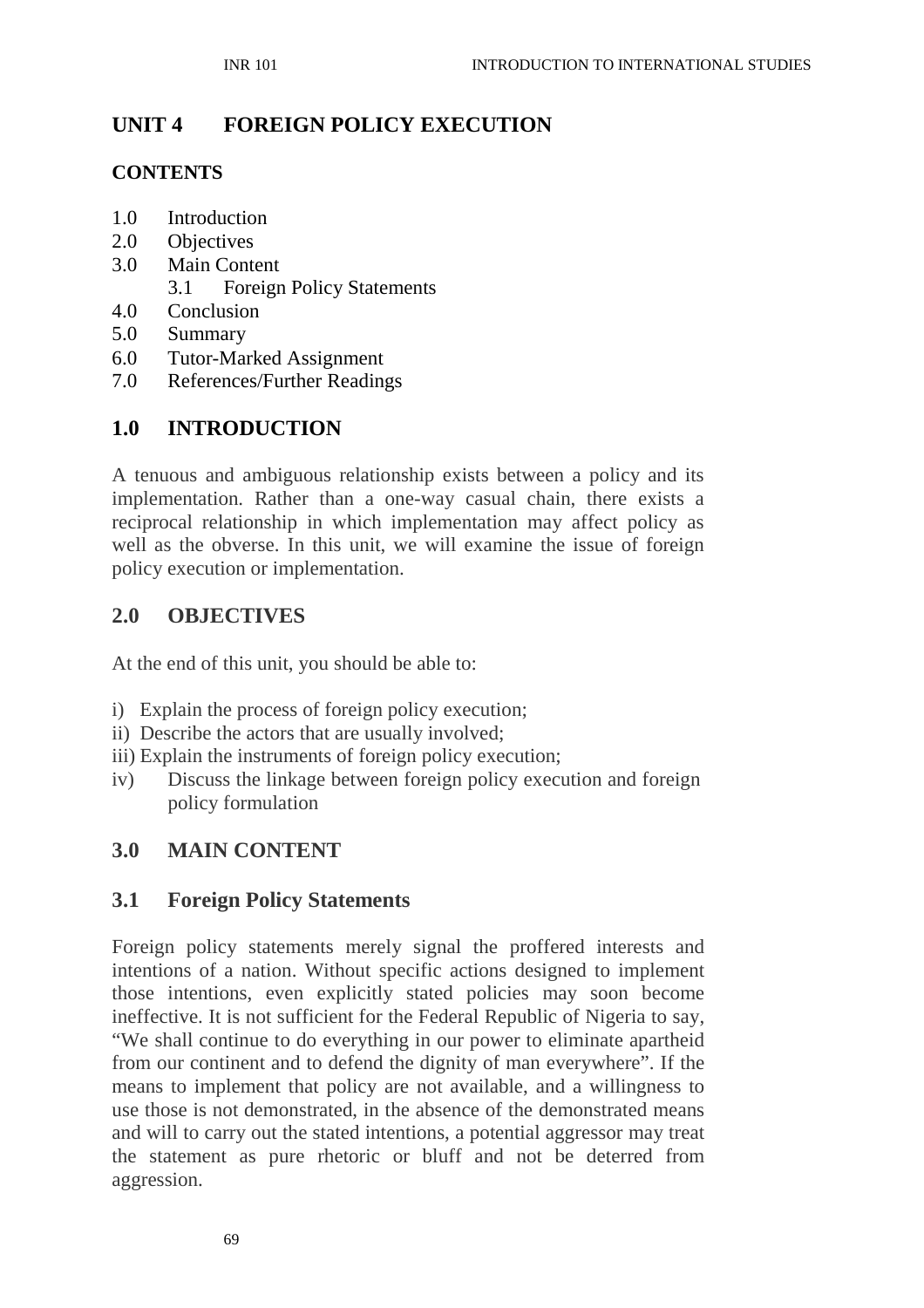# UNIT 4 FOREIGN POLICY EXECUTION

## CONTENTS

1.0 Introduction
2.0 Objectives
3.0 Main Content
  3.1 Foreign Policy Statements
4.0 Conclusion
5.0 Summary
6.0 Tutor-Marked Assignment
7.0 References/Further Readings

## 1.0 INTRODUCTION

A tenuous and ambiguous relationship exists between a policy and its implementation. Rather than a one-way casual chain, there exists a reciprocal relationship in which implementation may affect policy as well as the obverse. In this unit, we will examine the issue of foreign policy execution or implementation.

## 2.0 OBJECTIVES

At the end of this unit, you should be able to:

i) Explain the process of foreign policy execution;
ii) Describe the actors that are usually involved;
iii) Explain the instruments of foreign policy execution;
iv) Discuss the linkage between foreign policy execution and foreign policy formulation

## 3.0 MAIN CONTENT

### 3.1 Foreign Policy Statements

Foreign policy statements merely signal the proffered interests and intentions of a nation. Without specific actions designed to implement those intentions, even explicitly stated policies may soon become ineffective. It is not sufficient for the Federal Republic of Nigeria to say, "We shall continue to do everything in our power to eliminate apartheid from our continent and to defend the dignity of man everywhere". If the means to implement that policy are not available, and a willingness to use those is not demonstrated, in the absence of the demonstrated means and will to carry out the stated intentions, a potential aggressor may treat the statement as pure rhetoric or bluff and not be deterred from aggression.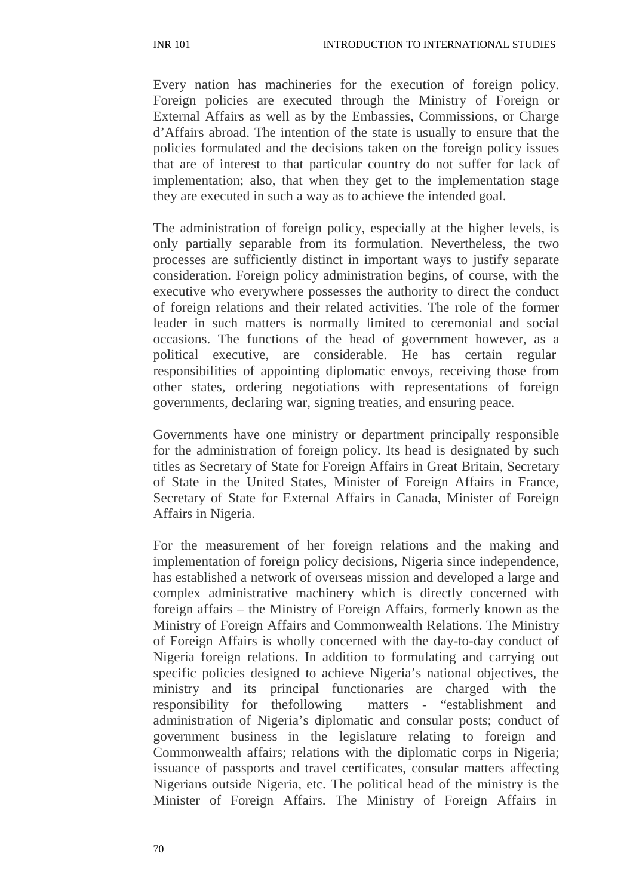Every nation has machineries for the execution of foreign policy. Foreign policies are executed through the Ministry of Foreign or External Affairs as well as by the Embassies, Commissions, or Charge d'Affairs abroad. The intention of the state is usually to ensure that the policies formulated and the decisions taken on the foreign policy issues that are of interest to that particular country do not suffer for lack of implementation; also, that when they get to the implementation stage they are executed in such a way as to achieve the intended goal.

The administration of foreign policy, especially at the higher levels, is only partially separable from its formulation. Nevertheless, the two processes are sufficiently distinct in important ways to justify separate consideration. Foreign policy administration begins, of course, with the executive who everywhere possesses the authority to direct the conduct of foreign relations and their related activities. The role of the former leader in such matters is normally limited to ceremonial and social occasions. The functions of the head of government however, as a political executive, are considerable. He has certain regular responsibilities of appointing diplomatic envoys, receiving those from other states, ordering negotiations with representations of foreign governments, declaring war, signing treaties, and ensuring peace.

Governments have one ministry or department principally responsible for the administration of foreign policy. Its head is designated by such titles as Secretary of State for Foreign Affairs in Great Britain, Secretary of State in the United States, Minister of Foreign Affairs in France, Secretary of State for External Affairs in Canada, Minister of Foreign Affairs in Nigeria.

For the measurement of her foreign relations and the making and implementation of foreign policy decisions, Nigeria since independence, has established a network of overseas mission and developed a large and complex administrative machinery which is directly concerned with foreign affairs – the Ministry of Foreign Affairs, formerly known as the Ministry of Foreign Affairs and Commonwealth Relations. The Ministry of Foreign Affairs is wholly concerned with the day-to-day conduct of Nigeria foreign relations. In addition to formulating and carrying out specific policies designed to achieve Nigeria's national objectives, the ministry and its principal functionaries are charged with the responsibility for thefollowing matters - "establishment and administration of Nigeria's diplomatic and consular posts; conduct of government business in the legislature relating to foreign and Commonwealth affairs; relations with the diplomatic corps in Nigeria; issuance of passports and travel certificates, consular matters affecting Nigerians outside Nigeria, etc. The political head of the ministry is the Minister of Foreign Affairs. The Ministry of Foreign Affairs in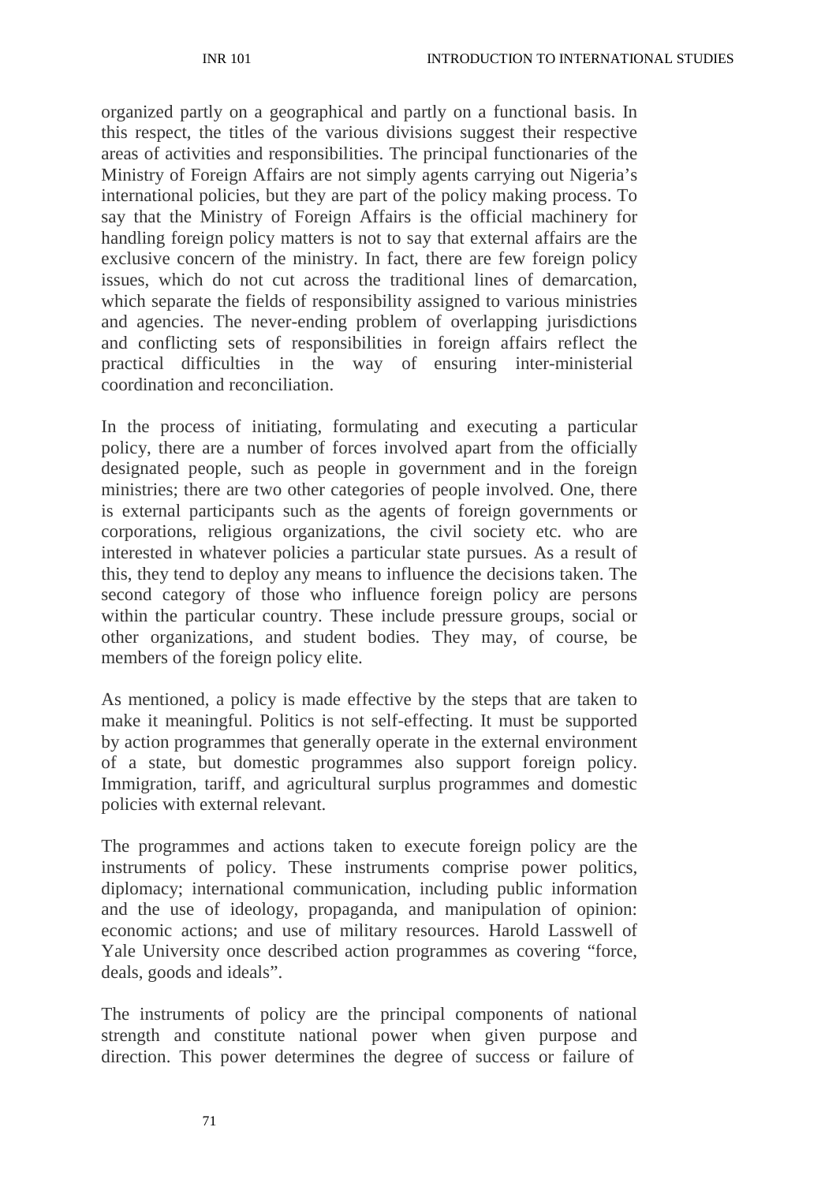organized partly on a geographical and partly on a functional basis. In this respect, the titles of the various divisions suggest their respective areas of activities and responsibilities. The principal functionaries of the Ministry of Foreign Affairs are not simply agents carrying out Nigeria's international policies, but they are part of the policy making process. To say that the Ministry of Foreign Affairs is the official machinery for handling foreign policy matters is not to say that external affairs are the exclusive concern of the ministry. In fact, there are few foreign policy issues, which do not cut across the traditional lines of demarcation, which separate the fields of responsibility assigned to various ministries and agencies. The never-ending problem of overlapping jurisdictions and conflicting sets of responsibilities in foreign affairs reflect the practical difficulties in the way of ensuring inter-ministerial coordination and reconciliation.

In the process of initiating, formulating and executing a particular policy, there are a number of forces involved apart from the officially designated people, such as people in government and in the foreign ministries; there are two other categories of people involved. One, there is external participants such as the agents of foreign governments or corporations, religious organizations, the civil society etc. who are interested in whatever policies a particular state pursues. As a result of this, they tend to deploy any means to influence the decisions taken. The second category of those who influence foreign policy are persons within the particular country. These include pressure groups, social or other organizations, and student bodies. They may, of course, be members of the foreign policy elite.

As mentioned, a policy is made effective by the steps that are taken to make it meaningful. Politics is not self-effecting. It must be supported by action programmes that generally operate in the external environment of a state, but domestic programmes also support foreign policy. Immigration, tariff, and agricultural surplus programmes and domestic policies with external relevant.

The programmes and actions taken to execute foreign policy are the instruments of policy. These instruments comprise power politics, diplomacy; international communication, including public information and the use of ideology, propaganda, and manipulation of opinion: economic actions; and use of military resources. Harold Lasswell of Yale University once described action programmes as covering "force, deals, goods and ideals".

The instruments of policy are the principal components of national strength and constitute national power when given purpose and direction. This power determines the degree of success or failure of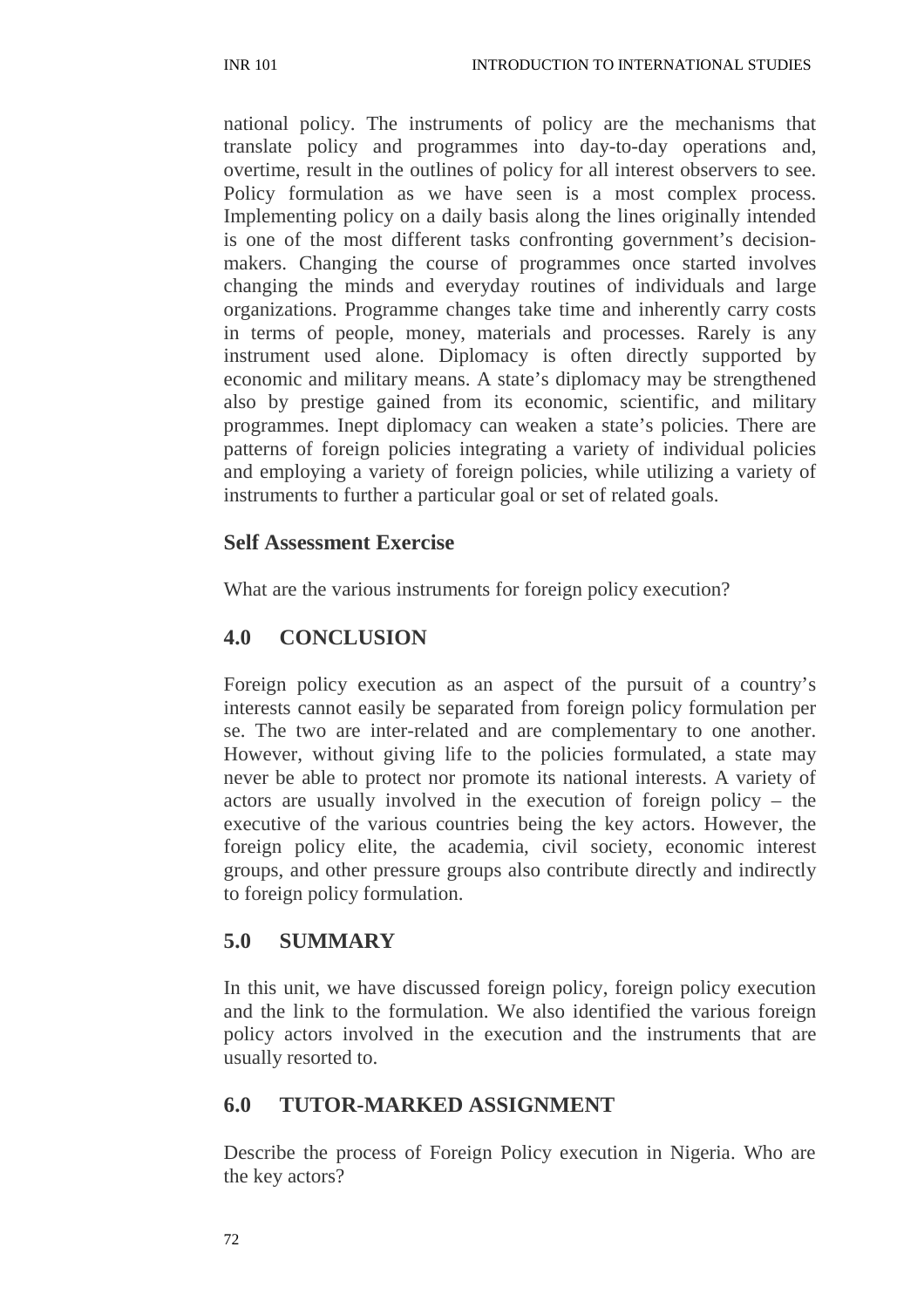national policy. The instruments of policy are the mechanisms that translate policy and programmes into day-to-day operations and, overtime, result in the outlines of policy for all interest observers to see. Policy formulation as we have seen is a most complex process. Implementing policy on a daily basis along the lines originally intended is one of the most different tasks confronting government's decision-makers. Changing the course of programmes once started involves changing the minds and everyday routines of individuals and large organizations. Programme changes take time and inherently carry costs in terms of people, money, materials and processes. Rarely is any instrument used alone. Diplomacy is often directly supported by economic and military means. A state's diplomacy may be strengthened also by prestige gained from its economic, scientific, and military programmes. Inept diplomacy can weaken a state's policies. There are patterns of foreign policies integrating a variety of individual policies and employing a variety of foreign policies, while utilizing a variety of instruments to further a particular goal or set of related goals.

### Self Assessment Exercise

What are the various instruments for foreign policy execution?

## 4.0 CONCLUSION

Foreign policy execution as an aspect of the pursuit of a country's interests cannot easily be separated from foreign policy formulation per se. The two are inter-related and are complementary to one another. However, without giving life to the policies formulated, a state may never be able to protect nor promote its national interests. A variety of actors are usually involved in the execution of foreign policy – the executive of the various countries being the key actors. However, the foreign policy elite, the academia, civil society, economic interest groups, and other pressure groups also contribute directly and indirectly to foreign policy formulation.

## 5.0 SUMMARY

In this unit, we have discussed foreign policy, foreign policy execution and the link to the formulation. We also identified the various foreign policy actors involved in the execution and the instruments that are usually resorted to.

## 6.0 TUTOR-MARKED ASSIGNMENT

Describe the process of Foreign Policy execution in Nigeria. Who are the key actors?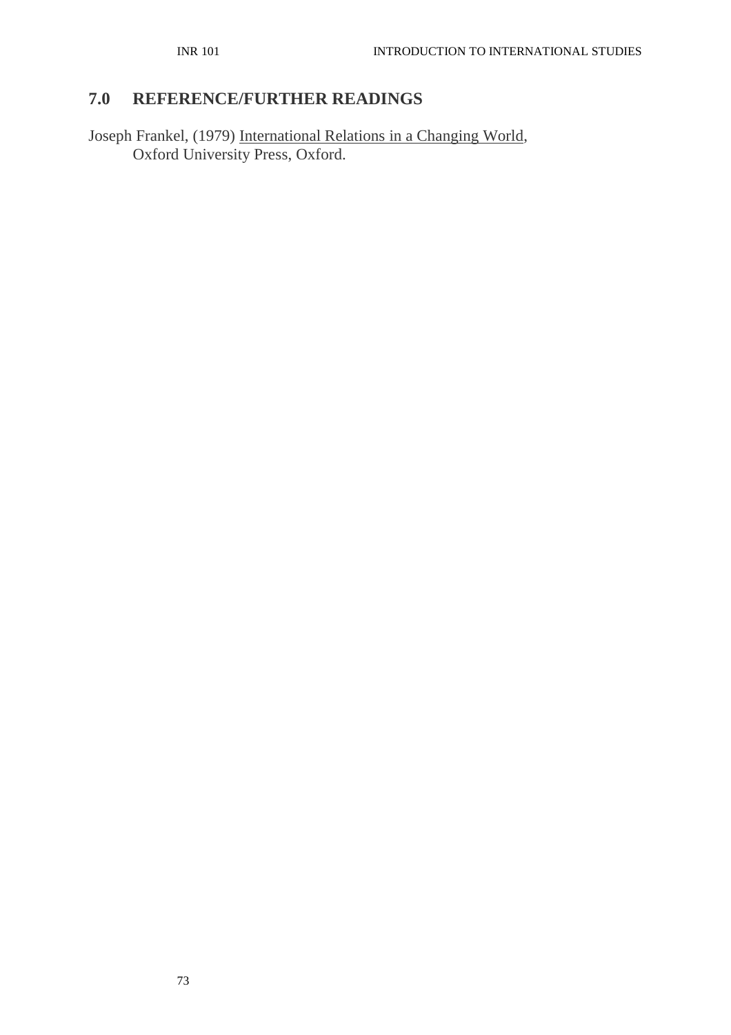## 7.0 REFERENCE/FURTHER READINGS

Joseph Frankel, (1979) International Relations in a Changing World, Oxford University Press, Oxford.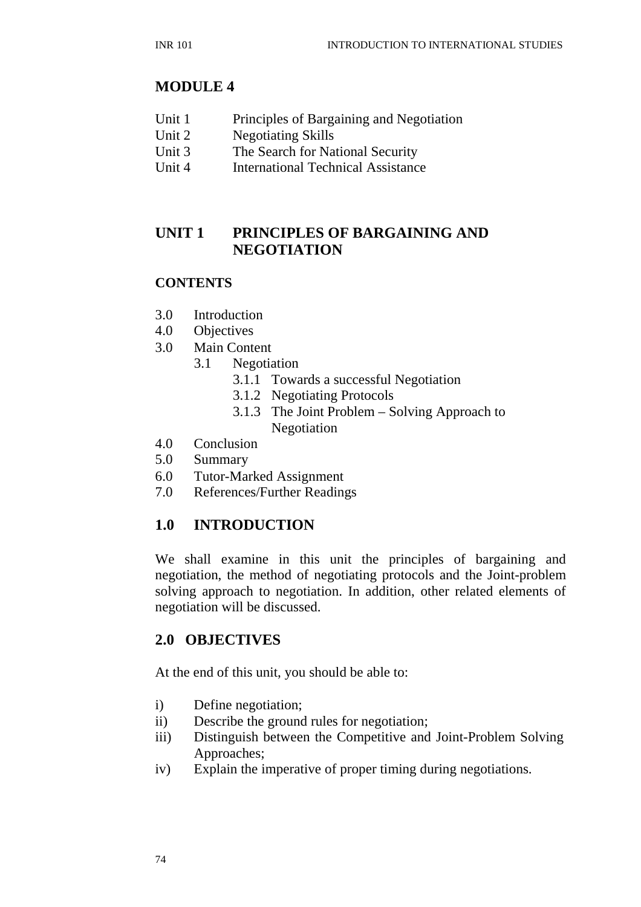# MODULE 4

| | |
|---|---|
| Unit 1 | Principles of Bargaining and Negotiation |
| Unit 2 | Negotiating Skills |
| Unit 3 | The Search for National Security |
| Unit 4 | International Technical Assistance |

## UNIT 1 PRINCIPLES OF BARGAINING AND NEGOTIATION

### CONTENTS

3.0 Introduction
4.0 Objectives
3.0 Main Content
  3.1 Negotiation
    3.1.1 Towards a successful Negotiation
    3.1.2 Negotiating Protocols
    3.1.3 The Joint Problem – Solving Approach to Negotiation
4.0 Conclusion
5.0 Summary
6.0 Tutor-Marked Assignment
7.0 References/Further Readings

## 1.0 INTRODUCTION

We shall examine in this unit the principles of bargaining and negotiation, the method of negotiating protocols and the Joint-problem solving approach to negotiation. In addition, other related elements of negotiation will be discussed.

## 2.0 OBJECTIVES

At the end of this unit, you should be able to:

i) Define negotiation;
ii) Describe the ground rules for negotiation;
iii) Distinguish between the Competitive and Joint-Problem Solving Approaches;
iv) Explain the imperative of proper timing during negotiations.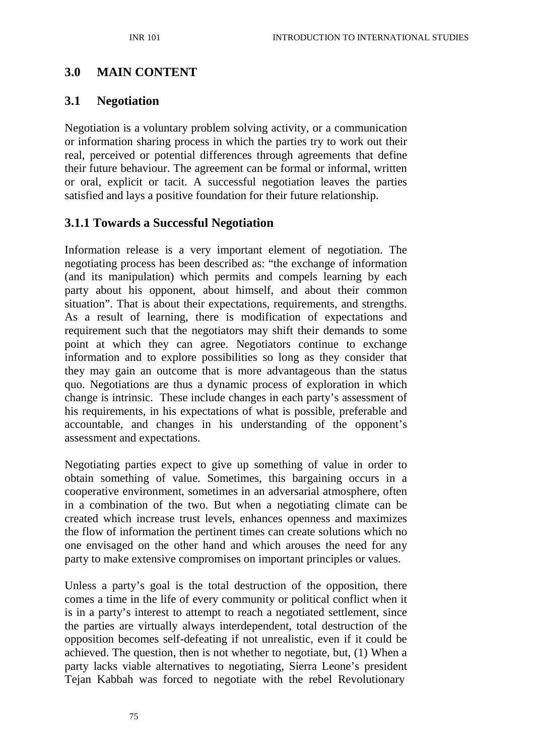## 3.0 MAIN CONTENT

### 3.1 Negotiation

Negotiation is a voluntary problem solving activity, or a communication or information sharing process in which the parties try to work out their real, perceived or potential differences through agreements that define their future behaviour. The agreement can be formal or informal, written or oral, explicit or tacit. A successful negotiation leaves the parties satisfied and lays a positive foundation for their future relationship.

#### 3.1.1 Towards a Successful Negotiation

Information release is a very important element of negotiation. The negotiating process has been described as: "the exchange of information (and its manipulation) which permits and compels learning by each party about his opponent, about himself, and about their common situation". That is about their expectations, requirements, and strengths. As a result of learning, there is modification of expectations and requirement such that the negotiators may shift their demands to some point at which they can agree. Negotiators continue to exchange information and to explore possibilities so long as they consider that they may gain an outcome that is more advantageous than the status quo. Negotiations are thus a dynamic process of exploration in which change is intrinsic. These include changes in each party's assessment of his requirements, in his expectations of what is possible, preferable and accountable, and changes in his understanding of the opponent's assessment and expectations.

Negotiating parties expect to give up something of value in order to obtain something of value. Sometimes, this bargaining occurs in a cooperative environment, sometimes in an adversarial atmosphere, often in a combination of the two. But when a negotiating climate can be created which increase trust levels, enhances openness and maximizes the flow of information the pertinent times can create solutions which no one envisaged on the other hand and which arouses the need for any party to make extensive compromises on important principles or values.

Unless a party's goal is the total destruction of the opposition, there comes a time in the life of every community or political conflict when it is in a party's interest to attempt to reach a negotiated settlement, since the parties are virtually always interdependent, total destruction of the opposition becomes self-defeating if not unrealistic, even if it could be achieved. The question, then is not whether to negotiate, but, (1) When a party lacks viable alternatives to negotiating, Sierra Leone's president Tejan Kabbah was forced to negotiate with the rebel Revolutionary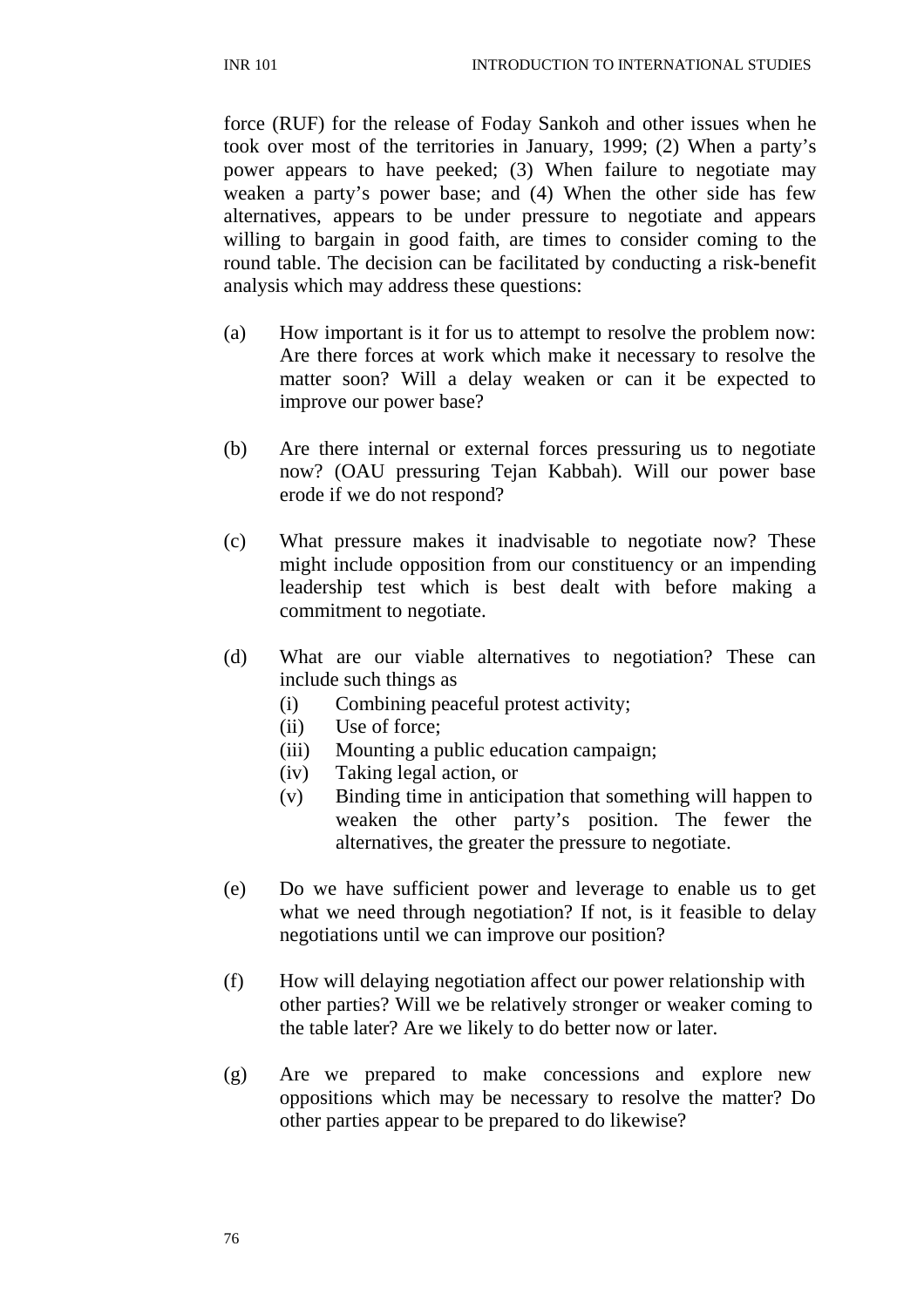force (RUF) for the release of Foday Sankoh and other issues when he took over most of the territories in January, 1999; (2) When a party's power appears to have peeked; (3) When failure to negotiate may weaken a party's power base; and (4) When the other side has few alternatives, appears to be under pressure to negotiate and appears willing to bargain in good faith, are times to consider coming to the round table. The decision can be facilitated by conducting a risk-benefit analysis which may address these questions:

(a) How important is it for us to attempt to resolve the problem now: Are there forces at work which make it necessary to resolve the matter soon? Will a delay weaken or can it be expected to improve our power base?

(b) Are there internal or external forces pressuring us to negotiate now? (OAU pressuring Tejan Kabbah). Will our power base erode if we do not respond?

(c) What pressure makes it inadvisable to negotiate now? These might include opposition from our constituency or an impending leadership test which is best dealt with before making a commitment to negotiate.

(d) What are our viable alternatives to negotiation? These can include such things as
   (i) Combining peaceful protest activity;
   (ii) Use of force;
   (iii) Mounting a public education campaign;
   (iv) Taking legal action, or
   (v) Binding time in anticipation that something will happen to weaken the other party's position. The fewer the alternatives, the greater the pressure to negotiate.

(e) Do we have sufficient power and leverage to enable us to get what we need through negotiation? If not, is it feasible to delay negotiations until we can improve our position?

(f) How will delaying negotiation affect our power relationship with other parties? Will we be relatively stronger or weaker coming to the table later? Are we likely to do better now or later.

(g) Are we prepared to make concessions and explore new oppositions which may be necessary to resolve the matter? Do other parties appear to be prepared to do likewise?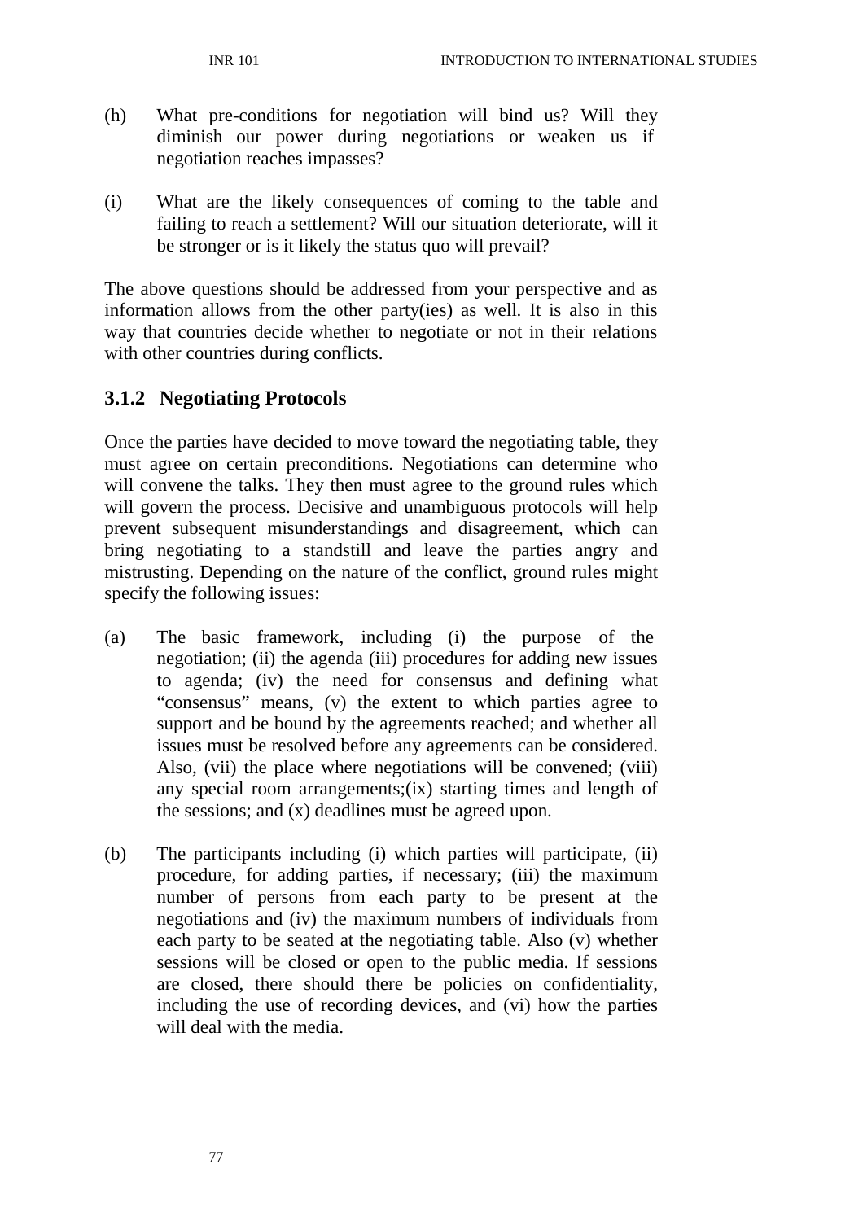(h) What pre-conditions for negotiation will bind us? Will they diminish our power during negotiations or weaken us if negotiation reaches impasses?

(i) What are the likely consequences of coming to the table and failing to reach a settlement? Will our situation deteriorate, will it be stronger or is it likely the status quo will prevail?

The above questions should be addressed from your perspective and as information allows from the other party(ies) as well. It is also in this way that countries decide whether to negotiate or not in their relations with other countries during conflicts.

### 3.1.2 Negotiating Protocols

Once the parties have decided to move toward the negotiating table, they must agree on certain preconditions. Negotiations can determine who will convene the talks. They then must agree to the ground rules which will govern the process. Decisive and unambiguous protocols will help prevent subsequent misunderstandings and disagreement, which can bring negotiating to a standstill and leave the parties angry and mistrusting. Depending on the nature of the conflict, ground rules might specify the following issues:

(a) The basic framework, including (i) the purpose of the negotiation; (ii) the agenda (iii) procedures for adding new issues to agenda; (iv) the need for consensus and defining what "consensus" means, (v) the extent to which parties agree to support and be bound by the agreements reached; and whether all issues must be resolved before any agreements can be considered. Also, (vii) the place where negotiations will be convened; (viii) any special room arrangements;(ix) starting times and length of the sessions; and (x) deadlines must be agreed upon.

(b) The participants including (i) which parties will participate, (ii) procedure, for adding parties, if necessary; (iii) the maximum number of persons from each party to be present at the negotiations and (iv) the maximum numbers of individuals from each party to be seated at the negotiating table. Also (v) whether sessions will be closed or open to the public media. If sessions are closed, there should there be policies on confidentiality, including the use of recording devices, and (vi) how the parties will deal with the media.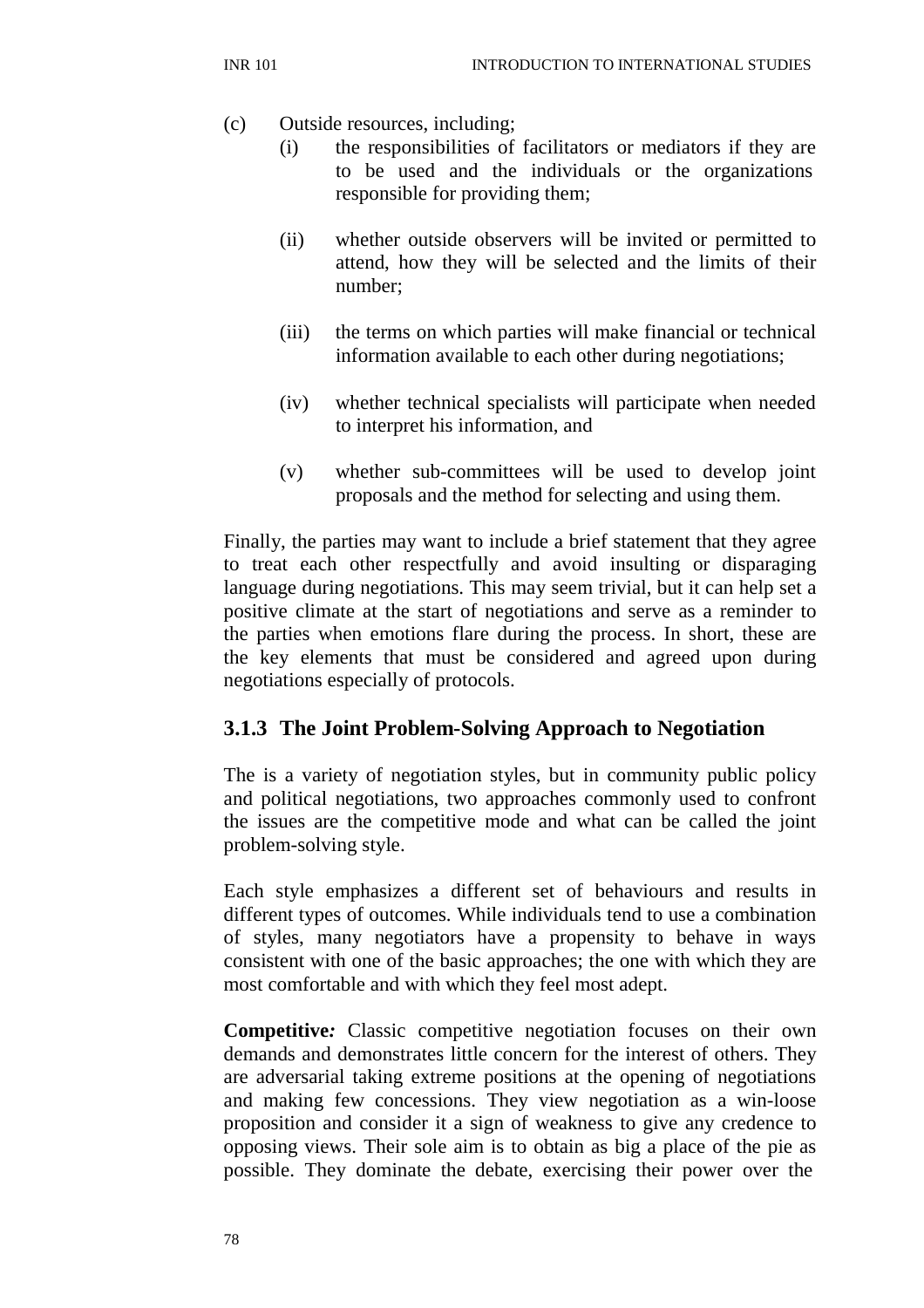(c) Outside resources, including;

    (i) the responsibilities of facilitators or mediators if they are to be used and the individuals or the organizations responsible for providing them;

    (ii) whether outside observers will be invited or permitted to attend, how they will be selected and the limits of their number;

    (iii) the terms on which parties will make financial or technical information available to each other during negotiations;

    (iv) whether technical specialists will participate when needed to interpret his information, and

    (v) whether sub-committees will be used to develop joint proposals and the method for selecting and using them.

Finally, the parties may want to include a brief statement that they agree to treat each other respectfully and avoid insulting or disparaging language during negotiations. This may seem trivial, but it can help set a positive climate at the start of negotiations and serve as a reminder to the parties when emotions flare during the process. In short, these are the key elements that must be considered and agreed upon during negotiations especially of protocols.

### 3.1.3 The Joint Problem-Solving Approach to Negotiation

The is a variety of negotiation styles, but in community public policy and political negotiations, two approaches commonly used to confront the issues are the competitive mode and what can be called the joint problem-solving style.

Each style emphasizes a different set of behaviours and results in different types of outcomes. While individuals tend to use a combination of styles, many negotiators have a propensity to behave in ways consistent with one of the basic approaches; the one with which they are most comfortable and with which they feel most adept.

**Competitive*:*** Classic competitive negotiation focuses on their own demands and demonstrates little concern for the interest of others. They are adversarial taking extreme positions at the opening of negotiations and making few concessions. They view negotiation as a win-loose proposition and consider it a sign of weakness to give any credence to opposing views. Their sole aim is to obtain as big a place of the pie as possible. They dominate the debate, exercising their power over the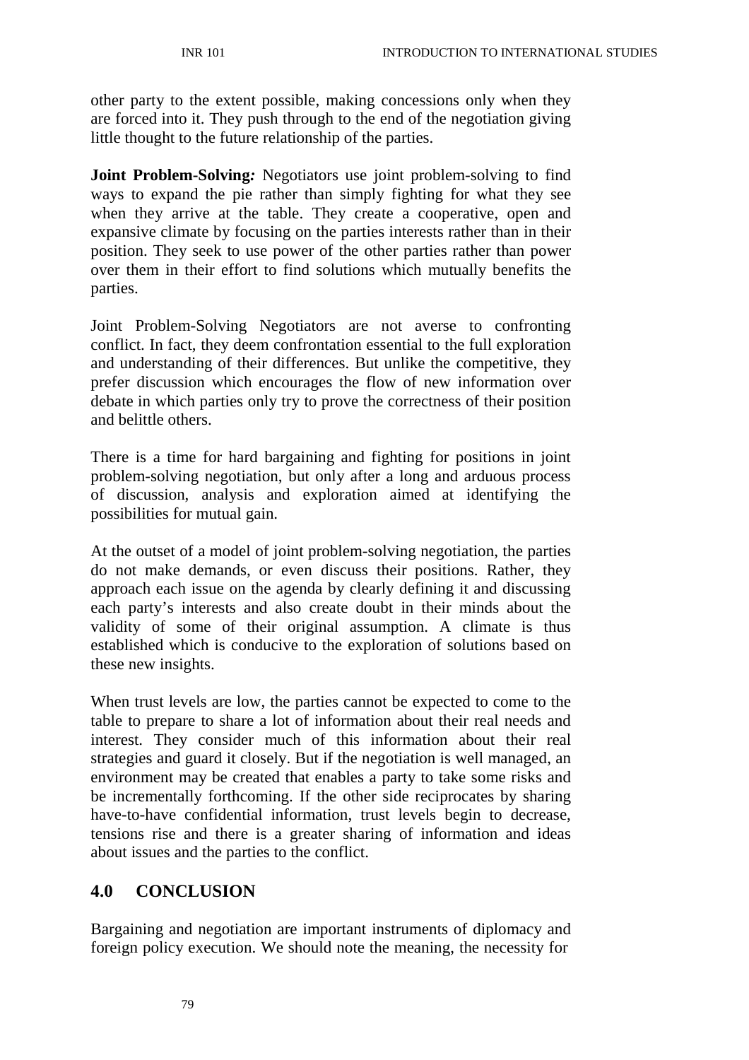other party to the extent possible, making concessions only when they are forced into it. They push through to the end of the negotiation giving little thought to the future relationship of the parties.

**Joint Problem-Solving*:*** Negotiators use joint problem-solving to find ways to expand the pie rather than simply fighting for what they see when they arrive at the table. They create a cooperative, open and expansive climate by focusing on the parties interests rather than in their position. They seek to use power of the other parties rather than power over them in their effort to find solutions which mutually benefits the parties.

Joint Problem-Solving Negotiators are not averse to confronting conflict. In fact, they deem confrontation essential to the full exploration and understanding of their differences. But unlike the competitive, they prefer discussion which encourages the flow of new information over debate in which parties only try to prove the correctness of their position and belittle others.

There is a time for hard bargaining and fighting for positions in joint problem-solving negotiation, but only after a long and arduous process of discussion, analysis and exploration aimed at identifying the possibilities for mutual gain.

At the outset of a model of joint problem-solving negotiation, the parties do not make demands, or even discuss their positions. Rather, they approach each issue on the agenda by clearly defining it and discussing each party's interests and also create doubt in their minds about the validity of some of their original assumption. A climate is thus established which is conducive to the exploration of solutions based on these new insights.

When trust levels are low, the parties cannot be expected to come to the table to prepare to share a lot of information about their real needs and interest. They consider much of this information about their real strategies and guard it closely. But if the negotiation is well managed, an environment may be created that enables a party to take some risks and be incrementally forthcoming. If the other side reciprocates by sharing have-to-have confidential information, trust levels begin to decrease, tensions rise and there is a greater sharing of information and ideas about issues and the parties to the conflict.

## 4.0 CONCLUSION

Bargaining and negotiation are important instruments of diplomacy and foreign policy execution. We should note the meaning, the necessity for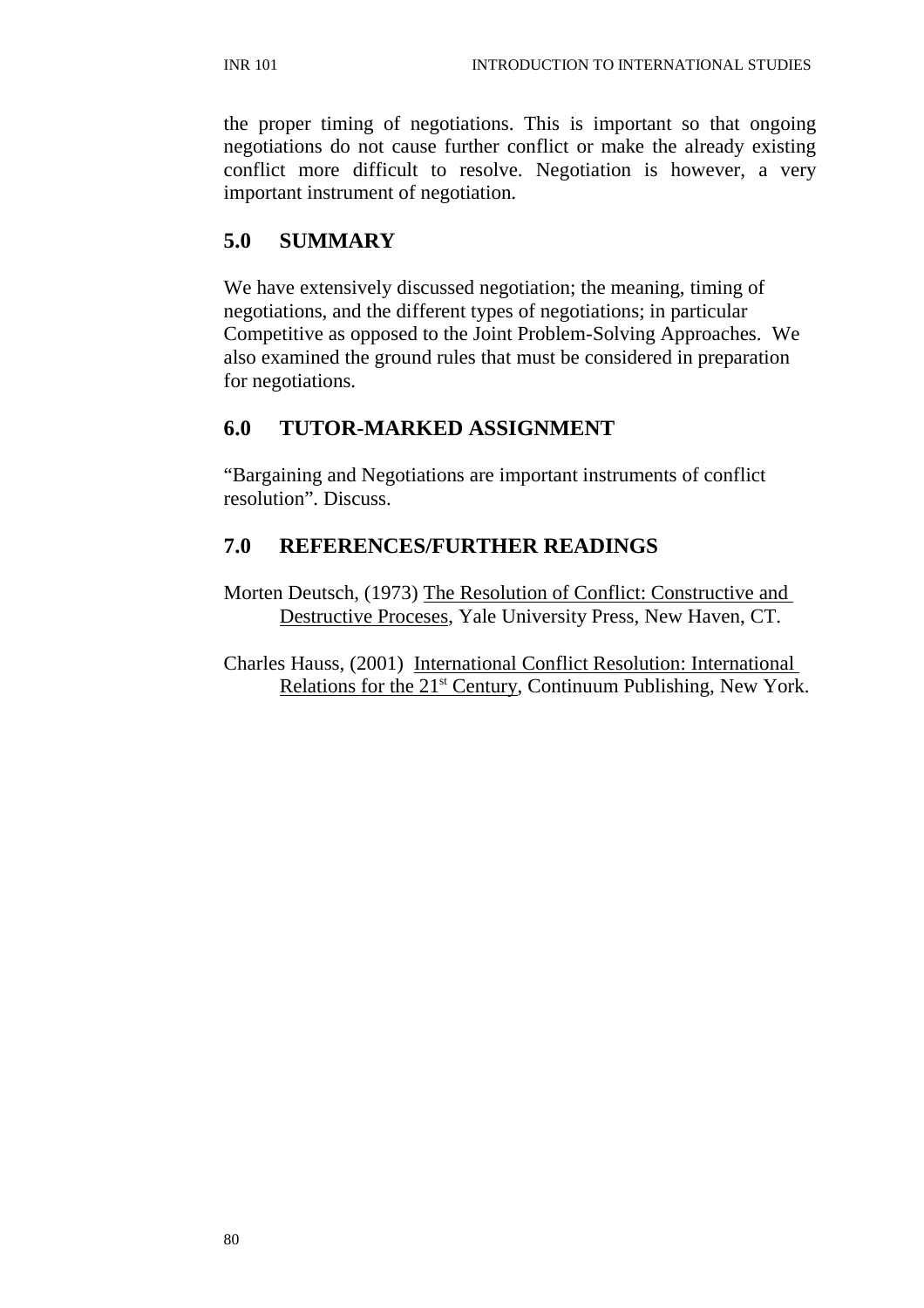the proper timing of negotiations. This is important so that ongoing negotiations do not cause further conflict or make the already existing conflict more difficult to resolve. Negotiation is however, a very important instrument of negotiation.

## 5.0 SUMMARY

We have extensively discussed negotiation; the meaning, timing of negotiations, and the different types of negotiations; in particular Competitive as opposed to the Joint Problem-Solving Approaches. We also examined the ground rules that must be considered in preparation for negotiations.

## 6.0 TUTOR-MARKED ASSIGNMENT

"Bargaining and Negotiations are important instruments of conflict resolution". Discuss.

## 7.0 REFERENCES/FURTHER READINGS

Morten Deutsch, (1973) The Resolution of Conflict: Constructive and Destructive Proceses, Yale University Press, New Haven, CT.

Charles Hauss, (2001) International Conflict Resolution: International Relations for the 21st Century, Continuum Publishing, New York.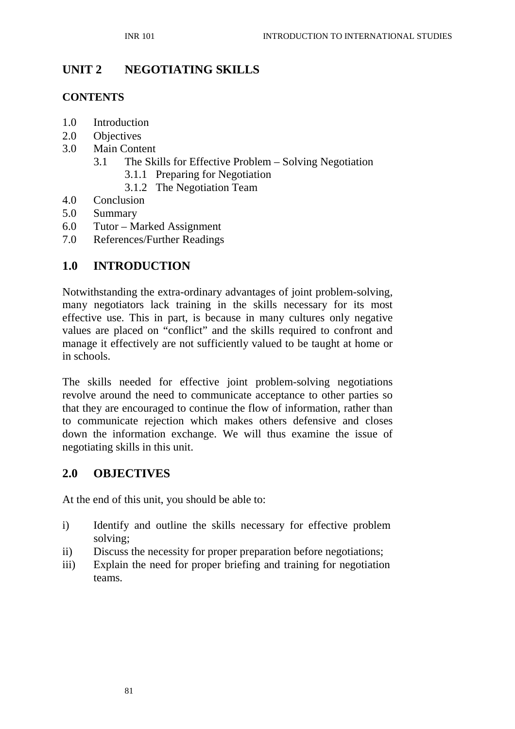# UNIT 2 NEGOTIATING SKILLS

## CONTENTS

1.0 Introduction
2.0 Objectives
3.0 Main Content
    3.1 The Skills for Effective Problem – Solving Negotiation
        3.1.1 Preparing for Negotiation
        3.1.2 The Negotiation Team
4.0 Conclusion
5.0 Summary
6.0 Tutor – Marked Assignment
7.0 References/Further Readings

## 1.0 INTRODUCTION

Notwithstanding the extra-ordinary advantages of joint problem-solving, many negotiators lack training in the skills necessary for its most effective use. This in part, is because in many cultures only negative values are placed on "conflict" and the skills required to confront and manage it effectively are not sufficiently valued to be taught at home or in schools.

The skills needed for effective joint problem-solving negotiations revolve around the need to communicate acceptance to other parties so that they are encouraged to continue the flow of information, rather than to communicate rejection which makes others defensive and closes down the information exchange. We will thus examine the issue of negotiating skills in this unit.

## 2.0 OBJECTIVES

At the end of this unit, you should be able to:

i) Identify and outline the skills necessary for effective problem solving;
ii) Discuss the necessity for proper preparation before negotiations;
iii) Explain the need for proper briefing and training for negotiation teams.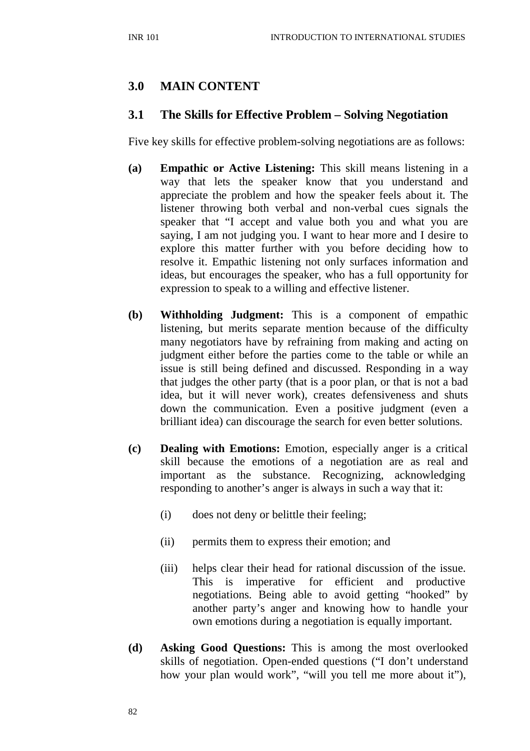## 3.0 MAIN CONTENT

### 3.1 The Skills for Effective Problem – Solving Negotiation

Five key skills for effective problem-solving negotiations are as follows:

**(a) Empathic or Active Listening:** This skill means listening in a way that lets the speaker know that you understand and appreciate the problem and how the speaker feels about it. The listener throwing both verbal and non-verbal cues signals the speaker that "I accept and value both you and what you are saying, I am not judging you. I want to hear more and I desire to explore this matter further with you before deciding how to resolve it. Empathic listening not only surfaces information and ideas, but encourages the speaker, who has a full opportunity for expression to speak to a willing and effective listener.

**(b) Withholding Judgment:** This is a component of empathic listening, but merits separate mention because of the difficulty many negotiators have by refraining from making and acting on judgment either before the parties come to the table or while an issue is still being defined and discussed. Responding in a way that judges the other party (that is a poor plan, or that is not a bad idea, but it will never work), creates defensiveness and shuts down the communication. Even a positive judgment (even a brilliant idea) can discourage the search for even better solutions.

**(c) Dealing with Emotions:** Emotion, especially anger is a critical skill because the emotions of a negotiation are as real and important as the substance. Recognizing, acknowledging responding to another's anger is always in such a way that it:

(i) does not deny or belittle their feeling;

(ii) permits them to express their emotion; and

(iii) helps clear their head for rational discussion of the issue. This is imperative for efficient and productive negotiations. Being able to avoid getting "hooked" by another party's anger and knowing how to handle your own emotions during a negotiation is equally important.

**(d) Asking Good Questions:** This is among the most overlooked skills of negotiation. Open-ended questions ("I don't understand how your plan would work", "will you tell me more about it"),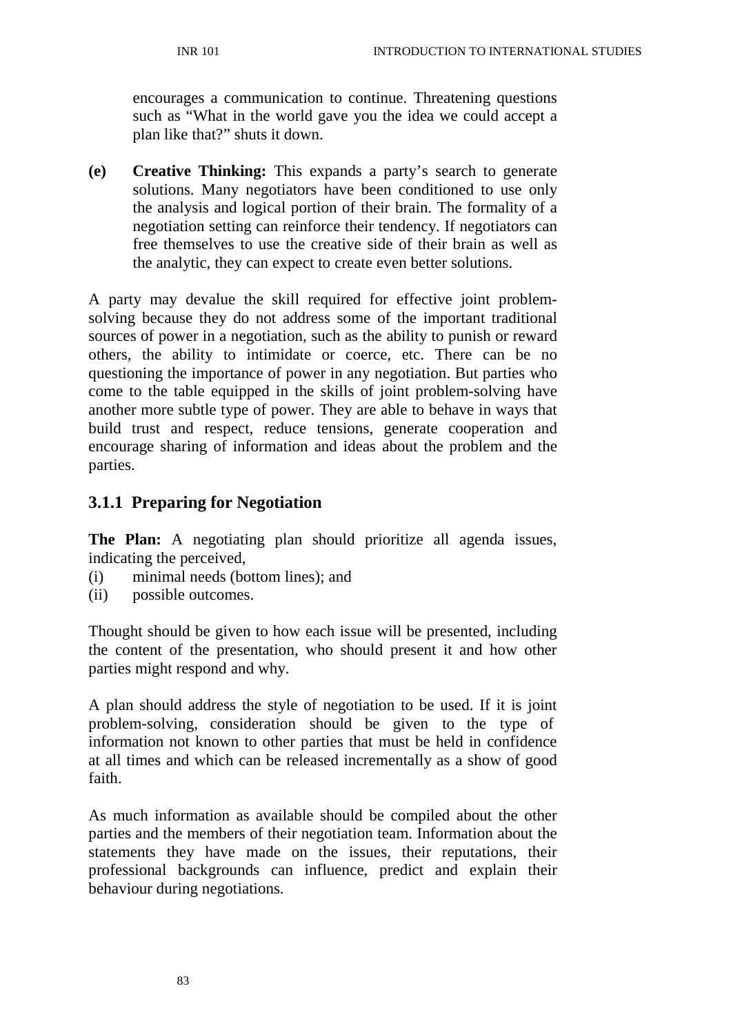encourages a communication to continue. Threatening questions such as "What in the world gave you the idea we could accept a plan like that?" shuts it down.

**(e) Creative Thinking:** This expands a party's search to generate solutions. Many negotiators have been conditioned to use only the analysis and logical portion of their brain. The formality of a negotiation setting can reinforce their tendency. If negotiators can free themselves to use the creative side of their brain as well as the analytic, they can expect to create even better solutions.

A party may devalue the skill required for effective joint problem-solving because they do not address some of the important traditional sources of power in a negotiation, such as the ability to punish or reward others, the ability to intimidate or coerce, etc. There can be no questioning the importance of power in any negotiation. But parties who come to the table equipped in the skills of joint problem-solving have another more subtle type of power. They are able to behave in ways that build trust and respect, reduce tensions, generate cooperation and encourage sharing of information and ideas about the problem and the parties.

### 3.1.1 Preparing for Negotiation

**The Plan:** A negotiating plan should prioritize all agenda issues, indicating the perceived,

(i) minimal needs (bottom lines); and
(ii) possible outcomes.

Thought should be given to how each issue will be presented, including the content of the presentation, who should present it and how other parties might respond and why.

A plan should address the style of negotiation to be used. If it is joint problem-solving, consideration should be given to the type of information not known to other parties that must be held in confidence at all times and which can be released incrementally as a show of good faith.

As much information as available should be compiled about the other parties and the members of their negotiation team. Information about the statements they have made on the issues, their reputations, their professional backgrounds can influence, predict and explain their behaviour during negotiations.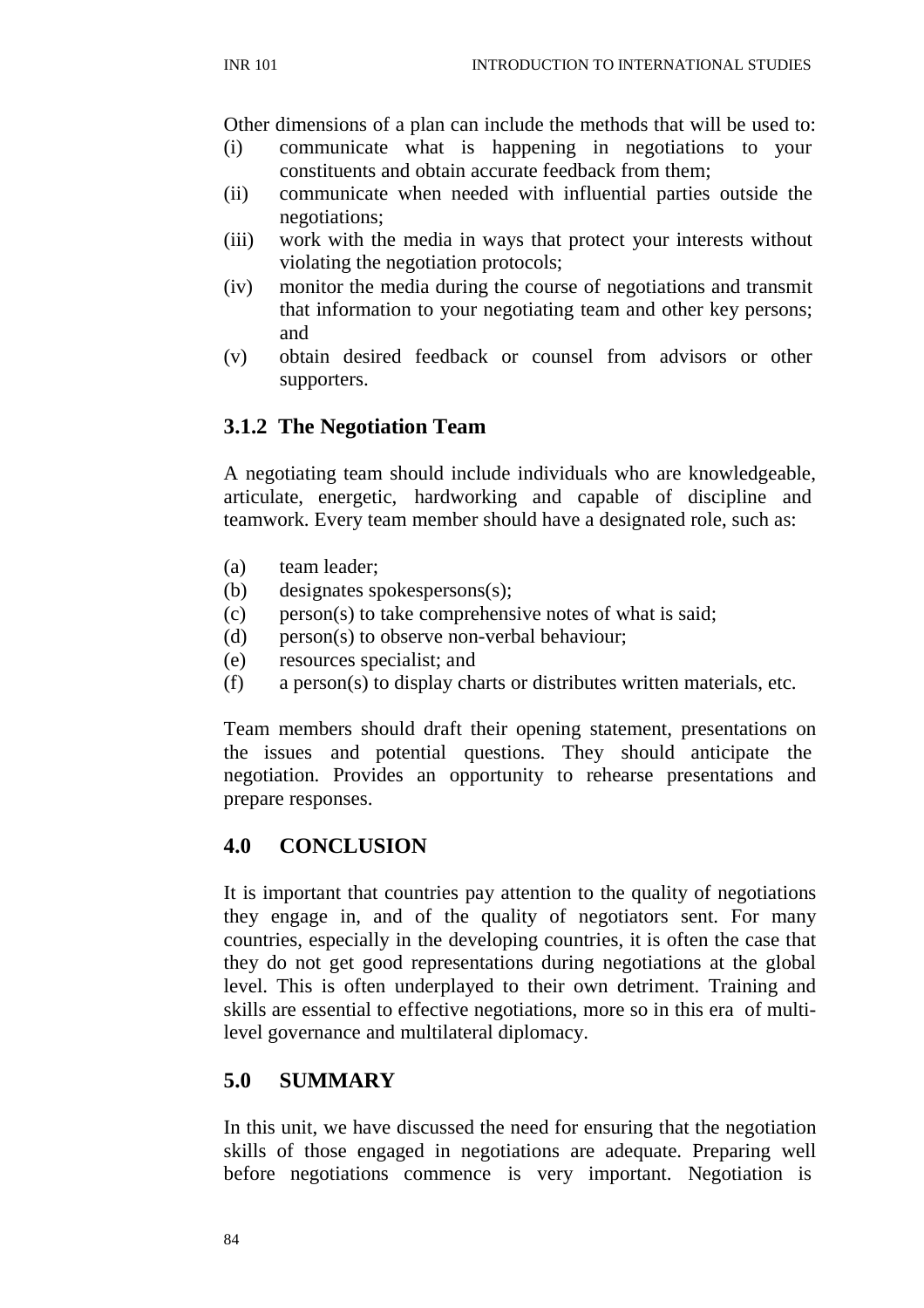Other dimensions of a plan can include the methods that will be used to:

(i) communicate what is happening in negotiations to your constituents and obtain accurate feedback from them;
(ii) communicate when needed with influential parties outside the negotiations;
(iii) work with the media in ways that protect your interests without violating the negotiation protocols;
(iv) monitor the media during the course of negotiations and transmit that information to your negotiating team and other key persons; and
(v) obtain desired feedback or counsel from advisors or other supporters.

### 3.1.2 The Negotiation Team

A negotiating team should include individuals who are knowledgeable, articulate, energetic, hardworking and capable of discipline and teamwork. Every team member should have a designated role, such as:

(a) team leader;
(b) designates spokespersons(s);
(c) person(s) to take comprehensive notes of what is said;
(d) person(s) to observe non-verbal behaviour;
(e) resources specialist; and
(f) a person(s) to display charts or distributes written materials, etc.

Team members should draft their opening statement, presentations on the issues and potential questions. They should anticipate the negotiation. Provides an opportunity to rehearse presentations and prepare responses.

## 4.0 CONCLUSION

It is important that countries pay attention to the quality of negotiations they engage in, and of the quality of negotiators sent. For many countries, especially in the developing countries, it is often the case that they do not get good representations during negotiations at the global level. This is often underplayed to their own detriment. Training and skills are essential to effective negotiations, more so in this era of multi-level governance and multilateral diplomacy.

## 5.0 SUMMARY

In this unit, we have discussed the need for ensuring that the negotiation skills of those engaged in negotiations are adequate. Preparing well before negotiations commence is very important. Negotiation is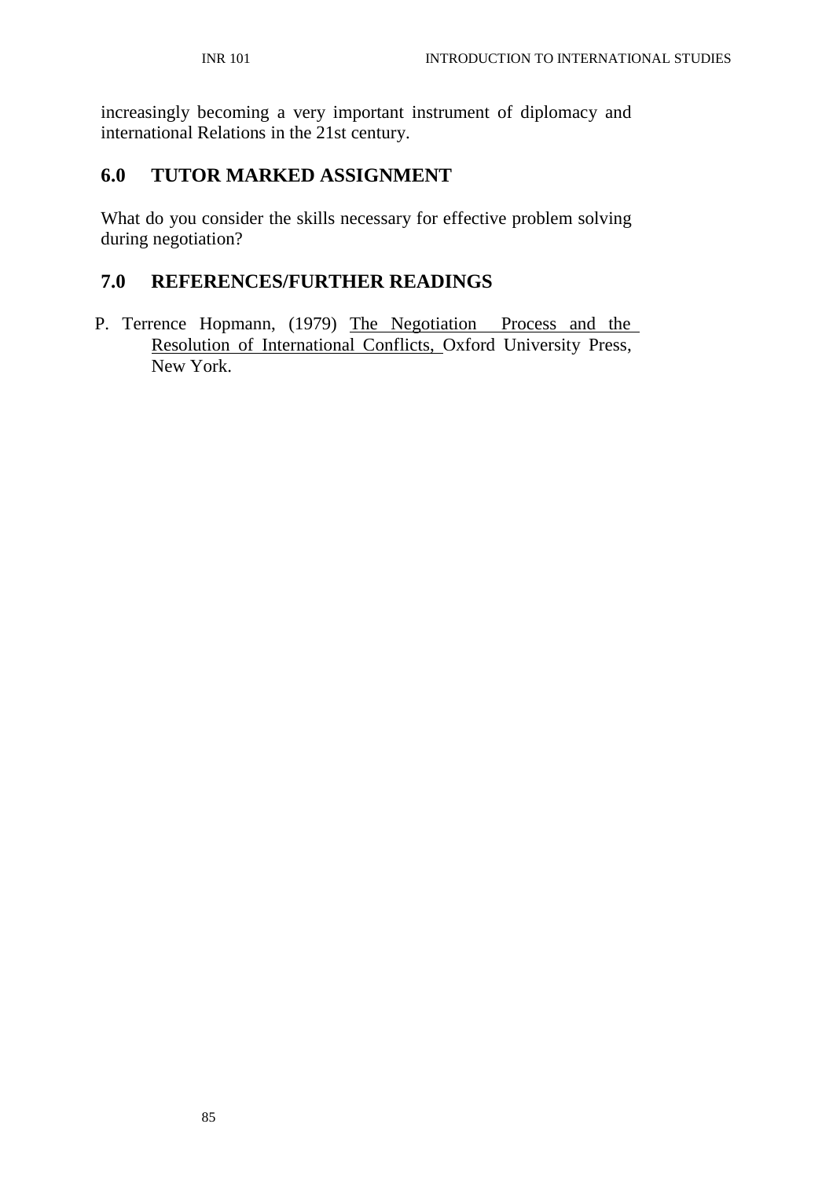increasingly becoming a very important instrument of diplomacy and international Relations in the 21st century.

## 6.0 TUTOR MARKED ASSIGNMENT

What do you consider the skills necessary for effective problem solving during negotiation?

## 7.0 REFERENCES/FURTHER READINGS

P. Terrence Hopmann, (1979) The Negotiation Process and the Resolution of International Conflicts, Oxford University Press, New York.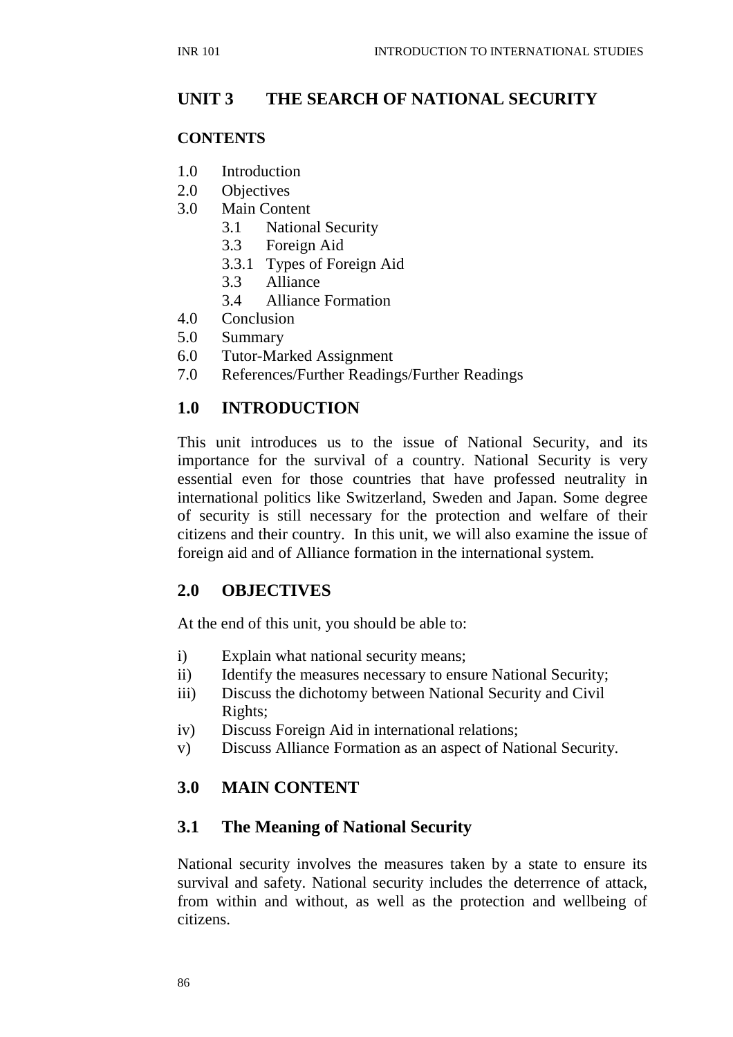# UNIT 3 THE SEARCH OF NATIONAL SECURITY

**CONTENTS**

1.0 Introduction
2.0 Objectives
3.0 Main Content
  3.1 National Security
  3.3 Foreign Aid
  3.3.1 Types of Foreign Aid
  3.3 Alliance
  3.4 Alliance Formation
4.0 Conclusion
5.0 Summary
6.0 Tutor-Marked Assignment
7.0 References/Further Readings/Further Readings

## 1.0 INTRODUCTION

This unit introduces us to the issue of National Security, and its importance for the survival of a country. National Security is very essential even for those countries that have professed neutrality in international politics like Switzerland, Sweden and Japan. Some degree of security is still necessary for the protection and welfare of their citizens and their country. In this unit, we will also examine the issue of foreign aid and of Alliance formation in the international system.

## 2.0 OBJECTIVES

At the end of this unit, you should be able to:

i) Explain what national security means;
ii) Identify the measures necessary to ensure National Security;
iii) Discuss the dichotomy between National Security and Civil Rights;
iv) Discuss Foreign Aid in international relations;
v) Discuss Alliance Formation as an aspect of National Security.

## 3.0 MAIN CONTENT

### 3.1 The Meaning of National Security

National security involves the measures taken by a state to ensure its survival and safety. National security includes the deterrence of attack, from within and without, as well as the protection and wellbeing of citizens.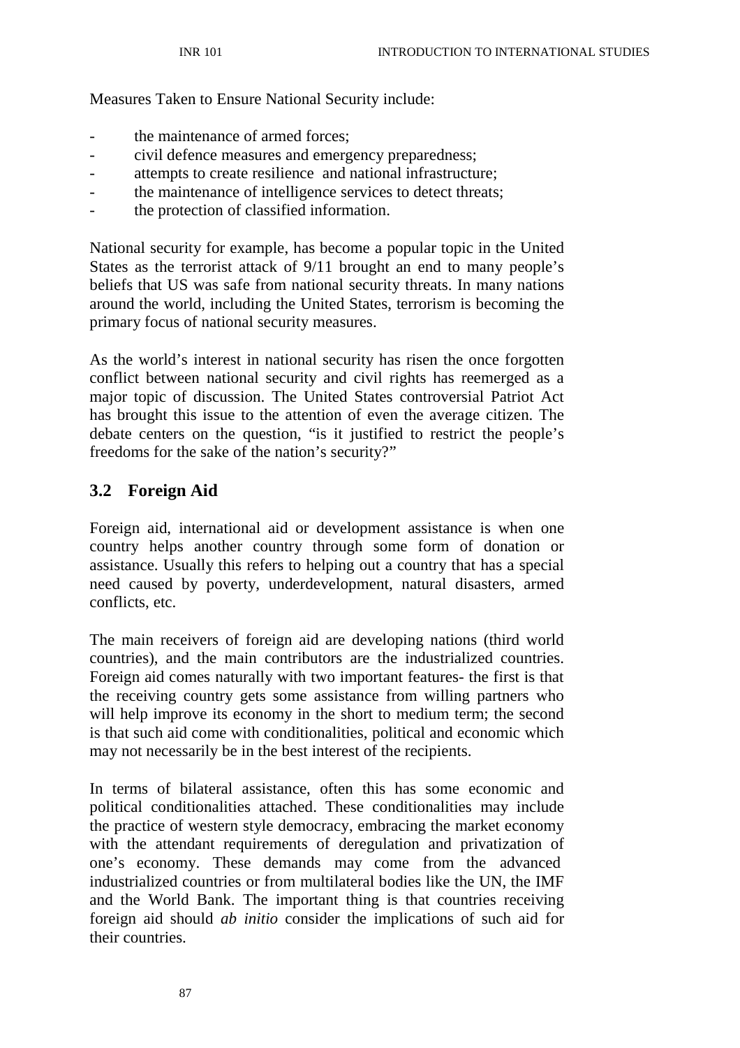Measures Taken to Ensure National Security include:

- the maintenance of armed forces;
- civil defence measures and emergency preparedness;
- attempts to create resilience and national infrastructure;
- the maintenance of intelligence services to detect threats;
- the protection of classified information.

National security for example, has become a popular topic in the United States as the terrorist attack of 9/11 brought an end to many people's beliefs that US was safe from national security threats. In many nations around the world, including the United States, terrorism is becoming the primary focus of national security measures.

As the world's interest in national security has risen the once forgotten conflict between national security and civil rights has reemerged as a major topic of discussion. The United States controversial Patriot Act has brought this issue to the attention of even the average citizen. The debate centers on the question, "is it justified to restrict the people's freedoms for the sake of the nation's security?"

## 3.2 Foreign Aid

Foreign aid, international aid or development assistance is when one country helps another country through some form of donation or assistance. Usually this refers to helping out a country that has a special need caused by poverty, underdevelopment, natural disasters, armed conflicts, etc.

The main receivers of foreign aid are developing nations (third world countries), and the main contributors are the industrialized countries. Foreign aid comes naturally with two important features- the first is that the receiving country gets some assistance from willing partners who will help improve its economy in the short to medium term; the second is that such aid come with conditionalities, political and economic which may not necessarily be in the best interest of the recipients.

In terms of bilateral assistance, often this has some economic and political conditionalities attached. These conditionalities may include the practice of western style democracy, embracing the market economy with the attendant requirements of deregulation and privatization of one's economy. These demands may come from the advanced industrialized countries or from multilateral bodies like the UN, the IMF and the World Bank. The important thing is that countries receiving foreign aid should *ab initio* consider the implications of such aid for their countries.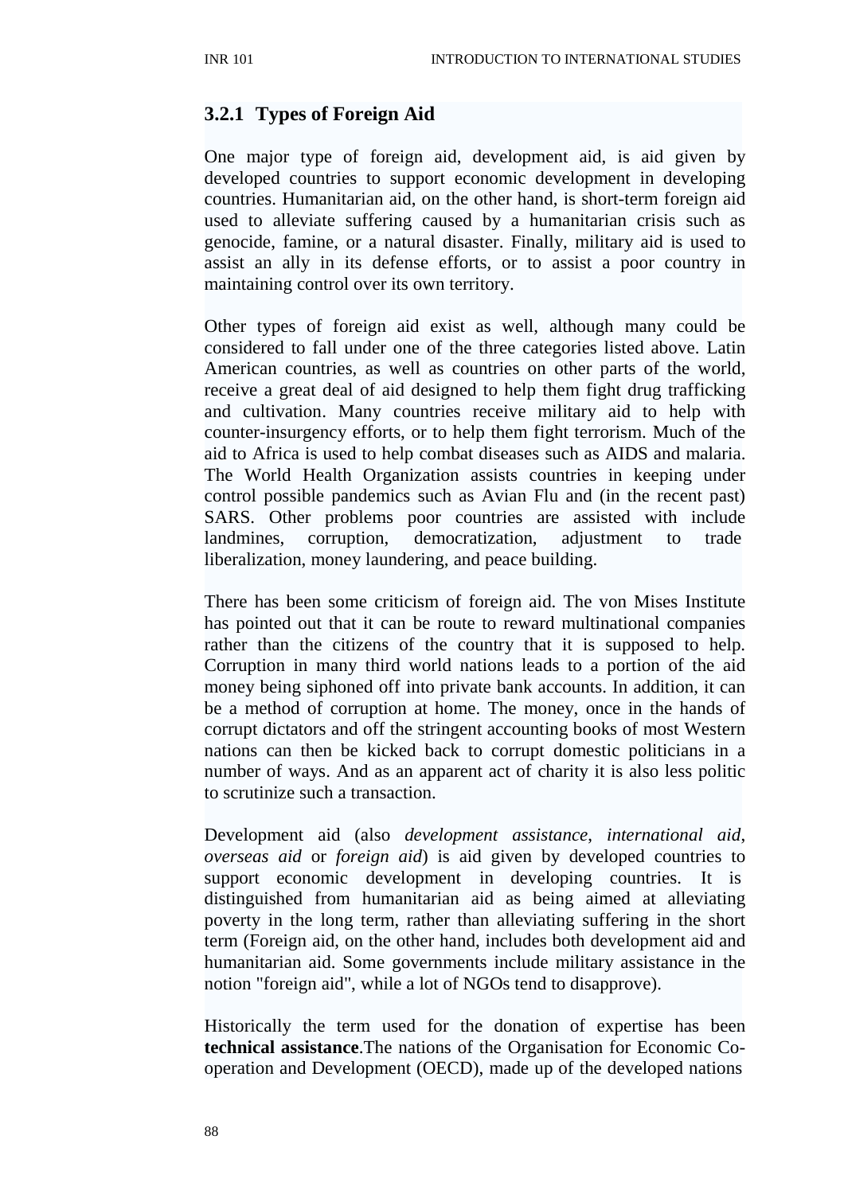### 3.2.1 Types of Foreign Aid

One major type of foreign aid, development aid, is aid given by developed countries to support economic development in developing countries. Humanitarian aid, on the other hand, is short-term foreign aid used to alleviate suffering caused by a humanitarian crisis such as genocide, famine, or a natural disaster. Finally, military aid is used to assist an ally in its defense efforts, or to assist a poor country in maintaining control over its own territory.

Other types of foreign aid exist as well, although many could be considered to fall under one of the three categories listed above. Latin American countries, as well as countries on other parts of the world, receive a great deal of aid designed to help them fight drug trafficking and cultivation. Many countries receive military aid to help with counter-insurgency efforts, or to help them fight terrorism. Much of the aid to Africa is used to help combat diseases such as AIDS and malaria. The World Health Organization assists countries in keeping under control possible pandemics such as Avian Flu and (in the recent past) SARS. Other problems poor countries are assisted with include landmines, corruption, democratization, adjustment to trade liberalization, money laundering, and peace building.

There has been some criticism of foreign aid. The von Mises Institute has pointed out that it can be route to reward multinational companies rather than the citizens of the country that it is supposed to help. Corruption in many third world nations leads to a portion of the aid money being siphoned off into private bank accounts. In addition, it can be a method of corruption at home. The money, once in the hands of corrupt dictators and off the stringent accounting books of most Western nations can then be kicked back to corrupt domestic politicians in a number of ways. And as an apparent act of charity it is also less politic to scrutinize such a transaction.

Development aid (also *development assistance*, *international aid*, *overseas aid* or *foreign aid*) is aid given by developed countries to support economic development in developing countries. It is distinguished from humanitarian aid as being aimed at alleviating poverty in the long term, rather than alleviating suffering in the short term (Foreign aid, on the other hand, includes both development aid and humanitarian aid. Some governments include military assistance in the notion "foreign aid", while a lot of NGOs tend to disapprove).

Historically the term used for the donation of expertise has been **technical assistance**.The nations of the Organisation for Economic Co-operation and Development (OECD), made up of the developed nations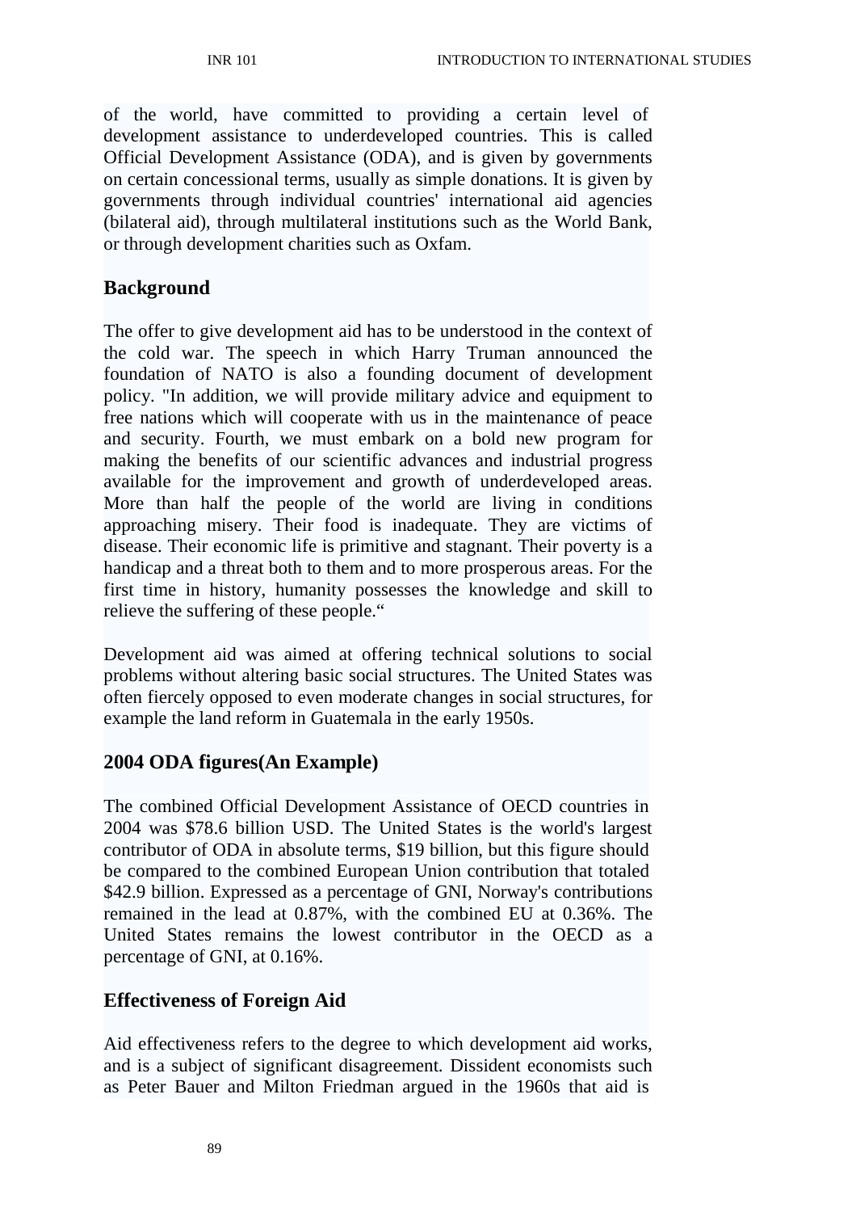of the world, have committed to providing a certain level of development assistance to underdeveloped countries. This is called Official Development Assistance (ODA), and is given by governments on certain concessional terms, usually as simple donations. It is given by governments through individual countries' international aid agencies (bilateral aid), through multilateral institutions such as the World Bank, or through development charities such as Oxfam.

## Background

The offer to give development aid has to be understood in the context of the cold war. The speech in which Harry Truman announced the foundation of NATO is also a founding document of development policy. "In addition, we will provide military advice and equipment to free nations which will cooperate with us in the maintenance of peace and security. Fourth, we must embark on a bold new program for making the benefits of our scientific advances and industrial progress available for the improvement and growth of underdeveloped areas. More than half the people of the world are living in conditions approaching misery. Their food is inadequate. They are victims of disease. Their economic life is primitive and stagnant. Their poverty is a handicap and a threat both to them and to more prosperous areas. For the first time in history, humanity possesses the knowledge and skill to relieve the suffering of these people."

Development aid was aimed at offering technical solutions to social problems without altering basic social structures. The United States was often fiercely opposed to even moderate changes in social structures, for example the land reform in Guatemala in the early 1950s.

## 2004 ODA figures(An Example)

The combined Official Development Assistance of OECD countries in 2004 was $78.6 billion USD. The United States is the world's largest contributor of ODA in absolute terms, $19 billion, but this figure should be compared to the combined European Union contribution that totaled $42.9 billion. Expressed as a percentage of GNI, Norway's contributions remained in the lead at 0.87%, with the combined EU at 0.36%. The United States remains the lowest contributor in the OECD as a percentage of GNI, at 0.16%.

## Effectiveness of Foreign Aid

Aid effectiveness refers to the degree to which development aid works, and is a subject of significant disagreement. Dissident economists such as Peter Bauer and Milton Friedman argued in the 1960s that aid is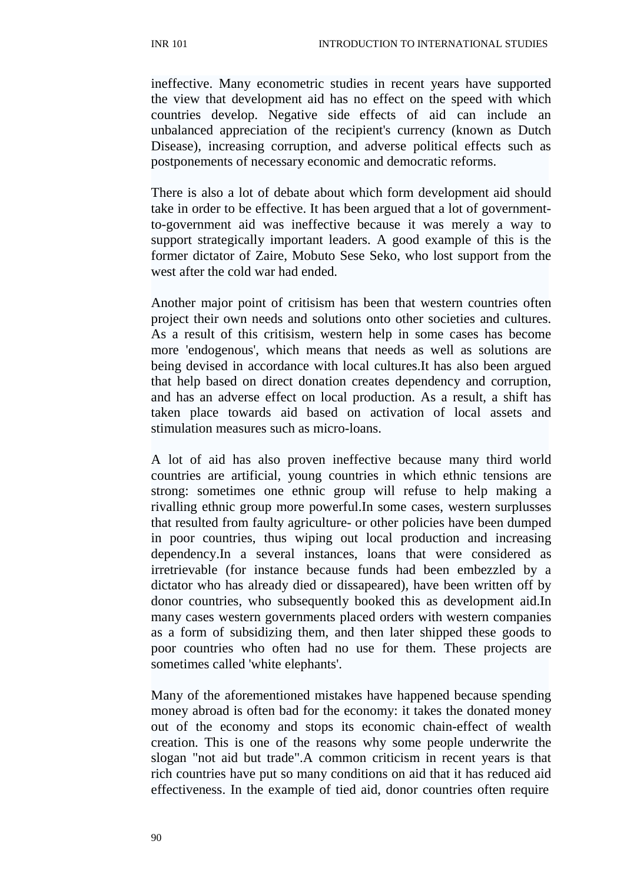ineffective. Many econometric studies in recent years have supported the view that development aid has no effect on the speed with which countries develop. Negative side effects of aid can include an unbalanced appreciation of the recipient's currency (known as Dutch Disease), increasing corruption, and adverse political effects such as postponements of necessary economic and democratic reforms.

There is also a lot of debate about which form development aid should take in order to be effective. It has been argued that a lot of government-to-government aid was ineffective because it was merely a way to support strategically important leaders. A good example of this is the former dictator of Zaire, Mobuto Sese Seko, who lost support from the west after the cold war had ended.

Another major point of critisism has been that western countries often project their own needs and solutions onto other societies and cultures. As a result of this critisism, western help in some cases has become more 'endogenous', which means that needs as well as solutions are being devised in accordance with local cultures.It has also been argued that help based on direct donation creates dependency and corruption, and has an adverse effect on local production. As a result, a shift has taken place towards aid based on activation of local assets and stimulation measures such as micro-loans.

A lot of aid has also proven ineffective because many third world countries are artificial, young countries in which ethnic tensions are strong: sometimes one ethnic group will refuse to help making a rivalling ethnic group more powerful.In some cases, western surplusses that resulted from faulty agriculture- or other policies have been dumped in poor countries, thus wiping out local production and increasing dependency.In a several instances, loans that were considered as irretrievable (for instance because funds had been embezzled by a dictator who has already died or dissapeared), have been written off by donor countries, who subsequently booked this as development aid.In many cases western governments placed orders with western companies as a form of subsidizing them, and then later shipped these goods to poor countries who often had no use for them. These projects are sometimes called 'white elephants'.

Many of the aforementioned mistakes have happened because spending money abroad is often bad for the economy: it takes the donated money out of the economy and stops its economic chain-effect of wealth creation. This is one of the reasons why some people underwrite the slogan "not aid but trade".A common criticism in recent years is that rich countries have put so many conditions on aid that it has reduced aid effectiveness. In the example of tied aid, donor countries often require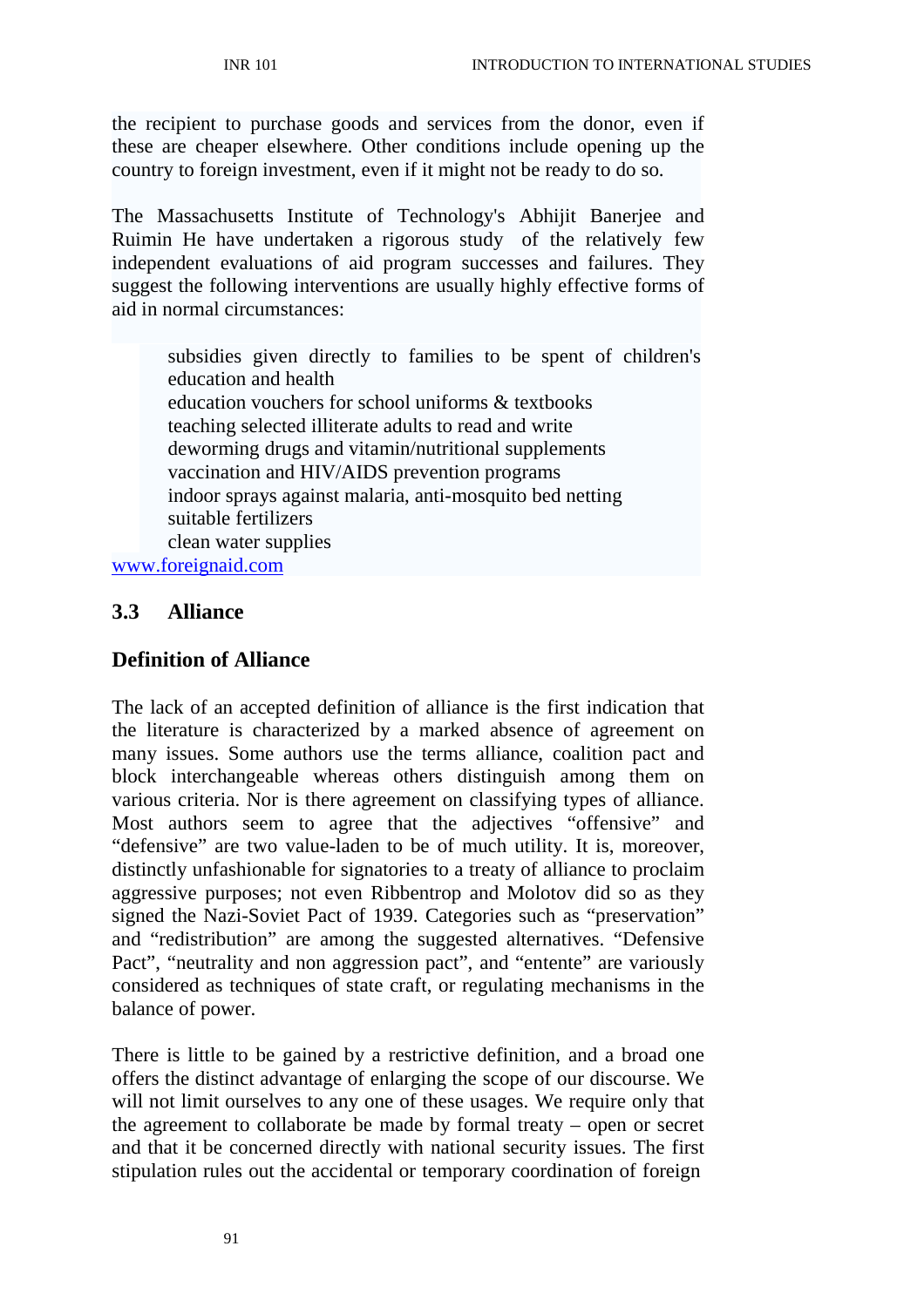the recipient to purchase goods and services from the donor, even if these are cheaper elsewhere. Other conditions include opening up the country to foreign investment, even if it might not be ready to do so.

The Massachusetts Institute of Technology's Abhijit Banerjee and Ruimin He have undertaken a rigorous study of the relatively few independent evaluations of aid program successes and failures. They suggest the following interventions are usually highly effective forms of aid in normal circumstances:

- subsidies given directly to families to be spent of children's education and health
- education vouchers for school uniforms & textbooks
- teaching selected illiterate adults to read and write
- deworming drugs and vitamin/nutritional supplements
- vaccination and HIV/AIDS prevention programs
- indoor sprays against malaria, anti-mosquito bed netting
- suitable fertilizers
- clean water supplies

www.foreignaid.com

## 3.3 Alliance

### Definition of Alliance

The lack of an accepted definition of alliance is the first indication that the literature is characterized by a marked absence of agreement on many issues. Some authors use the terms alliance, coalition pact and block interchangeable whereas others distinguish among them on various criteria. Nor is there agreement on classifying types of alliance. Most authors seem to agree that the adjectives "offensive" and "defensive" are two value-laden to be of much utility. It is, moreover, distinctly unfashionable for signatories to a treaty of alliance to proclaim aggressive purposes; not even Ribbentrop and Molotov did so as they signed the Nazi-Soviet Pact of 1939. Categories such as "preservation" and "redistribution" are among the suggested alternatives. "Defensive Pact", "neutrality and non aggression pact", and "entente" are variously considered as techniques of state craft, or regulating mechanisms in the balance of power.

There is little to be gained by a restrictive definition, and a broad one offers the distinct advantage of enlarging the scope of our discourse. We will not limit ourselves to any one of these usages. We require only that the agreement to collaborate be made by formal treaty – open or secret and that it be concerned directly with national security issues. The first stipulation rules out the accidental or temporary coordination of foreign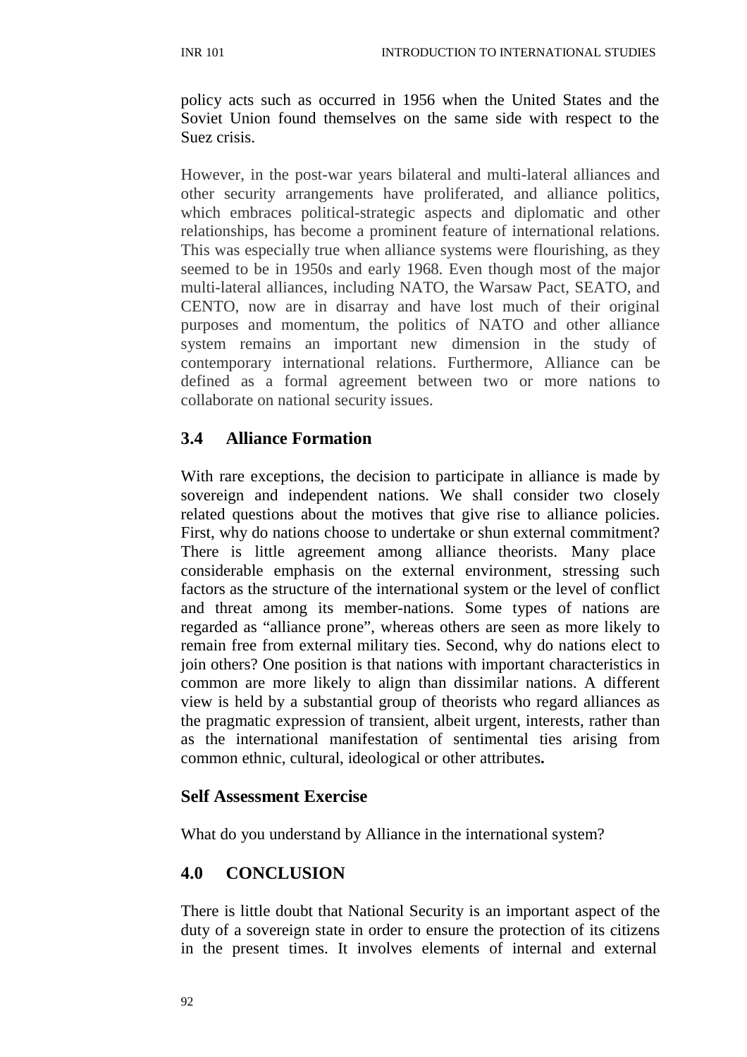policy acts such as occurred in 1956 when the United States and the Soviet Union found themselves on the same side with respect to the Suez crisis.

However, in the post-war years bilateral and multi-lateral alliances and other security arrangements have proliferated, and alliance politics, which embraces political-strategic aspects and diplomatic and other relationships, has become a prominent feature of international relations. This was especially true when alliance systems were flourishing, as they seemed to be in 1950s and early 1968. Even though most of the major multi-lateral alliances, including NATO, the Warsaw Pact, SEATO, and CENTO, now are in disarray and have lost much of their original purposes and momentum, the politics of NATO and other alliance system remains an important new dimension in the study of contemporary international relations. Furthermore, Alliance can be defined as a formal agreement between two or more nations to collaborate on national security issues.

## 3.4 Alliance Formation

With rare exceptions, the decision to participate in alliance is made by sovereign and independent nations. We shall consider two closely related questions about the motives that give rise to alliance policies. First, why do nations choose to undertake or shun external commitment? There is little agreement among alliance theorists. Many place considerable emphasis on the external environment, stressing such factors as the structure of the international system or the level of conflict and threat among its member-nations. Some types of nations are regarded as "alliance prone", whereas others are seen as more likely to remain free from external military ties. Second, why do nations elect to join others? One position is that nations with important characteristics in common are more likely to align than dissimilar nations. A different view is held by a substantial group of theorists who regard alliances as the pragmatic expression of transient, albeit urgent, interests, rather than as the international manifestation of sentimental ties arising from common ethnic, cultural, ideological or other attributes**.**

### Self Assessment Exercise

What do you understand by Alliance in the international system?

## 4.0 CONCLUSION

There is little doubt that National Security is an important aspect of the duty of a sovereign state in order to ensure the protection of its citizens in the present times. It involves elements of internal and external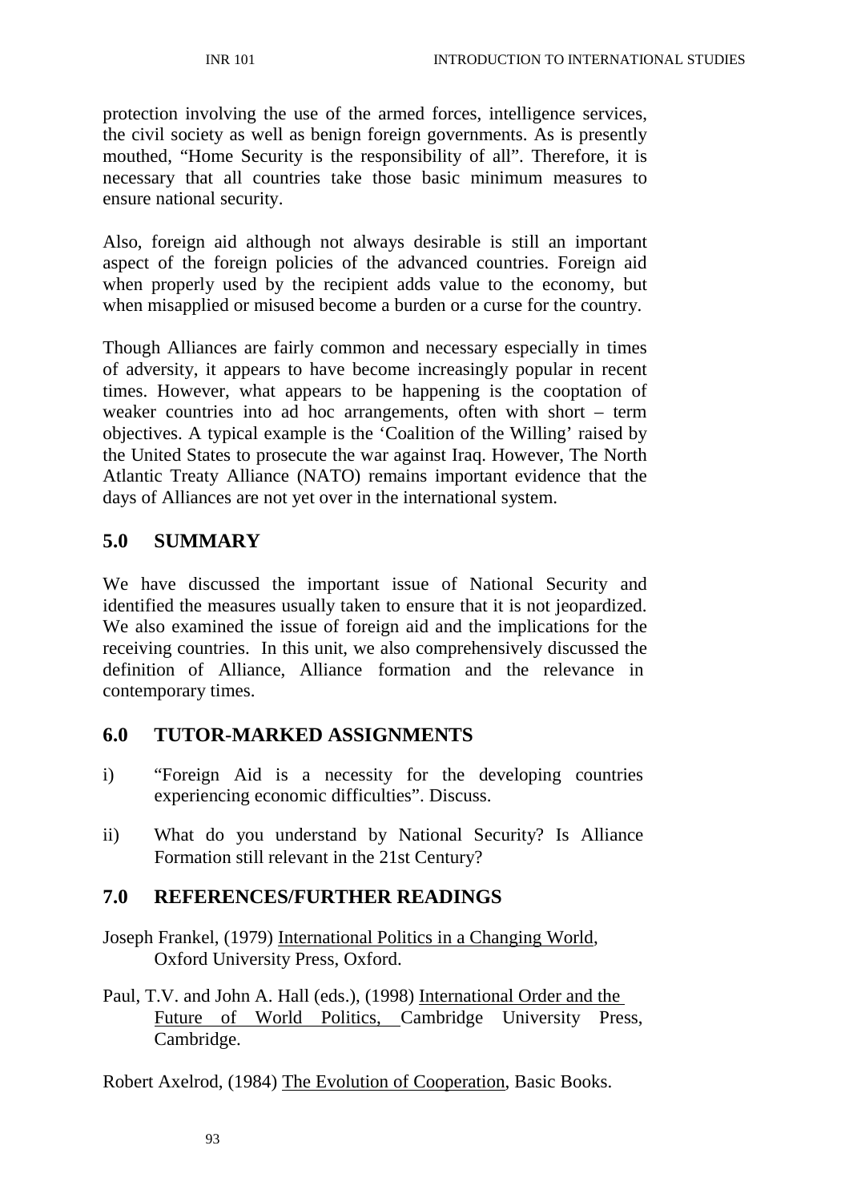protection involving the use of the armed forces, intelligence services, the civil society as well as benign foreign governments. As is presently mouthed, "Home Security is the responsibility of all". Therefore, it is necessary that all countries take those basic minimum measures to ensure national security.

Also, foreign aid although not always desirable is still an important aspect of the foreign policies of the advanced countries. Foreign aid when properly used by the recipient adds value to the economy, but when misapplied or misused become a burden or a curse for the country.

Though Alliances are fairly common and necessary especially in times of adversity, it appears to have become increasingly popular in recent times. However, what appears to be happening is the cooptation of weaker countries into ad hoc arrangements, often with short – term objectives. A typical example is the 'Coalition of the Willing' raised by the United States to prosecute the war against Iraq. However, The North Atlantic Treaty Alliance (NATO) remains important evidence that the days of Alliances are not yet over in the international system.

## 5.0 SUMMARY

We have discussed the important issue of National Security and identified the measures usually taken to ensure that it is not jeopardized. We also examined the issue of foreign aid and the implications for the receiving countries. In this unit, we also comprehensively discussed the definition of Alliance, Alliance formation and the relevance in contemporary times.

## 6.0 TUTOR-MARKED ASSIGNMENTS

i) "Foreign Aid is a necessity for the developing countries experiencing economic difficulties". Discuss.

ii) What do you understand by National Security? Is Alliance Formation still relevant in the 21st Century?

## 7.0 REFERENCES/FURTHER READINGS

Joseph Frankel, (1979) International Politics in a Changing World, Oxford University Press, Oxford.

Paul, T.V. and John A. Hall (eds.), (1998) International Order and the Future of World Politics, Cambridge University Press, Cambridge.

Robert Axelrod, (1984) The Evolution of Cooperation, Basic Books.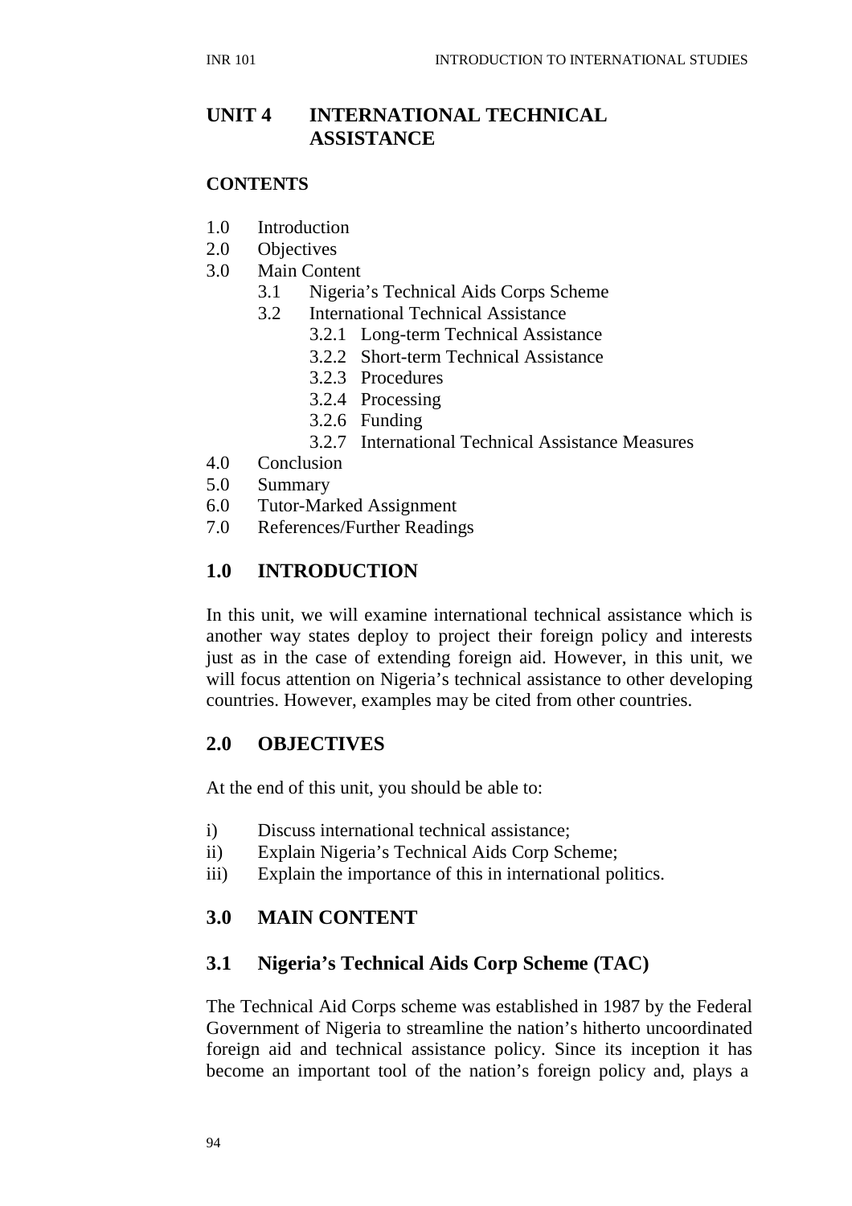# UNIT 4 INTERNATIONAL TECHNICAL ASSISTANCE

**CONTENTS**

1.0 Introduction
2.0 Objectives
3.0 Main Content
  3.1 Nigeria's Technical Aids Corps Scheme
  3.2 International Technical Assistance
    3.2.1 Long-term Technical Assistance
    3.2.2 Short-term Technical Assistance
    3.2.3 Procedures
    3.2.4 Processing
    3.2.6 Funding
    3.2.7 International Technical Assistance Measures
4.0 Conclusion
5.0 Summary
6.0 Tutor-Marked Assignment
7.0 References/Further Readings

## 1.0 INTRODUCTION

In this unit, we will examine international technical assistance which is another way states deploy to project their foreign policy and interests just as in the case of extending foreign aid. However, in this unit, we will focus attention on Nigeria's technical assistance to other developing countries. However, examples may be cited from other countries.

## 2.0 OBJECTIVES

At the end of this unit, you should be able to:

i) Discuss international technical assistance;
ii) Explain Nigeria's Technical Aids Corp Scheme;
iii) Explain the importance of this in international politics.

## 3.0 MAIN CONTENT

### 3.1 Nigeria's Technical Aids Corp Scheme (TAC)

The Technical Aid Corps scheme was established in 1987 by the Federal Government of Nigeria to streamline the nation's hitherto uncoordinated foreign aid and technical assistance policy. Since its inception it has become an important tool of the nation's foreign policy and, plays a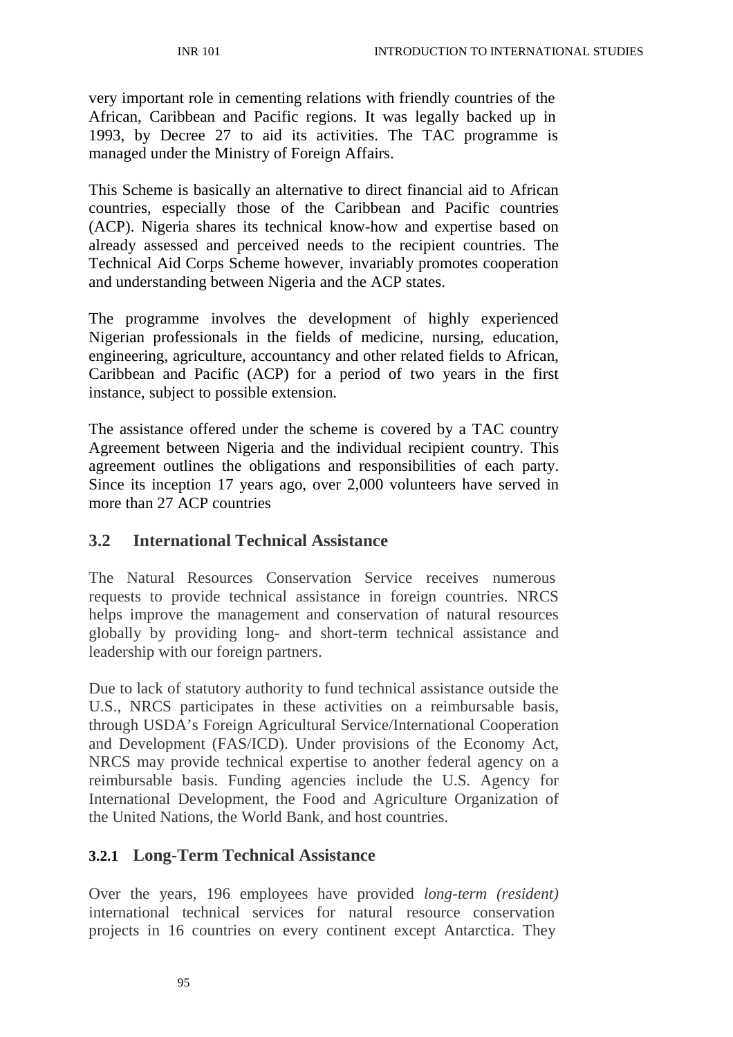very important role in cementing relations with friendly countries of the African, Caribbean and Pacific regions. It was legally backed up in 1993, by Decree 27 to aid its activities. The TAC programme is managed under the Ministry of Foreign Affairs.

This Scheme is basically an alternative to direct financial aid to African countries, especially those of the Caribbean and Pacific countries (ACP). Nigeria shares its technical know-how and expertise based on already assessed and perceived needs to the recipient countries. The Technical Aid Corps Scheme however, invariably promotes cooperation and understanding between Nigeria and the ACP states.

The programme involves the development of highly experienced Nigerian professionals in the fields of medicine, nursing, education, engineering, agriculture, accountancy and other related fields to African, Caribbean and Pacific (ACP) for a period of two years in the first instance, subject to possible extension.

The assistance offered under the scheme is covered by a TAC country Agreement between Nigeria and the individual recipient country. This agreement outlines the obligations and responsibilities of each party. Since its inception 17 years ago, over 2,000 volunteers have served in more than 27 ACP countries

## 3.2 International Technical Assistance

The Natural Resources Conservation Service receives numerous requests to provide technical assistance in foreign countries. NRCS helps improve the management and conservation of natural resources globally by providing long- and short-term technical assistance and leadership with our foreign partners.

Due to lack of statutory authority to fund technical assistance outside the U.S., NRCS participates in these activities on a reimbursable basis, through USDA's Foreign Agricultural Service/International Cooperation and Development (FAS/ICD). Under provisions of the Economy Act, NRCS may provide technical expertise to another federal agency on a reimbursable basis. Funding agencies include the U.S. Agency for International Development, the Food and Agriculture Organization of the United Nations, the World Bank, and host countries.

### 3.2.1 Long-Term Technical Assistance

Over the years, 196 employees have provided *long-term (resident)* international technical services for natural resource conservation projects in 16 countries on every continent except Antarctica. They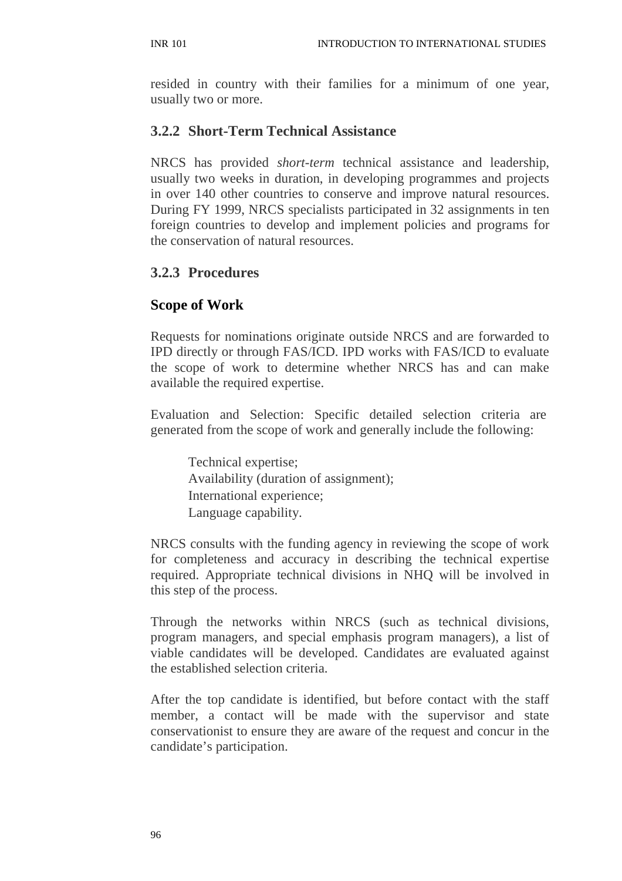resided in country with their families for a minimum of one year, usually two or more.

### 3.2.2 Short-Term Technical Assistance

NRCS has provided *short-term* technical assistance and leadership, usually two weeks in duration, in developing programmes and projects in over 140 other countries to conserve and improve natural resources. During FY 1999, NRCS specialists participated in 32 assignments in ten foreign countries to develop and implement policies and programs for the conservation of natural resources.

### 3.2.3 Procedures

#### Scope of Work

Requests for nominations originate outside NRCS and are forwarded to IPD directly or through FAS/ICD. IPD works with FAS/ICD to evaluate the scope of work to determine whether NRCS has and can make available the required expertise.

Evaluation and Selection: Specific detailed selection criteria are generated from the scope of work and generally include the following:

- Technical expertise;
- Availability (duration of assignment);
- International experience;
- Language capability.

NRCS consults with the funding agency in reviewing the scope of work for completeness and accuracy in describing the technical expertise required. Appropriate technical divisions in NHQ will be involved in this step of the process.

Through the networks within NRCS (such as technical divisions, program managers, and special emphasis program managers), a list of viable candidates will be developed. Candidates are evaluated against the established selection criteria.

After the top candidate is identified, but before contact with the staff member, a contact will be made with the supervisor and state conservationist to ensure they are aware of the request and concur in the candidate's participation.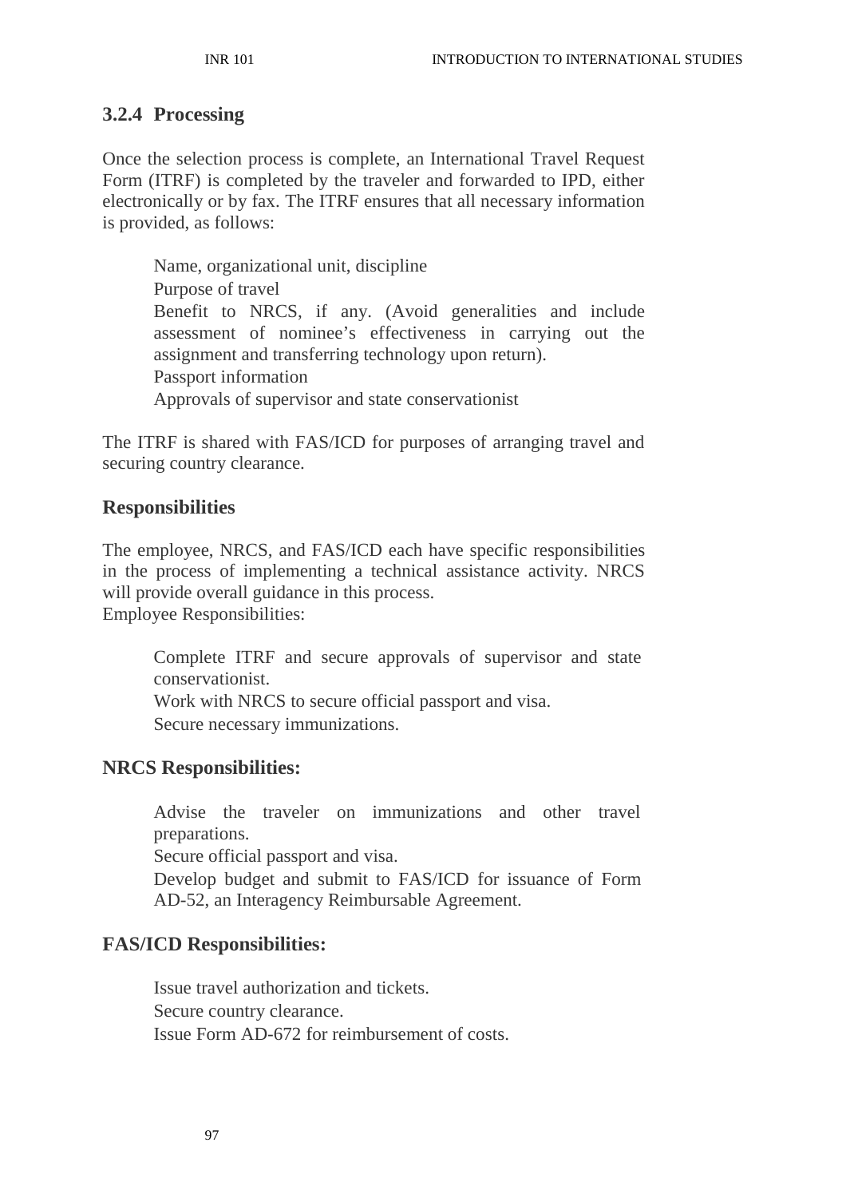### 3.2.4 Processing

Once the selection process is complete, an International Travel Request Form (ITRF) is completed by the traveler and forwarded to IPD, either electronically or by fax. The ITRF ensures that all necessary information is provided, as follows:

- Name, organizational unit, discipline
- Purpose of travel
- Benefit to NRCS, if any. (Avoid generalities and include assessment of nominee's effectiveness in carrying out the assignment and transferring technology upon return).
- Passport information
- Approvals of supervisor and state conservationist

The ITRF is shared with FAS/ICD for purposes of arranging travel and securing country clearance.

### Responsibilities

The employee, NRCS, and FAS/ICD each have specific responsibilities in the process of implementing a technical assistance activity. NRCS will provide overall guidance in this process.

Employee Responsibilities:

- Complete ITRF and secure approvals of supervisor and state conservationist.
- Work with NRCS to secure official passport and visa.
- Secure necessary immunizations.

### NRCS Responsibilities:

- Advise the traveler on immunizations and other travel preparations.
- Secure official passport and visa.
- Develop budget and submit to FAS/ICD for issuance of Form AD-52, an Interagency Reimbursable Agreement.

### FAS/ICD Responsibilities:

- Issue travel authorization and tickets.
- Secure country clearance.
- Issue Form AD-672 for reimbursement of costs.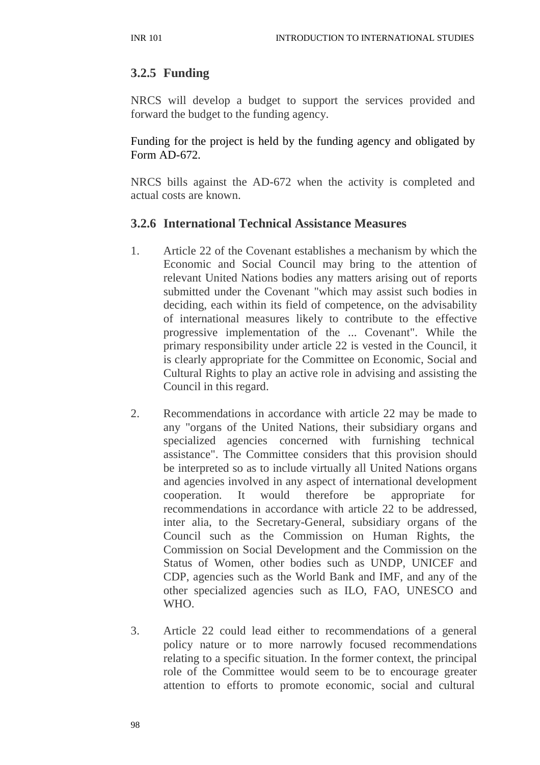### 3.2.5 Funding

NRCS will develop a budget to support the services provided and forward the budget to the funding agency.

Funding for the project is held by the funding agency and obligated by Form AD-672.

NRCS bills against the AD-672 when the activity is completed and actual costs are known.

### 3.2.6 International Technical Assistance Measures

1. Article 22 of the Covenant establishes a mechanism by which the Economic and Social Council may bring to the attention of relevant United Nations bodies any matters arising out of reports submitted under the Covenant "which may assist such bodies in deciding, each within its field of competence, on the advisability of international measures likely to contribute to the effective progressive implementation of the ... Covenant". While the primary responsibility under article 22 is vested in the Council, it is clearly appropriate for the Committee on Economic, Social and Cultural Rights to play an active role in advising and assisting the Council in this regard.

2. Recommendations in accordance with article 22 may be made to any "organs of the United Nations, their subsidiary organs and specialized agencies concerned with furnishing technical assistance". The Committee considers that this provision should be interpreted so as to include virtually all United Nations organs and agencies involved in any aspect of international development cooperation. It would therefore be appropriate for recommendations in accordance with article 22 to be addressed, inter alia, to the Secretary-General, subsidiary organs of the Council such as the Commission on Human Rights, the Commission on Social Development and the Commission on the Status of Women, other bodies such as UNDP, UNICEF and CDP, agencies such as the World Bank and IMF, and any of the other specialized agencies such as ILO, FAO, UNESCO and WHO.

3. Article 22 could lead either to recommendations of a general policy nature or to more narrowly focused recommendations relating to a specific situation. In the former context, the principal role of the Committee would seem to be to encourage greater attention to efforts to promote economic, social and cultural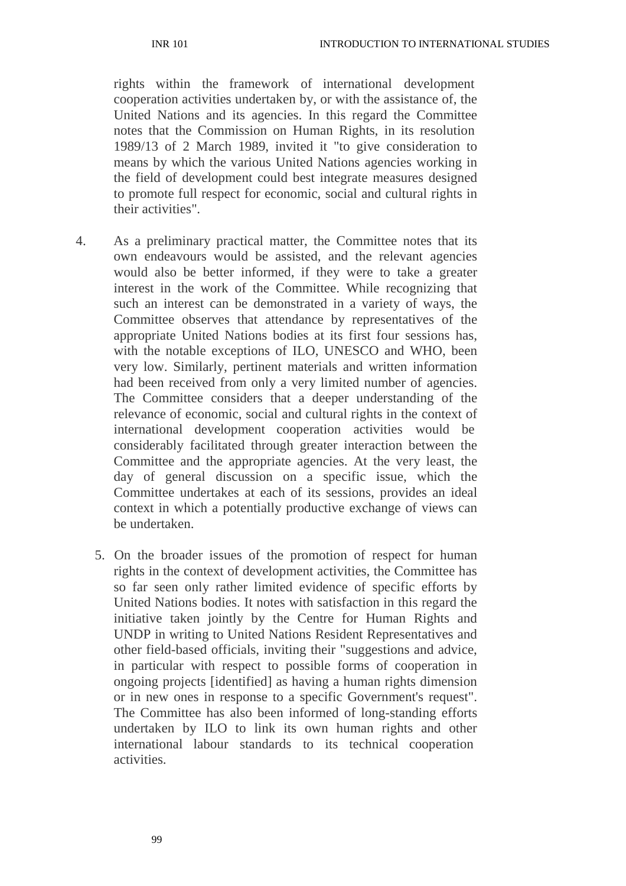rights within the framework of international development cooperation activities undertaken by, or with the assistance of, the United Nations and its agencies. In this regard the Committee notes that the Commission on Human Rights, in its resolution 1989/13 of 2 March 1989, invited it "to give consideration to means by which the various United Nations agencies working in the field of development could best integrate measures designed to promote full respect for economic, social and cultural rights in their activities".

4. As a preliminary practical matter, the Committee notes that its own endeavours would be assisted, and the relevant agencies would also be better informed, if they were to take a greater interest in the work of the Committee. While recognizing that such an interest can be demonstrated in a variety of ways, the Committee observes that attendance by representatives of the appropriate United Nations bodies at its first four sessions has, with the notable exceptions of ILO, UNESCO and WHO, been very low. Similarly, pertinent materials and written information had been received from only a very limited number of agencies. The Committee considers that a deeper understanding of the relevance of economic, social and cultural rights in the context of international development cooperation activities would be considerably facilitated through greater interaction between the Committee and the appropriate agencies. At the very least, the day of general discussion on a specific issue, which the Committee undertakes at each of its sessions, provides an ideal context in which a potentially productive exchange of views can be undertaken.

5. On the broader issues of the promotion of respect for human rights in the context of development activities, the Committee has so far seen only rather limited evidence of specific efforts by United Nations bodies. It notes with satisfaction in this regard the initiative taken jointly by the Centre for Human Rights and UNDP in writing to United Nations Resident Representatives and other field-based officials, inviting their "suggestions and advice, in particular with respect to possible forms of cooperation in ongoing projects [identified] as having a human rights dimension or in new ones in response to a specific Government's request". The Committee has also been informed of long-standing efforts undertaken by ILO to link its own human rights and other international labour standards to its technical cooperation activities.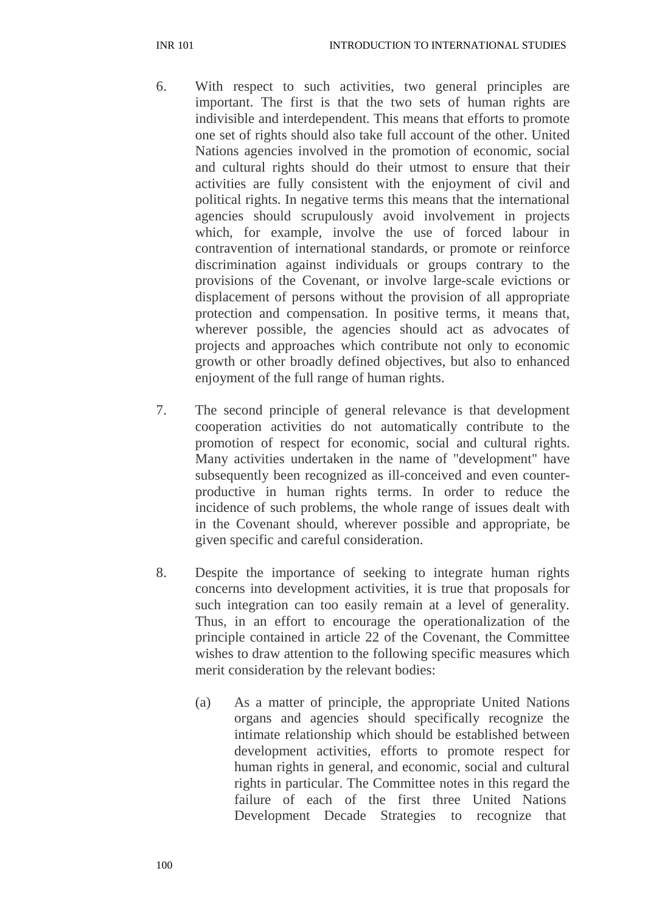6. With respect to such activities, two general principles are important. The first is that the two sets of human rights are indivisible and interdependent. This means that efforts to promote one set of rights should also take full account of the other. United Nations agencies involved in the promotion of economic, social and cultural rights should do their utmost to ensure that their activities are fully consistent with the enjoyment of civil and political rights. In negative terms this means that the international agencies should scrupulously avoid involvement in projects which, for example, involve the use of forced labour in contravention of international standards, or promote or reinforce discrimination against individuals or groups contrary to the provisions of the Covenant, or involve large-scale evictions or displacement of persons without the provision of all appropriate protection and compensation. In positive terms, it means that, wherever possible, the agencies should act as advocates of projects and approaches which contribute not only to economic growth or other broadly defined objectives, but also to enhanced enjoyment of the full range of human rights.

7. The second principle of general relevance is that development cooperation activities do not automatically contribute to the promotion of respect for economic, social and cultural rights. Many activities undertaken in the name of "development" have subsequently been recognized as ill-conceived and even counter-productive in human rights terms. In order to reduce the incidence of such problems, the whole range of issues dealt with in the Covenant should, wherever possible and appropriate, be given specific and careful consideration.

8. Despite the importance of seeking to integrate human rights concerns into development activities, it is true that proposals for such integration can too easily remain at a level of generality. Thus, in an effort to encourage the operationalization of the principle contained in article 22 of the Covenant, the Committee wishes to draw attention to the following specific measures which merit consideration by the relevant bodies:

   (a) As a matter of principle, the appropriate United Nations organs and agencies should specifically recognize the intimate relationship which should be established between development activities, efforts to promote respect for human rights in general, and economic, social and cultural rights in particular. The Committee notes in this regard the failure of each of the first three United Nations Development Decade Strategies to recognize that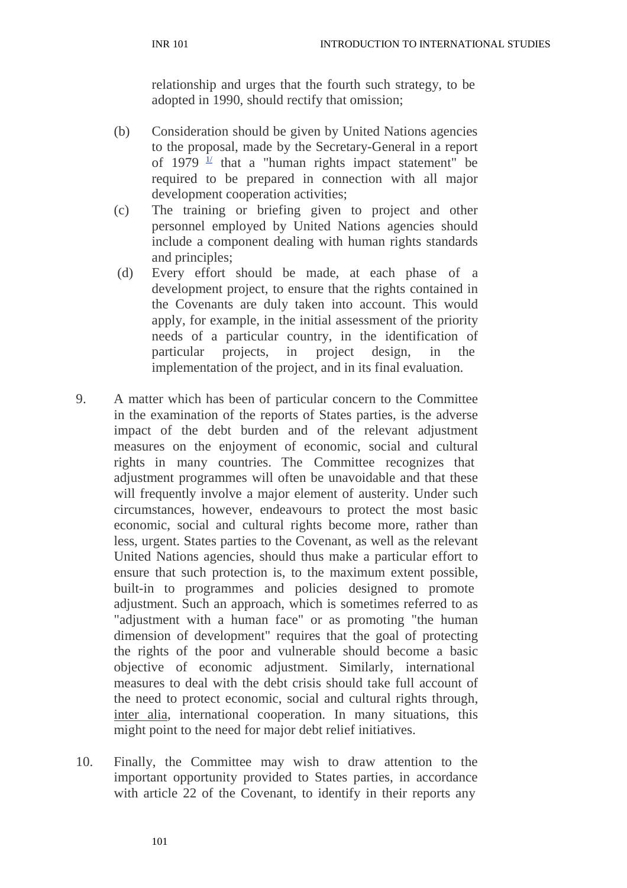relationship and urges that the fourth such strategy, to be adopted in 1990, should rectify that omission;

(b) Consideration should be given by United Nations agencies to the proposal, made by the Secretary-General in a report of 1979 [1/] that a "human rights impact statement" be required to be prepared in connection with all major development cooperation activities;

(c) The training or briefing given to project and other personnel employed by United Nations agencies should include a component dealing with human rights standards and principles;

(d) Every effort should be made, at each phase of a development project, to ensure that the rights contained in the Covenants are duly taken into account. This would apply, for example, in the initial assessment of the priority needs of a particular country, in the identification of particular projects, in project design, in the implementation of the project, and in its final evaluation.

9. A matter which has been of particular concern to the Committee in the examination of the reports of States parties, is the adverse impact of the debt burden and of the relevant adjustment measures on the enjoyment of economic, social and cultural rights in many countries. The Committee recognizes that adjustment programmes will often be unavoidable and that these will frequently involve a major element of austerity. Under such circumstances, however, endeavours to protect the most basic economic, social and cultural rights become more, rather than less, urgent. States parties to the Covenant, as well as the relevant United Nations agencies, should thus make a particular effort to ensure that such protection is, to the maximum extent possible, built-in to programmes and policies designed to promote adjustment. Such an approach, which is sometimes referred to as "adjustment with a human face" or as promoting "the human dimension of development" requires that the goal of protecting the rights of the poor and vulnerable should become a basic objective of economic adjustment. Similarly, international measures to deal with the debt crisis should take full account of the need to protect economic, social and cultural rights through, inter alia, international cooperation. In many situations, this might point to the need for major debt relief initiatives.

10. Finally, the Committee may wish to draw attention to the important opportunity provided to States parties, in accordance with article 22 of the Covenant, to identify in their reports any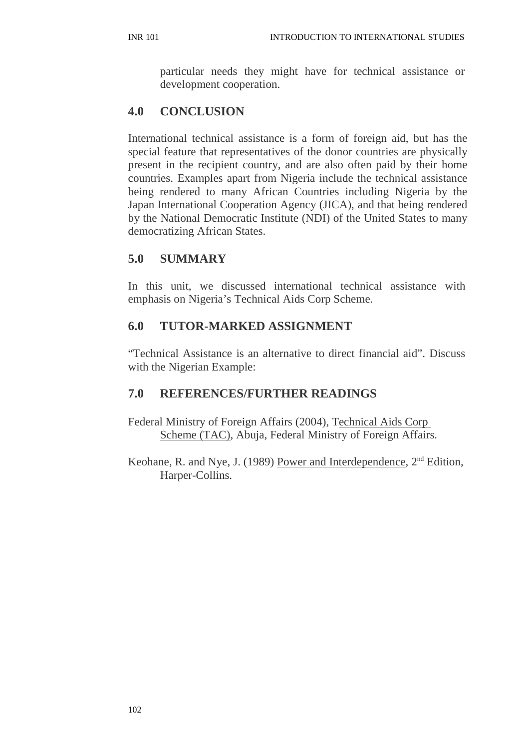particular needs they might have for technical assistance or development cooperation.

## 4.0 CONCLUSION

International technical assistance is a form of foreign aid, but has the special feature that representatives of the donor countries are physically present in the recipient country, and are also often paid by their home countries. Examples apart from Nigeria include the technical assistance being rendered to many African Countries including Nigeria by the Japan International Cooperation Agency (JICA), and that being rendered by the National Democratic Institute (NDI) of the United States to many democratizing African States.

## 5.0 SUMMARY

In this unit, we discussed international technical assistance with emphasis on Nigeria's Technical Aids Corp Scheme.

## 6.0 TUTOR-MARKED ASSIGNMENT

"Technical Assistance is an alternative to direct financial aid". Discuss with the Nigerian Example:

## 7.0 REFERENCES/FURTHER READINGS

Federal Ministry of Foreign Affairs (2004), Technical Aids Corp Scheme (TAC), Abuja, Federal Ministry of Foreign Affairs.

Keohane, R. and Nye, J. (1989) Power and Interdependence, 2nd Edition, Harper-Collins.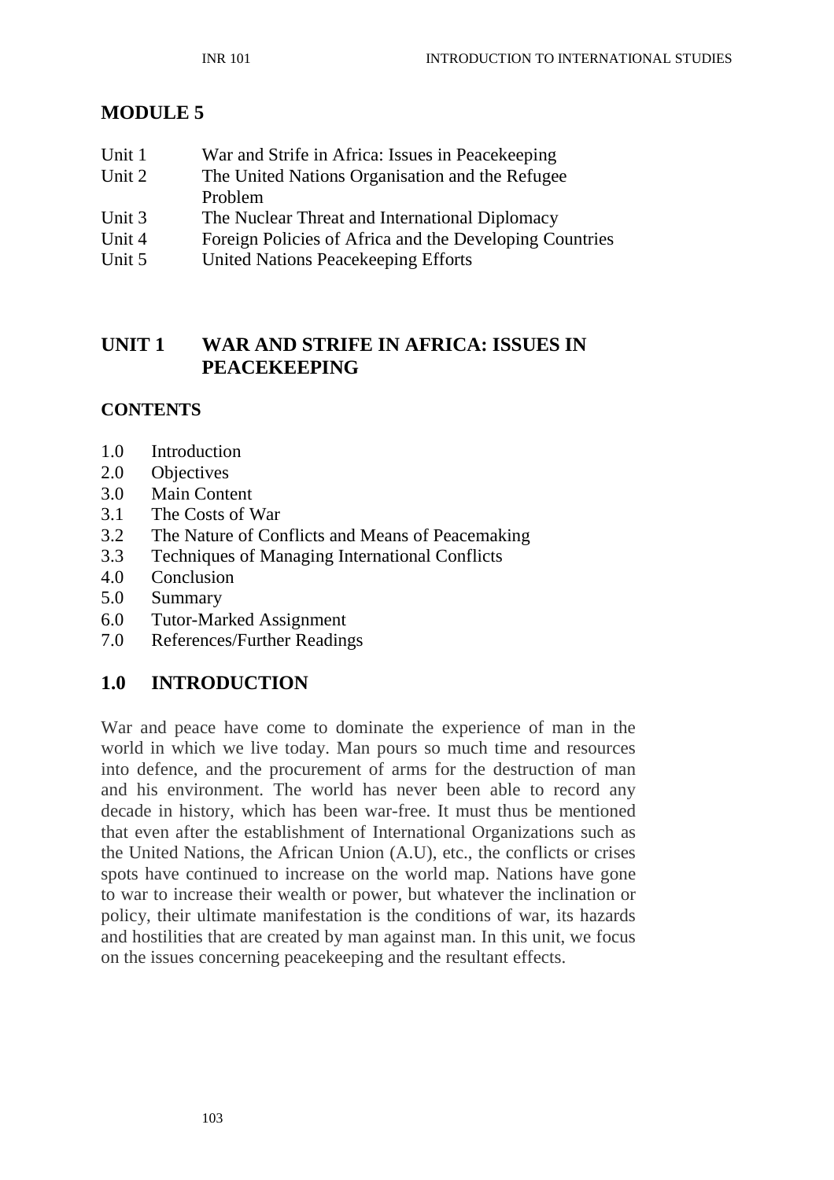# MODULE 5

- Unit 1 War and Strife in Africa: Issues in Peacekeeping
- Unit 2 The United Nations Organisation and the Refugee Problem
- Unit 3 The Nuclear Threat and International Diplomacy
- Unit 4 Foreign Policies of Africa and the Developing Countries
- Unit 5 United Nations Peacekeeping Efforts

## UNIT 1 WAR AND STRIFE IN AFRICA: ISSUES IN PEACEKEEPING

### CONTENTS

- 1.0 Introduction
- 2.0 Objectives
- 3.0 Main Content
- 3.1 The Costs of War
- 3.2 The Nature of Conflicts and Means of Peacemaking
- 3.3 Techniques of Managing International Conflicts
- 4.0 Conclusion
- 5.0 Summary
- 6.0 Tutor-Marked Assignment
- 7.0 References/Further Readings

## 1.0 INTRODUCTION

War and peace have come to dominate the experience of man in the world in which we live today. Man pours so much time and resources into defence, and the procurement of arms for the destruction of man and his environment. The world has never been able to record any decade in history, which has been war-free. It must thus be mentioned that even after the establishment of International Organizations such as the United Nations, the African Union (A.U), etc., the conflicts or crises spots have continued to increase on the world map. Nations have gone to war to increase their wealth or power, but whatever the inclination or policy, their ultimate manifestation is the conditions of war, its hazards and hostilities that are created by man against man. In this unit, we focus on the issues concerning peacekeeping and the resultant effects.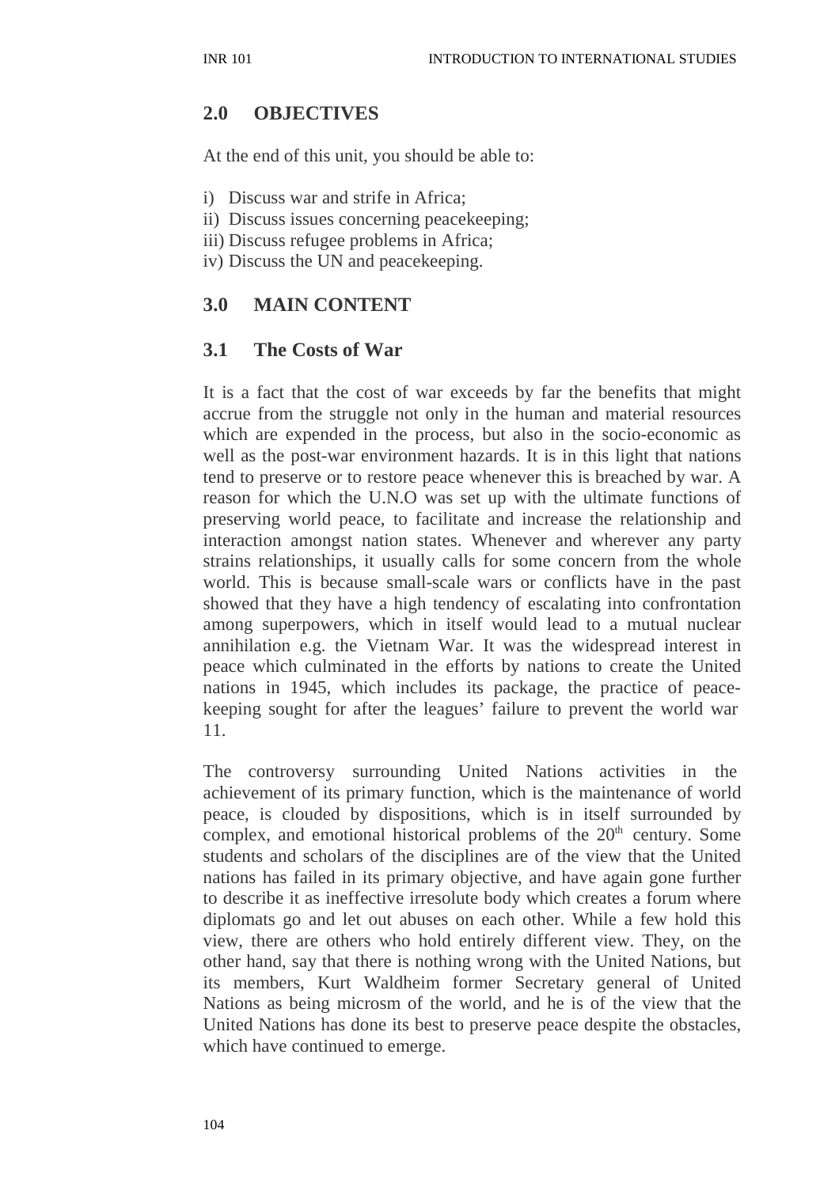## 2.0 OBJECTIVES

At the end of this unit, you should be able to:

i) Discuss war and strife in Africa;
ii) Discuss issues concerning peacekeeping;
iii) Discuss refugee problems in Africa;
iv) Discuss the UN and peacekeeping.

## 3.0 MAIN CONTENT

### 3.1 The Costs of War

It is a fact that the cost of war exceeds by far the benefits that might accrue from the struggle not only in the human and material resources which are expended in the process, but also in the socio-economic as well as the post-war environment hazards. It is in this light that nations tend to preserve or to restore peace whenever this is breached by war. A reason for which the U.N.O was set up with the ultimate functions of preserving world peace, to facilitate and increase the relationship and interaction amongst nation states. Whenever and wherever any party strains relationships, it usually calls for some concern from the whole world. This is because small-scale wars or conflicts have in the past showed that they have a high tendency of escalating into confrontation among superpowers, which in itself would lead to a mutual nuclear annihilation e.g. the Vietnam War. It was the widespread interest in peace which culminated in the efforts by nations to create the United nations in 1945, which includes its package, the practice of peace-keeping sought for after the leagues' failure to prevent the world war 11.

The controversy surrounding United Nations activities in the achievement of its primary function, which is the maintenance of world peace, is clouded by dispositions, which is in itself surrounded by complex, and emotional historical problems of the 20th century. Some students and scholars of the disciplines are of the view that the United nations has failed in its primary objective, and have again gone further to describe it as ineffective irresolute body which creates a forum where diplomats go and let out abuses on each other. While a few hold this view, there are others who hold entirely different view. They, on the other hand, say that there is nothing wrong with the United Nations, but its members, Kurt Waldheim former Secretary general of United Nations as being microsm of the world, and he is of the view that the United Nations has done its best to preserve peace despite the obstacles, which have continued to emerge.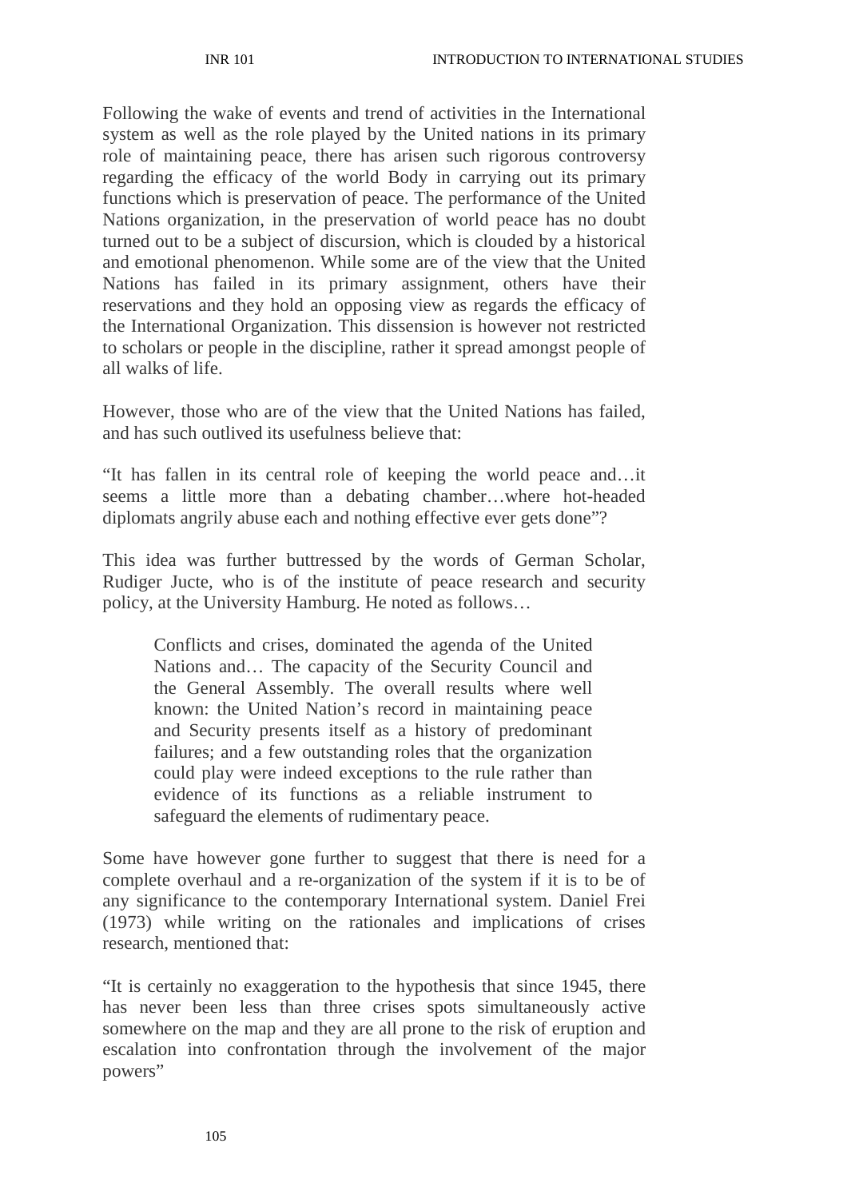Following the wake of events and trend of activities in the International system as well as the role played by the United nations in its primary role of maintaining peace, there has arisen such rigorous controversy regarding the efficacy of the world Body in carrying out its primary functions which is preservation of peace. The performance of the United Nations organization, in the preservation of world peace has no doubt turned out to be a subject of discursion, which is clouded by a historical and emotional phenomenon. While some are of the view that the United Nations has failed in its primary assignment, others have their reservations and they hold an opposing view as regards the efficacy of the International Organization. This dissension is however not restricted to scholars or people in the discipline, rather it spread amongst people of all walks of life.

However, those who are of the view that the United Nations has failed, and has such outlived its usefulness believe that:

"It has fallen in its central role of keeping the world peace and…it seems a little more than a debating chamber…where hot-headed diplomats angrily abuse each and nothing effective ever gets done"?

This idea was further buttressed by the words of German Scholar, Rudiger Jucte, who is of the institute of peace research and security policy, at the University Hamburg. He noted as follows…

> Conflicts and crises, dominated the agenda of the United Nations and… The capacity of the Security Council and the General Assembly. The overall results where well known: the United Nation's record in maintaining peace and Security presents itself as a history of predominant failures; and a few outstanding roles that the organization could play were indeed exceptions to the rule rather than evidence of its functions as a reliable instrument to safeguard the elements of rudimentary peace.

Some have however gone further to suggest that there is need for a complete overhaul and a re-organization of the system if it is to be of any significance to the contemporary International system. Daniel Frei (1973) while writing on the rationales and implications of crises research, mentioned that:

"It is certainly no exaggeration to the hypothesis that since 1945, there has never been less than three crises spots simultaneously active somewhere on the map and they are all prone to the risk of eruption and escalation into confrontation through the involvement of the major powers"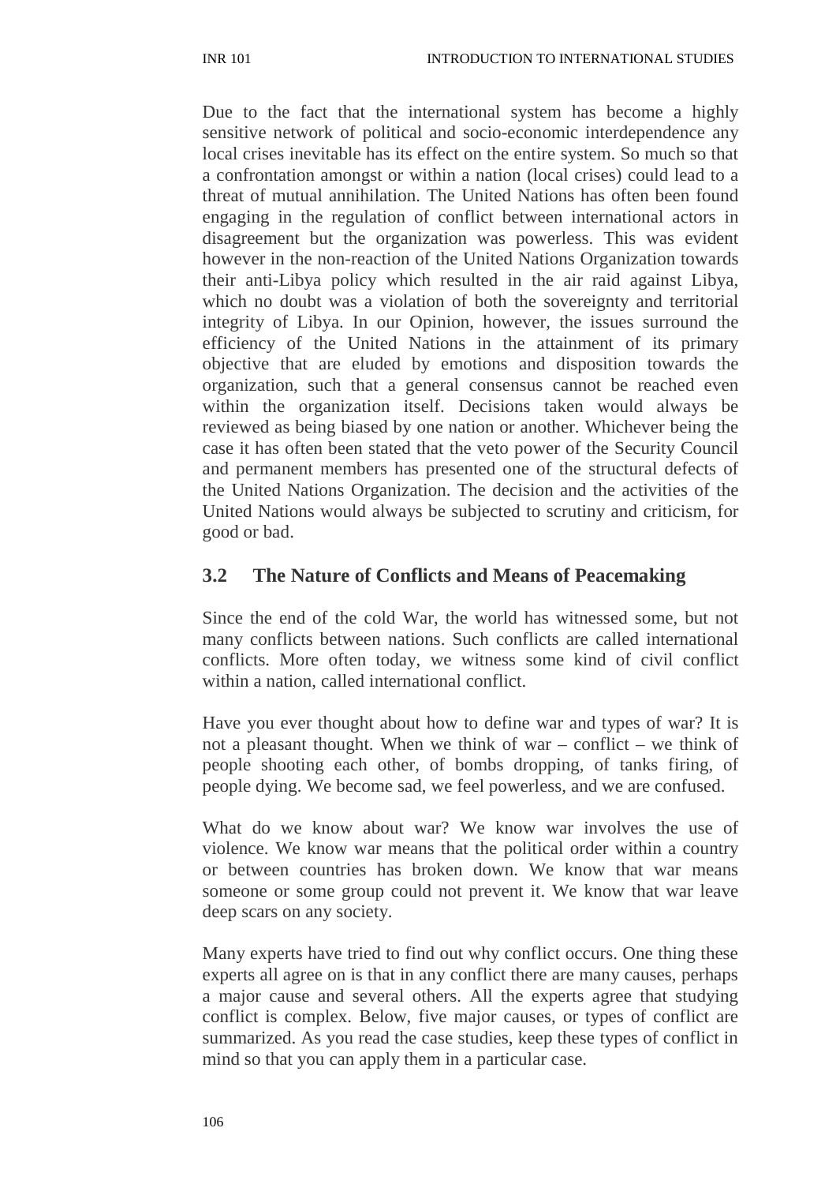Due to the fact that the international system has become a highly sensitive network of political and socio-economic interdependence any local crises inevitable has its effect on the entire system. So much so that a confrontation amongst or within a nation (local crises) could lead to a threat of mutual annihilation. The United Nations has often been found engaging in the regulation of conflict between international actors in disagreement but the organization was powerless. This was evident however in the non-reaction of the United Nations Organization towards their anti-Libya policy which resulted in the air raid against Libya, which no doubt was a violation of both the sovereignty and territorial integrity of Libya. In our Opinion, however, the issues surround the efficiency of the United Nations in the attainment of its primary objective that are eluded by emotions and disposition towards the organization, such that a general consensus cannot be reached even within the organization itself. Decisions taken would always be reviewed as being biased by one nation or another. Whichever being the case it has often been stated that the veto power of the Security Council and permanent members has presented one of the structural defects of the United Nations Organization. The decision and the activities of the United Nations would always be subjected to scrutiny and criticism, for good or bad.

## 3.2 The Nature of Conflicts and Means of Peacemaking

Since the end of the cold War, the world has witnessed some, but not many conflicts between nations. Such conflicts are called international conflicts. More often today, we witness some kind of civil conflict within a nation, called international conflict.

Have you ever thought about how to define war and types of war? It is not a pleasant thought. When we think of war – conflict – we think of people shooting each other, of bombs dropping, of tanks firing, of people dying. We become sad, we feel powerless, and we are confused.

What do we know about war? We know war involves the use of violence. We know war means that the political order within a country or between countries has broken down. We know that war means someone or some group could not prevent it. We know that war leave deep scars on any society.

Many experts have tried to find out why conflict occurs. One thing these experts all agree on is that in any conflict there are many causes, perhaps a major cause and several others. All the experts agree that studying conflict is complex. Below, five major causes, or types of conflict are summarized. As you read the case studies, keep these types of conflict in mind so that you can apply them in a particular case.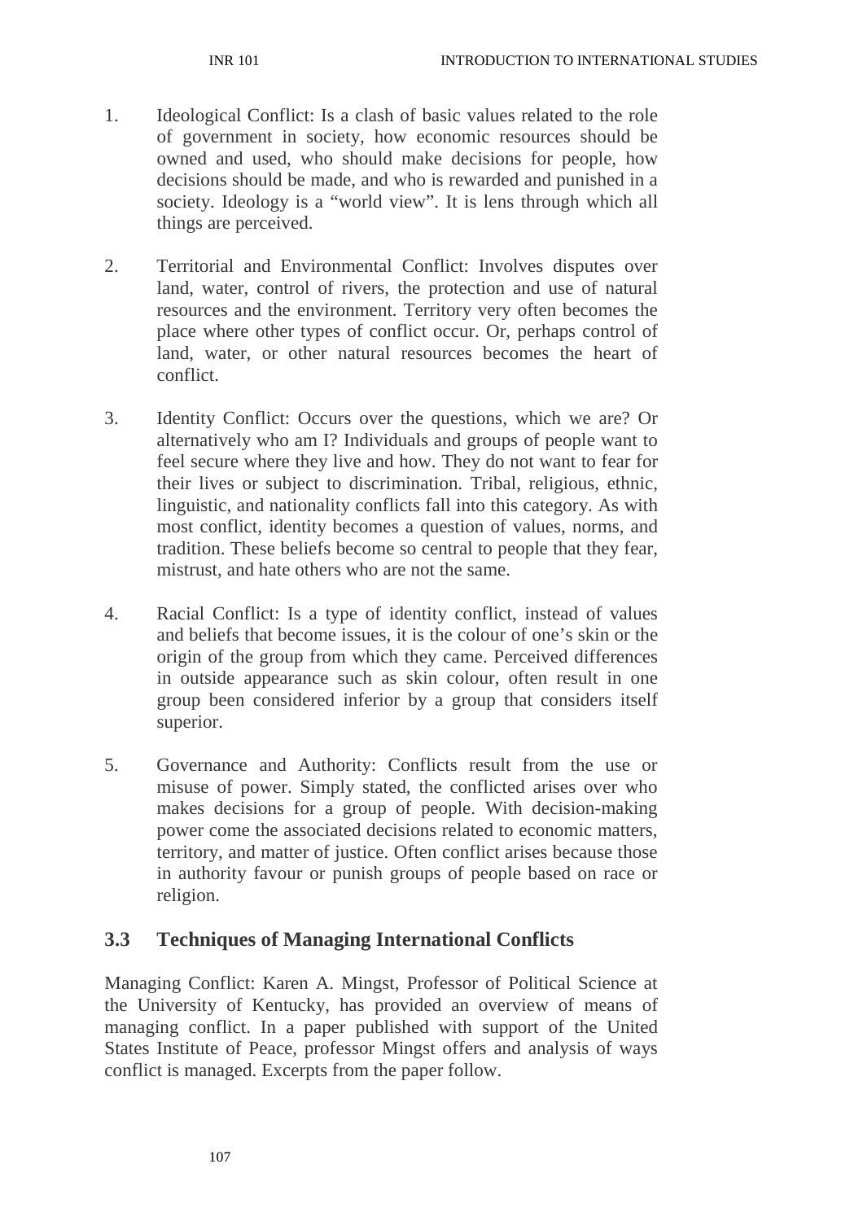1. Ideological Conflict: Is a clash of basic values related to the role of government in society, how economic resources should be owned and used, who should make decisions for people, how decisions should be made, and who is rewarded and punished in a society. Ideology is a "world view". It is lens through which all things are perceived.

2. Territorial and Environmental Conflict: Involves disputes over land, water, control of rivers, the protection and use of natural resources and the environment. Territory very often becomes the place where other types of conflict occur. Or, perhaps control of land, water, or other natural resources becomes the heart of conflict.

3. Identity Conflict: Occurs over the questions, which we are? Or alternatively who am I? Individuals and groups of people want to feel secure where they live and how. They do not want to fear for their lives or subject to discrimination. Tribal, religious, ethnic, linguistic, and nationality conflicts fall into this category. As with most conflict, identity becomes a question of values, norms, and tradition. These beliefs become so central to people that they fear, mistrust, and hate others who are not the same.

4. Racial Conflict: Is a type of identity conflict, instead of values and beliefs that become issues, it is the colour of one's skin or the origin of the group from which they came. Perceived differences in outside appearance such as skin colour, often result in one group been considered inferior by a group that considers itself superior.

5. Governance and Authority: Conflicts result from the use or misuse of power. Simply stated, the conflicted arises over who makes decisions for a group of people. With decision-making power come the associated decisions related to economic matters, territory, and matter of justice. Often conflict arises because those in authority favour or punish groups of people based on race or religion.

## 3.3 Techniques of Managing International Conflicts

Managing Conflict: Karen A. Mingst, Professor of Political Science at the University of Kentucky, has provided an overview of means of managing conflict. In a paper published with support of the United States Institute of Peace, professor Mingst offers and analysis of ways conflict is managed. Excerpts from the paper follow.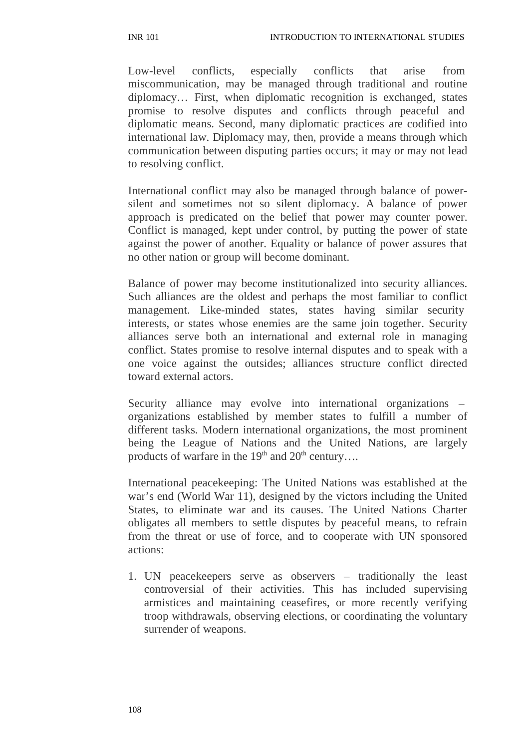Low-level conflicts, especially conflicts that arise from miscommunication, may be managed through traditional and routine diplomacy… First, when diplomatic recognition is exchanged, states promise to resolve disputes and conflicts through peaceful and diplomatic means. Second, many diplomatic practices are codified into international law. Diplomacy may, then, provide a means through which communication between disputing parties occurs; it may or may not lead to resolving conflict.

International conflict may also be managed through balance of power-silent and sometimes not so silent diplomacy. A balance of power approach is predicated on the belief that power may counter power. Conflict is managed, kept under control, by putting the power of state against the power of another. Equality or balance of power assures that no other nation or group will become dominant.

Balance of power may become institutionalized into security alliances. Such alliances are the oldest and perhaps the most familiar to conflict management. Like-minded states, states having similar security interests, or states whose enemies are the same join together. Security alliances serve both an international and external role in managing conflict. States promise to resolve internal disputes and to speak with a one voice against the outsides; alliances structure conflict directed toward external actors.

Security alliance may evolve into international organizations – organizations established by member states to fulfill a number of different tasks. Modern international organizations, the most prominent being the League of Nations and the United Nations, are largely products of warfare in the 19th and 20th century….

International peacekeeping: The United Nations was established at the war's end (World War 11), designed by the victors including the United States, to eliminate war and its causes. The United Nations Charter obligates all members to settle disputes by peaceful means, to refrain from the threat or use of force, and to cooperate with UN sponsored actions:

1. UN peacekeepers serve as observers – traditionally the least controversial of their activities. This has included supervising armistices and maintaining ceasefires, or more recently verifying troop withdrawals, observing elections, or coordinating the voluntary surrender of weapons.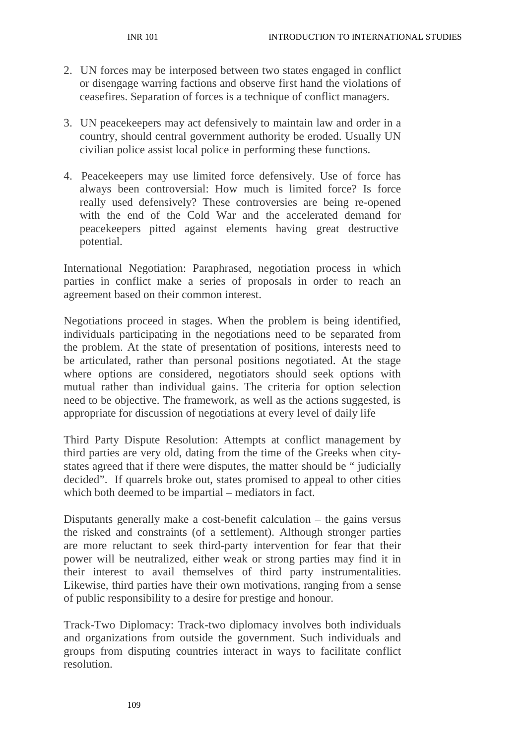2. UN forces may be interposed between two states engaged in conflict or disengage warring factions and observe first hand the violations of ceasefires. Separation of forces is a technique of conflict managers.

3. UN peacekeepers may act defensively to maintain law and order in a country, should central government authority be eroded. Usually UN civilian police assist local police in performing these functions.

4. Peacekeepers may use limited force defensively. Use of force has always been controversial: How much is limited force? Is force really used defensively? These controversies are being re-opened with the end of the Cold War and the accelerated demand for peacekeepers pitted against elements having great destructive potential.

International Negotiation: Paraphrased, negotiation process in which parties in conflict make a series of proposals in order to reach an agreement based on their common interest.

Negotiations proceed in stages. When the problem is being identified, individuals participating in the negotiations need to be separated from the problem. At the state of presentation of positions, interests need to be articulated, rather than personal positions negotiated. At the stage where options are considered, negotiators should seek options with mutual rather than individual gains. The criteria for option selection need to be objective. The framework, as well as the actions suggested, is appropriate for discussion of negotiations at every level of daily life

Third Party Dispute Resolution: Attempts at conflict management by third parties are very old, dating from the time of the Greeks when city-states agreed that if there were disputes, the matter should be " judicially decided". If quarrels broke out, states promised to appeal to other cities which both deemed to be impartial – mediators in fact.

Disputants generally make a cost-benefit calculation – the gains versus the risked and constraints (of a settlement). Although stronger parties are more reluctant to seek third-party intervention for fear that their power will be neutralized, either weak or strong parties may find it in their interest to avail themselves of third party instrumentalities. Likewise, third parties have their own motivations, ranging from a sense of public responsibility to a desire for prestige and honour.

Track-Two Diplomacy: Track-two diplomacy involves both individuals and organizations from outside the government. Such individuals and groups from disputing countries interact in ways to facilitate conflict resolution.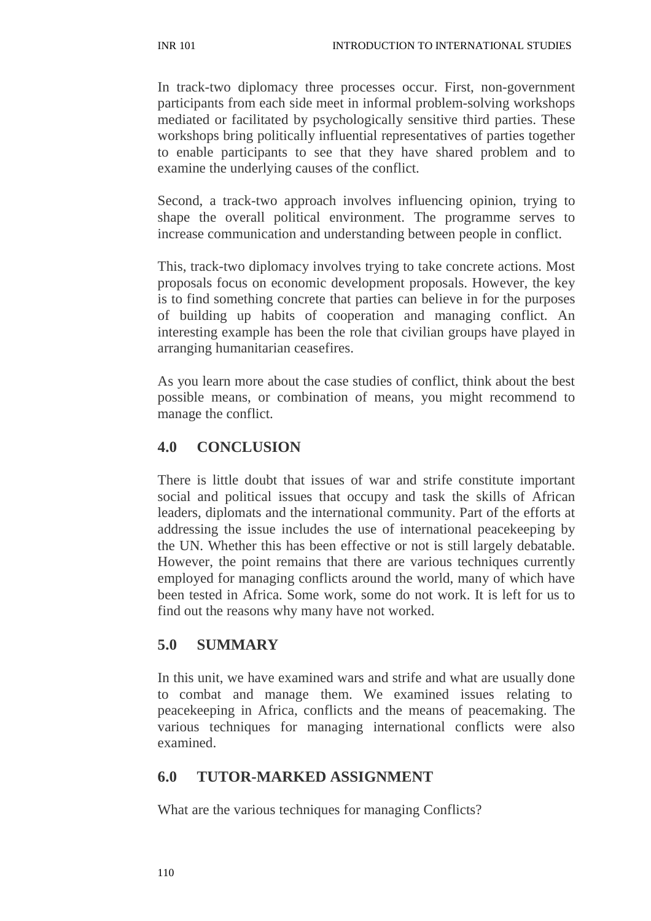In track-two diplomacy three processes occur. First, non-government participants from each side meet in informal problem-solving workshops mediated or facilitated by psychologically sensitive third parties. These workshops bring politically influential representatives of parties together to enable participants to see that they have shared problem and to examine the underlying causes of the conflict.

Second, a track-two approach involves influencing opinion, trying to shape the overall political environment. The programme serves to increase communication and understanding between people in conflict.

This, track-two diplomacy involves trying to take concrete actions. Most proposals focus on economic development proposals. However, the key is to find something concrete that parties can believe in for the purposes of building up habits of cooperation and managing conflict. An interesting example has been the role that civilian groups have played in arranging humanitarian ceasefires.

As you learn more about the case studies of conflict, think about the best possible means, or combination of means, you might recommend to manage the conflict.

## 4.0 CONCLUSION

There is little doubt that issues of war and strife constitute important social and political issues that occupy and task the skills of African leaders, diplomats and the international community. Part of the efforts at addressing the issue includes the use of international peacekeeping by the UN. Whether this has been effective or not is still largely debatable. However, the point remains that there are various techniques currently employed for managing conflicts around the world, many of which have been tested in Africa. Some work, some do not work. It is left for us to find out the reasons why many have not worked.

## 5.0 SUMMARY

In this unit, we have examined wars and strife and what are usually done to combat and manage them. We examined issues relating to peacekeeping in Africa, conflicts and the means of peacemaking. The various techniques for managing international conflicts were also examined.

## 6.0 TUTOR-MARKED ASSIGNMENT

What are the various techniques for managing Conflicts?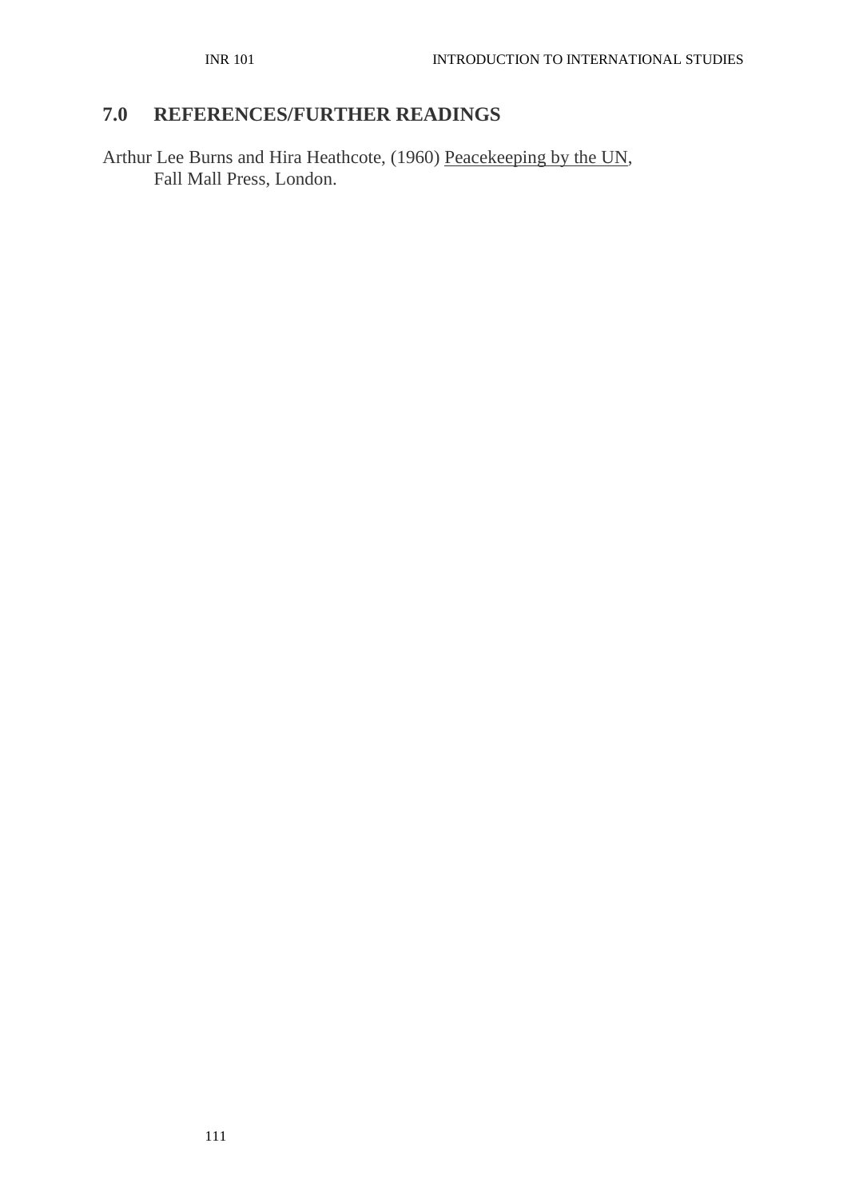## 7.0 REFERENCES/FURTHER READINGS

Arthur Lee Burns and Hira Heathcote, (1960) Peacekeeping by the UN, Fall Mall Press, London.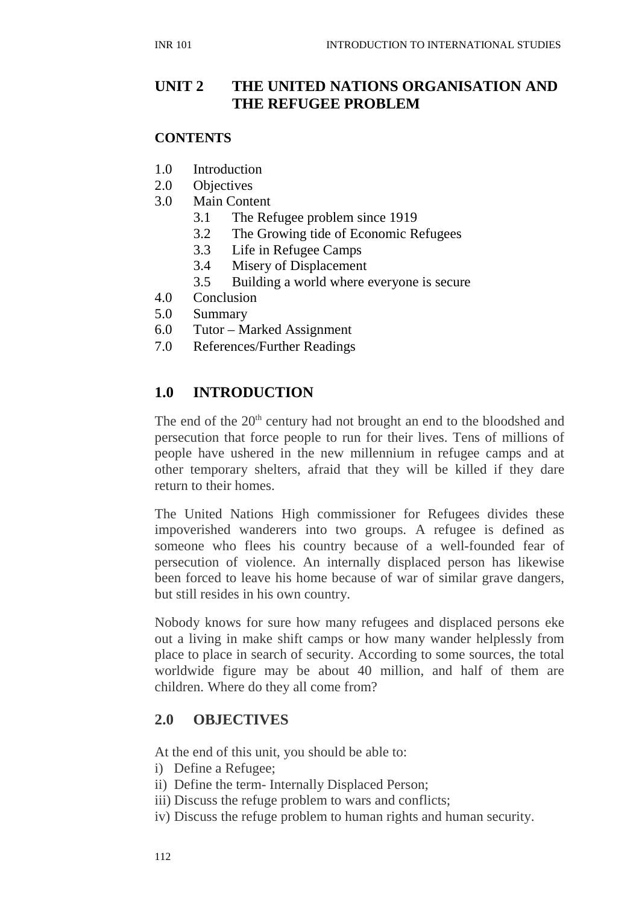# UNIT 2 THE UNITED NATIONS ORGANISATION AND THE REFUGEE PROBLEM

**CONTENTS**

1.0 Introduction
2.0 Objectives
3.0 Main Content
   3.1 The Refugee problem since 1919
   3.2 The Growing tide of Economic Refugees
   3.3 Life in Refugee Camps
   3.4 Misery of Displacement
   3.5 Building a world where everyone is secure
4.0 Conclusion
5.0 Summary
6.0 Tutor – Marked Assignment
7.0 References/Further Readings

## 1.0 INTRODUCTION

The end of the 20th century had not brought an end to the bloodshed and persecution that force people to run for their lives. Tens of millions of people have ushered in the new millennium in refugee camps and at other temporary shelters, afraid that they will be killed if they dare return to their homes.

The United Nations High commissioner for Refugees divides these impoverished wanderers into two groups. A refugee is defined as someone who flees his country because of a well-founded fear of persecution of violence. An internally displaced person has likewise been forced to leave his home because of war of similar grave dangers, but still resides in his own country.

Nobody knows for sure how many refugees and displaced persons eke out a living in make shift camps or how many wander helplessly from place to place in search of security. According to some sources, the total worldwide figure may be about 40 million, and half of them are children. Where do they all come from?

## 2.0 OBJECTIVES

At the end of this unit, you should be able to:

i) Define a Refugee;
ii) Define the term- Internally Displaced Person;
iii) Discuss the refuge problem to wars and conflicts;
iv) Discuss the refuge problem to human rights and human security.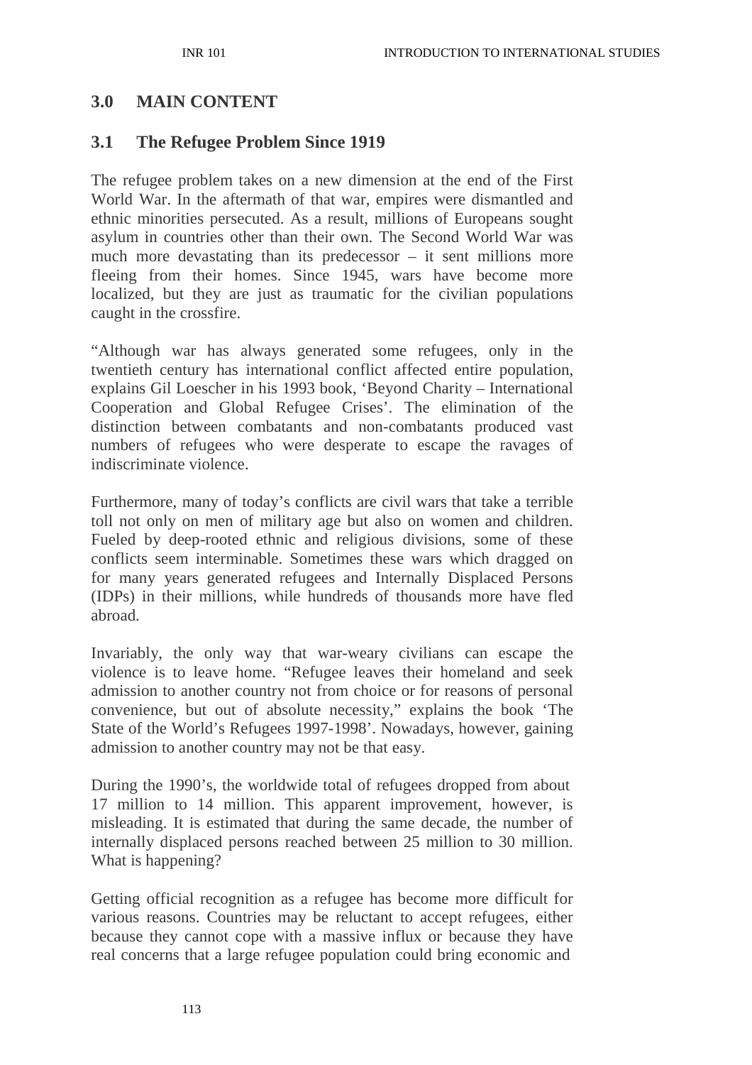## 3.0 MAIN CONTENT

### 3.1 The Refugee Problem Since 1919

The refugee problem takes on a new dimension at the end of the First World War. In the aftermath of that war, empires were dismantled and ethnic minorities persecuted. As a result, millions of Europeans sought asylum in countries other than their own. The Second World War was much more devastating than its predecessor – it sent millions more fleeing from their homes. Since 1945, wars have become more localized, but they are just as traumatic for the civilian populations caught in the crossfire.

"Although war has always generated some refugees, only in the twentieth century has international conflict affected entire population, explains Gil Loescher in his 1993 book, 'Beyond Charity – International Cooperation and Global Refugee Crises'. The elimination of the distinction between combatants and non-combatants produced vast numbers of refugees who were desperate to escape the ravages of indiscriminate violence.

Furthermore, many of today's conflicts are civil wars that take a terrible toll not only on men of military age but also on women and children. Fueled by deep-rooted ethnic and religious divisions, some of these conflicts seem interminable. Sometimes these wars which dragged on for many years generated refugees and Internally Displaced Persons (IDPs) in their millions, while hundreds of thousands more have fled abroad.

Invariably, the only way that war-weary civilians can escape the violence is to leave home. "Refugee leaves their homeland and seek admission to another country not from choice or for reasons of personal convenience, but out of absolute necessity," explains the book 'The State of the World's Refugees 1997-1998'. Nowadays, however, gaining admission to another country may not be that easy.

During the 1990's, the worldwide total of refugees dropped from about 17 million to 14 million. This apparent improvement, however, is misleading. It is estimated that during the same decade, the number of internally displaced persons reached between 25 million to 30 million. What is happening?

Getting official recognition as a refugee has become more difficult for various reasons. Countries may be reluctant to accept refugees, either because they cannot cope with a massive influx or because they have real concerns that a large refugee population could bring economic and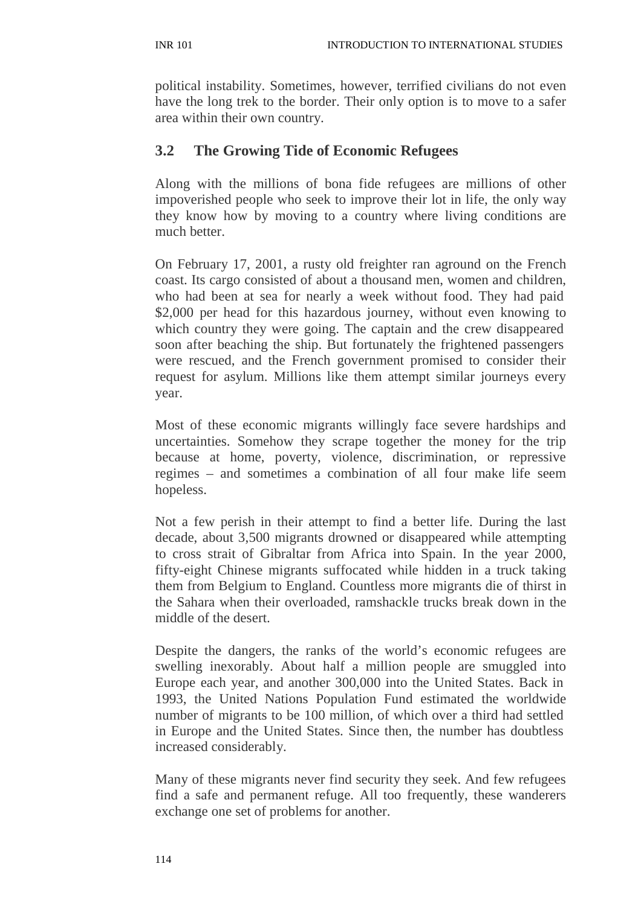political instability. Sometimes, however, terrified civilians do not even have the long trek to the border. Their only option is to move to a safer area within their own country.

## 3.2 The Growing Tide of Economic Refugees

Along with the millions of bona fide refugees are millions of other impoverished people who seek to improve their lot in life, the only way they know how by moving to a country where living conditions are much better.

On February 17, 2001, a rusty old freighter ran aground on the French coast. Its cargo consisted of about a thousand men, women and children, who had been at sea for nearly a week without food. They had paid $2,000 per head for this hazardous journey, without even knowing to which country they were going. The captain and the crew disappeared soon after beaching the ship. But fortunately the frightened passengers were rescued, and the French government promised to consider their request for asylum. Millions like them attempt similar journeys every year.

Most of these economic migrants willingly face severe hardships and uncertainties. Somehow they scrape together the money for the trip because at home, poverty, violence, discrimination, or repressive regimes – and sometimes a combination of all four make life seem hopeless.

Not a few perish in their attempt to find a better life. During the last decade, about 3,500 migrants drowned or disappeared while attempting to cross strait of Gibraltar from Africa into Spain. In the year 2000, fifty-eight Chinese migrants suffocated while hidden in a truck taking them from Belgium to England. Countless more migrants die of thirst in the Sahara when their overloaded, ramshackle trucks break down in the middle of the desert.

Despite the dangers, the ranks of the world's economic refugees are swelling inexorably. About half a million people are smuggled into Europe each year, and another 300,000 into the United States. Back in 1993, the United Nations Population Fund estimated the worldwide number of migrants to be 100 million, of which over a third had settled in Europe and the United States. Since then, the number has doubtless increased considerably.

Many of these migrants never find security they seek. And few refugees find a safe and permanent refuge. All too frequently, these wanderers exchange one set of problems for another.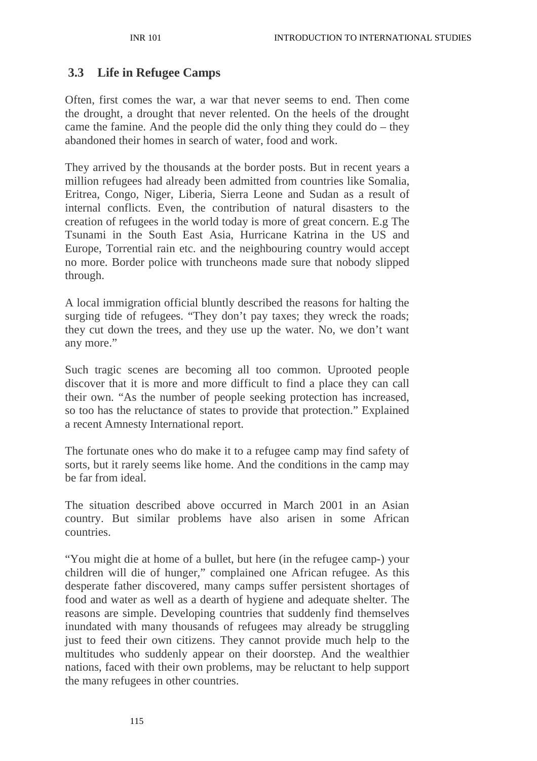## 3.3 Life in Refugee Camps

Often, first comes the war, a war that never seems to end. Then come the drought, a drought that never relented. On the heels of the drought came the famine. And the people did the only thing they could do – they abandoned their homes in search of water, food and work.

They arrived by the thousands at the border posts. But in recent years a million refugees had already been admitted from countries like Somalia, Eritrea, Congo, Niger, Liberia, Sierra Leone and Sudan as a result of internal conflicts. Even, the contribution of natural disasters to the creation of refugees in the world today is more of great concern. E.g The Tsunami in the South East Asia, Hurricane Katrina in the US and Europe, Torrential rain etc. and the neighbouring country would accept no more. Border police with truncheons made sure that nobody slipped through.

A local immigration official bluntly described the reasons for halting the surging tide of refugees. "They don't pay taxes; they wreck the roads; they cut down the trees, and they use up the water. No, we don't want any more."

Such tragic scenes are becoming all too common. Uprooted people discover that it is more and more difficult to find a place they can call their own. "As the number of people seeking protection has increased, so too has the reluctance of states to provide that protection." Explained a recent Amnesty International report.

The fortunate ones who do make it to a refugee camp may find safety of sorts, but it rarely seems like home. And the conditions in the camp may be far from ideal.

The situation described above occurred in March 2001 in an Asian country. But similar problems have also arisen in some African countries.

"You might die at home of a bullet, but here (in the refugee camp-) your children will die of hunger," complained one African refugee. As this desperate father discovered, many camps suffer persistent shortages of food and water as well as a dearth of hygiene and adequate shelter. The reasons are simple. Developing countries that suddenly find themselves inundated with many thousands of refugees may already be struggling just to feed their own citizens. They cannot provide much help to the multitudes who suddenly appear on their doorstep. And the wealthier nations, faced with their own problems, may be reluctant to help support the many refugees in other countries.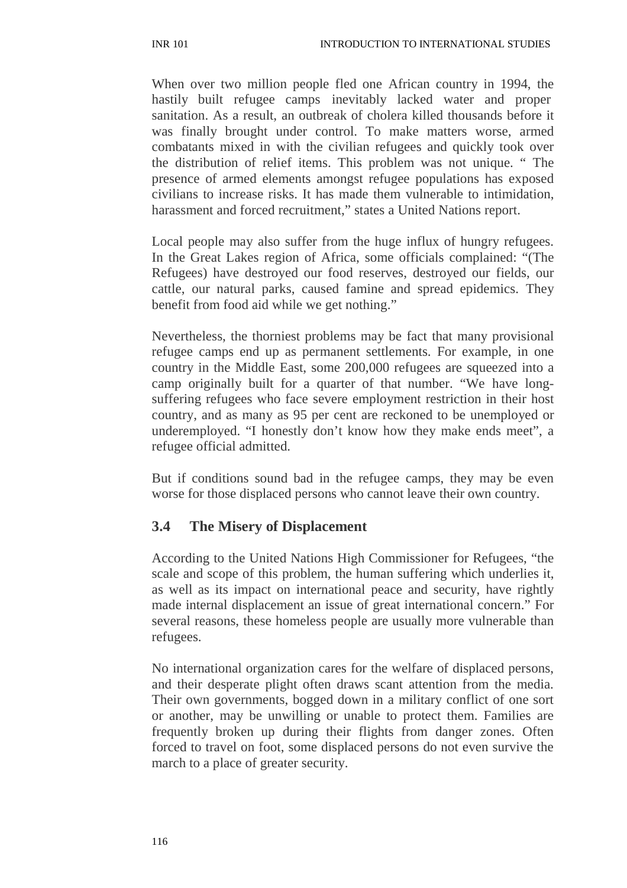When over two million people fled one African country in 1994, the hastily built refugee camps inevitably lacked water and proper sanitation. As a result, an outbreak of cholera killed thousands before it was finally brought under control. To make matters worse, armed combatants mixed in with the civilian refugees and quickly took over the distribution of relief items. This problem was not unique. " The presence of armed elements amongst refugee populations has exposed civilians to increase risks. It has made them vulnerable to intimidation, harassment and forced recruitment," states a United Nations report.

Local people may also suffer from the huge influx of hungry refugees. In the Great Lakes region of Africa, some officials complained: "(The Refugees) have destroyed our food reserves, destroyed our fields, our cattle, our natural parks, caused famine and spread epidemics. They benefit from food aid while we get nothing."

Nevertheless, the thorniest problems may be fact that many provisional refugee camps end up as permanent settlements. For example, in one country in the Middle East, some 200,000 refugees are squeezed into a camp originally built for a quarter of that number. "We have long-suffering refugees who face severe employment restriction in their host country, and as many as 95 per cent are reckoned to be unemployed or underemployed. "I honestly don't know how they make ends meet", a refugee official admitted.

But if conditions sound bad in the refugee camps, they may be even worse for those displaced persons who cannot leave their own country.

## 3.4 The Misery of Displacement

According to the United Nations High Commissioner for Refugees, "the scale and scope of this problem, the human suffering which underlies it, as well as its impact on international peace and security, have rightly made internal displacement an issue of great international concern." For several reasons, these homeless people are usually more vulnerable than refugees.

No international organization cares for the welfare of displaced persons, and their desperate plight often draws scant attention from the media. Their own governments, bogged down in a military conflict of one sort or another, may be unwilling or unable to protect them. Families are frequently broken up during their flights from danger zones. Often forced to travel on foot, some displaced persons do not even survive the march to a place of greater security.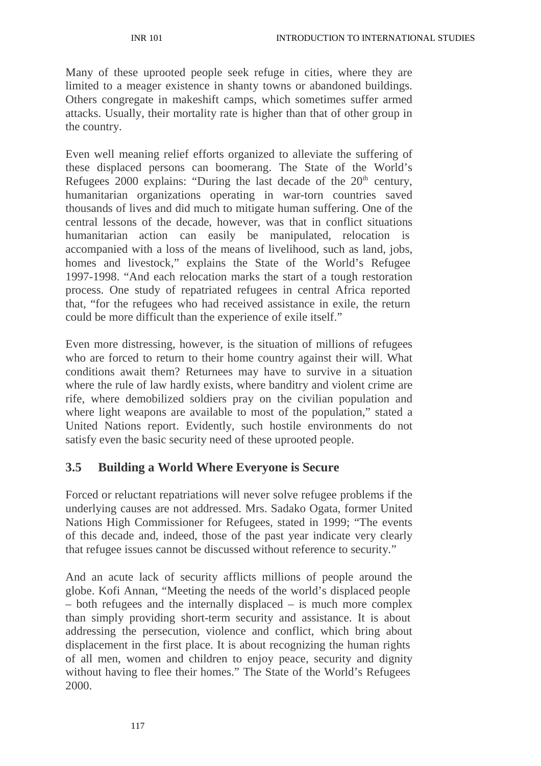Many of these uprooted people seek refuge in cities, where they are limited to a meager existence in shanty towns or abandoned buildings. Others congregate in makeshift camps, which sometimes suffer armed attacks. Usually, their mortality rate is higher than that of other group in the country.

Even well meaning relief efforts organized to alleviate the suffering of these displaced persons can boomerang. The State of the World's Refugees 2000 explains: "During the last decade of the 20th century, humanitarian organizations operating in war-torn countries saved thousands of lives and did much to mitigate human suffering. One of the central lessons of the decade, however, was that in conflict situations humanitarian action can easily be manipulated, relocation is accompanied with a loss of the means of livelihood, such as land, jobs, homes and livestock," explains the State of the World's Refugee 1997-1998. "And each relocation marks the start of a tough restoration process. One study of repatriated refugees in central Africa reported that, "for the refugees who had received assistance in exile, the return could be more difficult than the experience of exile itself."

Even more distressing, however, is the situation of millions of refugees who are forced to return to their home country against their will. What conditions await them? Returnees may have to survive in a situation where the rule of law hardly exists, where banditry and violent crime are rife, where demobilized soldiers pray on the civilian population and where light weapons are available to most of the population," stated a United Nations report. Evidently, such hostile environments do not satisfy even the basic security need of these uprooted people.

## 3.5 Building a World Where Everyone is Secure

Forced or reluctant repatriations will never solve refugee problems if the underlying causes are not addressed. Mrs. Sadako Ogata, former United Nations High Commissioner for Refugees, stated in 1999; "The events of this decade and, indeed, those of the past year indicate very clearly that refugee issues cannot be discussed without reference to security."

And an acute lack of security afflicts millions of people around the globe. Kofi Annan, "Meeting the needs of the world's displaced people – both refugees and the internally displaced – is much more complex than simply providing short-term security and assistance. It is about addressing the persecution, violence and conflict, which bring about displacement in the first place. It is about recognizing the human rights of all men, women and children to enjoy peace, security and dignity without having to flee their homes." The State of the World's Refugees 2000.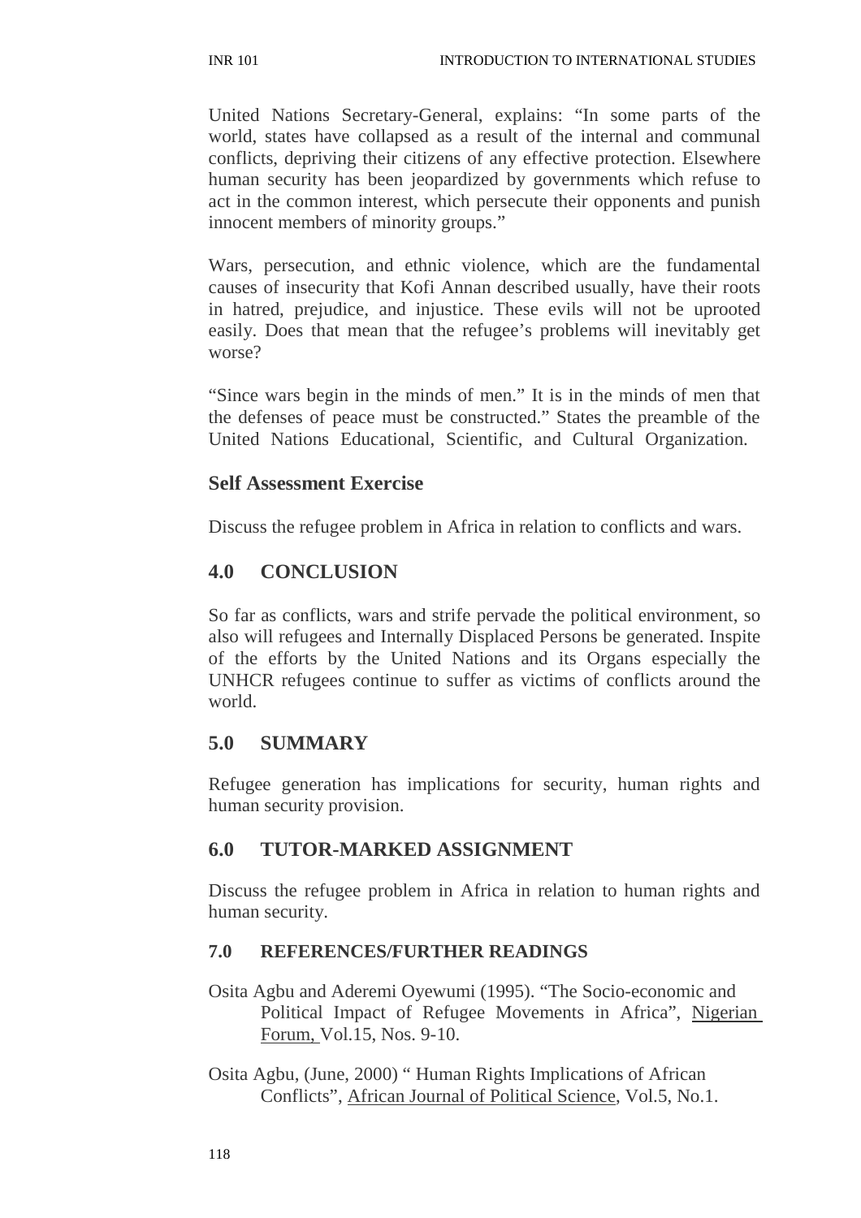United Nations Secretary-General, explains: "In some parts of the world, states have collapsed as a result of the internal and communal conflicts, depriving their citizens of any effective protection. Elsewhere human security has been jeopardized by governments which refuse to act in the common interest, which persecute their opponents and punish innocent members of minority groups."

Wars, persecution, and ethnic violence, which are the fundamental causes of insecurity that Kofi Annan described usually, have their roots in hatred, prejudice, and injustice. These evils will not be uprooted easily. Does that mean that the refugee's problems will inevitably get worse?

"Since wars begin in the minds of men." It is in the minds of men that the defenses of peace must be constructed." States the preamble of the United Nations Educational, Scientific, and Cultural Organization.

### Self Assessment Exercise

Discuss the refugee problem in Africa in relation to conflicts and wars.

## 4.0 CONCLUSION

So far as conflicts, wars and strife pervade the political environment, so also will refugees and Internally Displaced Persons be generated. Inspite of the efforts by the United Nations and its Organs especially the UNHCR refugees continue to suffer as victims of conflicts around the world.

## 5.0 SUMMARY

Refugee generation has implications for security, human rights and human security provision.

## 6.0 TUTOR-MARKED ASSIGNMENT

Discuss the refugee problem in Africa in relation to human rights and human security.

### 7.0 REFERENCES/FURTHER READINGS

Osita Agbu and Aderemi Oyewumi (1995). "The Socio-economic and Political Impact of Refugee Movements in Africa", Nigerian Forum, Vol.15, Nos. 9-10.

Osita Agbu, (June, 2000) " Human Rights Implications of African Conflicts", African Journal of Political Science, Vol.5, No.1.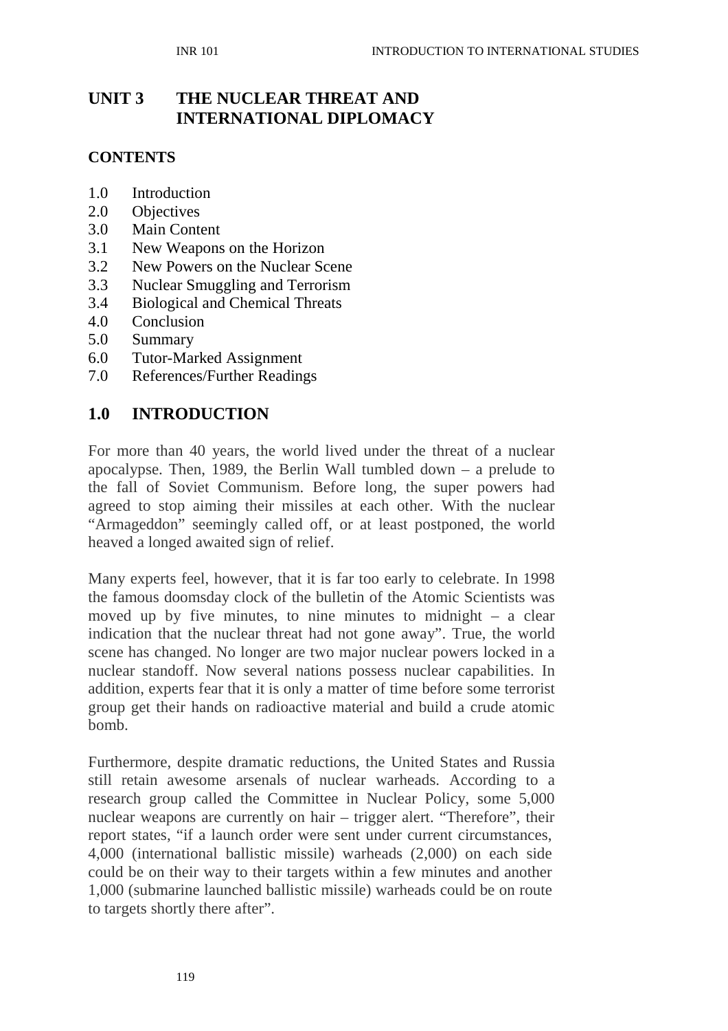# UNIT 3 THE NUCLEAR THREAT AND INTERNATIONAL DIPLOMACY

## CONTENTS

1.0 Introduction
2.0 Objectives
3.0 Main Content
3.1 New Weapons on the Horizon
3.2 New Powers on the Nuclear Scene
3.3 Nuclear Smuggling and Terrorism
3.4 Biological and Chemical Threats
4.0 Conclusion
5.0 Summary
6.0 Tutor-Marked Assignment
7.0 References/Further Readings

## 1.0 INTRODUCTION

For more than 40 years, the world lived under the threat of a nuclear apocalypse. Then, 1989, the Berlin Wall tumbled down – a prelude to the fall of Soviet Communism. Before long, the super powers had agreed to stop aiming their missiles at each other. With the nuclear "Armageddon" seemingly called off, or at least postponed, the world heaved a longed awaited sign of relief.

Many experts feel, however, that it is far too early to celebrate. In 1998 the famous doomsday clock of the bulletin of the Atomic Scientists was moved up by five minutes, to nine minutes to midnight – a clear indication that the nuclear threat had not gone away". True, the world scene has changed. No longer are two major nuclear powers locked in a nuclear standoff. Now several nations possess nuclear capabilities. In addition, experts fear that it is only a matter of time before some terrorist group get their hands on radioactive material and build a crude atomic bomb.

Furthermore, despite dramatic reductions, the United States and Russia still retain awesome arsenals of nuclear warheads. According to a research group called the Committee in Nuclear Policy, some 5,000 nuclear weapons are currently on hair – trigger alert. "Therefore", their report states, "if a launch order were sent under current circumstances, 4,000 (international ballistic missile) warheads (2,000) on each side could be on their way to their targets within a few minutes and another 1,000 (submarine launched ballistic missile) warheads could be on route to targets shortly there after".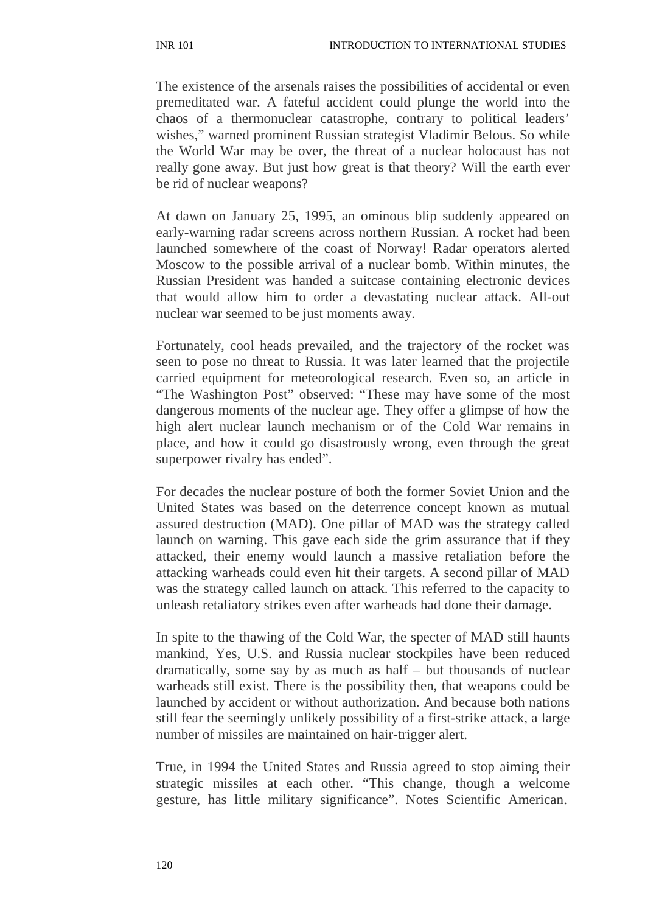The existence of the arsenals raises the possibilities of accidental or even premeditated war. A fateful accident could plunge the world into the chaos of a thermonuclear catastrophe, contrary to political leaders' wishes," warned prominent Russian strategist Vladimir Belous. So while the World War may be over, the threat of a nuclear holocaust has not really gone away. But just how great is that theory? Will the earth ever be rid of nuclear weapons?

At dawn on January 25, 1995, an ominous blip suddenly appeared on early-warning radar screens across northern Russian. A rocket had been launched somewhere of the coast of Norway! Radar operators alerted Moscow to the possible arrival of a nuclear bomb. Within minutes, the Russian President was handed a suitcase containing electronic devices that would allow him to order a devastating nuclear attack. All-out nuclear war seemed to be just moments away.

Fortunately, cool heads prevailed, and the trajectory of the rocket was seen to pose no threat to Russia. It was later learned that the projectile carried equipment for meteorological research. Even so, an article in "The Washington Post" observed: "These may have some of the most dangerous moments of the nuclear age. They offer a glimpse of how the high alert nuclear launch mechanism or of the Cold War remains in place, and how it could go disastrously wrong, even through the great superpower rivalry has ended".

For decades the nuclear posture of both the former Soviet Union and the United States was based on the deterrence concept known as mutual assured destruction (MAD). One pillar of MAD was the strategy called launch on warning. This gave each side the grim assurance that if they attacked, their enemy would launch a massive retaliation before the attacking warheads could even hit their targets. A second pillar of MAD was the strategy called launch on attack. This referred to the capacity to unleash retaliatory strikes even after warheads had done their damage.

In spite to the thawing of the Cold War, the specter of MAD still haunts mankind, Yes, U.S. and Russia nuclear stockpiles have been reduced dramatically, some say by as much as half – but thousands of nuclear warheads still exist. There is the possibility then, that weapons could be launched by accident or without authorization. And because both nations still fear the seemingly unlikely possibility of a first-strike attack, a large number of missiles are maintained on hair-trigger alert.

True, in 1994 the United States and Russia agreed to stop aiming their strategic missiles at each other. "This change, though a welcome gesture, has little military significance". Notes Scientific American.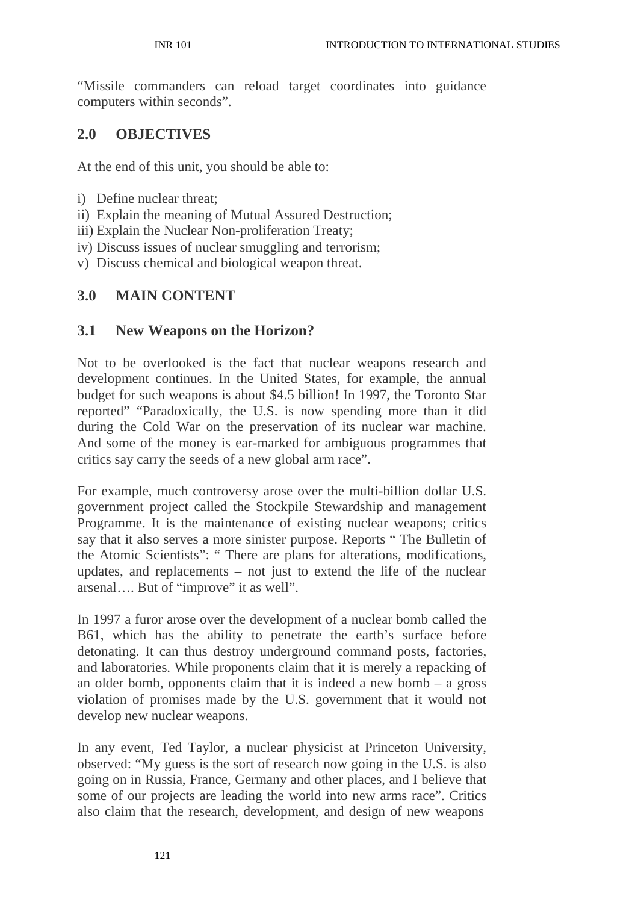"Missile commanders can reload target coordinates into guidance computers within seconds".

## 2.0 OBJECTIVES

At the end of this unit, you should be able to:

i) Define nuclear threat;
ii) Explain the meaning of Mutual Assured Destruction;
iii) Explain the Nuclear Non-proliferation Treaty;
iv) Discuss issues of nuclear smuggling and terrorism;
v) Discuss chemical and biological weapon threat.

## 3.0 MAIN CONTENT

### 3.1 New Weapons on the Horizon?

Not to be overlooked is the fact that nuclear weapons research and development continues. In the United States, for example, the annual budget for such weapons is about $4.5 billion! In 1997, the Toronto Star reported" "Paradoxically, the U.S. is now spending more than it did during the Cold War on the preservation of its nuclear war machine. And some of the money is ear-marked for ambiguous programmes that critics say carry the seeds of a new global arm race".

For example, much controversy arose over the multi-billion dollar U.S. government project called the Stockpile Stewardship and management Programme. It is the maintenance of existing nuclear weapons; critics say that it also serves a more sinister purpose. Reports " The Bulletin of the Atomic Scientists": " There are plans for alterations, modifications, updates, and replacements – not just to extend the life of the nuclear arsenal…. But of "improve" it as well".

In 1997 a furor arose over the development of a nuclear bomb called the B61, which has the ability to penetrate the earth's surface before detonating. It can thus destroy underground command posts, factories, and laboratories. While proponents claim that it is merely a repacking of an older bomb, opponents claim that it is indeed a new bomb – a gross violation of promises made by the U.S. government that it would not develop new nuclear weapons.

In any event, Ted Taylor, a nuclear physicist at Princeton University, observed: "My guess is the sort of research now going in the U.S. is also going on in Russia, France, Germany and other places, and I believe that some of our projects are leading the world into new arms race". Critics also claim that the research, development, and design of new weapons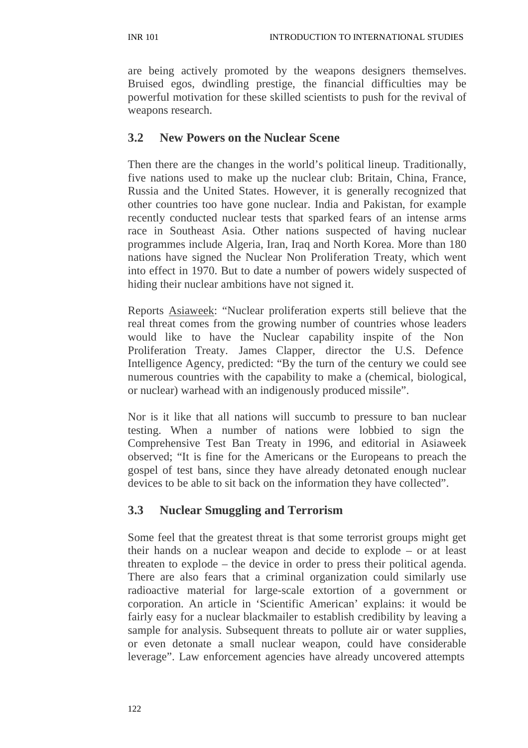are being actively promoted by the weapons designers themselves. Bruised egos, dwindling prestige, the financial difficulties may be powerful motivation for these skilled scientists to push for the revival of weapons research.

## 3.2 New Powers on the Nuclear Scene

Then there are the changes in the world's political lineup. Traditionally, five nations used to make up the nuclear club: Britain, China, France, Russia and the United States. However, it is generally recognized that other countries too have gone nuclear. India and Pakistan, for example recently conducted nuclear tests that sparked fears of an intense arms race in Southeast Asia. Other nations suspected of having nuclear programmes include Algeria, Iran, Iraq and North Korea. More than 180 nations have signed the Nuclear Non Proliferation Treaty, which went into effect in 1970. But to date a number of powers widely suspected of hiding their nuclear ambitions have not signed it.

Reports Asiaweek: "Nuclear proliferation experts still believe that the real threat comes from the growing number of countries whose leaders would like to have the Nuclear capability inspite of the Non Proliferation Treaty. James Clapper, director the U.S. Defence Intelligence Agency, predicted: "By the turn of the century we could see numerous countries with the capability to make a (chemical, biological, or nuclear) warhead with an indigenously produced missile".

Nor is it like that all nations will succumb to pressure to ban nuclear testing. When a number of nations were lobbied to sign the Comprehensive Test Ban Treaty in 1996, and editorial in Asiaweek observed; "It is fine for the Americans or the Europeans to preach the gospel of test bans, since they have already detonated enough nuclear devices to be able to sit back on the information they have collected".

## 3.3 Nuclear Smuggling and Terrorism

Some feel that the greatest threat is that some terrorist groups might get their hands on a nuclear weapon and decide to explode – or at least threaten to explode – the device in order to press their political agenda. There are also fears that a criminal organization could similarly use radioactive material for large-scale extortion of a government or corporation. An article in 'Scientific American' explains: it would be fairly easy for a nuclear blackmailer to establish credibility by leaving a sample for analysis. Subsequent threats to pollute air or water supplies, or even detonate a small nuclear weapon, could have considerable leverage". Law enforcement agencies have already uncovered attempts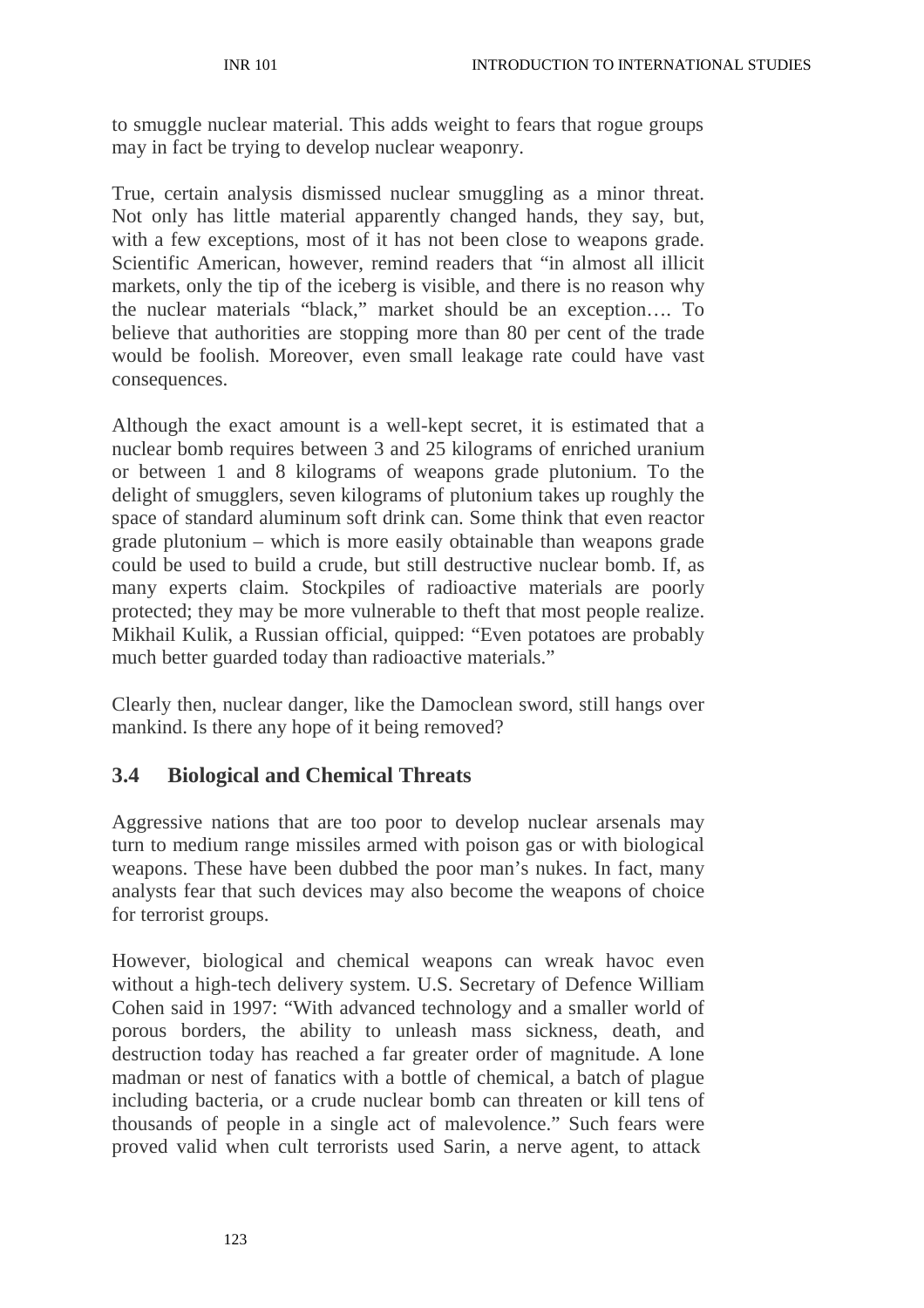to smuggle nuclear material. This adds weight to fears that rogue groups may in fact be trying to develop nuclear weaponry.

True, certain analysis dismissed nuclear smuggling as a minor threat. Not only has little material apparently changed hands, they say, but, with a few exceptions, most of it has not been close to weapons grade. Scientific American, however, remind readers that "in almost all illicit markets, only the tip of the iceberg is visible, and there is no reason why the nuclear materials "black," market should be an exception…. To believe that authorities are stopping more than 80 per cent of the trade would be foolish. Moreover, even small leakage rate could have vast consequences.

Although the exact amount is a well-kept secret, it is estimated that a nuclear bomb requires between 3 and 25 kilograms of enriched uranium or between 1 and 8 kilograms of weapons grade plutonium. To the delight of smugglers, seven kilograms of plutonium takes up roughly the space of standard aluminum soft drink can. Some think that even reactor grade plutonium – which is more easily obtainable than weapons grade could be used to build a crude, but still destructive nuclear bomb. If, as many experts claim. Stockpiles of radioactive materials are poorly protected; they may be more vulnerable to theft that most people realize. Mikhail Kulik, a Russian official, quipped: "Even potatoes are probably much better guarded today than radioactive materials."

Clearly then, nuclear danger, like the Damoclean sword, still hangs over mankind. Is there any hope of it being removed?

## 3.4 Biological and Chemical Threats

Aggressive nations that are too poor to develop nuclear arsenals may turn to medium range missiles armed with poison gas or with biological weapons. These have been dubbed the poor man's nukes. In fact, many analysts fear that such devices may also become the weapons of choice for terrorist groups.

However, biological and chemical weapons can wreak havoc even without a high-tech delivery system. U.S. Secretary of Defence William Cohen said in 1997: "With advanced technology and a smaller world of porous borders, the ability to unleash mass sickness, death, and destruction today has reached a far greater order of magnitude. A lone madman or nest of fanatics with a bottle of chemical, a batch of plague including bacteria, or a crude nuclear bomb can threaten or kill tens of thousands of people in a single act of malevolence." Such fears were proved valid when cult terrorists used Sarin, a nerve agent, to attack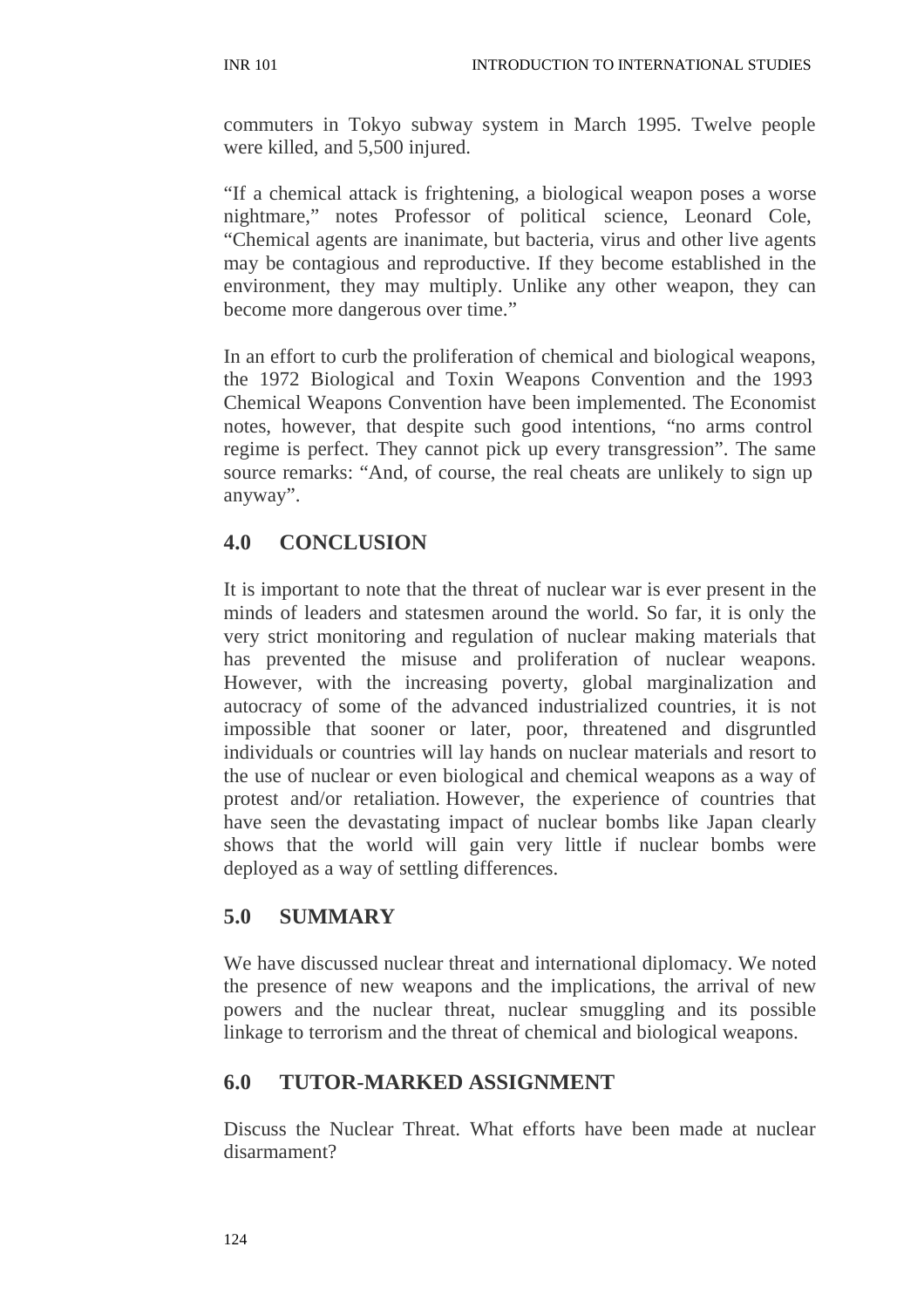commuters in Tokyo subway system in March 1995. Twelve people were killed, and 5,500 injured.

"If a chemical attack is frightening, a biological weapon poses a worse nightmare," notes Professor of political science, Leonard Cole, "Chemical agents are inanimate, but bacteria, virus and other live agents may be contagious and reproductive. If they become established in the environment, they may multiply. Unlike any other weapon, they can become more dangerous over time."

In an effort to curb the proliferation of chemical and biological weapons, the 1972 Biological and Toxin Weapons Convention and the 1993 Chemical Weapons Convention have been implemented. The Economist notes, however, that despite such good intentions, "no arms control regime is perfect. They cannot pick up every transgression". The same source remarks: "And, of course, the real cheats are unlikely to sign up anyway".

## 4.0 CONCLUSION

It is important to note that the threat of nuclear war is ever present in the minds of leaders and statesmen around the world. So far, it is only the very strict monitoring and regulation of nuclear making materials that has prevented the misuse and proliferation of nuclear weapons. However, with the increasing poverty, global marginalization and autocracy of some of the advanced industrialized countries, it is not impossible that sooner or later, poor, threatened and disgruntled individuals or countries will lay hands on nuclear materials and resort to the use of nuclear or even biological and chemical weapons as a way of protest and/or retaliation. However, the experience of countries that have seen the devastating impact of nuclear bombs like Japan clearly shows that the world will gain very little if nuclear bombs were deployed as a way of settling differences.

## 5.0 SUMMARY

We have discussed nuclear threat and international diplomacy. We noted the presence of new weapons and the implications, the arrival of new powers and the nuclear threat, nuclear smuggling and its possible linkage to terrorism and the threat of chemical and biological weapons.

## 6.0 TUTOR-MARKED ASSIGNMENT

Discuss the Nuclear Threat. What efforts have been made at nuclear disarmament?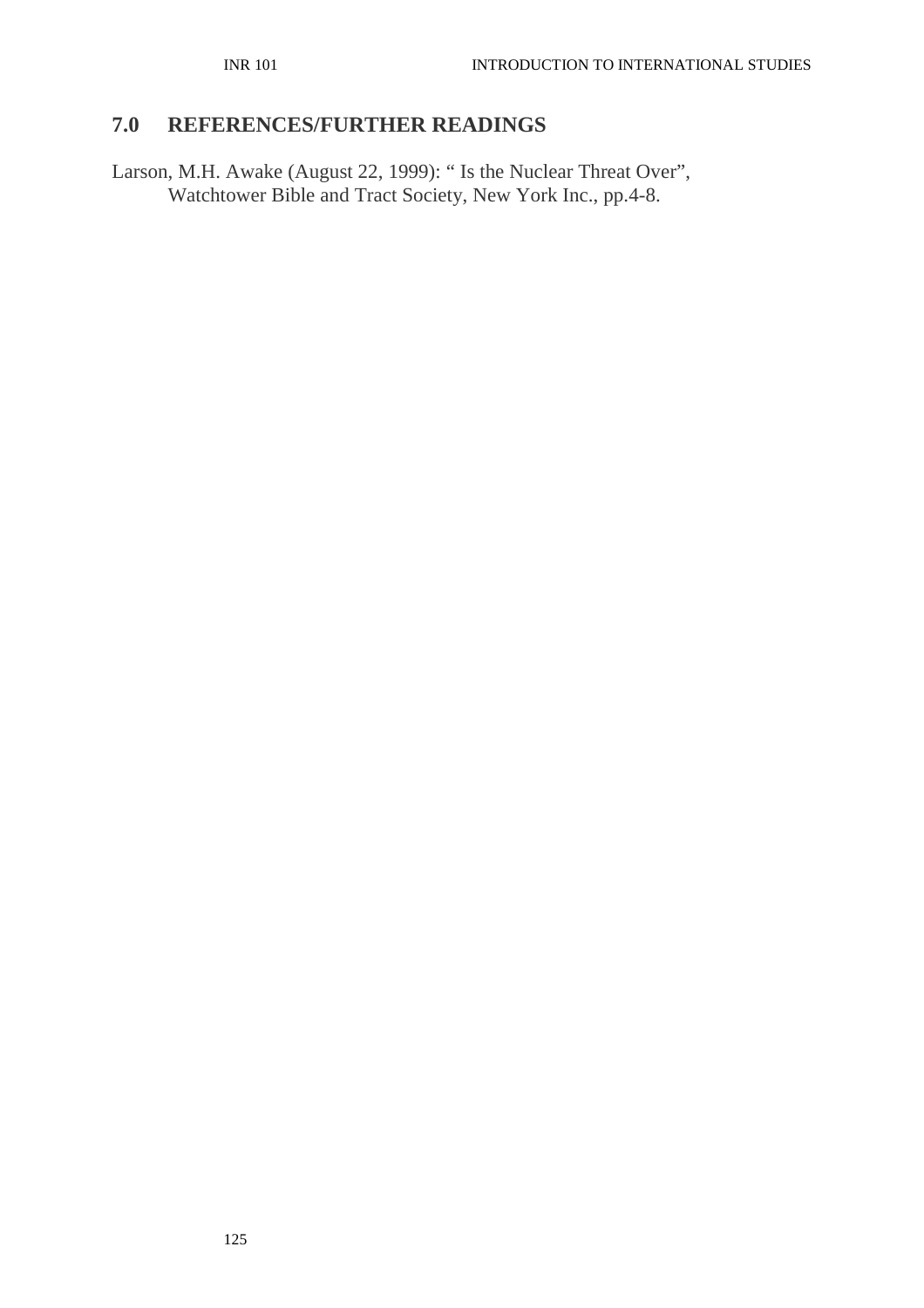## 7.0 REFERENCES/FURTHER READINGS

Larson, M.H. Awake (August 22, 1999): " Is the Nuclear Threat Over", Watchtower Bible and Tract Society, New York Inc., pp.4-8.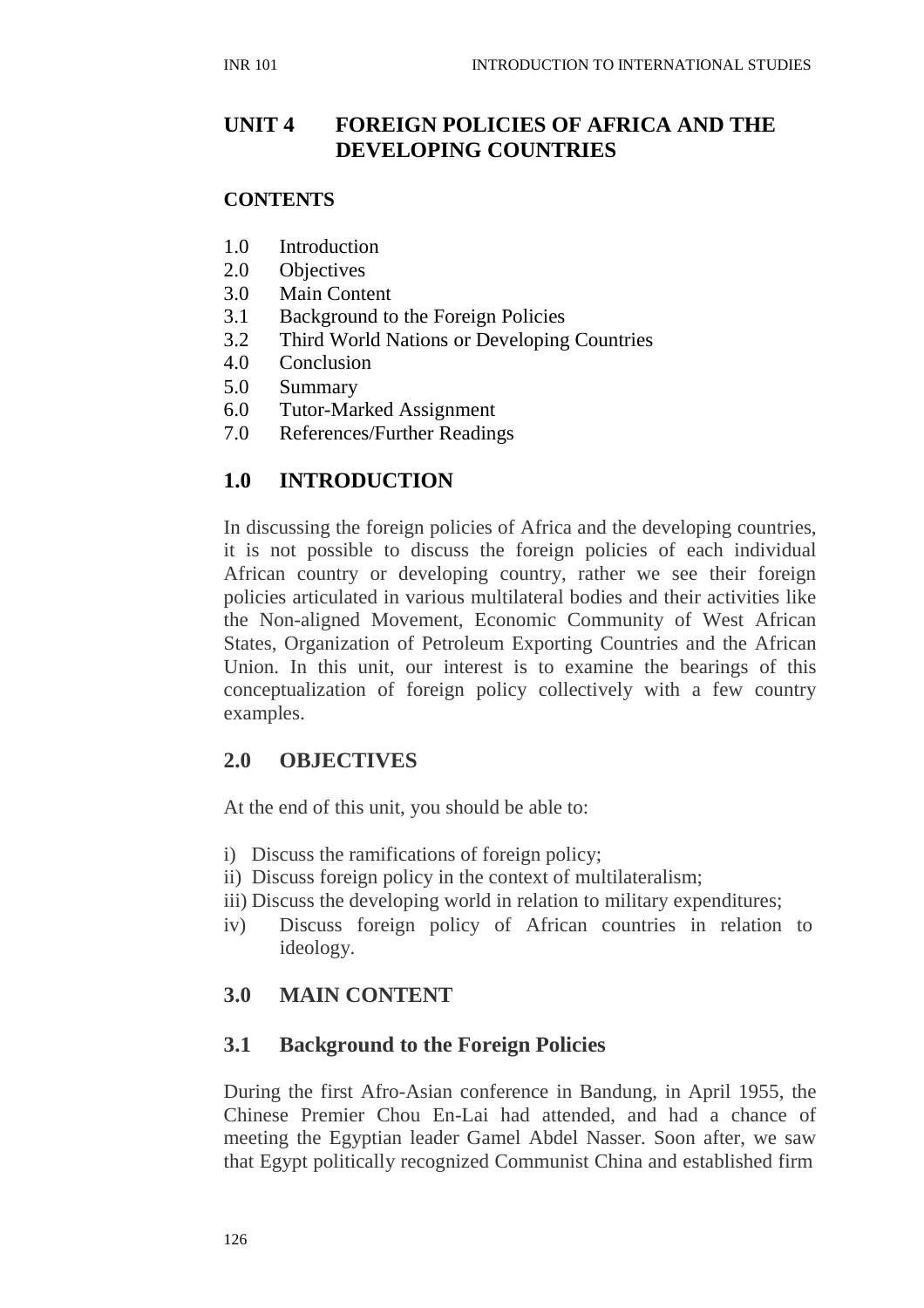# UNIT 4 FOREIGN POLICIES OF AFRICA AND THE DEVELOPING COUNTRIES

**CONTENTS**

1.0 Introduction
2.0 Objectives
3.0 Main Content
3.1 Background to the Foreign Policies
3.2 Third World Nations or Developing Countries
4.0 Conclusion
5.0 Summary
6.0 Tutor-Marked Assignment
7.0 References/Further Readings

## 1.0 INTRODUCTION

In discussing the foreign policies of Africa and the developing countries, it is not possible to discuss the foreign policies of each individual African country or developing country, rather we see their foreign policies articulated in various multilateral bodies and their activities like the Non-aligned Movement, Economic Community of West African States, Organization of Petroleum Exporting Countries and the African Union. In this unit, our interest is to examine the bearings of this conceptualization of foreign policy collectively with a few country examples.

## 2.0 OBJECTIVES

At the end of this unit, you should be able to:

i) Discuss the ramifications of foreign policy;
ii) Discuss foreign policy in the context of multilateralism;
iii) Discuss the developing world in relation to military expenditures;
iv) Discuss foreign policy of African countries in relation to ideology.

## 3.0 MAIN CONTENT

### 3.1 Background to the Foreign Policies

During the first Afro-Asian conference in Bandung, in April 1955, the Chinese Premier Chou En-Lai had attended, and had a chance of meeting the Egyptian leader Gamel Abdel Nasser. Soon after, we saw that Egypt politically recognized Communist China and established firm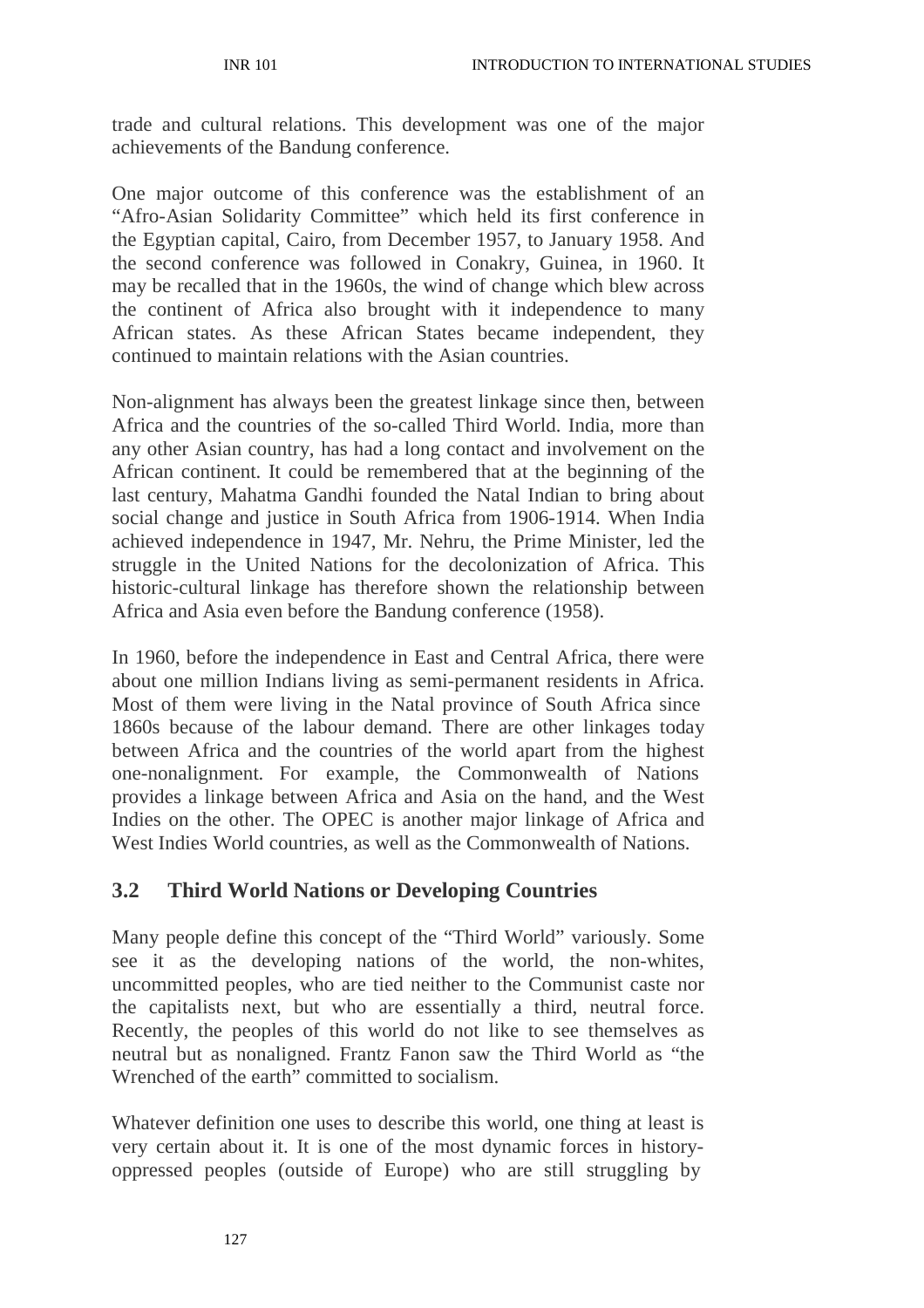trade and cultural relations. This development was one of the major achievements of the Bandung conference.

One major outcome of this conference was the establishment of an "Afro-Asian Solidarity Committee" which held its first conference in the Egyptian capital, Cairo, from December 1957, to January 1958. And the second conference was followed in Conakry, Guinea, in 1960. It may be recalled that in the 1960s, the wind of change which blew across the continent of Africa also brought with it independence to many African states. As these African States became independent, they continued to maintain relations with the Asian countries.

Non-alignment has always been the greatest linkage since then, between Africa and the countries of the so-called Third World. India, more than any other Asian country, has had a long contact and involvement on the African continent. It could be remembered that at the beginning of the last century, Mahatma Gandhi founded the Natal Indian to bring about social change and justice in South Africa from 1906-1914. When India achieved independence in 1947, Mr. Nehru, the Prime Minister, led the struggle in the United Nations for the decolonization of Africa. This historic-cultural linkage has therefore shown the relationship between Africa and Asia even before the Bandung conference (1958).

In 1960, before the independence in East and Central Africa, there were about one million Indians living as semi-permanent residents in Africa. Most of them were living in the Natal province of South Africa since 1860s because of the labour demand. There are other linkages today between Africa and the countries of the world apart from the highest one-nonalignment. For example, the Commonwealth of Nations provides a linkage between Africa and Asia on the hand, and the West Indies on the other. The OPEC is another major linkage of Africa and West Indies World countries, as well as the Commonwealth of Nations.

## 3.2 Third World Nations or Developing Countries

Many people define this concept of the "Third World" variously. Some see it as the developing nations of the world, the non-whites, uncommitted peoples, who are tied neither to the Communist caste nor the capitalists next, but who are essentially a third, neutral force. Recently, the peoples of this world do not like to see themselves as neutral but as nonaligned. Frantz Fanon saw the Third World as "the Wrenched of the earth" committed to socialism.

Whatever definition one uses to describe this world, one thing at least is very certain about it. It is one of the most dynamic forces in history-oppressed peoples (outside of Europe) who are still struggling by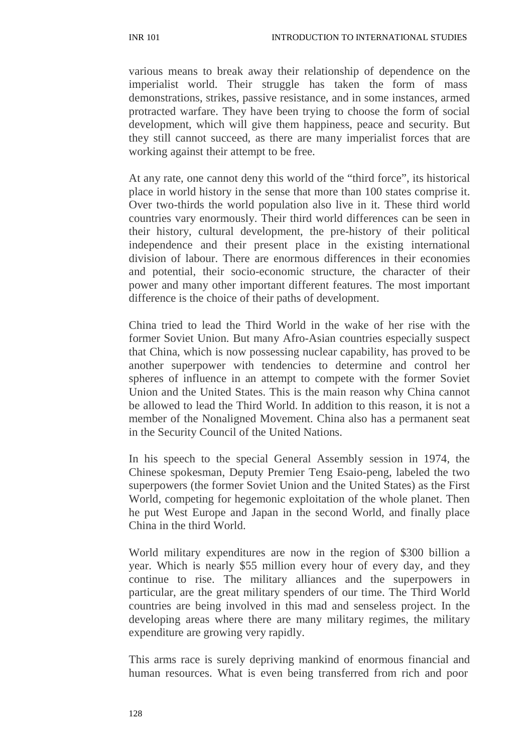various means to break away their relationship of dependence on the imperialist world. Their struggle has taken the form of mass demonstrations, strikes, passive resistance, and in some instances, armed protracted warfare. They have been trying to choose the form of social development, which will give them happiness, peace and security. But they still cannot succeed, as there are many imperialist forces that are working against their attempt to be free.

At any rate, one cannot deny this world of the "third force", its historical place in world history in the sense that more than 100 states comprise it. Over two-thirds the world population also live in it. These third world countries vary enormously. Their third world differences can be seen in their history, cultural development, the pre-history of their political independence and their present place in the existing international division of labour. There are enormous differences in their economies and potential, their socio-economic structure, the character of their power and many other important different features. The most important difference is the choice of their paths of development.

China tried to lead the Third World in the wake of her rise with the former Soviet Union. But many Afro-Asian countries especially suspect that China, which is now possessing nuclear capability, has proved to be another superpower with tendencies to determine and control her spheres of influence in an attempt to compete with the former Soviet Union and the United States. This is the main reason why China cannot be allowed to lead the Third World. In addition to this reason, it is not a member of the Nonaligned Movement. China also has a permanent seat in the Security Council of the United Nations.

In his speech to the special General Assembly session in 1974, the Chinese spokesman, Deputy Premier Teng Esaio-peng, labeled the two superpowers (the former Soviet Union and the United States) as the First World, competing for hegemonic exploitation of the whole planet. Then he put West Europe and Japan in the second World, and finally place China in the third World.

World military expenditures are now in the region of $300 billion a year. Which is nearly $55 million every hour of every day, and they continue to rise. The military alliances and the superpowers in particular, are the great military spenders of our time. The Third World countries are being involved in this mad and senseless project. In the developing areas where there are many military regimes, the military expenditure are growing very rapidly.

This arms race is surely depriving mankind of enormous financial and human resources. What is even being transferred from rich and poor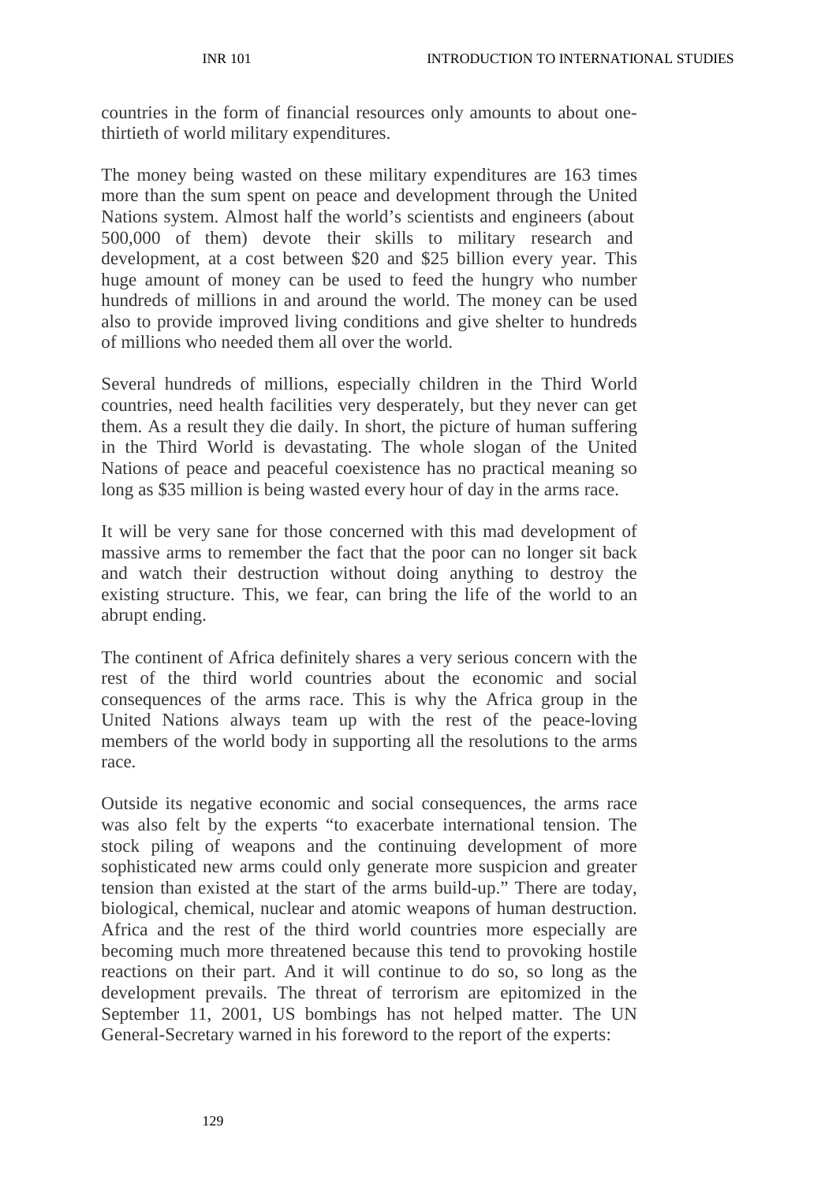countries in the form of financial resources only amounts to about one-thirtieth of world military expenditures.

The money being wasted on these military expenditures are 163 times more than the sum spent on peace and development through the United Nations system. Almost half the world's scientists and engineers (about 500,000 of them) devote their skills to military research and development, at a cost between $20 and $25 billion every year. This huge amount of money can be used to feed the hungry who number hundreds of millions in and around the world. The money can be used also to provide improved living conditions and give shelter to hundreds of millions who needed them all over the world.

Several hundreds of millions, especially children in the Third World countries, need health facilities very desperately, but they never can get them. As a result they die daily. In short, the picture of human suffering in the Third World is devastating. The whole slogan of the United Nations of peace and peaceful coexistence has no practical meaning so long as $35 million is being wasted every hour of day in the arms race.

It will be very sane for those concerned with this mad development of massive arms to remember the fact that the poor can no longer sit back and watch their destruction without doing anything to destroy the existing structure. This, we fear, can bring the life of the world to an abrupt ending.

The continent of Africa definitely shares a very serious concern with the rest of the third world countries about the economic and social consequences of the arms race. This is why the Africa group in the United Nations always team up with the rest of the peace-loving members of the world body in supporting all the resolutions to the arms race.

Outside its negative economic and social consequences, the arms race was also felt by the experts "to exacerbate international tension. The stock piling of weapons and the continuing development of more sophisticated new arms could only generate more suspicion and greater tension than existed at the start of the arms build-up." There are today, biological, chemical, nuclear and atomic weapons of human destruction. Africa and the rest of the third world countries more especially are becoming much more threatened because this tend to provoking hostile reactions on their part. And it will continue to do so, so long as the development prevails. The threat of terrorism are epitomized in the September 11, 2001, US bombings has not helped matter. The UN General-Secretary warned in his foreword to the report of the experts: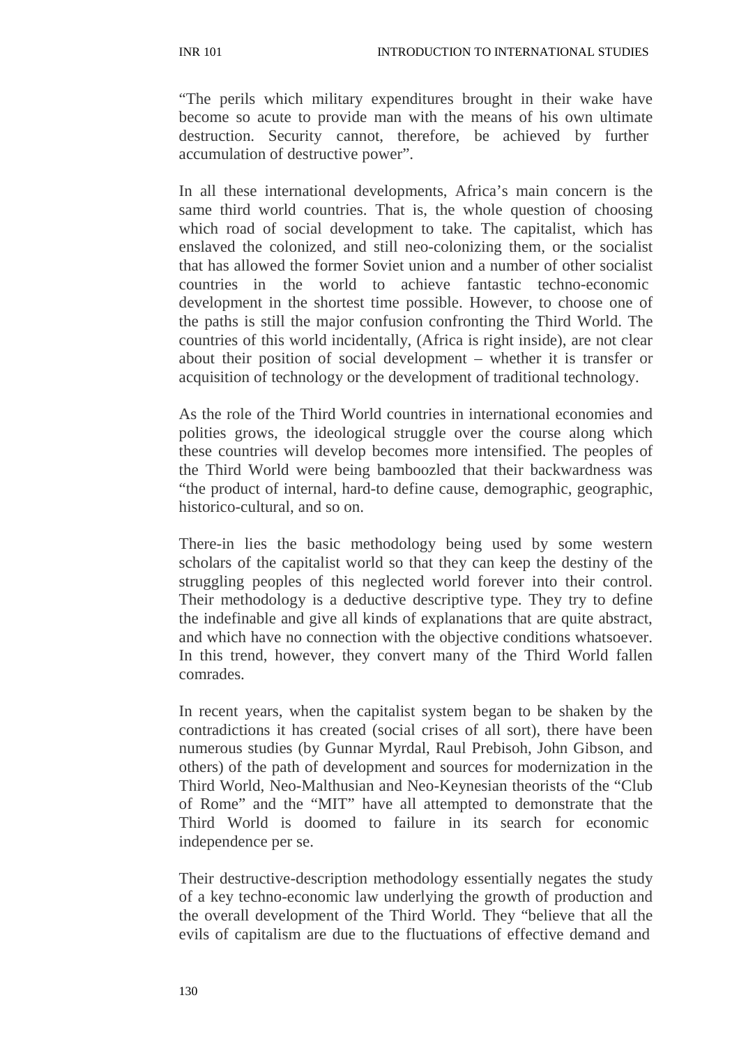"The perils which military expenditures brought in their wake have become so acute to provide man with the means of his own ultimate destruction. Security cannot, therefore, be achieved by further accumulation of destructive power".

In all these international developments, Africa's main concern is the same third world countries. That is, the whole question of choosing which road of social development to take. The capitalist, which has enslaved the colonized, and still neo-colonizing them, or the socialist that has allowed the former Soviet union and a number of other socialist countries in the world to achieve fantastic techno-economic development in the shortest time possible. However, to choose one of the paths is still the major confusion confronting the Third World. The countries of this world incidentally, (Africa is right inside), are not clear about their position of social development – whether it is transfer or acquisition of technology or the development of traditional technology.

As the role of the Third World countries in international economies and polities grows, the ideological struggle over the course along which these countries will develop becomes more intensified. The peoples of the Third World were being bamboozled that their backwardness was "the product of internal, hard-to define cause, demographic, geographic, historico-cultural, and so on.

There-in lies the basic methodology being used by some western scholars of the capitalist world so that they can keep the destiny of the struggling peoples of this neglected world forever into their control. Their methodology is a deductive descriptive type. They try to define the indefinable and give all kinds of explanations that are quite abstract, and which have no connection with the objective conditions whatsoever. In this trend, however, they convert many of the Third World fallen comrades.

In recent years, when the capitalist system began to be shaken by the contradictions it has created (social crises of all sort), there have been numerous studies (by Gunnar Myrdal, Raul Prebisoh, John Gibson, and others) of the path of development and sources for modernization in the Third World, Neo-Malthusian and Neo-Keynesian theorists of the "Club of Rome" and the "MIT" have all attempted to demonstrate that the Third World is doomed to failure in its search for economic independence per se.

Their destructive-description methodology essentially negates the study of a key techno-economic law underlying the growth of production and the overall development of the Third World. They "believe that all the evils of capitalism are due to the fluctuations of effective demand and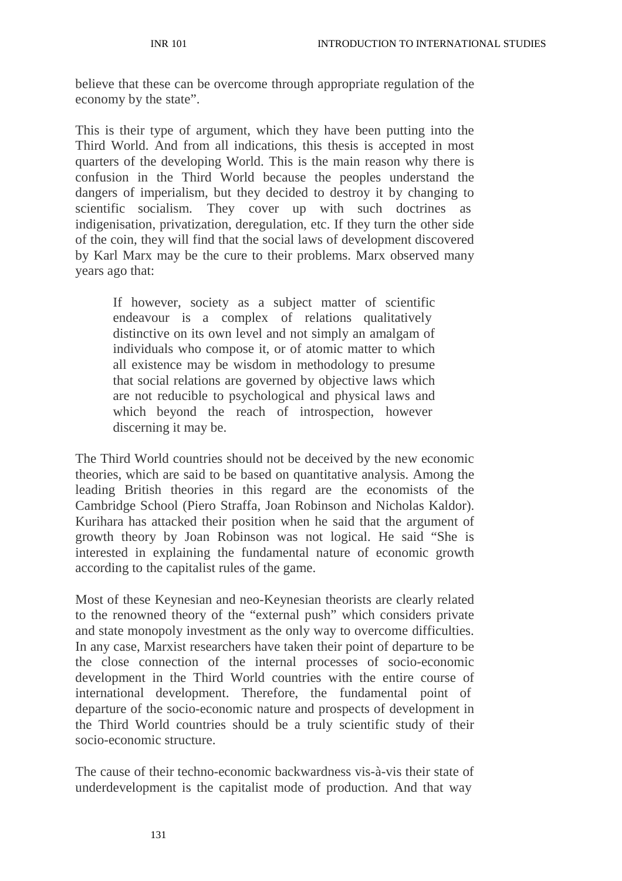believe that these can be overcome through appropriate regulation of the economy by the state".

This is their type of argument, which they have been putting into the Third World. And from all indications, this thesis is accepted in most quarters of the developing World. This is the main reason why there is confusion in the Third World because the peoples understand the dangers of imperialism, but they decided to destroy it by changing to scientific socialism. They cover up with such doctrines as indigenisation, privatization, deregulation, etc. If they turn the other side of the coin, they will find that the social laws of development discovered by Karl Marx may be the cure to their problems. Marx observed many years ago that:

> If however, society as a subject matter of scientific endeavour is a complex of relations qualitatively distinctive on its own level and not simply an amalgam of individuals who compose it, or of atomic matter to which all existence may be wisdom in methodology to presume that social relations are governed by objective laws which are not reducible to psychological and physical laws and which beyond the reach of introspection, however discerning it may be.

The Third World countries should not be deceived by the new economic theories, which are said to be based on quantitative analysis. Among the leading British theories in this regard are the economists of the Cambridge School (Piero Straffa, Joan Robinson and Nicholas Kaldor). Kurihara has attacked their position when he said that the argument of growth theory by Joan Robinson was not logical. He said "She is interested in explaining the fundamental nature of economic growth according to the capitalist rules of the game.

Most of these Keynesian and neo-Keynesian theorists are clearly related to the renowned theory of the "external push" which considers private and state monopoly investment as the only way to overcome difficulties. In any case, Marxist researchers have taken their point of departure to be the close connection of the internal processes of socio-economic development in the Third World countries with the entire course of international development. Therefore, the fundamental point of departure of the socio-economic nature and prospects of development in the Third World countries should be a truly scientific study of their socio-economic structure.

The cause of their techno-economic backwardness vis-à-vis their state of underdevelopment is the capitalist mode of production. And that way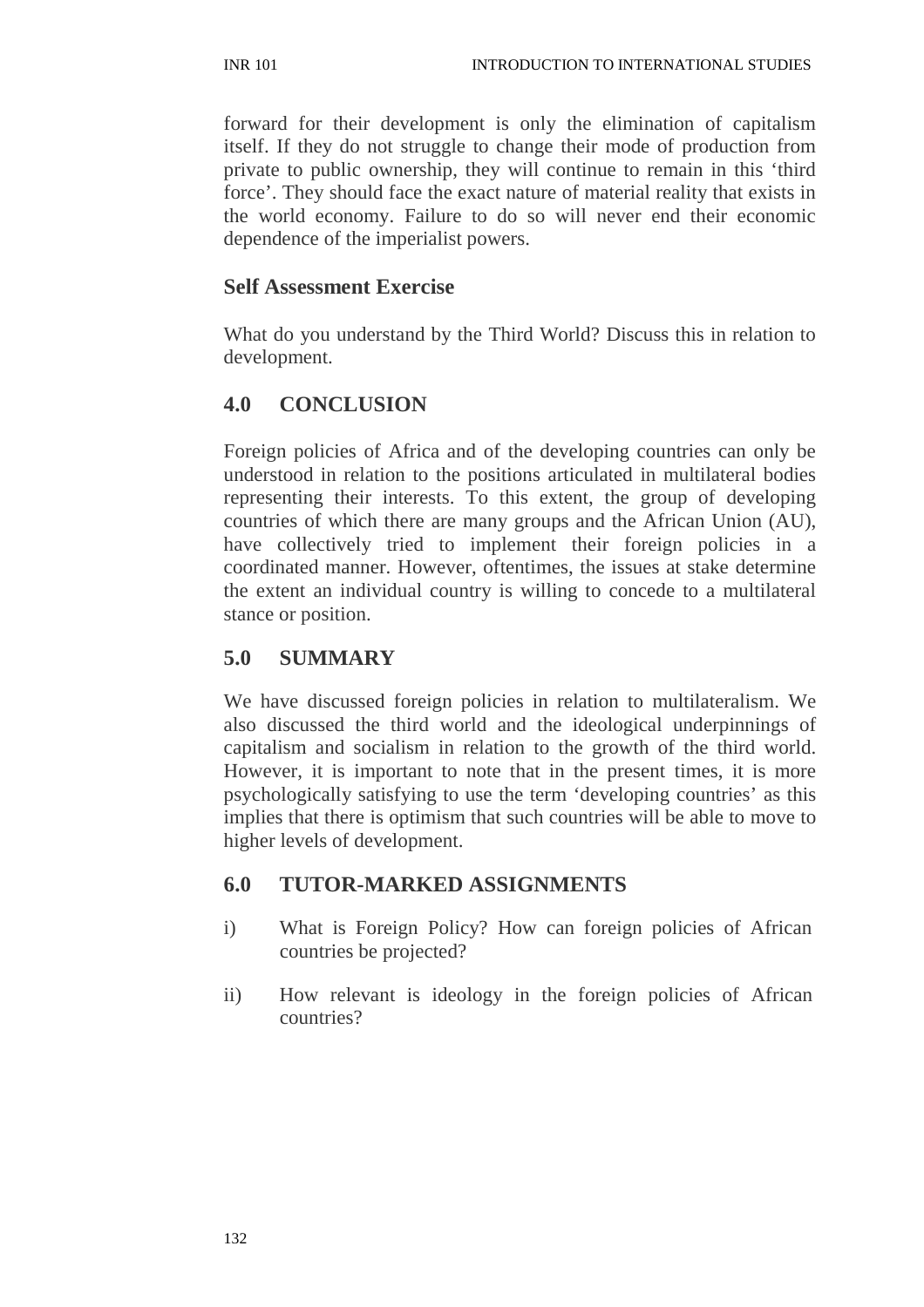forward for their development is only the elimination of capitalism itself. If they do not struggle to change their mode of production from private to public ownership, they will continue to remain in this 'third force'. They should face the exact nature of material reality that exists in the world economy. Failure to do so will never end their economic dependence of the imperialist powers.

### Self Assessment Exercise

What do you understand by the Third World? Discuss this in relation to development.

## 4.0 CONCLUSION

Foreign policies of Africa and of the developing countries can only be understood in relation to the positions articulated in multilateral bodies representing their interests. To this extent, the group of developing countries of which there are many groups and the African Union (AU), have collectively tried to implement their foreign policies in a coordinated manner. However, oftentimes, the issues at stake determine the extent an individual country is willing to concede to a multilateral stance or position.

## 5.0 SUMMARY

We have discussed foreign policies in relation to multilateralism. We also discussed the third world and the ideological underpinnings of capitalism and socialism in relation to the growth of the third world. However, it is important to note that in the present times, it is more psychologically satisfying to use the term 'developing countries' as this implies that there is optimism that such countries will be able to move to higher levels of development.

## 6.0 TUTOR-MARKED ASSIGNMENTS

i) What is Foreign Policy? How can foreign policies of African countries be projected?

ii) How relevant is ideology in the foreign policies of African countries?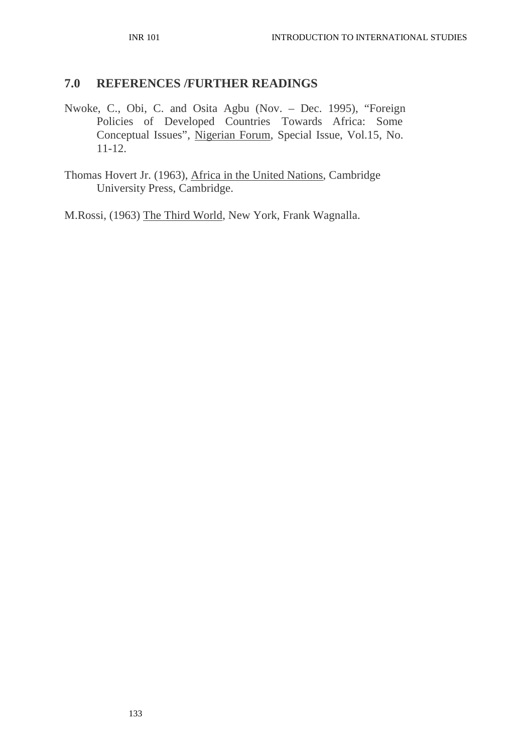## 7.0 REFERENCES /FURTHER READINGS

Nwoke, C., Obi, C. and Osita Agbu (Nov. – Dec. 1995), "Foreign Policies of Developed Countries Towards Africa: Some Conceptual Issues", Nigerian Forum, Special Issue, Vol.15, No. 11-12.

Thomas Hovert Jr. (1963), Africa in the United Nations, Cambridge University Press, Cambridge.

M.Rossi, (1963) The Third World, New York, Frank Wagnalla.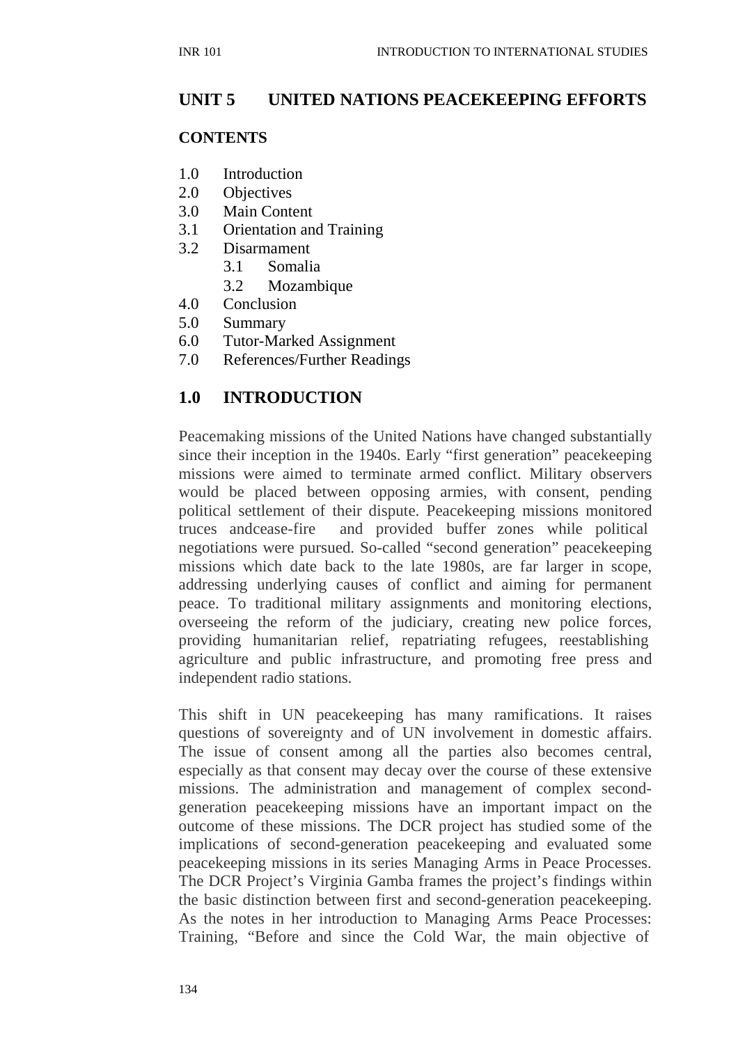## UNIT 5 UNITED NATIONS PEACEKEEPING EFFORTS

**CONTENTS**

1.0 Introduction
2.0 Objectives
3.0 Main Content
3.1 Orientation and Training
3.2 Disarmament
  3.1 Somalia
  3.2 Mozambique
4.0 Conclusion
5.0 Summary
6.0 Tutor-Marked Assignment
7.0 References/Further Readings

## 1.0 INTRODUCTION

Peacemaking missions of the United Nations have changed substantially since their inception in the 1940s. Early "first generation" peacekeeping missions were aimed to terminate armed conflict. Military observers would be placed between opposing armies, with consent, pending political settlement of their dispute. Peacekeeping missions monitored truces andcease-fire and provided buffer zones while political negotiations were pursued. So-called "second generation" peacekeeping missions which date back to the late 1980s, are far larger in scope, addressing underlying causes of conflict and aiming for permanent peace. To traditional military assignments and monitoring elections, overseeing the reform of the judiciary, creating new police forces, providing humanitarian relief, repatriating refugees, reestablishing agriculture and public infrastructure, and promoting free press and independent radio stations.

This shift in UN peacekeeping has many ramifications. It raises questions of sovereignty and of UN involvement in domestic affairs. The issue of consent among all the parties also becomes central, especially as that consent may decay over the course of these extensive missions. The administration and management of complex second-generation peacekeeping missions have an important impact on the outcome of these missions. The DCR project has studied some of the implications of second-generation peacekeeping and evaluated some peacekeeping missions in its series Managing Arms in Peace Processes. The DCR Project's Virginia Gamba frames the project's findings within the basic distinction between first and second-generation peacekeeping. As the notes in her introduction to Managing Arms Peace Processes: Training, "Before and since the Cold War, the main objective of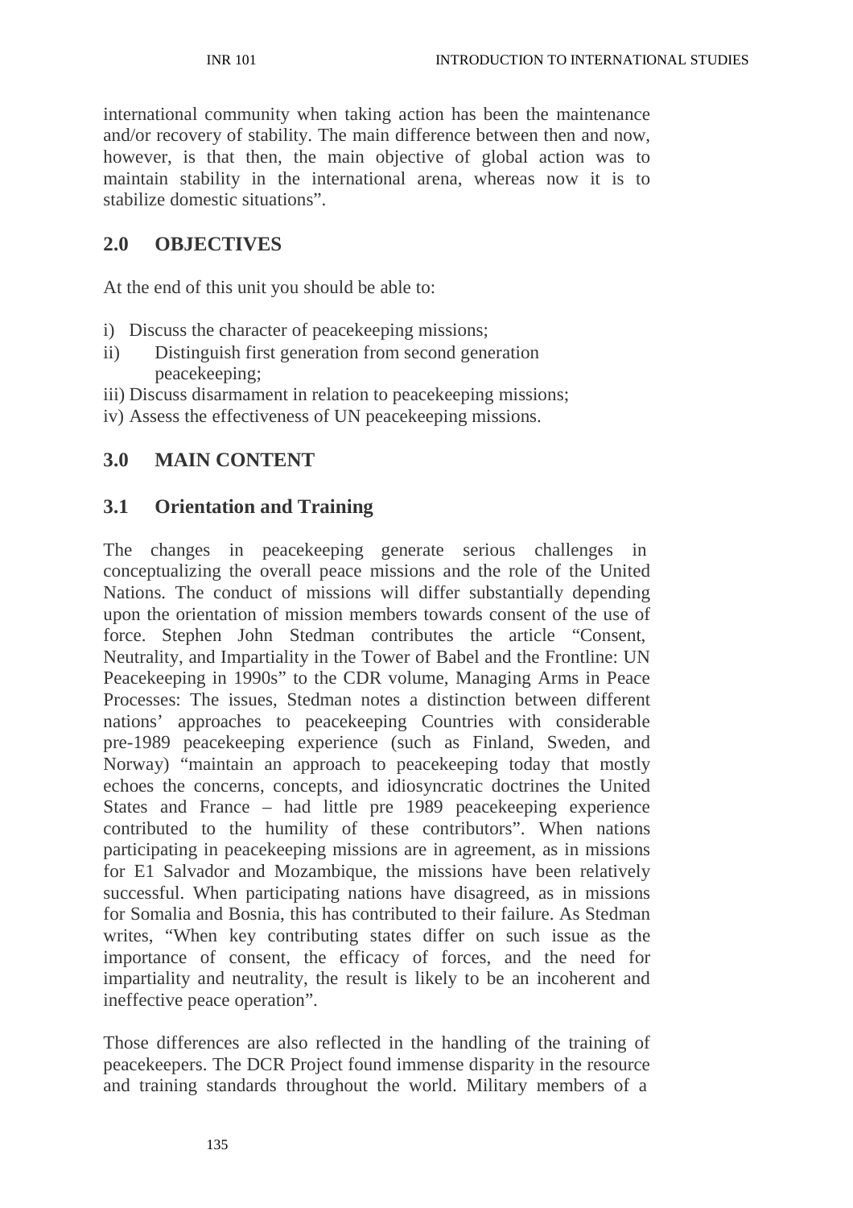international community when taking action has been the maintenance and/or recovery of stability. The main difference between then and now, however, is that then, the main objective of global action was to maintain stability in the international arena, whereas now it is to stabilize domestic situations".

## 2.0 OBJECTIVES

At the end of this unit you should be able to:

i) Discuss the character of peacekeeping missions;
ii) Distinguish first generation from second generation peacekeeping;
iii) Discuss disarmament in relation to peacekeeping missions;
iv) Assess the effectiveness of UN peacekeeping missions.

## 3.0 MAIN CONTENT

### 3.1 Orientation and Training

The changes in peacekeeping generate serious challenges in conceptualizing the overall peace missions and the role of the United Nations. The conduct of missions will differ substantially depending upon the orientation of mission members towards consent of the use of force. Stephen John Stedman contributes the article "Consent, Neutrality, and Impartiality in the Tower of Babel and the Frontline: UN Peacekeeping in 1990s" to the CDR volume, Managing Arms in Peace Processes: The issues, Stedman notes a distinction between different nations' approaches to peacekeeping Countries with considerable pre-1989 peacekeeping experience (such as Finland, Sweden, and Norway) "maintain an approach to peacekeeping today that mostly echoes the concerns, concepts, and idiosyncratic doctrines the United States and France – had little pre 1989 peacekeeping experience contributed to the humility of these contributors". When nations participating in peacekeeping missions are in agreement, as in missions for E1 Salvador and Mozambique, the missions have been relatively successful. When participating nations have disagreed, as in missions for Somalia and Bosnia, this has contributed to their failure. As Stedman writes, "When key contributing states differ on such issue as the importance of consent, the efficacy of forces, and the need for impartiality and neutrality, the result is likely to be an incoherent and ineffective peace operation".

Those differences are also reflected in the handling of the training of peacekeepers. The DCR Project found immense disparity in the resource and training standards throughout the world. Military members of a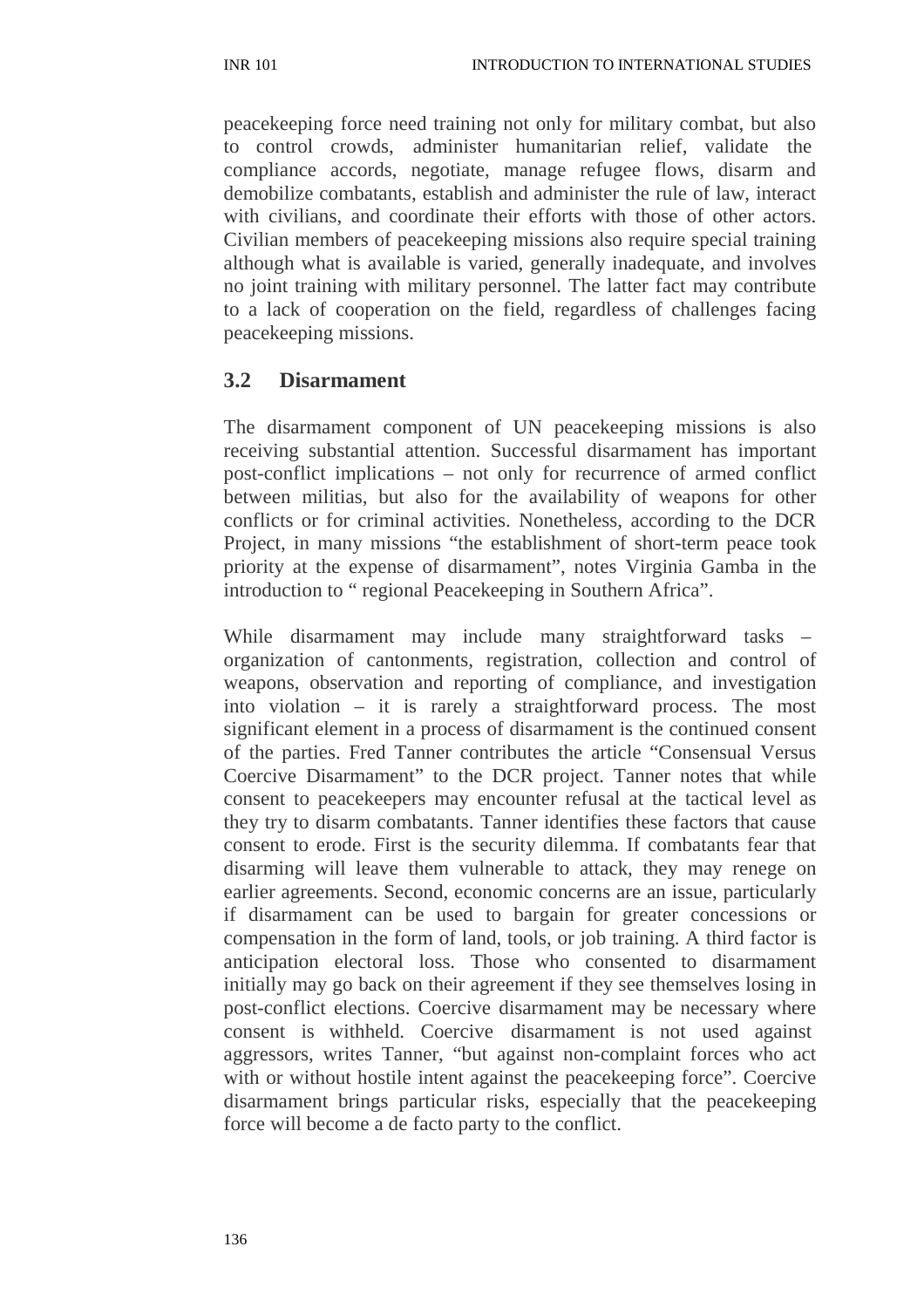peacekeeping force need training not only for military combat, but also to control crowds, administer humanitarian relief, validate the compliance accords, negotiate, manage refugee flows, disarm and demobilize combatants, establish and administer the rule of law, interact with civilians, and coordinate their efforts with those of other actors. Civilian members of peacekeeping missions also require special training although what is available is varied, generally inadequate, and involves no joint training with military personnel. The latter fact may contribute to a lack of cooperation on the field, regardless of challenges facing peacekeeping missions.

## 3.2 Disarmament

The disarmament component of UN peacekeeping missions is also receiving substantial attention. Successful disarmament has important post-conflict implications – not only for recurrence of armed conflict between militias, but also for the availability of weapons for other conflicts or for criminal activities. Nonetheless, according to the DCR Project, in many missions "the establishment of short-term peace took priority at the expense of disarmament", notes Virginia Gamba in the introduction to " regional Peacekeeping in Southern Africa".

While disarmament may include many straightforward tasks – organization of cantonments, registration, collection and control of weapons, observation and reporting of compliance, and investigation into violation – it is rarely a straightforward process. The most significant element in a process of disarmament is the continued consent of the parties. Fred Tanner contributes the article "Consensual Versus Coercive Disarmament" to the DCR project. Tanner notes that while consent to peacekeepers may encounter refusal at the tactical level as they try to disarm combatants. Tanner identifies these factors that cause consent to erode. First is the security dilemma. If combatants fear that disarming will leave them vulnerable to attack, they may renege on earlier agreements. Second, economic concerns are an issue, particularly if disarmament can be used to bargain for greater concessions or compensation in the form of land, tools, or job training. A third factor is anticipation electoral loss. Those who consented to disarmament initially may go back on their agreement if they see themselves losing in post-conflict elections. Coercive disarmament may be necessary where consent is withheld. Coercive disarmament is not used against aggressors, writes Tanner, "but against non-complaint forces who act with or without hostile intent against the peacekeeping force". Coercive disarmament brings particular risks, especially that the peacekeeping force will become a de facto party to the conflict.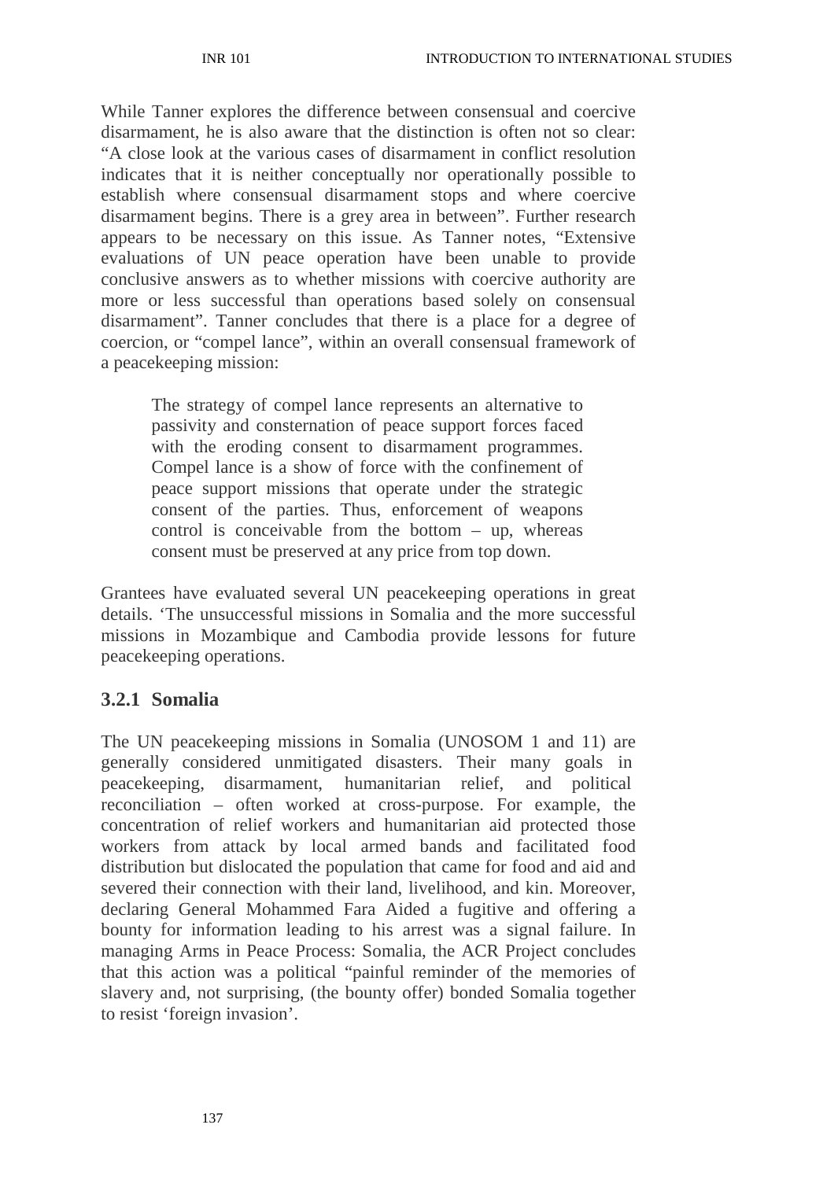While Tanner explores the difference between consensual and coercive disarmament, he is also aware that the distinction is often not so clear: "A close look at the various cases of disarmament in conflict resolution indicates that it is neither conceptually nor operationally possible to establish where consensual disarmament stops and where coercive disarmament begins. There is a grey area in between". Further research appears to be necessary on this issue. As Tanner notes, "Extensive evaluations of UN peace operation have been unable to provide conclusive answers as to whether missions with coercive authority are more or less successful than operations based solely on consensual disarmament". Tanner concludes that there is a place for a degree of coercion, or "compel lance", within an overall consensual framework of a peacekeeping mission:

> The strategy of compel lance represents an alternative to passivity and consternation of peace support forces faced with the eroding consent to disarmament programmes. Compel lance is a show of force with the confinement of peace support missions that operate under the strategic consent of the parties. Thus, enforcement of weapons control is conceivable from the bottom – up, whereas consent must be preserved at any price from top down.

Grantees have evaluated several UN peacekeeping operations in great details. 'The unsuccessful missions in Somalia and the more successful missions in Mozambique and Cambodia provide lessons for future peacekeeping operations.

### 3.2.1 Somalia

The UN peacekeeping missions in Somalia (UNOSOM 1 and 11) are generally considered unmitigated disasters. Their many goals in peacekeeping, disarmament, humanitarian relief, and political reconciliation – often worked at cross-purpose. For example, the concentration of relief workers and humanitarian aid protected those workers from attack by local armed bands and facilitated food distribution but dislocated the population that came for food and aid and severed their connection with their land, livelihood, and kin. Moreover, declaring General Mohammed Fara Aided a fugitive and offering a bounty for information leading to his arrest was a signal failure. In managing Arms in Peace Process: Somalia, the ACR Project concludes that this action was a political "painful reminder of the memories of slavery and, not surprising, (the bounty offer) bonded Somalia together to resist 'foreign invasion'.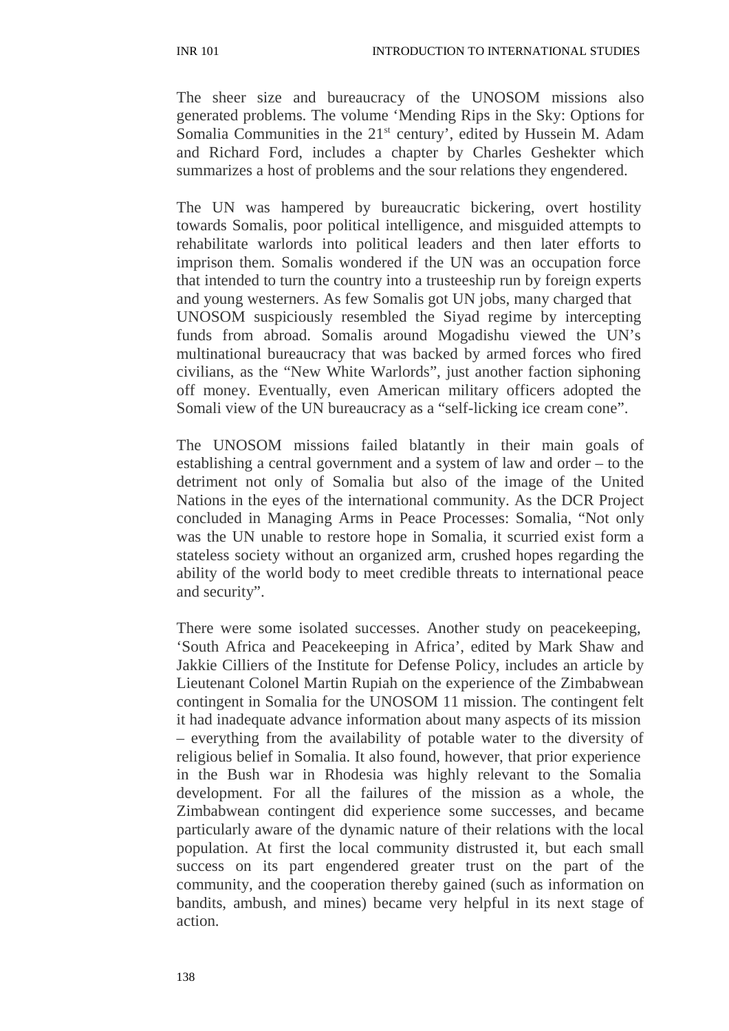The sheer size and bureaucracy of the UNOSOM missions also generated problems. The volume 'Mending Rips in the Sky: Options for Somalia Communities in the 21st century', edited by Hussein M. Adam and Richard Ford, includes a chapter by Charles Geshekter which summarizes a host of problems and the sour relations they engendered.

The UN was hampered by bureaucratic bickering, overt hostility towards Somalis, poor political intelligence, and misguided attempts to rehabilitate warlords into political leaders and then later efforts to imprison them. Somalis wondered if the UN was an occupation force that intended to turn the country into a trusteeship run by foreign experts and young westerners. As few Somalis got UN jobs, many charged that UNOSOM suspiciously resembled the Siyad regime by intercepting funds from abroad. Somalis around Mogadishu viewed the UN's multinational bureaucracy that was backed by armed forces who fired civilians, as the "New White Warlords", just another faction siphoning off money. Eventually, even American military officers adopted the Somali view of the UN bureaucracy as a "self-licking ice cream cone".

The UNOSOM missions failed blatantly in their main goals of establishing a central government and a system of law and order – to the detriment not only of Somalia but also of the image of the United Nations in the eyes of the international community. As the DCR Project concluded in Managing Arms in Peace Processes: Somalia, "Not only was the UN unable to restore hope in Somalia, it scurried exist form a stateless society without an organized arm, crushed hopes regarding the ability of the world body to meet credible threats to international peace and security".

There were some isolated successes. Another study on peacekeeping, 'South Africa and Peacekeeping in Africa', edited by Mark Shaw and Jakkie Cilliers of the Institute for Defense Policy, includes an article by Lieutenant Colonel Martin Rupiah on the experience of the Zimbabwean contingent in Somalia for the UNOSOM 11 mission. The contingent felt it had inadequate advance information about many aspects of its mission – everything from the availability of potable water to the diversity of religious belief in Somalia. It also found, however, that prior experience in the Bush war in Rhodesia was highly relevant to the Somalia development. For all the failures of the mission as a whole, the Zimbabwean contingent did experience some successes, and became particularly aware of the dynamic nature of their relations with the local population. At first the local community distrusted it, but each small success on its part engendered greater trust on the part of the community, and the cooperation thereby gained (such as information on bandits, ambush, and mines) became very helpful in its next stage of action.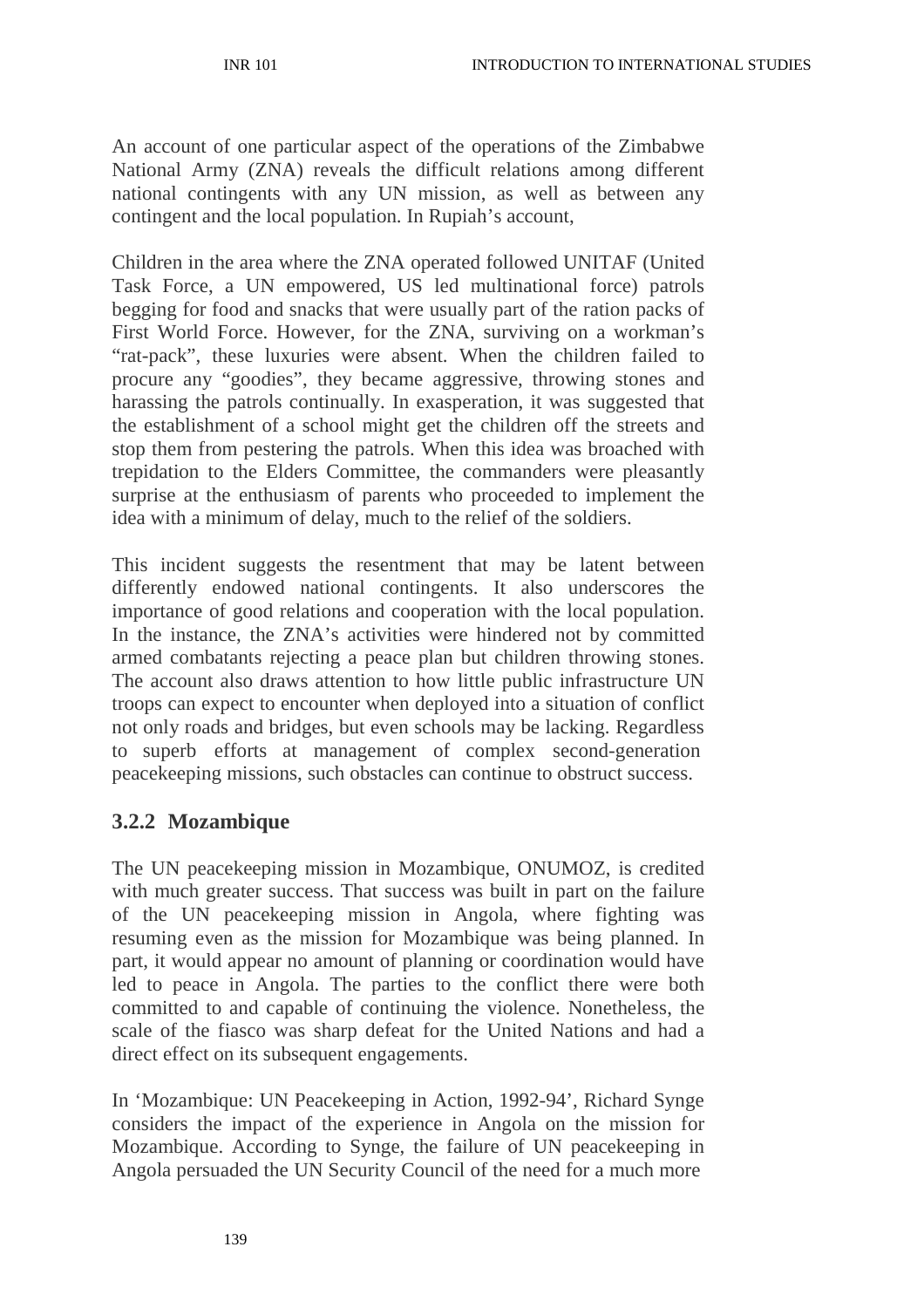An account of one particular aspect of the operations of the Zimbabwe National Army (ZNA) reveals the difficult relations among different national contingents with any UN mission, as well as between any contingent and the local population. In Rupiah's account,

Children in the area where the ZNA operated followed UNITAF (United Task Force, a UN empowered, US led multinational force) patrols begging for food and snacks that were usually part of the ration packs of First World Force. However, for the ZNA, surviving on a workman's "rat-pack", these luxuries were absent. When the children failed to procure any "goodies", they became aggressive, throwing stones and harassing the patrols continually. In exasperation, it was suggested that the establishment of a school might get the children off the streets and stop them from pestering the patrols. When this idea was broached with trepidation to the Elders Committee, the commanders were pleasantly surprise at the enthusiasm of parents who proceeded to implement the idea with a minimum of delay, much to the relief of the soldiers.

This incident suggests the resentment that may be latent between differently endowed national contingents. It also underscores the importance of good relations and cooperation with the local population. In the instance, the ZNA's activities were hindered not by committed armed combatants rejecting a peace plan but children throwing stones. The account also draws attention to how little public infrastructure UN troops can expect to encounter when deployed into a situation of conflict not only roads and bridges, but even schools may be lacking. Regardless to superb efforts at management of complex second-generation peacekeeping missions, such obstacles can continue to obstruct success.

### 3.2.2 Mozambique

The UN peacekeeping mission in Mozambique, ONUMOZ, is credited with much greater success. That success was built in part on the failure of the UN peacekeeping mission in Angola, where fighting was resuming even as the mission for Mozambique was being planned. In part, it would appear no amount of planning or coordination would have led to peace in Angola. The parties to the conflict there were both committed to and capable of continuing the violence. Nonetheless, the scale of the fiasco was sharp defeat for the United Nations and had a direct effect on its subsequent engagements.

In 'Mozambique: UN Peacekeeping in Action, 1992-94', Richard Synge considers the impact of the experience in Angola on the mission for Mozambique. According to Synge, the failure of UN peacekeeping in Angola persuaded the UN Security Council of the need for a much more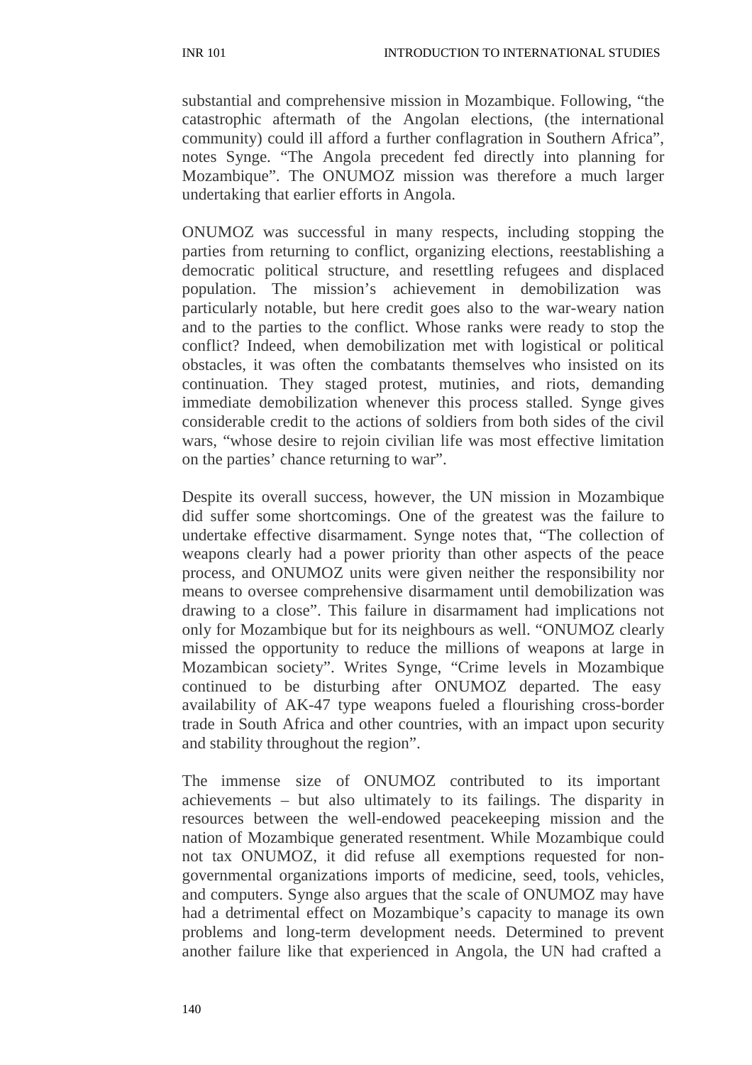substantial and comprehensive mission in Mozambique. Following, "the catastrophic aftermath of the Angolan elections, (the international community) could ill afford a further conflagration in Southern Africa", notes Synge. "The Angola precedent fed directly into planning for Mozambique". The ONUMOZ mission was therefore a much larger undertaking that earlier efforts in Angola.

ONUMOZ was successful in many respects, including stopping the parties from returning to conflict, organizing elections, reestablishing a democratic political structure, and resettling refugees and displaced population. The mission's achievement in demobilization was particularly notable, but here credit goes also to the war-weary nation and to the parties to the conflict. Whose ranks were ready to stop the conflict? Indeed, when demobilization met with logistical or political obstacles, it was often the combatants themselves who insisted on its continuation. They staged protest, mutinies, and riots, demanding immediate demobilization whenever this process stalled. Synge gives considerable credit to the actions of soldiers from both sides of the civil wars, "whose desire to rejoin civilian life was most effective limitation on the parties' chance returning to war".

Despite its overall success, however, the UN mission in Mozambique did suffer some shortcomings. One of the greatest was the failure to undertake effective disarmament. Synge notes that, "The collection of weapons clearly had a power priority than other aspects of the peace process, and ONUMOZ units were given neither the responsibility nor means to oversee comprehensive disarmament until demobilization was drawing to a close". This failure in disarmament had implications not only for Mozambique but for its neighbours as well. "ONUMOZ clearly missed the opportunity to reduce the millions of weapons at large in Mozambican society". Writes Synge, "Crime levels in Mozambique continued to be disturbing after ONUMOZ departed. The easy availability of AK-47 type weapons fueled a flourishing cross-border trade in South Africa and other countries, with an impact upon security and stability throughout the region".

The immense size of ONUMOZ contributed to its important achievements – but also ultimately to its failings. The disparity in resources between the well-endowed peacekeeping mission and the nation of Mozambique generated resentment. While Mozambique could not tax ONUMOZ, it did refuse all exemptions requested for non-governmental organizations imports of medicine, seed, tools, vehicles, and computers. Synge also argues that the scale of ONUMOZ may have had a detrimental effect on Mozambique's capacity to manage its own problems and long-term development needs. Determined to prevent another failure like that experienced in Angola, the UN had crafted a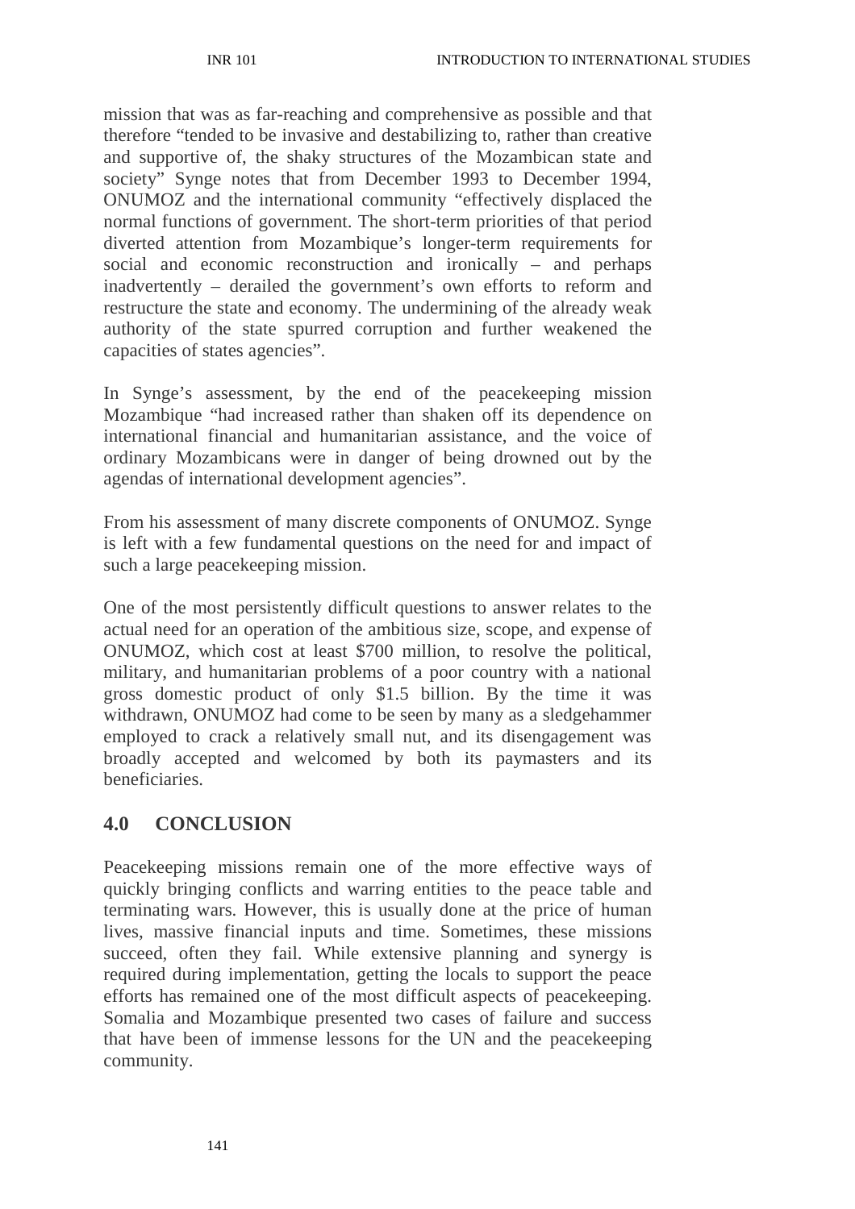mission that was as far-reaching and comprehensive as possible and that therefore "tended to be invasive and destabilizing to, rather than creative and supportive of, the shaky structures of the Mozambican state and society" Synge notes that from December 1993 to December 1994, ONUMOZ and the international community "effectively displaced the normal functions of government. The short-term priorities of that period diverted attention from Mozambique's longer-term requirements for social and economic reconstruction and ironically – and perhaps inadvertently – derailed the government's own efforts to reform and restructure the state and economy. The undermining of the already weak authority of the state spurred corruption and further weakened the capacities of states agencies".

In Synge's assessment, by the end of the peacekeeping mission Mozambique "had increased rather than shaken off its dependence on international financial and humanitarian assistance, and the voice of ordinary Mozambicans were in danger of being drowned out by the agendas of international development agencies".

From his assessment of many discrete components of ONUMOZ. Synge is left with a few fundamental questions on the need for and impact of such a large peacekeeping mission.

One of the most persistently difficult questions to answer relates to the actual need for an operation of the ambitious size, scope, and expense of ONUMOZ, which cost at least \$700 million, to resolve the political, military, and humanitarian problems of a poor country with a national gross domestic product of only \$1.5 billion. By the time it was withdrawn, ONUMOZ had come to be seen by many as a sledgehammer employed to crack a relatively small nut, and its disengagement was broadly accepted and welcomed by both its paymasters and its beneficiaries.

## 4.0 CONCLUSION

Peacekeeping missions remain one of the more effective ways of quickly bringing conflicts and warring entities to the peace table and terminating wars. However, this is usually done at the price of human lives, massive financial inputs and time. Sometimes, these missions succeed, often they fail. While extensive planning and synergy is required during implementation, getting the locals to support the peace efforts has remained one of the most difficult aspects of peacekeeping. Somalia and Mozambique presented two cases of failure and success that have been of immense lessons for the UN and the peacekeeping community.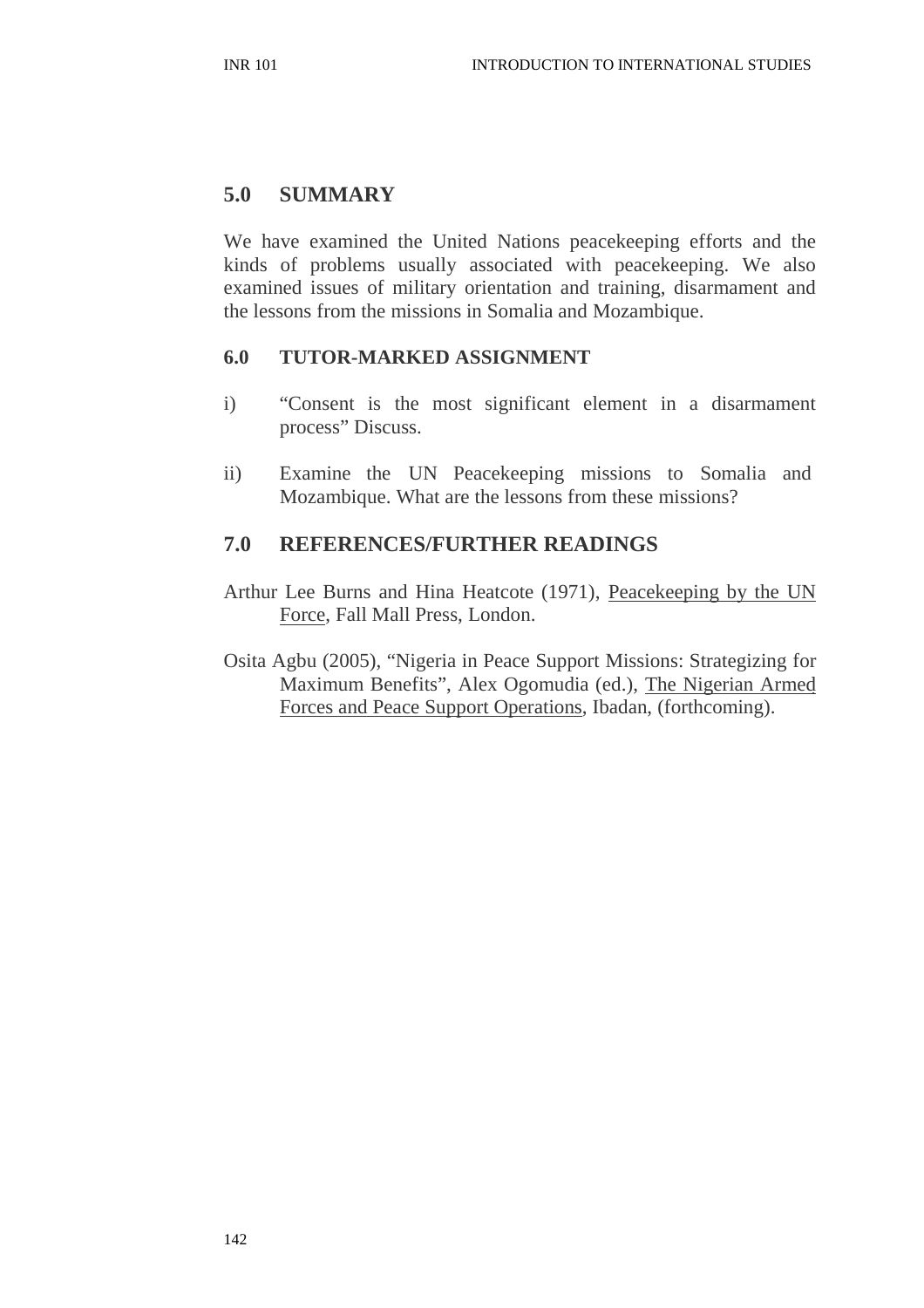## 5.0 SUMMARY

We have examined the United Nations peacekeeping efforts and the kinds of problems usually associated with peacekeeping. We also examined issues of military orientation and training, disarmament and the lessons from the missions in Somalia and Mozambique.

### 6.0 TUTOR-MARKED ASSIGNMENT

i) "Consent is the most significant element in a disarmament process" Discuss.

ii) Examine the UN Peacekeeping missions to Somalia and Mozambique. What are the lessons from these missions?

## 7.0 REFERENCES/FURTHER READINGS

Arthur Lee Burns and Hina Heatcote (1971), Peacekeeping by the UN Force, Fall Mall Press, London.

Osita Agbu (2005), "Nigeria in Peace Support Missions: Strategizing for Maximum Benefits", Alex Ogomudia (ed.), The Nigerian Armed Forces and Peace Support Operations, Ibadan, (forthcoming).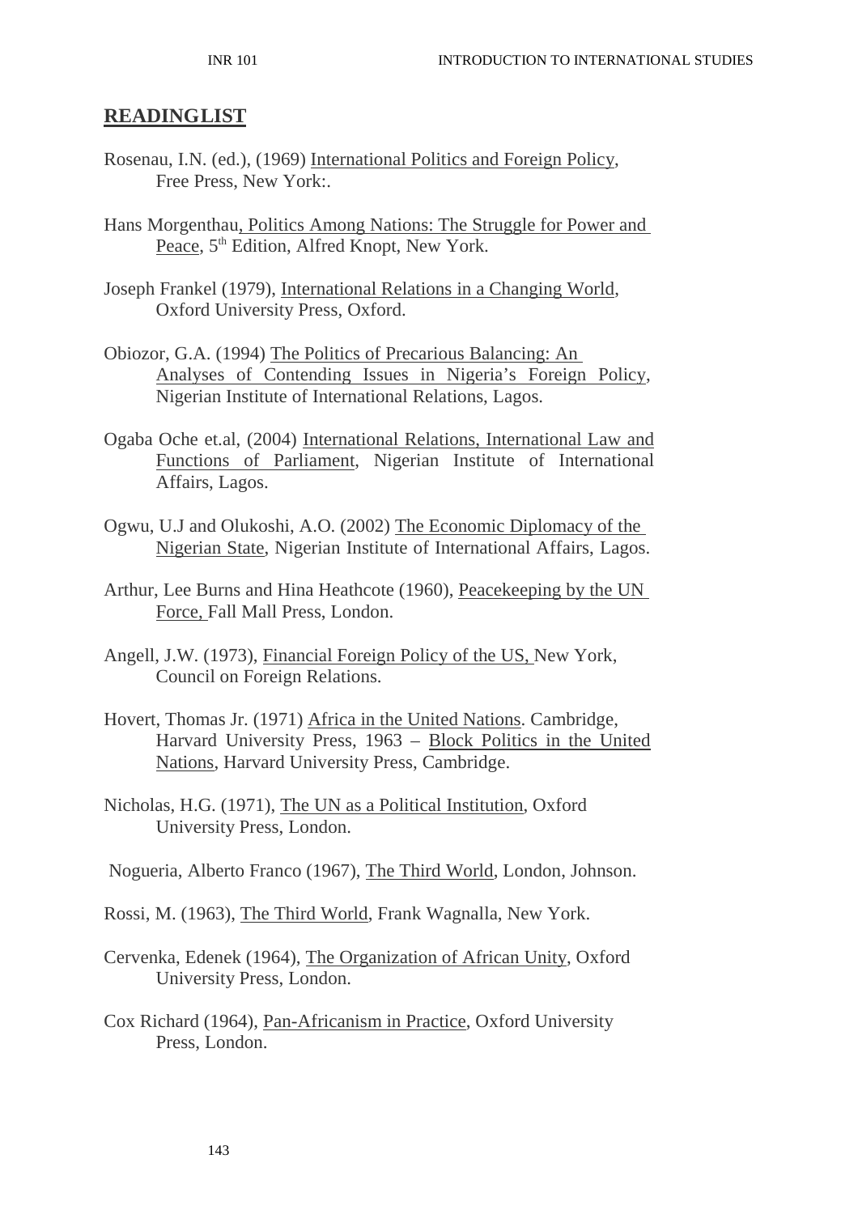## READINGLIST

Rosenau, I.N. (ed.), (1969) International Politics and Foreign Policy, Free Press, New York:.

Hans Morgenthau, Politics Among Nations: The Struggle for Power and Peace, 5th Edition, Alfred Knopt, New York.

Joseph Frankel (1979), International Relations in a Changing World, Oxford University Press, Oxford.

Obiozor, G.A. (1994) The Politics of Precarious Balancing: An Analyses of Contending Issues in Nigeria's Foreign Policy, Nigerian Institute of International Relations, Lagos.

Ogaba Oche et.al, (2004) International Relations, International Law and Functions of Parliament, Nigerian Institute of International Affairs, Lagos.

Ogwu, U.J and Olukoshi, A.O. (2002) The Economic Diplomacy of the Nigerian State, Nigerian Institute of International Affairs, Lagos.

Arthur, Lee Burns and Hina Heathcote (1960), Peacekeeping by the UN Force, Fall Mall Press, London.

Angell, J.W. (1973), Financial Foreign Policy of the US, New York, Council on Foreign Relations.

Hovert, Thomas Jr. (1971) Africa in the United Nations. Cambridge, Harvard University Press, 1963 – Block Politics in the United Nations, Harvard University Press, Cambridge.

Nicholas, H.G. (1971), The UN as a Political Institution, Oxford University Press, London.

Nogueria, Alberto Franco (1967), The Third World, London, Johnson.

Rossi, M. (1963), The Third World, Frank Wagnalla, New York.

Cervenka, Edenek (1964), The Organization of African Unity, Oxford University Press, London.

Cox Richard (1964), Pan-Africanism in Practice, Oxford University Press, London.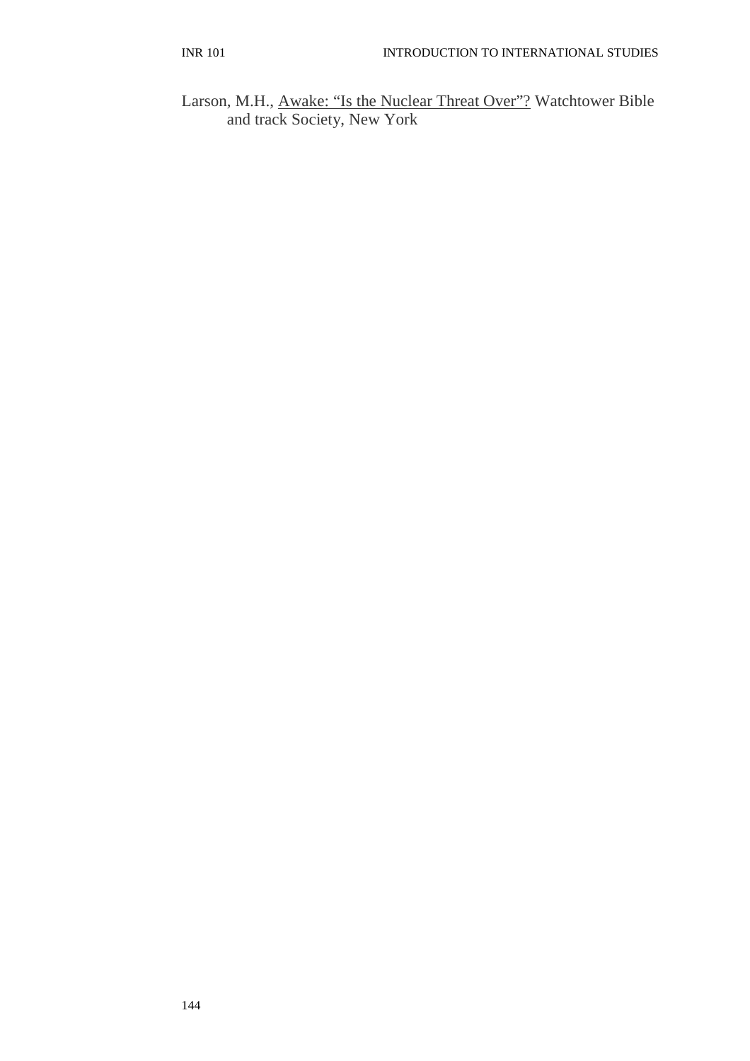Larson, M.H., <u>Awake: “Is the Nuclear Threat Over”?</u> Watchtower Bible and track Society, New York